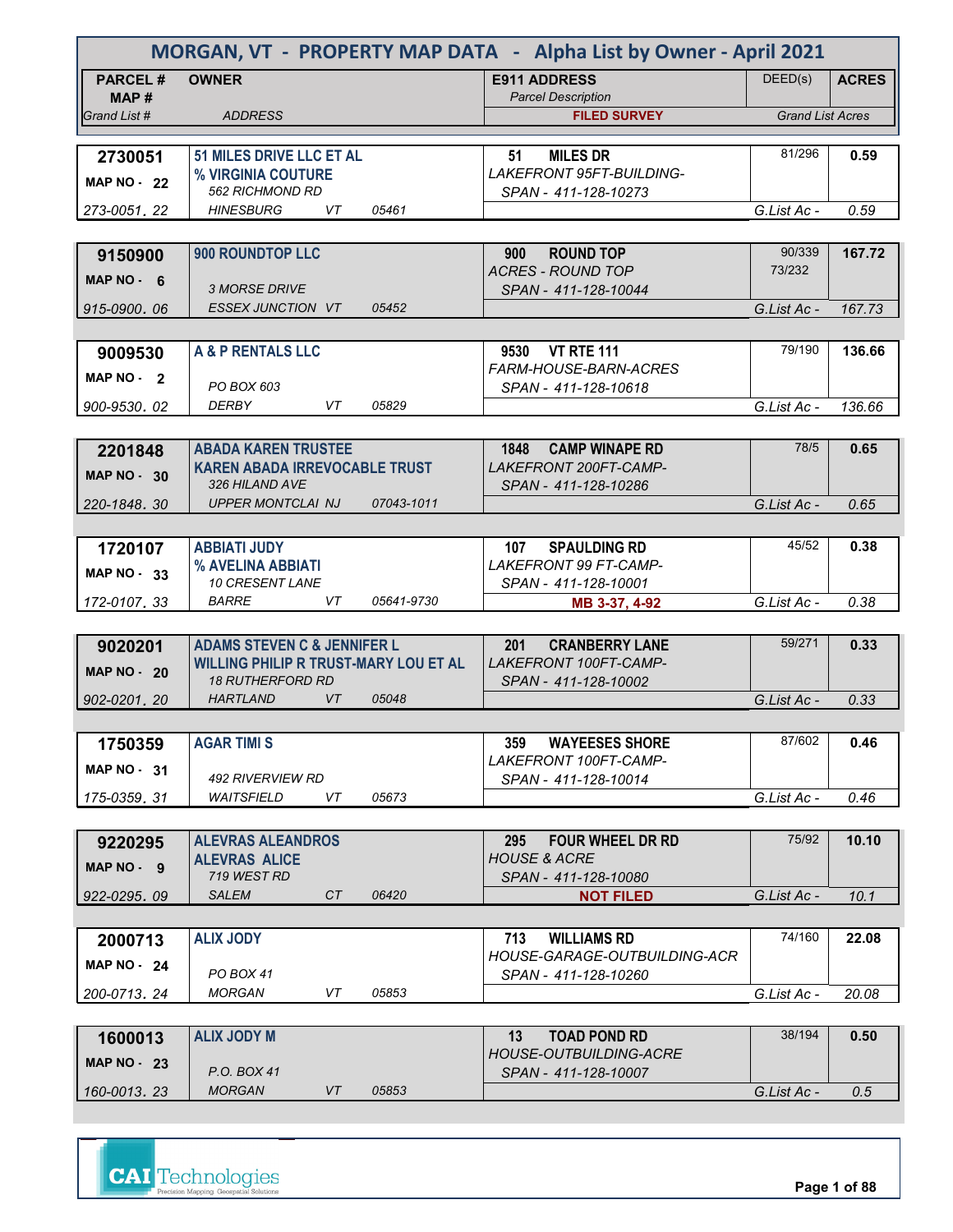# MORGAN, VT - PROPERTY MAP DATA - Alpha List by Owner - April 2021

| PARCEL # / MAP # / Grand List # | OWNER / ADDRESS | E911 ADDRESS / Parcel Description / FILED SURVEY | DEED(s) | ACRES / Grand List Acres |
|---|---|---|---|---|
| **2730051** MAP NO - 22 273-0051. 22 | **51 MILES DRIVE LLC ET AL** **% VIRGINIA COUTURE** 562 RICHMOND RD HINESBURG VT 05461 | **51 MILES DR** LAKEFRONT 95FT-BUILDING- SPAN - 411-128-10273 | 81/296 | **0.59** G.List Ac - 0.59 |
| **9150900** MAP NO - 6 915-0900. 06 | **900 ROUNDTOP LLC** 3 MORSE DRIVE ESSEX JUNCTION VT 05452 | **900 ROUND TOP** ACRES - ROUND TOP SPAN - 411-128-10044 | 90/339 73/232 | **167.72** G.List Ac - 167.73 |
| **9009530** MAP NO - 2 900-9530. 02 | **A & P RENTALS LLC** PO BOX 603 DERBY VT 05829 | **9530 VT RTE 111** FARM-HOUSE-BARN-ACRES SPAN - 411-128-10618 | 79/190 | **136.66** G.List Ac - 136.66 |
| **2201848** MAP NO - 30 220-1848. 30 | **ABADA KAREN TRUSTEE** **KAREN ABADA IRREVOCABLE TRUST** 326 HILAND AVE UPPER MONTCLAI NJ 07043-1011 | **1848 CAMP WINAPE RD** LAKEFRONT 200FT-CAMP- SPAN - 411-128-10286 | 78/5 | **0.65** G.List Ac - 0.65 |
| **1720107** MAP NO - 33 172-0107. 33 | **ABBIATI JUDY** **% AVELINA ABBIATI** 10 CRESENT LANE BARRE VT 05641-9730 | **107 SPAULDING RD** LAKEFRONT 99 FT-CAMP- SPAN - 411-128-10001 **MB 3-37, 4-92** | 45/52 | **0.38** G.List Ac - 0.38 |
| **9020201** MAP NO - 20 902-0201. 20 | **ADAMS STEVEN C & JENNIFER L** **WILLING PHILIP R TRUST-MARY LOU ET AL** 18 RUTHERFORD RD HARTLAND VT 05048 | **201 CRANBERRY LANE** LAKEFRONT 100FT-CAMP- SPAN - 411-128-10002 | 59/271 | **0.33** G.List Ac - 0.33 |
| **1750359** MAP NO - 31 175-0359. 31 | **AGAR TIMI S** 492 RIVERVIEW RD WAITSFIELD VT 05673 | **359 WAYEESES SHORE** LAKEFRONT 100FT-CAMP- SPAN - 411-128-10014 | 87/602 | **0.46** G.List Ac - 0.46 |
| **9220295** MAP NO - 9 922-0295. 09 | **ALEVRAS ALEANDROS** **ALEVRAS ALICE** 719 WEST RD SALEM CT 06420 | **295 FOUR WHEEL DR RD** HOUSE & ACRE SPAN - 411-128-10080 **NOT FILED** | 75/92 | **10.10** G.List Ac - 10.1 |
| **2000713** MAP NO - 24 200-0713. 24 | **ALIX JODY** PO BOX 41 MORGAN VT 05853 | **713 WILLIAMS RD** HOUSE-GARAGE-OUTBUILDING-ACR SPAN - 411-128-10260 | 74/160 | **22.08** G.List Ac - 20.08 |
| **1600013** MAP NO - 23 160-0013. 23 | **ALIX JODY M** P.O. BOX 41 MORGAN VT 05853 | **13 TOAD POND RD** HOUSE-OUTBUILDING-ACRE SPAN - 411-128-10007 | 38/194 | **0.50** G.List Ac - 0.5 |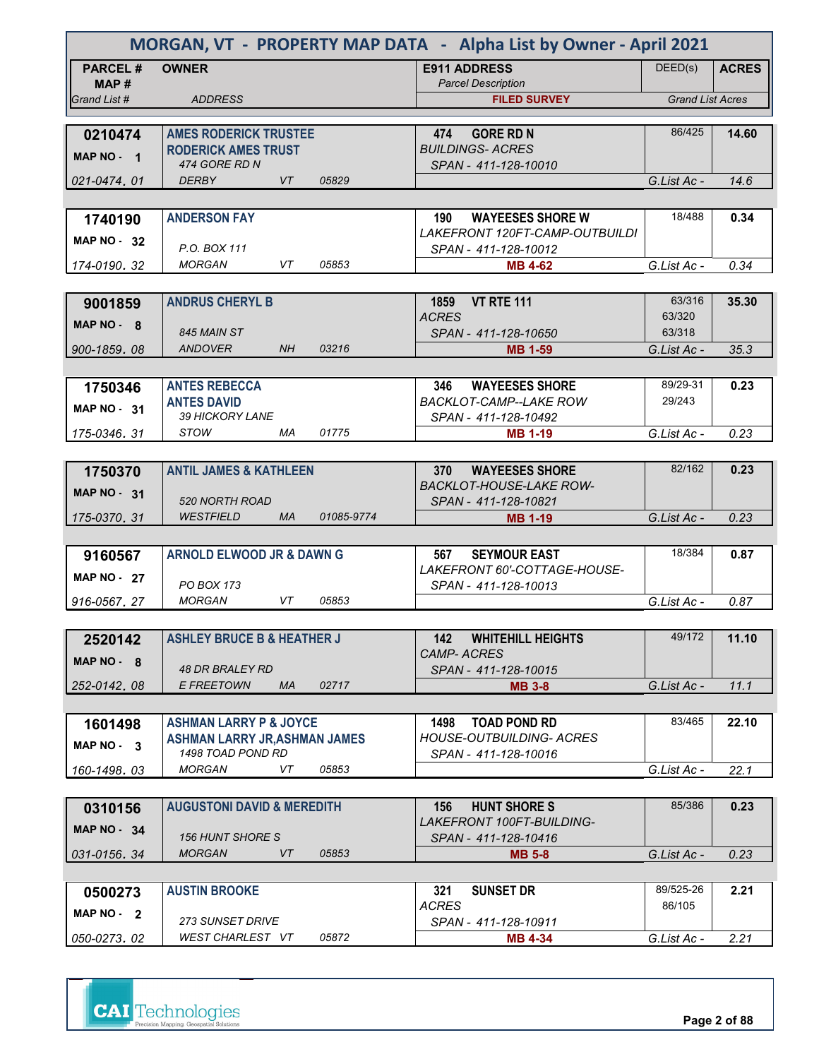# MORGAN, VT - PROPERTY MAP DATA - Alpha List by Owner - April 2021

| PARCEL # / MAP # / Grand List # | OWNER / ADDRESS | E911 ADDRESS / Parcel Description / FILED SURVEY | DEED(s) | ACRES / Grand List Acres |
|---|---|---|---|---|
| 0210474 / MAP NO - 1 / 021-0474. 01 | AMES RODERICK TRUSTEE / RODERICK AMES TRUST / 474 GORE RD N / DERBY VT 05829 | 474 GORE RD N / BUILDINGS- ACRES / SPAN - 411-128-10010 | 86/425 | 14.60 / G.List Ac - 14.6 |
| 1740190 / MAP NO - 32 / 174-0190. 32 | ANDERSON FAY / P.O. BOX 111 / MORGAN VT 05853 | 190 WAYEESES SHORE W / LAKEFRONT 120FT-CAMP-OUTBUILDI / SPAN - 411-128-10012 / MB 4-62 | 18/488 | 0.34 / G.List Ac - 0.34 |
| 9001859 / MAP NO - 8 / 900-1859. 08 | ANDRUS CHERYL B / 845 MAIN ST / ANDOVER NH 03216 | 1859 VT RTE 111 / ACRES / SPAN - 411-128-10650 / MB 1-59 | 63/316, 63/320, 63/318 | 35.30 / G.List Ac - 35.3 |
| 1750346 / MAP NO - 31 / 175-0346. 31 | ANTES REBECCA / ANTES DAVID / 39 HICKORY LANE / STOW MA 01775 | 346 WAYEESES SHORE / BACKLOT-CAMP--LAKE ROW / SPAN - 411-128-10492 / MB 1-19 | 89/29-31, 29/243 | 0.23 / G.List Ac - 0.23 |
| 1750370 / MAP NO - 31 / 175-0370. 31 | ANTIL JAMES & KATHLEEN / 520 NORTH ROAD / WESTFIELD MA 01085-9774 | 370 WAYEESES SHORE / BACKLOT-HOUSE-LAKE ROW- / SPAN - 411-128-10821 / MB 1-19 | 82/162 | 0.23 / G.List Ac - 0.23 |
| 9160567 / MAP NO - 27 / 916-0567. 27 | ARNOLD ELWOOD JR & DAWN G / PO BOX 173 / MORGAN VT 05853 | 567 SEYMOUR EAST / LAKEFRONT 60'-COTTAGE-HOUSE- / SPAN - 411-128-10013 | 18/384 | 0.87 / G.List Ac - 0.87 |
| 2520142 / MAP NO - 8 / 252-0142. 08 | ASHLEY BRUCE B & HEATHER J / 48 DR BRALEY RD / E FREETOWN MA 02717 | 142 WHITEHILL HEIGHTS / CAMP- ACRES / SPAN - 411-128-10015 / MB 3-8 | 49/172 | 11.10 / G.List Ac - 11.1 |
| 1601498 / MAP NO - 3 / 160-1498. 03 | ASHMAN LARRY P & JOYCE / ASHMAN LARRY JR,ASHMAN JAMES / 1498 TOAD POND RD / MORGAN VT 05853 | 1498 TOAD POND RD / HOUSE-OUTBUILDING- ACRES / SPAN - 411-128-10016 | 83/465 | 22.10 / G.List Ac - 22.1 |
| 0310156 / MAP NO - 34 / 031-0156. 34 | AUGUSTONI DAVID & MEREDITH / 156 HUNT SHORE S / MORGAN VT 05853 | 156 HUNT SHORE S / LAKEFRONT 100FT-BUILDING- / SPAN - 411-128-10416 / MB 5-8 | 85/386 | 0.23 / G.List Ac - 0.23 |
| 0500273 / MAP NO - 2 / 050-0273. 02 | AUSTIN BROOKE / 273 SUNSET DRIVE / WEST CHARLEST VT 05872 | 321 SUNSET DR / ACRES / SPAN - 411-128-10911 / MB 4-34 | 89/525-26, 86/105 | 2.21 / G.List Ac - 2.21 |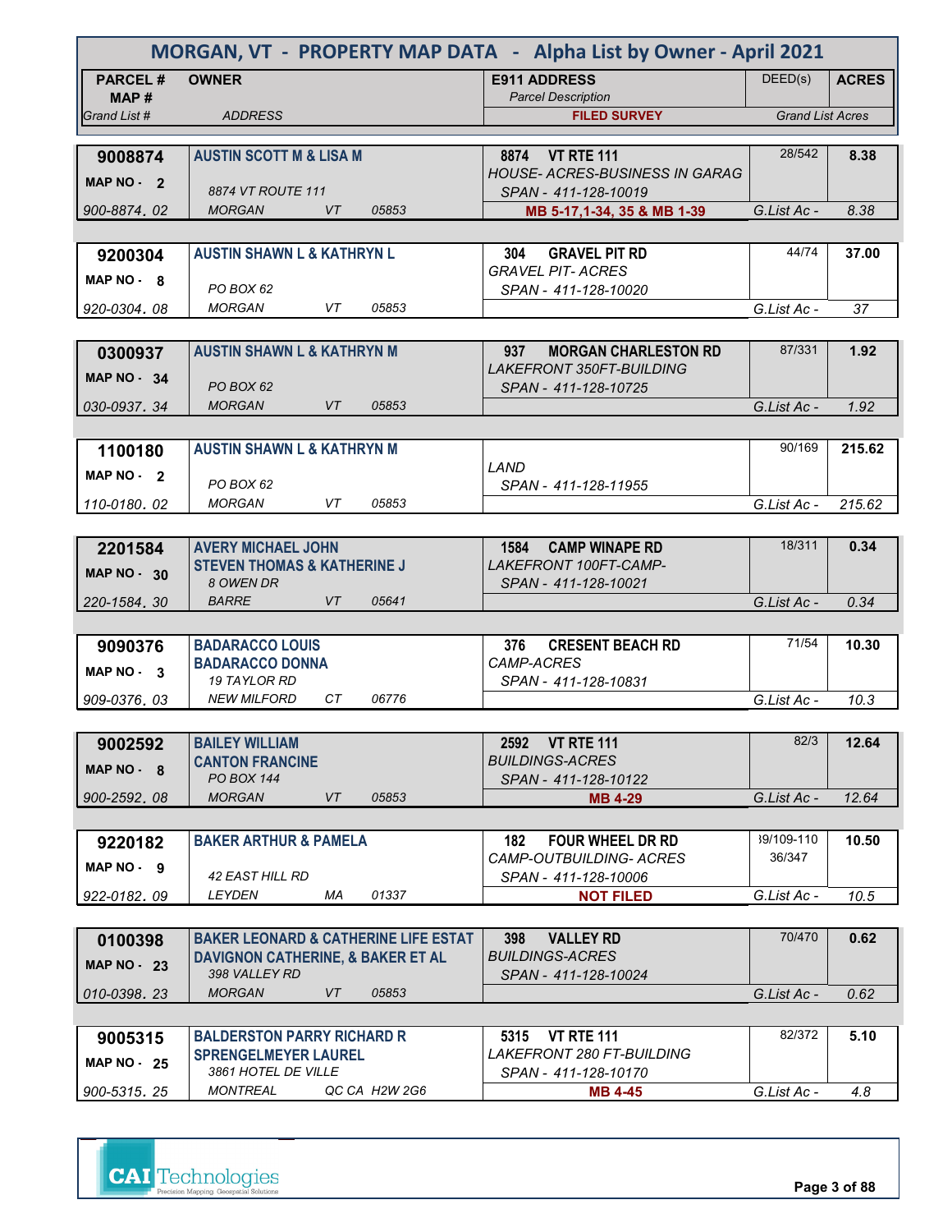# MORGAN, VT - PROPERTY MAP DATA - Alpha List by Owner - April 2021

| PARCEL # / MAP # / Grand List # | OWNER / ADDRESS | E911 ADDRESS / Parcel Description / FILED SURVEY | DEED(s) | ACRES / Grand List Acres |
|---|---|---|---|---|
| **9008874** MAP NO - 2 900-8874. 02 | **AUSTIN SCOTT M & LISA M** 8874 VT ROUTE 111 MORGAN VT 05853 | **8874 VT RTE 111** HOUSE- ACRES-BUSINESS IN GARAG SPAN - 411-128-10019 **MB 5-17,1-34, 35 & MB 1-39** | 28/542 | **8.38** G.List Ac - 8.38 |
| **9200304** MAP NO - 8 920-0304. 08 | **AUSTIN SHAWN L & KATHRYN L** PO BOX 62 MORGAN VT 05853 | **304 GRAVEL PIT RD** GRAVEL PIT- ACRES SPAN - 411-128-10020 | 44/74 | **37.00** G.List Ac - 37 |
| **0300937** MAP NO - 34 030-0937. 34 | **AUSTIN SHAWN L & KATHRYN M** PO BOX 62 MORGAN VT 05853 | **937 MORGAN CHARLESTON RD** LAKEFRONT 350FT-BUILDING SPAN - 411-128-10725 | 87/331 | **1.92** G.List Ac - 1.92 |
| **1100180** MAP NO - 2 110-0180. 02 | **AUSTIN SHAWN L & KATHRYN M** PO BOX 62 MORGAN VT 05853 | LAND SPAN - 411-128-11955 | 90/169 | **215.62** G.List Ac - 215.62 |
| **2201584** MAP NO - 30 220-1584. 30 | **AVERY MICHAEL JOHN STEVEN THOMAS & KATHERINE J** 8 OWEN DR BARRE VT 05641 | **1584 CAMP WINAPE RD** LAKEFRONT 100FT-CAMP- SPAN - 411-128-10021 | 18/311 | **0.34** G.List Ac - 0.34 |
| **9090376** MAP NO - 3 909-0376. 03 | **BADARACCO LOUIS BADARACCO DONNA** 19 TAYLOR RD NEW MILFORD CT 06776 | **376 CRESENT BEACH RD** CAMP-ACRES SPAN - 411-128-10831 | 71/54 | **10.30** G.List Ac - 10.3 |
| **9002592** MAP NO - 8 900-2592. 08 | **BAILEY WILLIAM CANTON FRANCINE** PO BOX 144 MORGAN VT 05853 | **2592 VT RTE 111** BUILDINGS-ACRES SPAN - 411-128-10122 **MB 4-29** | 82/3 | **12.64** G.List Ac - 12.64 |
| **9220182** MAP NO - 9 922-0182. 09 | **BAKER ARTHUR & PAMELA** 42 EAST HILL RD LEYDEN MA 01337 | **182 FOUR WHEEL DR RD** CAMP-OUTBUILDING- ACRES SPAN - 411-128-10006 **NOT FILED** | 39/109-110 36/347 | **10.50** G.List Ac - 10.5 |
| **0100398** MAP NO - 23 010-0398. 23 | **BAKER LEONARD & CATHERINE LIFE ESTAT DAVIGNON CATHERINE, & BAKER ET AL** 398 VALLEY RD MORGAN VT 05853 | **398 VALLEY RD** BUILDINGS-ACRES SPAN - 411-128-10024 | 70/470 | **0.62** G.List Ac - 0.62 |
| **9005315** MAP NO - 25 900-5315. 25 | **BALDERSTON PARRY RICHARD R SPRENGELMEYER LAUREL** 3861 HOTEL DE VILLE MONTREAL QC CA H2W 2G6 | **5315 VT RTE 111** LAKEFRONT 280 FT-BUILDING SPAN - 411-128-10170 **MB 4-45** | 82/372 | **5.10** G.List Ac - 4.8 |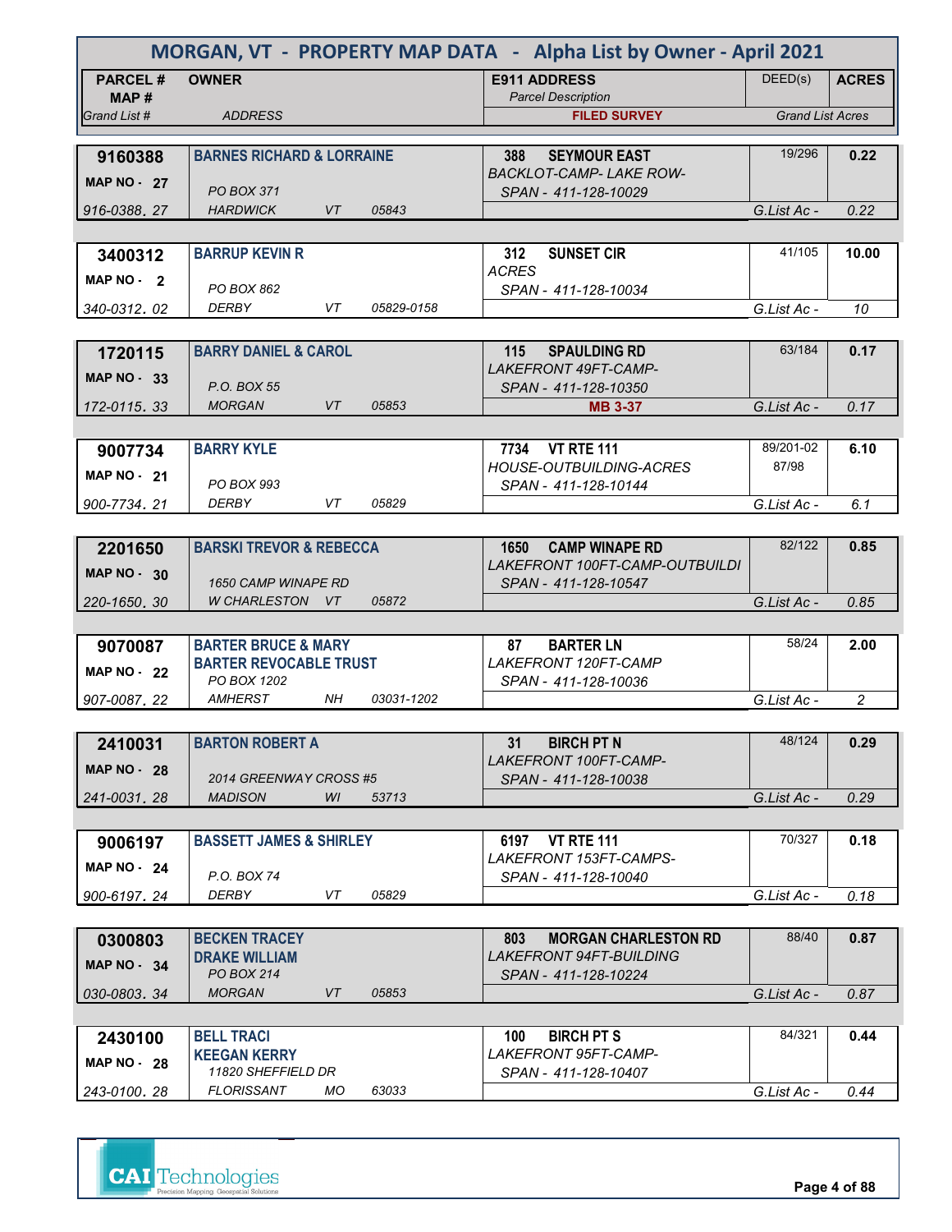# MORGAN, VT - PROPERTY MAP DATA - Alpha List by Owner - April 2021

| PARCEL # / MAP # / Grand List # | OWNER / ADDRESS | E911 ADDRESS / Parcel Description / FILED SURVEY | DEED(s) | ACRES / Grand List Acres |
|---|---|---|---|---|
| 9160388 / MAP NO - 27 / 916-0388. 27 | BARNES RICHARD & LORRAINE / PO BOX 371 / HARDWICK VT 05843 | 388 SEYMOUR EAST / BACKLOT-CAMP- LAKE ROW- / SPAN - 411-128-10029 | 19/296 | 0.22 / G.List Ac - 0.22 |
| 3400312 / MAP NO - 2 / 340-0312. 02 | BARRUP KEVIN R / PO BOX 862 / DERBY VT 05829-0158 | 312 SUNSET CIR / ACRES / SPAN - 411-128-10034 | 41/105 | 10.00 / G.List Ac - 10 |
| 1720115 / MAP NO - 33 / 172-0115. 33 | BARRY DANIEL & CAROL / P.O. BOX 55 / MORGAN VT 05853 | 115 SPAULDING RD / LAKEFRONT 49FT-CAMP- / SPAN - 411-128-10350 / MB 3-37 | 63/184 | 0.17 / G.List Ac - 0.17 |
| 9007734 / MAP NO - 21 / 900-7734. 21 | BARRY KYLE / PO BOX 993 / DERBY VT 05829 | 7734 VT RTE 111 / HOUSE-OUTBUILDING-ACRES / SPAN - 411-128-10144 | 89/201-02 87/98 | 6.10 / G.List Ac - 6.1 |
| 2201650 / MAP NO - 30 / 220-1650. 30 | BARSKI TREVOR & REBECCA / 1650 CAMP WINAPE RD / W CHARLESTON VT 05872 | 1650 CAMP WINAPE RD / LAKEFRONT 100FT-CAMP-OUTBUILDI / SPAN - 411-128-10547 | 82/122 | 0.85 / G.List Ac - 0.85 |
| 9070087 / MAP NO - 22 / 907-0087. 22 | BARTER BRUCE & MARY / BARTER REVOCABLE TRUST / PO BOX 1202 / AMHERST NH 03031-1202 | 87 BARTER LN / LAKEFRONT 120FT-CAMP / SPAN - 411-128-10036 | 58/24 | 2.00 / G.List Ac - 2 |
| 2410031 / MAP NO - 28 / 241-0031. 28 | BARTON ROBERT A / 2014 GREENWAY CROSS #5 / MADISON WI 53713 | 31 BIRCH PT N / LAKEFRONT 100FT-CAMP- / SPAN - 411-128-10038 | 48/124 | 0.29 / G.List Ac - 0.29 |
| 9006197 / MAP NO - 24 / 900-6197. 24 | BASSETT JAMES & SHIRLEY / P.O. BOX 74 / DERBY VT 05829 | 6197 VT RTE 111 / LAKEFRONT 153FT-CAMPS- / SPAN - 411-128-10040 | 70/327 | 0.18 / G.List Ac - 0.18 |
| 0300803 / MAP NO - 34 / 030-0803. 34 | BECKEN TRACEY / DRAKE WILLIAM / PO BOX 214 / MORGAN VT 05853 | 803 MORGAN CHARLESTON RD / LAKEFRONT 94FT-BUILDING / SPAN - 411-128-10224 | 88/40 | 0.87 / G.List Ac - 0.87 |
| 2430100 / MAP NO - 28 / 243-0100. 28 | BELL TRACI / KEEGAN KERRY / 11820 SHEFFIELD DR / FLORISSANT MO 63033 | 100 BIRCH PT S / LAKEFRONT 95FT-CAMP- / SPAN - 411-128-10407 | 84/321 | 0.44 / G.List Ac - 0.44 |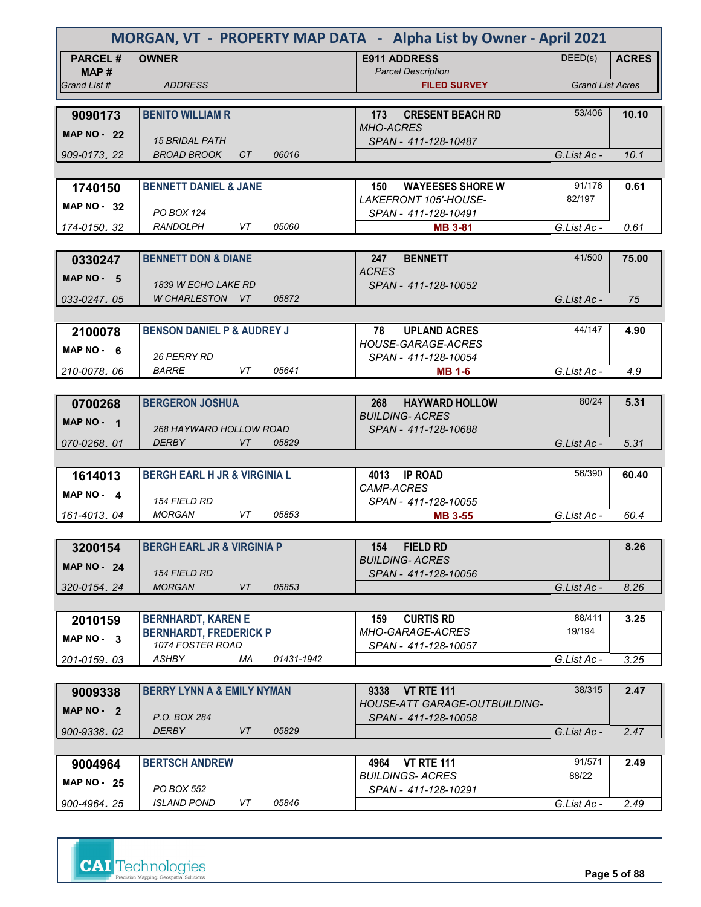# MORGAN, VT - PROPERTY MAP DATA - Alpha List by Owner - April 2021

| PARCEL # / MAP # / Grand List # | OWNER / ADDRESS | E911 ADDRESS / Parcel Description / FILED SURVEY | DEED(s) | ACRES / Grand List Acres |
|---|---|---|---|---|
| **9090173** MAP NO - 22 909-0173. 22 | **BENITO WILLIAM R** 15 BRIDAL PATH BROAD BROOK CT 06016 | **173 CRESENT BEACH RD** MHO-ACRES SPAN - 411-128-10487 | 53/406 | **10.10** G.List Ac - 10.1 |
| **1740150** MAP NO - 32 174-0150. 32 | **BENNETT DANIEL & JANE** PO BOX 124 RANDOLPH VT 05060 | **150 WAYEESES SHORE W** LAKEFRONT 105'-HOUSE- SPAN - 411-128-10491 **MB 3-81** | 91/176 82/197 | **0.61** G.List Ac - 0.61 |
| **0330247** MAP NO - 5 033-0247. 05 | **BENNETT DON & DIANE** 1839 W ECHO LAKE RD W CHARLESTON VT 05872 | **247 BENNETT** ACRES SPAN - 411-128-10052 | 41/500 | **75.00** G.List Ac - 75 |
| **2100078** MAP NO - 6 210-0078. 06 | **BENSON DANIEL P & AUDREY J** 26 PERRY RD BARRE VT 05641 | **78 UPLAND ACRES** HOUSE-GARAGE-ACRES SPAN - 411-128-10054 **MB 1-6** | 44/147 | **4.90** G.List Ac - 4.9 |
| **0700268** MAP NO - 1 070-0268. 01 | **BERGERON JOSHUA** 268 HAYWARD HOLLOW ROAD DERBY VT 05829 | **268 HAYWARD HOLLOW** BUILDING- ACRES SPAN - 411-128-10688 | 80/24 | **5.31** G.List Ac - 5.31 |
| **1614013** MAP NO - 4 161-4013. 04 | **BERGH EARL H JR & VIRGINIA L** 154 FIELD RD MORGAN VT 05853 | **4013 IP ROAD** CAMP-ACRES SPAN - 411-128-10055 **MB 3-55** | 56/390 | **60.40** G.List Ac - 60.4 |
| **3200154** MAP NO - 24 320-0154. 24 | **BERGH EARL JR & VIRGINIA P** 154 FIELD RD MORGAN VT 05853 | **154 FIELD RD** BUILDING- ACRES SPAN - 411-128-10056 | | **8.26** G.List Ac - 8.26 |
| **2010159** MAP NO - 3 201-0159. 03 | **BERNHARDT, KAREN E** **BERNHARDT, FREDERICK P** 1074 FOSTER ROAD ASHBY MA 01431-1942 | **159 CURTIS RD** MHO-GARAGE-ACRES SPAN - 411-128-10057 | 88/411 19/194 | **3.25** G.List Ac - 3.25 |
| **9009338** MAP NO - 2 900-9338. 02 | **BERRY LYNN A & EMILY NYMAN** P.O. BOX 284 DERBY VT 05829 | **9338 VT RTE 111** HOUSE-ATT GARAGE-OUTBUILDING- SPAN - 411-128-10058 | 38/315 | **2.47** G.List Ac - 2.47 |
| **9004964** MAP NO - 25 900-4964. 25 | **BERTSCH ANDREW** PO BOX 552 ISLAND POND VT 05846 | **4964 VT RTE 111** BUILDINGS- ACRES SPAN - 411-128-10291 | 91/571 88/22 | **2.49** G.List Ac - 2.49 |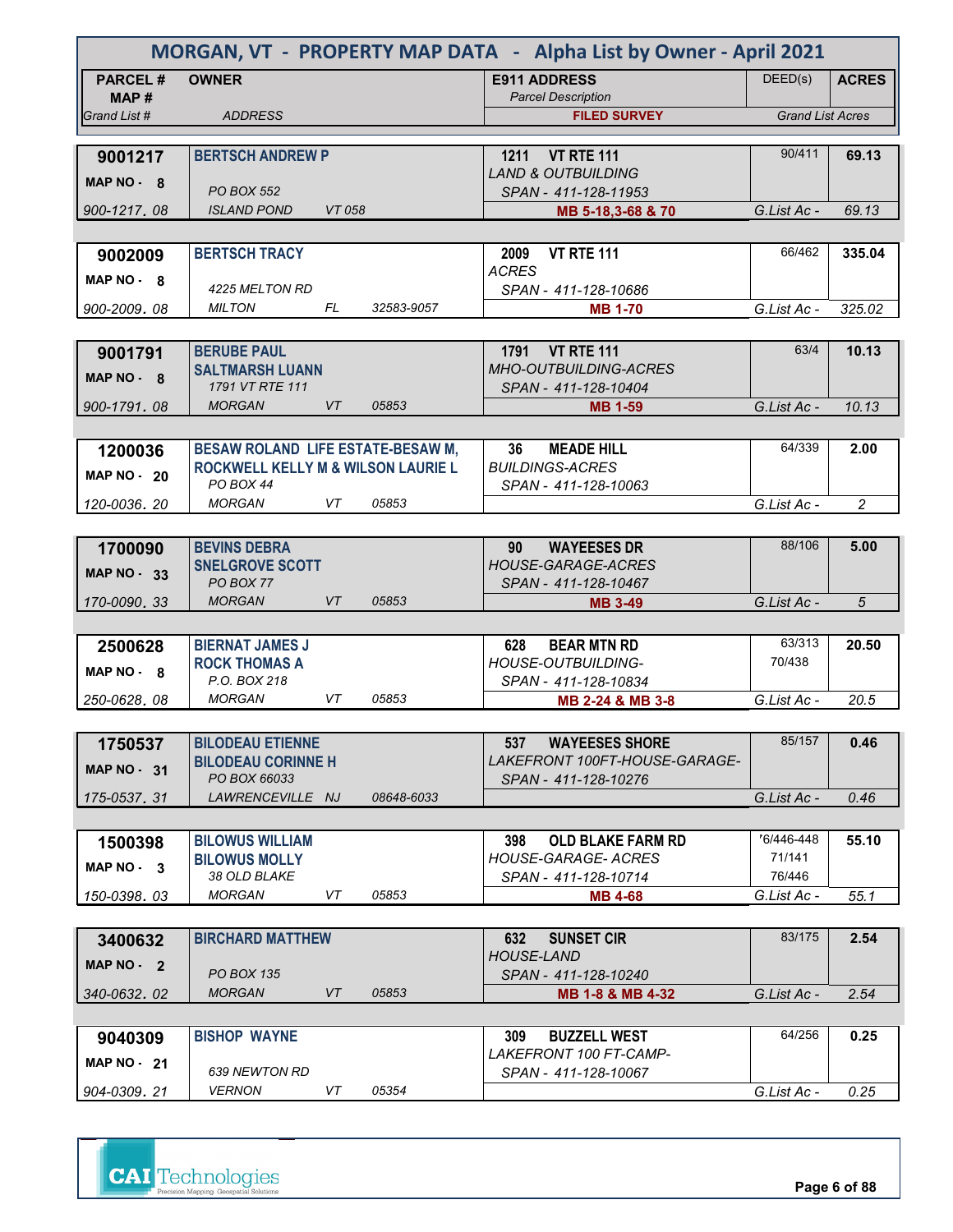# MORGAN, VT - PROPERTY MAP DATA - Alpha List by Owner - April 2021

| PARCEL # / MAP # / Grand List # | OWNER / ADDRESS | E911 ADDRESS / Parcel Description / FILED SURVEY | DEED(s) | ACRES / Grand List Acres |
|---|---|---|---|---|
| 9001217 / MAP NO - 8 / 900-1217. 08 | BERTSCH ANDREW P / PO BOX 552 / ISLAND POND VT 058 | 1211 VT RTE 111 / LAND & OUTBUILDING / SPAN - 411-128-11953 / MB 5-18,3-68 & 70 | 90/411 | 69.13 / G.List Ac - 69.13 |
| 9002009 / MAP NO - 8 / 900-2009. 08 | BERTSCH TRACY / 4225 MELTON RD / MILTON FL 32583-9057 | 2009 VT RTE 111 / ACRES / SPAN - 411-128-10686 / MB 1-70 | 66/462 | 335.04 / G.List Ac - 325.02 |
| 9001791 / MAP NO - 8 / 900-1791. 08 | BERUBE PAUL / SALTMARSH LUANN / 1791 VT RTE 111 / MORGAN VT 05853 | 1791 VT RTE 111 / MHO-OUTBUILDING-ACRES / SPAN - 411-128-10404 / MB 1-59 | 63/4 | 10.13 / G.List Ac - 10.13 |
| 1200036 / MAP NO - 20 / 120-0036. 20 | BESAW ROLAND LIFE ESTATE-BESAW M, / ROCKWELL KELLY M & WILSON LAURIE L / PO BOX 44 / MORGAN VT 05853 | 36 MEADE HILL / BUILDINGS-ACRES / SPAN - 411-128-10063 | 64/339 | 2.00 / G.List Ac - 2 |
| 1700090 / MAP NO - 33 / 170-0090. 33 | BEVINS DEBRA / SNELGROVE SCOTT / PO BOX 77 / MORGAN VT 05853 | 90 WAYEESES DR / HOUSE-GARAGE-ACRES / SPAN - 411-128-10467 / MB 3-49 | 88/106 | 5.00 / G.List Ac - 5 |
| 2500628 / MAP NO - 8 / 250-0628. 08 | BIERNAT JAMES J / ROCK THOMAS A / P.O. BOX 218 / MORGAN VT 05853 | 628 BEAR MTN RD / HOUSE-OUTBUILDING- / SPAN - 411-128-10834 / MB 2-24 & MB 3-8 | 63/313 70/438 | 20.50 / G.List Ac - 20.5 |
| 1750537 / MAP NO - 31 / 175-0537. 31 | BILODEAU ETIENNE / BILODEAU CORINNE H / PO BOX 66033 / LAWRENCEVILLE NJ 08648-6033 | 537 WAYEESES SHORE / LAKEFRONT 100FT-HOUSE-GARAGE- / SPAN - 411-128-10276 | 85/157 | 0.46 / G.List Ac - 0.46 |
| 1500398 / MAP NO - 3 / 150-0398. 03 | BILOWUS WILLIAM / BILOWUS MOLLY / 38 OLD BLAKE / MORGAN VT 05853 | 398 OLD BLAKE FARM RD / HOUSE-GARAGE- ACRES / SPAN - 411-128-10714 / MB 4-68 | '6/446-448 71/141 76/446 | 55.10 / G.List Ac - 55.1 |
| 3400632 / MAP NO - 2 / 340-0632. 02 | BIRCHARD MATTHEW / PO BOX 135 / MORGAN VT 05853 | 632 SUNSET CIR / HOUSE-LAND / SPAN - 411-128-10240 / MB 1-8 & MB 4-32 | 83/175 | 2.54 / G.List Ac - 2.54 |
| 9040309 / MAP NO - 21 / 904-0309. 21 | BISHOP WAYNE / 639 NEWTON RD / VERNON VT 05354 | 309 BUZZELL WEST / LAKEFRONT 100 FT-CAMP- / SPAN - 411-128-10067 | 64/256 | 0.25 / G.List Ac - 0.25 |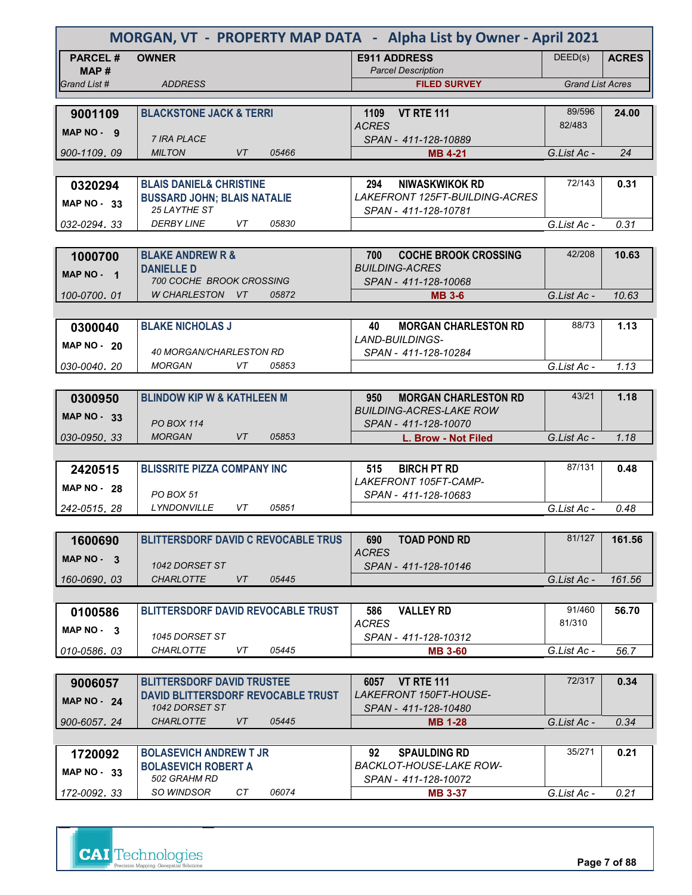# MORGAN, VT - PROPERTY MAP DATA - Alpha List by Owner - April 2021

| PARCEL # / MAP # / Grand List # | OWNER / ADDRESS | E911 ADDRESS / Parcel Description / FILED SURVEY | DEED(s) | ACRES / Grand List Acres |
|---|---|---|---|---|
| **9001109** MAP NO - 9 900-1109. 09 | **BLACKSTONE JACK & TERRI** 7 IRA PLACE MILTON VT 05466 | **1109 VT RTE 111** ACRES SPAN - 411-128-10889 **MB 4-21** | 89/596 82/483 | **24.00** G.List Ac - 24 |
| **0320294** MAP NO - 33 032-0294. 33 | **BLAIS DANIEL& CHRISTINE BUSSARD JOHN; BLAIS NATALIE** 25 LAYTHE ST DERBY LINE VT 05830 | **294 NIWASKWIKOK RD** LAKEFRONT 125FT-BUILDING-ACRES SPAN - 411-128-10781 | 72/143 | **0.31** G.List Ac - 0.31 |
| **1000700** MAP NO - 1 100-0700. 01 | **BLAKE ANDREW R & DANIELLE D** 700 COCHE BROOK CROSSING W CHARLESTON VT 05872 | **700 COCHE BROOK CROSSING** BUILDING-ACRES SPAN - 411-128-10068 **MB 3-6** | 42/208 | **10.63** G.List Ac - 10.63 |
| **0300040** MAP NO - 20 030-0040. 20 | **BLAKE NICHOLAS J** 40 MORGAN/CHARLESTON RD MORGAN VT 05853 | **40 MORGAN CHARLESTON RD** LAND-BUILDINGS- SPAN - 411-128-10284 | 88/73 | **1.13** G.List Ac - 1.13 |
| **0300950** MAP NO - 33 030-0950. 33 | **BLINDOW KIP W & KATHLEEN M** PO BOX 114 MORGAN VT 05853 | **950 MORGAN CHARLESTON RD** BUILDING-ACRES-LAKE ROW SPAN - 411-128-10070 **L. Brow - Not Filed** | 43/21 | **1.18** G.List Ac - 1.18 |
| **2420515** MAP NO - 28 242-0515. 28 | **BLISSRITE PIZZA COMPANY INC** PO BOX 51 LYNDONVILLE VT 05851 | **515 BIRCH PT RD** LAKEFRONT 105FT-CAMP- SPAN - 411-128-10683 | 87/131 | **0.48** G.List Ac - 0.48 |
| **1600690** MAP NO - 3 160-0690. 03 | **BLITTERSDORF DAVID C REVOCABLE TRUS** 1042 DORSET ST CHARLOTTE VT 05445 | **690 TOAD POND RD** ACRES SPAN - 411-128-10146 | 81/127 | **161.56** G.List Ac - 161.56 |
| **0100586** MAP NO - 3 010-0586. 03 | **BLITTERSDORF DAVID REVOCABLE TRUST** 1045 DORSET ST CHARLOTTE VT 05445 | **586 VALLEY RD** ACRES SPAN - 411-128-10312 **MB 3-60** | 91/460 81/310 | **56.70** G.List Ac - 56.7 |
| **9006057** MAP NO - 24 900-6057. 24 | **BLITTERSDORF DAVID TRUSTEE DAVID BLITTERSDORF REVOCABLE TRUST** 1042 DORSET ST CHARLOTTE VT 05445 | **6057 VT RTE 111** LAKEFRONT 150FT-HOUSE- SPAN - 411-128-10480 **MB 1-28** | 72/317 | **0.34** G.List Ac - 0.34 |
| **1720092** MAP NO - 33 172-0092. 33 | **BOLASEVICH ANDREW T JR BOLASEVICH ROBERT A** 502 GRAHM RD SO WINDSOR CT 06074 | **92 SPAULDING RD** BACKLOT-HOUSE-LAKE ROW- SPAN - 411-128-10072 **MB 3-37** | 35/271 | **0.21** G.List Ac - 0.21 |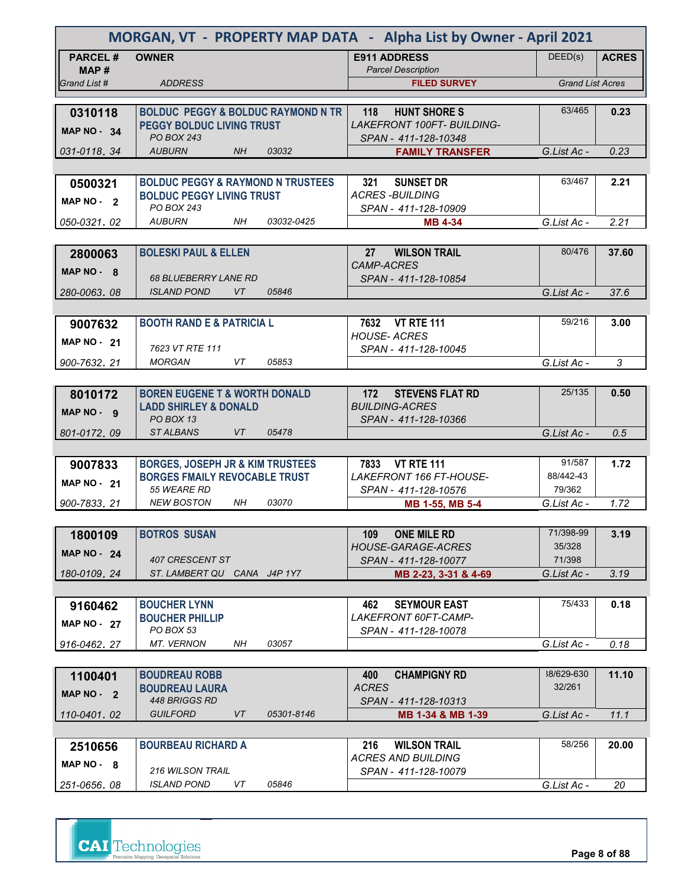# MORGAN, VT - PROPERTY MAP DATA - Alpha List by Owner - April 2021

| PARCEL # / MAP # / Grand List # | OWNER / ADDRESS | E911 ADDRESS / Parcel Description / FILED SURVEY | DEED(s) | ACRES / Grand List Acres |
|---|---|---|---|---|
| 0310118 / MAP NO - 34 / 031-0118. 34 | BOLDUC PEGGY & BOLDUC RAYMOND N TR / PEGGY BOLDUC LIVING TRUST / PO BOX 243 / AUBURN NH 03032 | 118 HUNT SHORE S / LAKEFRONT 100FT- BUILDING- / SPAN - 411-128-10348 / FAMILY TRANSFER | 63/465 | 0.23 / G.List Ac - 0.23 |
| 0500321 / MAP NO - 2 / 050-0321. 02 | BOLDUC PEGGY & RAYMOND N TRUSTEES / BOLDUC PEGGY LIVING TRUST / PO BOX 243 / AUBURN NH 03032-0425 | 321 SUNSET DR / ACRES -BUILDING / SPAN - 411-128-10909 / MB 4-34 | 63/467 | 2.21 / G.List Ac - 2.21 |
| 2800063 / MAP NO - 8 / 280-0063. 08 | BOLESKI PAUL & ELLEN / 68 BLUEBERRY LANE RD / ISLAND POND VT 05846 | 27 WILSON TRAIL / CAMP-ACRES / SPAN - 411-128-10854 | 80/476 | 37.60 / G.List Ac - 37.6 |
| 9007632 / MAP NO - 21 / 900-7632. 21 | BOOTH RAND E & PATRICIA L / 7623 VT RTE 111 / MORGAN VT 05853 | 7632 VT RTE 111 / HOUSE- ACRES / SPAN - 411-128-10045 | 59/216 | 3.00 / G.List Ac - 3 |
| 8010172 / MAP NO - 9 / 801-0172. 09 | BOREN EUGENE T & WORTH DONALD / LADD SHIRLEY & DONALD / PO BOX 13 / ST ALBANS VT 05478 | 172 STEVENS FLAT RD / BUILDING-ACRES / SPAN - 411-128-10366 | 25/135 | 0.50 / G.List Ac - 0.5 |
| 9007833 / MAP NO - 21 / 900-7833. 21 | BORGES, JOSEPH JR & KIM TRUSTEES / BORGES FMAILY REVOCABLE TRUST / 55 WEARE RD / NEW BOSTON NH 03070 | 7833 VT RTE 111 / LAKEFRONT 166 FT-HOUSE- / SPAN - 411-128-10576 / MB 1-55, MB 5-4 | 91/587, 88/442-43, 79/362 | 1.72 / G.List Ac - 1.72 |
| 1800109 / MAP NO - 24 / 180-0109. 24 | BOTROS SUSAN / 407 CRESCENT ST / ST. LAMBERT QU CANA J4P 1Y7 | 109 ONE MILE RD / HOUSE-GARAGE-ACRES / SPAN - 411-128-10077 / MB 2-23, 3-31 & 4-69 | 71/398-99, 35/328, 71/398 | 3.19 / G.List Ac - 3.19 |
| 9160462 / MAP NO - 27 / 916-0462. 27 | BOUCHER LYNN / BOUCHER PHILLIP / PO BOX 53 / MT. VERNON NH 03057 | 462 SEYMOUR EAST / LAKEFRONT 60FT-CAMP- / SPAN - 411-128-10078 | 75/433 | 0.18 / G.List Ac - 0.18 |
| 1100401 / MAP NO - 2 / 110-0401. 02 | BOUDREAU ROBB / BOUDREAU LAURA / 448 BRIGGS RD / GUILFORD VT 05301-8146 | 400 CHAMPIGNY RD / ACRES / SPAN - 411-128-10313 / MB 1-34 & MB 1-39 | 38/629-630, 32/261 | 11.10 / G.List Ac - 11.1 |
| 2510656 / MAP NO - 8 / 251-0656. 08 | BOURBEAU RICHARD A / 216 WILSON TRAIL / ISLAND POND VT 05846 | 216 WILSON TRAIL / ACRES AND BUILDING / SPAN - 411-128-10079 | 58/256 | 20.00 / G.List Ac - 20 |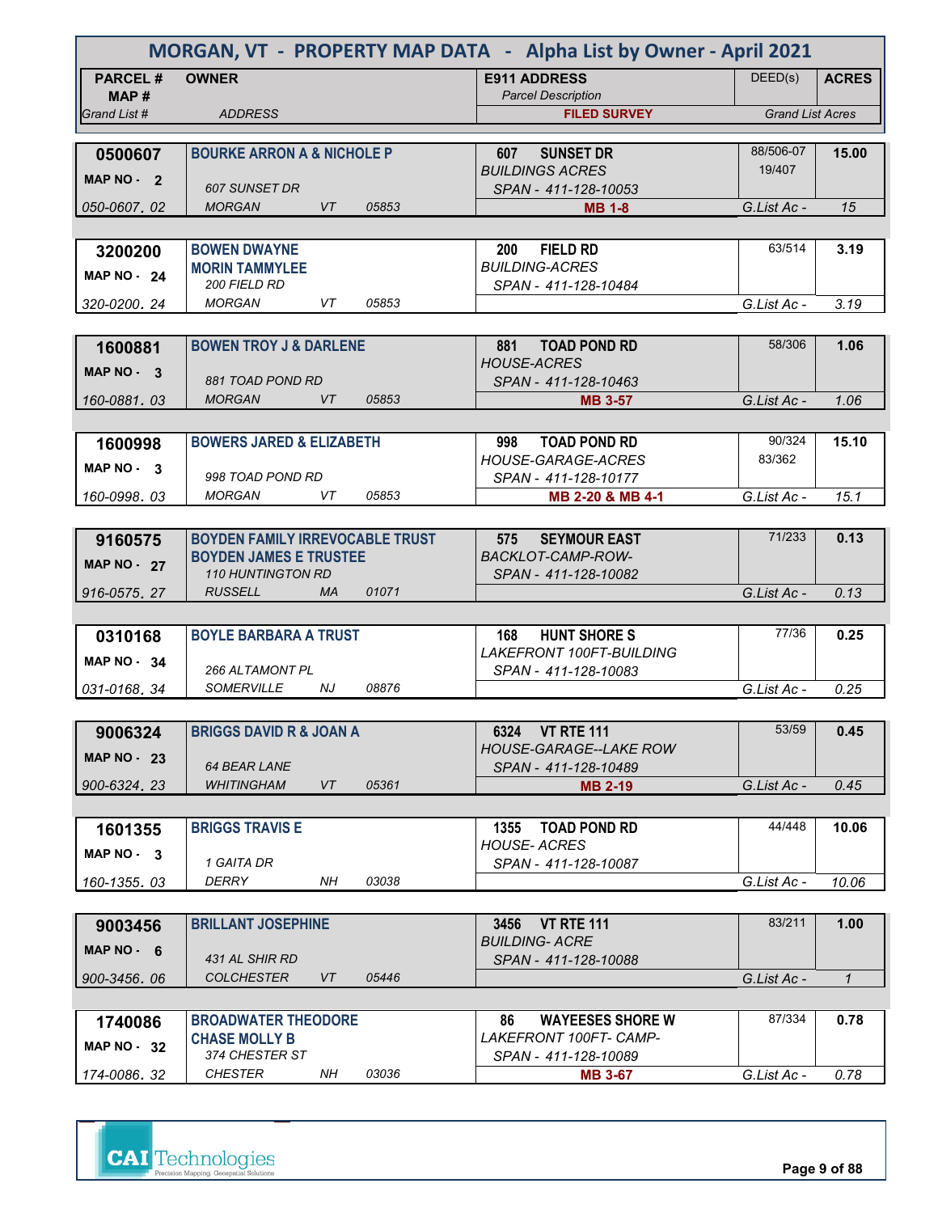# MORGAN, VT - PROPERTY MAP DATA - Alpha List by Owner - April 2021

| PARCEL # / MAP # / Grand List # | OWNER / ADDRESS | E911 ADDRESS / Parcel Description / FILED SURVEY | DEED(s) | ACRES / Grand List Acres |
|---|---|---|---|---|
| 0500607<br>MAP NO - 2<br>050-0607. 02 | BOURKE ARRON A & NICHOLE P<br>607 SUNSET DR<br>MORGAN VT 05853 | 607 SUNSET DR<br>BUILDINGS ACRES<br>SPAN - 411-128-10053<br>MB 1-8 | 88/506-07<br>19/407 | 15.00<br>G.List Ac - 15 |
| 3200200<br>MAP NO - 24<br>320-0200. 24 | BOWEN DWAYNE<br>MORIN TAMMYLEE<br>200 FIELD RD<br>MORGAN VT 05853 | 200 FIELD RD<br>BUILDING-ACRES<br>SPAN - 411-128-10484 | 63/514 | 3.19<br>G.List Ac - 3.19 |
| 1600881<br>MAP NO - 3<br>160-0881. 03 | BOWEN TROY J & DARLENE<br>881 TOAD POND RD<br>MORGAN VT 05853 | 881 TOAD POND RD<br>HOUSE-ACRES<br>SPAN - 411-128-10463<br>MB 3-57 | 58/306 | 1.06<br>G.List Ac - 1.06 |
| 1600998<br>MAP NO - 3<br>160-0998. 03 | BOWERS JARED & ELIZABETH<br>998 TOAD POND RD<br>MORGAN VT 05853 | 998 TOAD POND RD<br>HOUSE-GARAGE-ACRES<br>SPAN - 411-128-10177<br>MB 2-20 & MB 4-1 | 90/324<br>83/362 | 15.10<br>G.List Ac - 15.1 |
| 9160575<br>MAP NO - 27<br>916-0575. 27 | BOYDEN FAMILY IRREVOCABLE TRUST<br>BOYDEN JAMES E TRUSTEE<br>110 HUNTINGTON RD<br>RUSSELL MA 01071 | 575 SEYMOUR EAST<br>BACKLOT-CAMP-ROW-<br>SPAN - 411-128-10082 | 71/233 | 0.13<br>G.List Ac - 0.13 |
| 0310168<br>MAP NO - 34<br>031-0168. 34 | BOYLE BARBARA A TRUST<br>266 ALTAMONT PL<br>SOMERVILLE NJ 08876 | 168 HUNT SHORE S<br>LAKEFRONT 100FT-BUILDING<br>SPAN - 411-128-10083 | 77/36 | 0.25<br>G.List Ac - 0.25 |
| 9006324<br>MAP NO - 23<br>900-6324. 23 | BRIGGS DAVID R & JOAN A<br>64 BEAR LANE<br>WHITINGHAM VT 05361 | 6324 VT RTE 111<br>HOUSE-GARAGE--LAKE ROW<br>SPAN - 411-128-10489<br>MB 2-19 | 53/59 | 0.45<br>G.List Ac - 0.45 |
| 1601355<br>MAP NO - 3<br>160-1355. 03 | BRIGGS TRAVIS E<br>1 GAITA DR<br>DERRY NH 03038 | 1355 TOAD POND RD<br>HOUSE- ACRES<br>SPAN - 411-128-10087 | 44/448 | 10.06<br>G.List Ac - 10.06 |
| 9003456<br>MAP NO - 6<br>900-3456. 06 | BRILLANT JOSEPHINE<br>431 AL SHIR RD<br>COLCHESTER VT 05446 | 3456 VT RTE 111<br>BUILDING- ACRE<br>SPAN - 411-128-10088 | 83/211 | 1.00<br>G.List Ac - 1 |
| 1740086<br>MAP NO - 32<br>174-0086. 32 | BROADWATER THEODORE<br>CHASE MOLLY B<br>374 CHESTER ST<br>CHESTER NH 03036 | 86 WAYEESES SHORE W<br>LAKEFRONT 100FT- CAMP-<br>SPAN - 411-128-10089<br>MB 3-67 | 87/334 | 0.78<br>G.List Ac - 0.78 |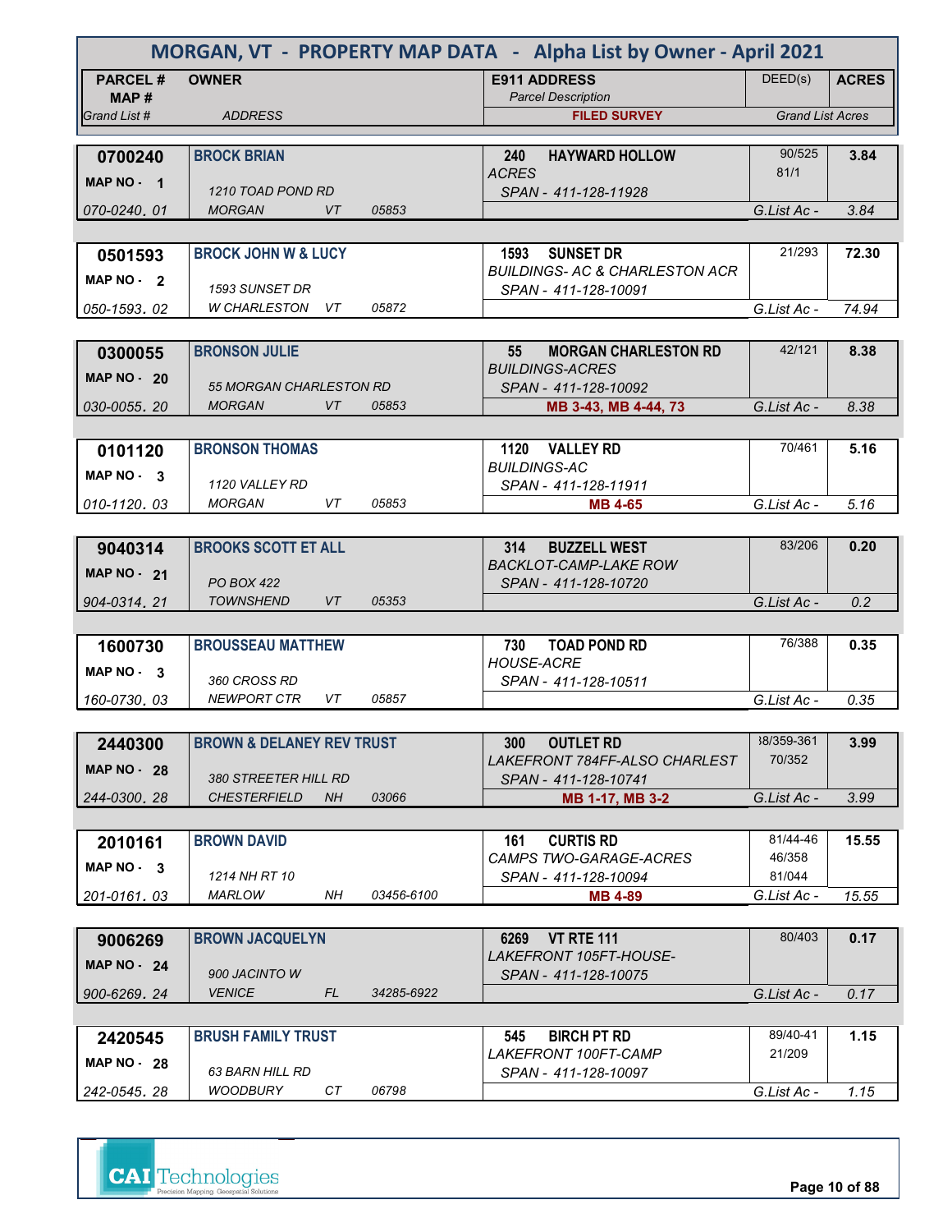# MORGAN, VT - PROPERTY MAP DATA - Alpha List by Owner - April 2021

| PARCEL # / MAP # / Grand List # | OWNER / ADDRESS | E911 ADDRESS / Parcel Description / FILED SURVEY | DEED(s) | ACRES / Grand List Acres |
|---|---|---|---|---|
| **0700240**<br>MAP NO - 1<br>070-0240. 01 | **BROCK BRIAN**<br>1210 TOAD POND RD<br>MORGAN VT 05853 | **240 HAYWARD HOLLOW**<br>ACRES<br>SPAN - 411-128-11928 | 90/525<br>81/1 | **3.84**<br>G.List Ac - 3.84 |
| **0501593**<br>MAP NO - 2<br>050-1593. 02 | **BROCK JOHN W & LUCY**<br>1593 SUNSET DR<br>W CHARLESTON VT 05872 | **1593 SUNSET DR**<br>BUILDINGS- AC & CHARLESTON ACR<br>SPAN - 411-128-10091 | 21/293 | **72.30**<br>G.List Ac - 74.94 |
| **0300055**<br>MAP NO - 20<br>030-0055. 20 | **BRONSON JULIE**<br>55 MORGAN CHARLESTON RD<br>MORGAN VT 05853 | **55 MORGAN CHARLESTON RD**<br>BUILDINGS-ACRES<br>SPAN - 411-128-10092<br>MB 3-43, MB 4-44, 73 | 42/121 | **8.38**<br>G.List Ac - 8.38 |
| **0101120**<br>MAP NO - 3<br>010-1120. 03 | **BRONSON THOMAS**<br>1120 VALLEY RD<br>MORGAN VT 05853 | **1120 VALLEY RD**<br>BUILDINGS-AC<br>SPAN - 411-128-11911<br>MB 4-65 | 70/461 | **5.16**<br>G.List Ac - 5.16 |
| **9040314**<br>MAP NO - 21<br>904-0314. 21 | **BROOKS SCOTT ET ALL**<br>PO BOX 422<br>TOWNSHEND VT 05353 | **314 BUZZELL WEST**<br>BACKLOT-CAMP-LAKE ROW<br>SPAN - 411-128-10720 | 83/206 | **0.20**<br>G.List Ac - 0.2 |
| **1600730**<br>MAP NO - 3<br>160-0730. 03 | **BROUSSEAU MATTHEW**<br>360 CROSS RD<br>NEWPORT CTR VT 05857 | **730 TOAD POND RD**<br>HOUSE-ACRE<br>SPAN - 411-128-10511 | 76/388 | **0.35**<br>G.List Ac - 0.35 |
| **2440300**<br>MAP NO - 28<br>244-0300. 28 | **BROWN & DELANEY REV TRUST**<br>380 STREETER HILL RD<br>CHESTERFIELD NH 03066 | **300 OUTLET RD**<br>LAKEFRONT 784FF-ALSO CHARLEST<br>SPAN - 411-128-10741<br>MB 1-17, MB 3-2 | 38/359-361<br>70/352 | **3.99**<br>G.List Ac - 3.99 |
| **2010161**<br>MAP NO - 3<br>201-0161. 03 | **BROWN DAVID**<br>1214 NH RT 10<br>MARLOW NH 03456-6100 | **161 CURTIS RD**<br>CAMPS TWO-GARAGE-ACRES<br>SPAN - 411-128-10094<br>MB 4-89 | 81/44-46<br>46/358<br>81/044 | **15.55**<br>G.List Ac - 15.55 |
| **9006269**<br>MAP NO - 24<br>900-6269. 24 | **BROWN JACQUELYN**<br>900 JACINTO W<br>VENICE FL 34285-6922 | **6269 VT RTE 111**<br>LAKEFRONT 105FT-HOUSE-<br>SPAN - 411-128-10075 | 80/403 | **0.17**<br>G.List Ac - 0.17 |
| **2420545**<br>MAP NO - 28<br>242-0545. 28 | **BRUSH FAMILY TRUST**<br>63 BARN HILL RD<br>WOODBURY CT 06798 | **545 BIRCH PT RD**<br>LAKEFRONT 100FT-CAMP<br>SPAN - 411-128-10097 | 89/40-41<br>21/209 | **1.15**<br>G.List Ac - 1.15 |

CAI Technologies — Precision Mapping. Geospatial Solutions.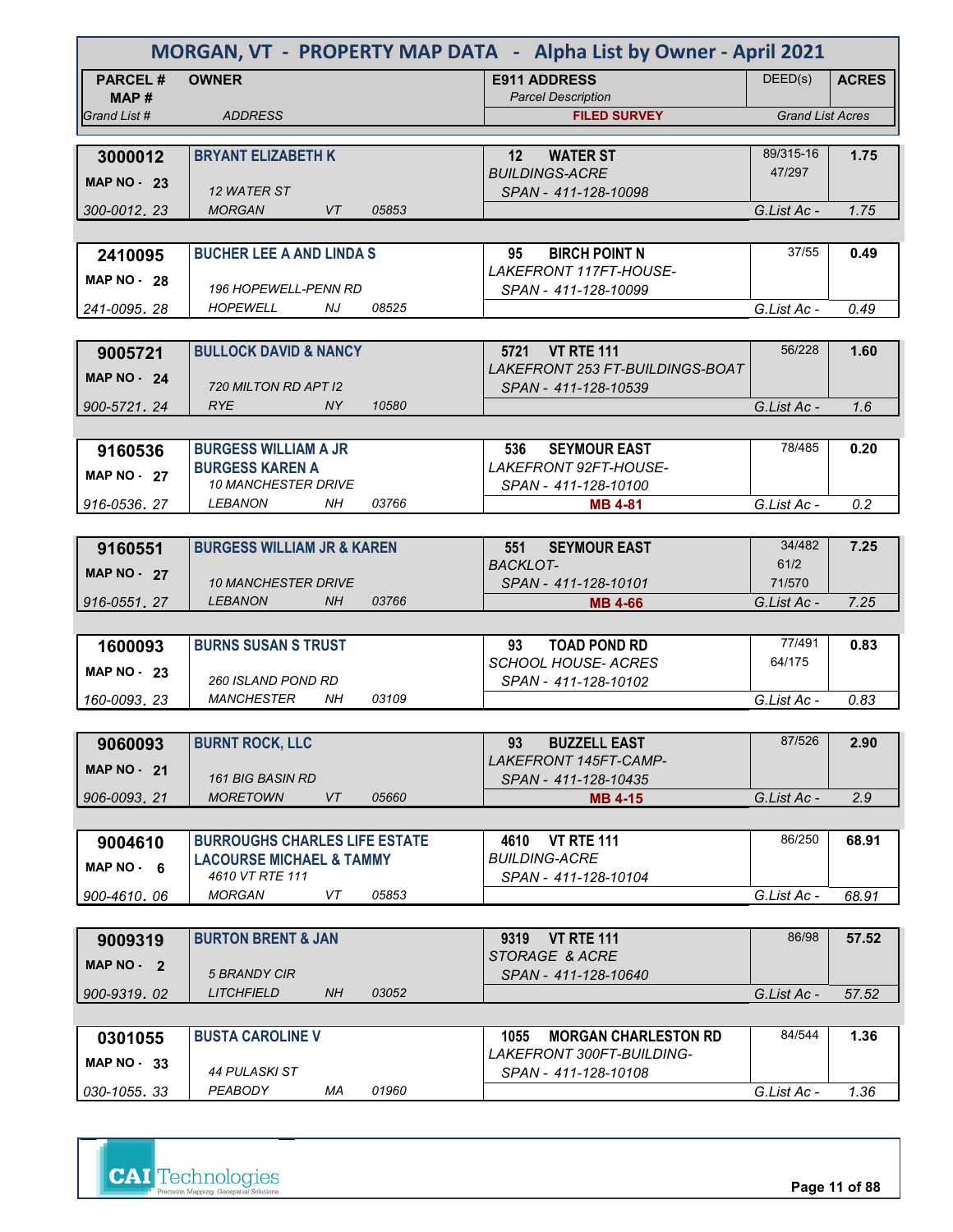# MORGAN, VT - PROPERTY MAP DATA - Alpha List by Owner - April 2021

| PARCEL # / MAP # / Grand List # | OWNER / ADDRESS | E911 ADDRESS / Parcel Description / FILED SURVEY | DEED(s) | ACRES / Grand List Acres |
|---|---|---|---|---|
| **3000012** MAP NO - 23 300-0012. 23 | **BRYANT ELIZABETH K** 12 WATER ST MORGAN VT 05853 | **12 WATER ST** BUILDINGS-ACRE SPAN - 411-128-10098 | 89/315-16 47/297 | **1.75** G.List Ac - 1.75 |
| **2410095** MAP NO - 28 241-0095. 28 | **BUCHER LEE A AND LINDA S** 196 HOPEWELL-PENN RD HOPEWELL NJ 08525 | **95 BIRCH POINT N** LAKEFRONT 117FT-HOUSE- SPAN - 411-128-10099 | 37/55 | **0.49** G.List Ac - 0.49 |
| **9005721** MAP NO - 24 900-5721. 24 | **BULLOCK DAVID & NANCY** 720 MILTON RD APT I2 RYE NY 10580 | **5721 VT RTE 111** LAKEFRONT 253 FT-BUILDINGS-BOAT SPAN - 411-128-10539 | 56/228 | **1.60** G.List Ac - 1.6 |
| **9160536** MAP NO - 27 916-0536. 27 | **BURGESS WILLIAM A JR** **BURGESS KAREN A** 10 MANCHESTER DRIVE LEBANON NH 03766 | **536 SEYMOUR EAST** LAKEFRONT 92FT-HOUSE- SPAN - 411-128-10100 **MB 4-81** | 78/485 | **0.20** G.List Ac - 0.2 |
| **9160551** MAP NO - 27 916-0551. 27 | **BURGESS WILLIAM JR & KAREN** 10 MANCHESTER DRIVE LEBANON NH 03766 | **551 SEYMOUR EAST** BACKLOT- SPAN - 411-128-10101 **MB 4-66** | 34/482 61/2 71/570 | **7.25** G.List Ac - 7.25 |
| **1600093** MAP NO - 23 160-0093. 23 | **BURNS SUSAN S TRUST** 260 ISLAND POND RD MANCHESTER NH 03109 | **93 TOAD POND RD** SCHOOL HOUSE- ACRES SPAN - 411-128-10102 | 77/491 64/175 | **0.83** G.List Ac - 0.83 |
| **9060093** MAP NO - 21 906-0093. 21 | **BURNT ROCK, LLC** 161 BIG BASIN RD MORETOWN VT 05660 | **93 BUZZELL EAST** LAKEFRONT 145FT-CAMP- SPAN - 411-128-10435 **MB 4-15** | 87/526 | **2.90** G.List Ac - 2.9 |
| **9004610** MAP NO - 6 900-4610. 06 | **BURROUGHS CHARLES LIFE ESTATE** **LACOURSE MICHAEL & TAMMY** 4610 VT RTE 111 MORGAN VT 05853 | **4610 VT RTE 111** BUILDING-ACRE SPAN - 411-128-10104 | 86/250 | **68.91** G.List Ac - 68.91 |
| **9009319** MAP NO - 2 900-9319. 02 | **BURTON BRENT & JAN** 5 BRANDY CIR LITCHFIELD NH 03052 | **9319 VT RTE 111** STORAGE & ACRE SPAN - 411-128-10640 | 86/98 | **57.52** G.List Ac - 57.52 |
| **0301055** MAP NO - 33 030-1055. 33 | **BUSTA CAROLINE V** 44 PULASKI ST PEABODY MA 01960 | **1055 MORGAN CHARLESTON RD** LAKEFRONT 300FT-BUILDING- SPAN - 411-128-10108 | 84/544 | **1.36** G.List Ac - 1.36 |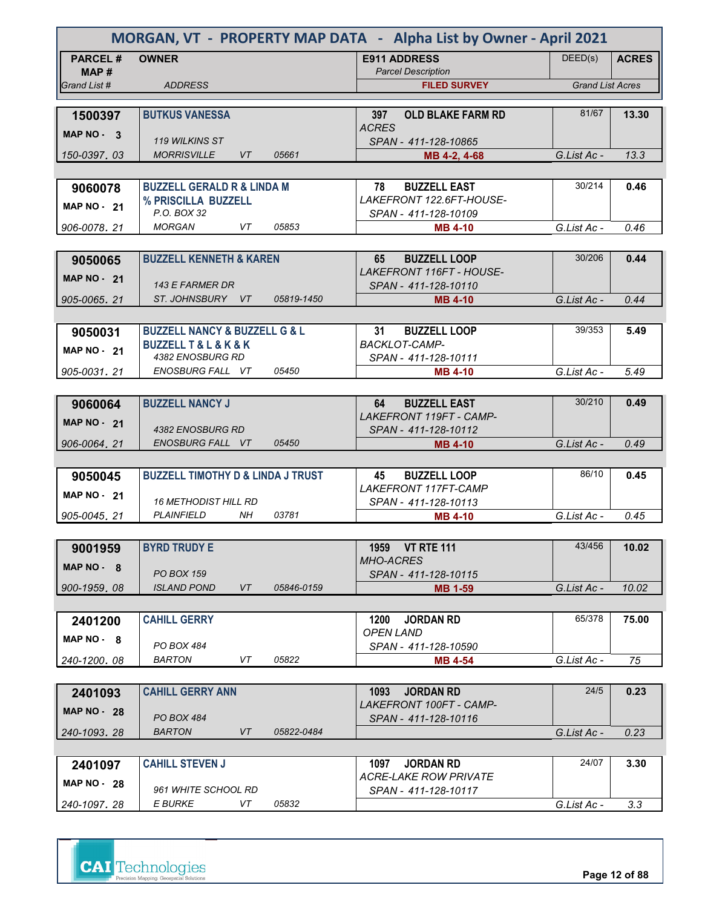# MORGAN, VT - PROPERTY MAP DATA - Alpha List by Owner - April 2021

| PARCEL # / MAP # / Grand List # | OWNER / ADDRESS | E911 ADDRESS / Parcel Description / FILED SURVEY | DEED(s) | ACRES / Grand List Acres |
|---|---|---|---|---|
| **1500397** MAP NO - 3 150-0397. 03 | **BUTKUS VANESSA** 119 WILKINS ST MORRISVILLE VT 05661 | **397 OLD BLAKE FARM RD** ACRES SPAN - 411-128-10865 **MB 4-2, 4-68** | 81/67 | **13.30** G.List Ac - 13.3 |
| **9060078** MAP NO - 21 906-0078. 21 | **BUZZELL GERALD R & LINDA M % PRISCILLA BUZZELL** P.O. BOX 32 MORGAN VT 05853 | **78 BUZZELL EAST** LAKEFRONT 122.6FT-HOUSE- SPAN - 411-128-10109 **MB 4-10** | 30/214 | **0.46** G.List Ac - 0.46 |
| **9050065** MAP NO - 21 905-0065. 21 | **BUZZELL KENNETH & KAREN** 143 E FARMER DR ST. JOHNSBURY VT 05819-1450 | **65 BUZZELL LOOP** LAKEFRONT 116FT - HOUSE- SPAN - 411-128-10110 **MB 4-10** | 30/206 | **0.44** G.List Ac - 0.44 |
| **9050031** MAP NO - 21 905-0031. 21 | **BUZZELL NANCY & BUZZELL G & L BUZZELL T & L & K & K** 4382 ENOSBURG RD ENOSBURG FALL VT 05450 | **31 BUZZELL LOOP** BACKLOT-CAMP- SPAN - 411-128-10111 **MB 4-10** | 39/353 | **5.49** G.List Ac - 5.49 |
| **9060064** MAP NO - 21 906-0064. 21 | **BUZZELL NANCY J** 4382 ENOSBURG RD ENOSBURG FALL VT 05450 | **64 BUZZELL EAST** LAKEFRONT 119FT - CAMP- SPAN - 411-128-10112 **MB 4-10** | 30/210 | **0.49** G.List Ac - 0.49 |
| **9050045** MAP NO - 21 905-0045. 21 | **BUZZELL TIMOTHY D & LINDA J TRUST** 16 METHODIST HILL RD PLAINFIELD NH 03781 | **45 BUZZELL LOOP** LAKEFRONT 117FT-CAMP SPAN - 411-128-10113 **MB 4-10** | 86/10 | **0.45** G.List Ac - 0.45 |
| **9001959** MAP NO - 8 900-1959. 08 | **BYRD TRUDY E** PO BOX 159 ISLAND POND VT 05846-0159 | **1959 VT RTE 111** MHO-ACRES SPAN - 411-128-10115 **MB 1-59** | 43/456 | **10.02** G.List Ac - 10.02 |
| **2401200** MAP NO - 8 240-1200. 08 | **CAHILL GERRY** PO BOX 484 BARTON VT 05822 | **1200 JORDAN RD** OPEN LAND SPAN - 411-128-10590 **MB 4-54** | 65/378 | **75.00** G.List Ac - 75 |
| **2401093** MAP NO - 28 240-1093. 28 | **CAHILL GERRY ANN** PO BOX 484 BARTON VT 05822-0484 | **1093 JORDAN RD** LAKEFRONT 100FT - CAMP- SPAN - 411-128-10116 | 24/5 | **0.23** G.List Ac - 0.23 |
| **2401097** MAP NO - 28 240-1097. 28 | **CAHILL STEVEN J** 961 WHITE SCHOOL RD E BURKE VT 05832 | **1097 JORDAN RD** ACRE-LAKE ROW PRIVATE SPAN - 411-128-10117 | 24/07 | **3.30** G.List Ac - 3.3 |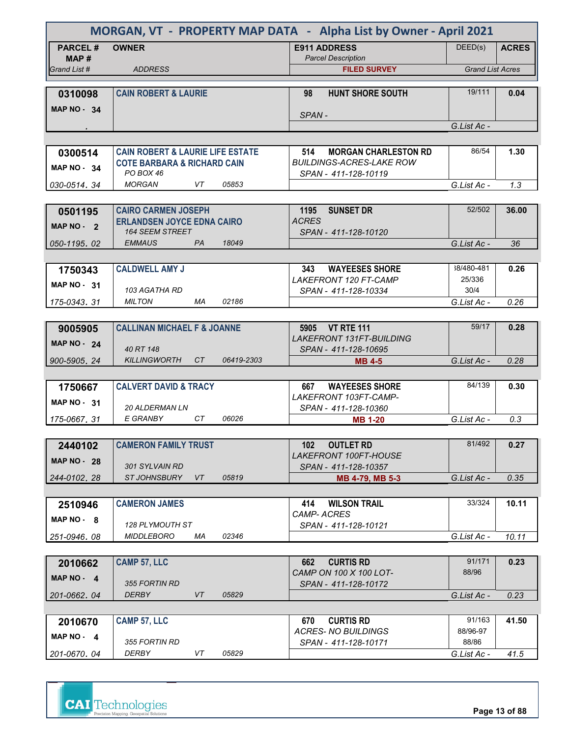# MORGAN, VT - PROPERTY MAP DATA - Alpha List by Owner - April 2021

| PARCEL # / MAP # / Grand List # | OWNER / ADDRESS | E911 ADDRESS / Parcel Description / FILED SURVEY | DEED(s) | ACRES / Grand List Acres |
|---|---|---|---|---|
| 0310098 MAP NO - 34 . | CAIN ROBERT & LAURIE | 98 HUNT SHORE SOUTH *SPAN -* | 19/111 | 0.04 G.List Ac - |
| 0300514 MAP NO - 34 030-0514. 34 | CAIN ROBERT & LAURIE LIFE ESTATE COTE BARBARA & RICHARD CAIN PO BOX 46 MORGAN VT 05853 | 514 MORGAN CHARLESTON RD *BUILDINGS-ACRES-LAKE ROW* *SPAN - 411-128-10119* | 86/54 | 1.30 G.List Ac - 1.3 |
| 0501195 MAP NO - 2 050-1195. 02 | CAIRO CARMEN JOSEPH ERLANDSEN JOYCE EDNA CAIRO 164 SEEM STREET EMMAUS PA 18049 | 1195 SUNSET DR *ACRES* *SPAN - 411-128-10120* | 52/502 | 36.00 G.List Ac - 36 |
| 1750343 MAP NO - 31 175-0343. 31 | CALDWELL AMY J 103 AGATHA RD MILTON MA 02186 | 343 WAYEESES SHORE *LAKEFRONT 120 FT-CAMP* *SPAN - 411-128-10334* | 38/480-481 25/336 30/4 | 0.26 G.List Ac - 0.26 |
| 9005905 MAP NO - 24 900-5905. 24 | CALLINAN MICHAEL F & JOANNE 40 RT 148 KILLINGWORTH CT 06419-2303 | 5905 VT RTE 111 *LAKEFRONT 131FT-BUILDING* *SPAN - 411-128-10695* MB 4-5 | 59/17 | 0.28 G.List Ac - 0.28 |
| 1750667 MAP NO - 31 175-0667. 31 | CALVERT DAVID & TRACY 20 ALDERMAN LN E GRANBY CT 06026 | 667 WAYEESES SHORE *LAKEFRONT 103FT-CAMP-* *SPAN - 411-128-10360* MB 1-20 | 84/139 | 0.30 G.List Ac - 0.3 |
| 2440102 MAP NO - 28 244-0102. 28 | CAMERON FAMILY TRUST 301 SYLVAIN RD ST JOHNSBURY VT 05819 | 102 OUTLET RD *LAKEFRONT 100FT-HOUSE* *SPAN - 411-128-10357* MB 4-79, MB 5-3 | 81/492 | 0.27 G.List Ac - 0.35 |
| 2510946 MAP NO - 8 251-0946. 08 | CAMERON JAMES 128 PLYMOUTH ST MIDDLEBORO MA 02346 | 414 WILSON TRAIL *CAMP- ACRES* *SPAN - 411-128-10121* | 33/324 | 10.11 G.List Ac - 10.11 |
| 2010662 MAP NO - 4 201-0662. 04 | CAMP 57, LLC 355 FORTIN RD DERBY VT 05829 | 662 CURTIS RD *CAMP ON 100 X 100 LOT-* *SPAN - 411-128-10172* | 91/171 88/96 | 0.23 G.List Ac - 0.23 |
| 2010670 MAP NO - 4 201-0670. 04 | CAMP 57, LLC 355 FORTIN RD DERBY VT 05829 | 670 CURTIS RD *ACRES- NO BUILDINGS* *SPAN - 411-128-10171* | 91/163 88/96-97 88/86 | 41.50 G.List Ac - 41.5 |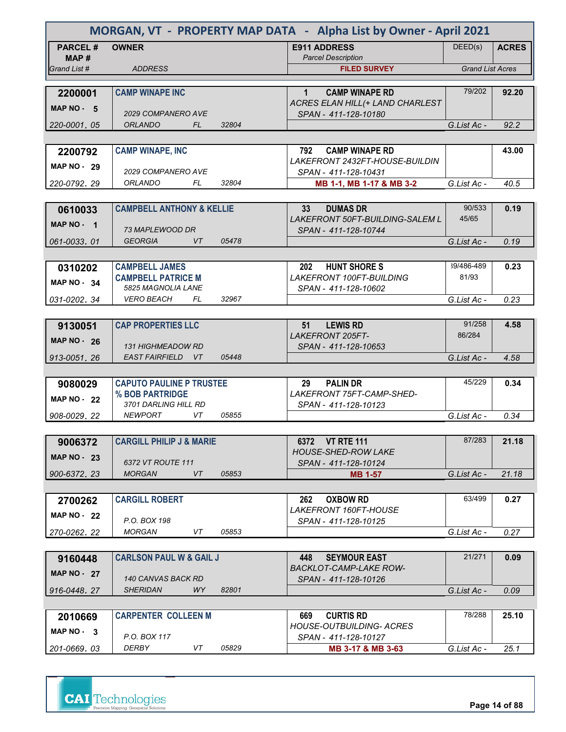# MORGAN, VT - PROPERTY MAP DATA - Alpha List by Owner - April 2021

| PARCEL # / MAP # / Grand List # | OWNER / ADDRESS | E911 ADDRESS / Parcel Description / FILED SURVEY | DEED(s) | ACRES / Grand List Acres |
|---|---|---|---|---|
| **2200001**<br>MAP NO - 5<br>220-0001. 05 | **CAMP WINAPE INC**<br>2029 COMPANERO AVE<br>ORLANDO FL 32804 | 1 CAMP WINAPE RD<br>ACRES ELAN HILL(+ LAND CHARLEST<br>SPAN - 411-128-10180 | 79/202 | **92.20**<br>G.List Ac - 92.2 |
| **2200792**<br>MAP NO - 29<br>220-0792. 29 | **CAMP WINAPE, INC**<br>2029 COMPANERO AVE<br>ORLANDO FL 32804 | 792 CAMP WINAPE RD<br>LAKEFRONT 2432FT-HOUSE-BUILDIN<br>SPAN - 411-128-10431<br>MB 1-1, MB 1-17 & MB 3-2 | | **43.00**<br>G.List Ac - 40.5 |
| **0610033**<br>MAP NO - 1<br>061-0033. 01 | **CAMPBELL ANTHONY & KELLIE**<br>73 MAPLEWOOD DR<br>GEORGIA VT 05478 | 33 DUMAS DR<br>LAKEFRONT 50FT-BUILDING-SALEM L<br>SPAN - 411-128-10744 | 90/533<br>45/65 | **0.19**<br>G.List Ac - 0.19 |
| **0310202**<br>MAP NO - 34<br>031-0202. 34 | **CAMPBELL JAMES**<br>**CAMPBELL PATRICE M**<br>5825 MAGNOLIA LANE<br>VERO BEACH FL 32967 | 202 HUNT SHORE S<br>LAKEFRONT 100FT-BUILDING<br>SPAN - 411-128-10602 | 39/486-489<br>81/93 | **0.23**<br>G.List Ac - 0.23 |
| **9130051**<br>MAP NO - 26<br>913-0051. 26 | **CAP PROPERTIES LLC**<br>131 HIGHMEADOW RD<br>EAST FAIRFIELD VT 05448 | 51 LEWIS RD<br>LAKEFRONT 205FT-<br>SPAN - 411-128-10653 | 91/258<br>86/284 | **4.58**<br>G.List Ac - 4.58 |
| **9080029**<br>MAP NO - 22<br>908-0029. 22 | **CAPUTO PAULINE P TRUSTEE**<br>**% BOB PARTRIDGE**<br>3701 DARLING HILL RD<br>NEWPORT VT 05855 | 29 PALIN DR<br>LAKEFRONT 75FT-CAMP-SHED-<br>SPAN - 411-128-10123 | 45/229 | **0.34**<br>G.List Ac - 0.34 |
| **9006372**<br>MAP NO - 23<br>900-6372. 23 | **CARGILL PHILIP J & MARIE**<br>6372 VT ROUTE 111<br>MORGAN VT 05853 | 6372 VT RTE 111<br>HOUSE-SHED-ROW LAKE<br>SPAN - 411-128-10124<br>MB 1-57 | 87/283 | **21.18**<br>G.List Ac - 21.18 |
| **2700262**<br>MAP NO - 22<br>270-0262. 22 | **CARGILL ROBERT**<br>P.O. BOX 198<br>MORGAN VT 05853 | 262 OXBOW RD<br>LAKEFRONT 160FT-HOUSE<br>SPAN - 411-128-10125 | 63/499 | **0.27**<br>G.List Ac - 0.27 |
| **9160448**<br>MAP NO - 27<br>916-0448. 27 | **CARLSON PAUL W & GAIL J**<br>140 CANVAS BACK RD<br>SHERIDAN WY 82801 | 448 SEYMOUR EAST<br>BACKLOT-CAMP-LAKE ROW-<br>SPAN - 411-128-10126 | 21/271 | **0.09**<br>G.List Ac - 0.09 |
| **2010669**<br>MAP NO - 3<br>201-0669. 03 | **CARPENTER COLLEEN M**<br>P.O. BOX 117<br>DERBY VT 05829 | 669 CURTIS RD<br>HOUSE-OUTBUILDING- ACRES<br>SPAN - 411-128-10127<br>MB 3-17 & MB 3-63 | 78/288 | **25.10**<br>G.List Ac - 25.1 |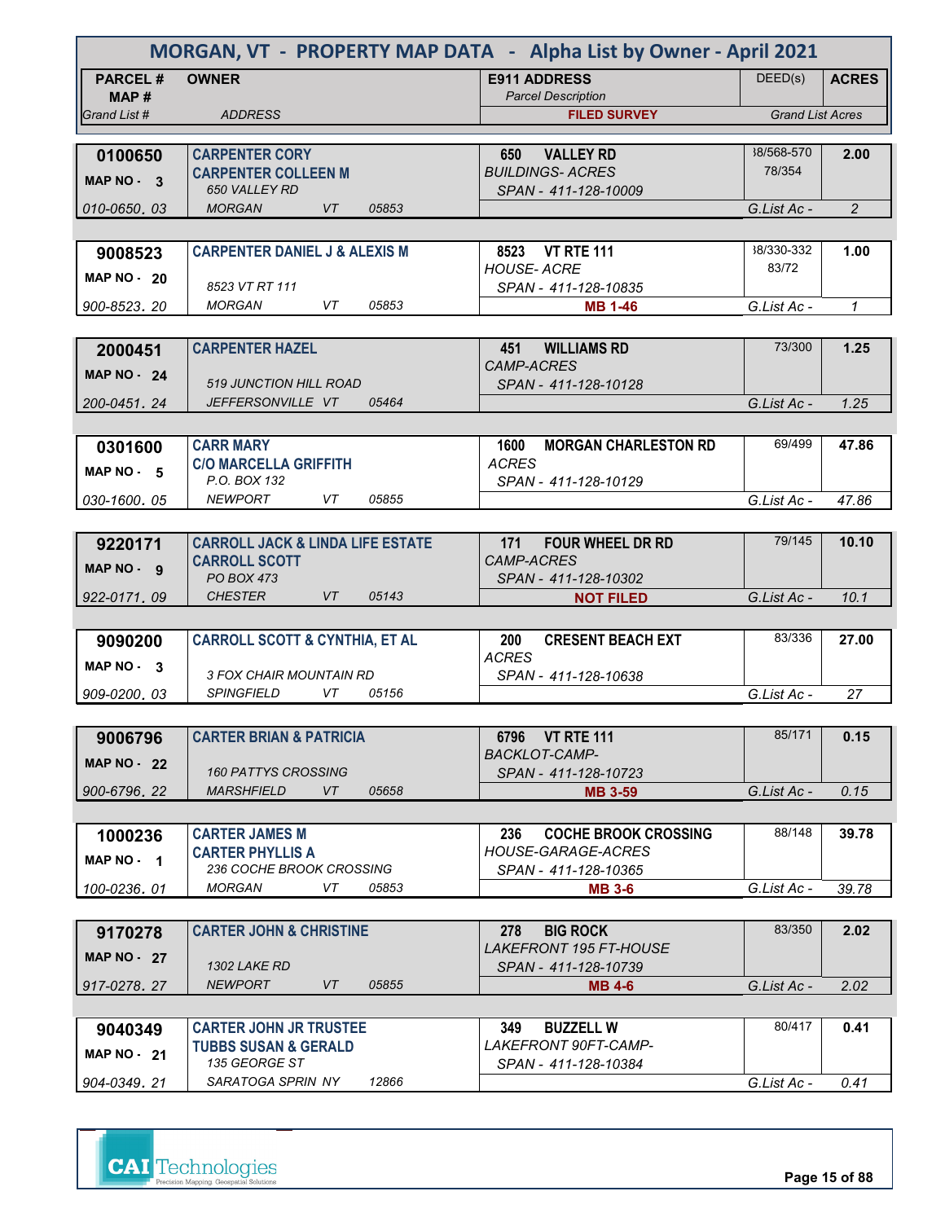# MORGAN, VT - PROPERTY MAP DATA - Alpha List by Owner - April 2021

| PARCEL # / MAP # / Grand List # | OWNER / ADDRESS | E911 ADDRESS / Parcel Description / FILED SURVEY | DEED(s) | ACRES / Grand List Acres |
|---|---|---|---|---|
| **0100650** MAP NO - 3 010-0650. 03 | **CARPENTER CORY** **CARPENTER COLLEEN M** 650 VALLEY RD MORGAN VT 05853 | **650 VALLEY RD** BUILDINGS- ACRES SPAN - 411-128-10009 | 38/568-570 78/354 | **2.00** G.List Ac - 2 |
| **9008523** MAP NO - 20 900-8523. 20 | **CARPENTER DANIEL J & ALEXIS M** 8523 VT RT 111 MORGAN VT 05853 | **8523 VT RTE 111** HOUSE- ACRE SPAN - 411-128-10835 **MB 1-46** | 38/330-332 83/72 | **1.00** G.List Ac - 1 |
| **2000451** MAP NO - 24 200-0451. 24 | **CARPENTER HAZEL** 519 JUNCTION HILL ROAD JEFFERSONVILLE VT 05464 | **451 WILLIAMS RD** CAMP-ACRES SPAN - 411-128-10128 | 73/300 | **1.25** G.List Ac - 1.25 |
| **0301600** MAP NO - 5 030-1600. 05 | **CARR MARY** **C/O MARCELLA GRIFFITH** P.O. BOX 132 NEWPORT VT 05855 | **1600 MORGAN CHARLESTON RD** ACRES SPAN - 411-128-10129 | 69/499 | **47.86** G.List Ac - 47.86 |
| **9220171** MAP NO - 9 922-0171. 09 | **CARROLL JACK & LINDA LIFE ESTATE** **CARROLL SCOTT** PO BOX 473 CHESTER VT 05143 | **171 FOUR WHEEL DR RD** CAMP-ACRES SPAN - 411-128-10302 **NOT FILED** | 79/145 | **10.10** G.List Ac - 10.1 |
| **9090200** MAP NO - 3 909-0200. 03 | **CARROLL SCOTT & CYNTHIA, ET AL** 3 FOX CHAIR MOUNTAIN RD SPINGFIELD VT 05156 | **200 CRESENT BEACH EXT** ACRES SPAN - 411-128-10638 | 83/336 | **27.00** G.List Ac - 27 |
| **9006796** MAP NO - 22 900-6796. 22 | **CARTER BRIAN & PATRICIA** 160 PATTYS CROSSING MARSHFIELD VT 05658 | **6796 VT RTE 111** BACKLOT-CAMP- SPAN - 411-128-10723 **MB 3-59** | 85/171 | **0.15** G.List Ac - 0.15 |
| **1000236** MAP NO - 1 100-0236. 01 | **CARTER JAMES M** **CARTER PHYLLIS A** 236 COCHE BROOK CROSSING MORGAN VT 05853 | **236 COCHE BROOK CROSSING** HOUSE-GARAGE-ACRES SPAN - 411-128-10365 **MB 3-6** | 88/148 | **39.78** G.List Ac - 39.78 |
| **9170278** MAP NO - 27 917-0278. 27 | **CARTER JOHN & CHRISTINE** 1302 LAKE RD NEWPORT VT 05855 | **278 BIG ROCK** LAKEFRONT 195 FT-HOUSE SPAN - 411-128-10739 **MB 4-6** | 83/350 | **2.02** G.List Ac - 2.02 |
| **9040349** MAP NO - 21 904-0349. 21 | **CARTER JOHN JR TRUSTEE** **TUBBS SUSAN & GERALD** 135 GEORGE ST SARATOGA SPRIN NY 12866 | **349 BUZZELL W** LAKEFRONT 90FT-CAMP- SPAN - 411-128-10384 | 80/417 | **0.41** G.List Ac - 0.41 |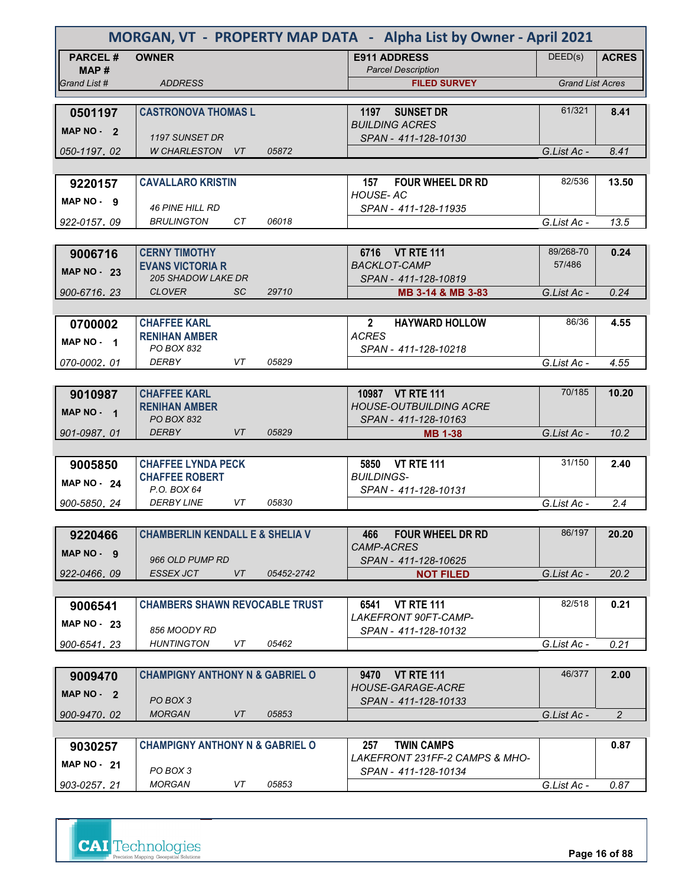# MORGAN, VT - PROPERTY MAP DATA - Alpha List by Owner - April 2021

| PARCEL # / MAP # / Grand List # | OWNER / ADDRESS | E911 ADDRESS / Parcel Description / FILED SURVEY | DEED(s) | ACRES / Grand List Acres |
|---|---|---|---|---|
| **0501197** / MAP NO - 2 / 050-1197. 02 | **CASTRONOVA THOMAS L** / 1197 SUNSET DR / W CHARLESTON VT 05872 | **1197 SUNSET DR** / BUILDING ACRES / SPAN - 411-128-10130 | 61/321 | **8.41** / G.List Ac - 8.41 |
| **9220157** / MAP NO - 9 / 922-0157. 09 | **CAVALLARO KRISTIN** / 46 PINE HILL RD / BRULINGTON CT 06018 | **157 FOUR WHEEL DR RD** / HOUSE- AC / SPAN - 411-128-11935 | 82/536 | **13.50** / G.List Ac - 13.5 |
| **9006716** / MAP NO - 23 / 900-6716. 23 | **CERNY TIMOTHY** / **EVANS VICTORIA R** / 205 SHADOW LAKE DR / CLOVER SC 29710 | **6716 VT RTE 111** / BACKLOT-CAMP / SPAN - 411-128-10819 / **MB 3-14 & MB 3-83** | 89/268-70 / 57/486 | **0.24** / G.List Ac - 0.24 |
| **0700002** / MAP NO - 1 / 070-0002. 01 | **CHAFFEE KARL** / **RENIHAN AMBER** / PO BOX 832 / DERBY VT 05829 | **2 HAYWARD HOLLOW** / ACRES / SPAN - 411-128-10218 | 86/36 | **4.55** / G.List Ac - 4.55 |
| **9010987** / MAP NO - 1 / 901-0987. 01 | **CHAFFEE KARL** / **RENIHAN AMBER** / PO BOX 832 / DERBY VT 05829 | **10987 VT RTE 111** / HOUSE-OUTBUILDING ACRE / SPAN - 411-128-10163 / **MB 1-38** | 70/185 | **10.20** / G.List Ac - 10.2 |
| **9005850** / MAP NO - 24 / 900-5850. 24 | **CHAFFEE LYNDA PECK** / **CHAFFEE ROBERT** / P.O. BOX 64 / DERBY LINE VT 05830 | **5850 VT RTE 111** / BUILDINGS- / SPAN - 411-128-10131 | 31/150 | **2.40** / G.List Ac - 2.4 |
| **9220466** / MAP NO - 9 / 922-0466. 09 | **CHAMBERLIN KENDALL E & SHELIA V** / 966 OLD PUMP RD / ESSEX JCT VT 05452-2742 | **466 FOUR WHEEL DR RD** / CAMP-ACRES / SPAN - 411-128-10625 / **NOT FILED** | 86/197 | **20.20** / G.List Ac - 20.2 |
| **9006541** / MAP NO - 23 / 900-6541. 23 | **CHAMBERS SHAWN REVOCABLE TRUST** / 856 MOODY RD / HUNTINGTON VT 05462 | **6541 VT RTE 111** / LAKEFRONT 90FT-CAMP- / SPAN - 411-128-10132 | 82/518 | **0.21** / G.List Ac - 0.21 |
| **9009470** / MAP NO - 2 / 900-9470. 02 | **CHAMPIGNY ANTHONY N & GABRIEL O** / PO BOX 3 / MORGAN VT 05853 | **9470 VT RTE 111** / HOUSE-GARAGE-ACRE / SPAN - 411-128-10133 | 46/377 | **2.00** / G.List Ac - 2 |
| **9030257** / MAP NO - 21 / 903-0257. 21 | **CHAMPIGNY ANTHONY N & GABRIEL O** / PO BOX 3 / MORGAN VT 05853 | **257 TWIN CAMPS** / LAKEFRONT 231FF-2 CAMPS & MHO- / SPAN - 411-128-10134 | | **0.87** / G.List Ac - 0.87 |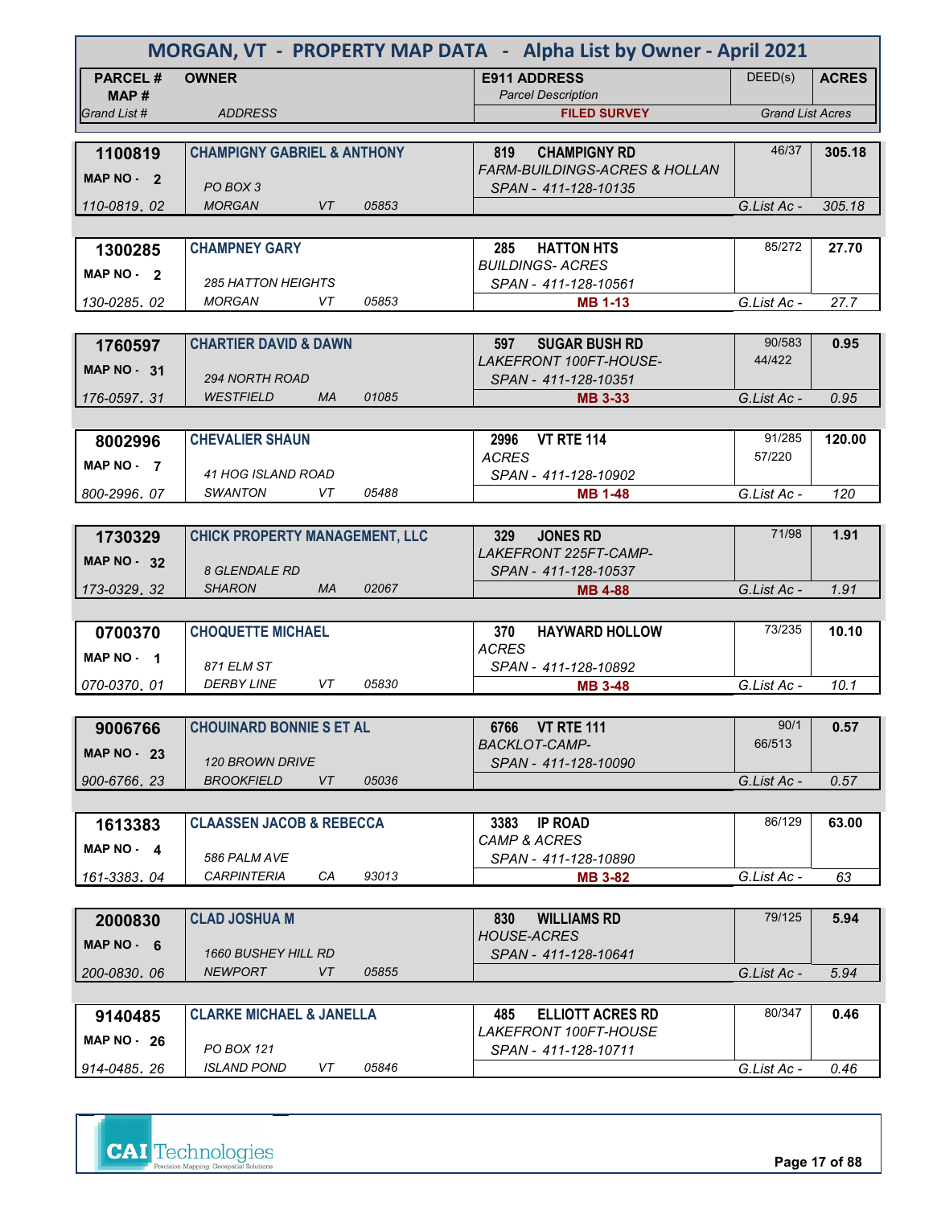# MORGAN, VT - PROPERTY MAP DATA - Alpha List by Owner - April 2021

| PARCEL # / MAP # / Grand List # | OWNER / ADDRESS | E911 ADDRESS / Parcel Description / FILED SURVEY | DEED(s) | ACRES / Grand List Acres |
|---|---|---|---|---|
| **1100819** MAP NO - 2 110-0819. 02 | **CHAMPIGNY GABRIEL & ANTHONY** PO BOX 3 MORGAN VT 05853 | **819 CHAMPIGNY RD** FARM-BUILDINGS-ACRES & HOLLAN SPAN - 411-128-10135 | 46/37 | **305.18** G.List Ac - 305.18 |
| **1300285** MAP NO - 2 130-0285. 02 | **CHAMPNEY GARY** 285 HATTON HEIGHTS MORGAN VT 05853 | **285 HATTON HTS** BUILDINGS- ACRES SPAN - 411-128-10561 **MB 1-13** | 85/272 | **27.70** G.List Ac - 27.7 |
| **1760597** MAP NO - 31 176-0597. 31 | **CHARTIER DAVID & DAWN** 294 NORTH ROAD WESTFIELD MA 01085 | **597 SUGAR BUSH RD** LAKEFRONT 100FT-HOUSE- SPAN - 411-128-10351 **MB 3-33** | 90/583 44/422 | **0.95** G.List Ac - 0.95 |
| **8002996** MAP NO - 7 800-2996. 07 | **CHEVALIER SHAUN** 41 HOG ISLAND ROAD SWANTON VT 05488 | **2996 VT RTE 114** ACRES SPAN - 411-128-10902 **MB 1-48** | 91/285 57/220 | **120.00** G.List Ac - 120 |
| **1730329** MAP NO - 32 173-0329. 32 | **CHICK PROPERTY MANAGEMENT, LLC** 8 GLENDALE RD SHARON MA 02067 | **329 JONES RD** LAKEFRONT 225FT-CAMP- SPAN - 411-128-10537 **MB 4-88** | 71/98 | **1.91** G.List Ac - 1.91 |
| **0700370** MAP NO - 1 070-0370. 01 | **CHOQUETTE MICHAEL** 871 ELM ST DERBY LINE VT 05830 | **370 HAYWARD HOLLOW** ACRES SPAN - 411-128-10892 **MB 3-48** | 73/235 | **10.10** G.List Ac - 10.1 |
| **9006766** MAP NO - 23 900-6766. 23 | **CHOUINARD BONNIE S ET AL** 120 BROWN DRIVE BROOKFIELD VT 05036 | **6766 VT RTE 111** BACKLOT-CAMP- SPAN - 411-128-10090 | 90/1 66/513 | **0.57** G.List Ac - 0.57 |
| **1613383** MAP NO - 4 161-3383. 04 | **CLAASSEN JACOB & REBECCA** 586 PALM AVE CARPINTERIA CA 93013 | **3383 IP ROAD** CAMP & ACRES SPAN - 411-128-10890 **MB 3-82** | 86/129 | **63.00** G.List Ac - 63 |
| **2000830** MAP NO - 6 200-0830. 06 | **CLAD JOSHUA M** 1660 BUSHEY HILL RD NEWPORT VT 05855 | **830 WILLIAMS RD** HOUSE-ACRES SPAN - 411-128-10641 | 79/125 | **5.94** G.List Ac - 5.94 |
| **9140485** MAP NO - 26 914-0485. 26 | **CLARKE MICHAEL & JANELLA** PO BOX 121 ISLAND POND VT 05846 | **485 ELLIOTT ACRES RD** LAKEFRONT 100FT-HOUSE SPAN - 411-128-10711 | 80/347 | **0.46** G.List Ac - 0.46 |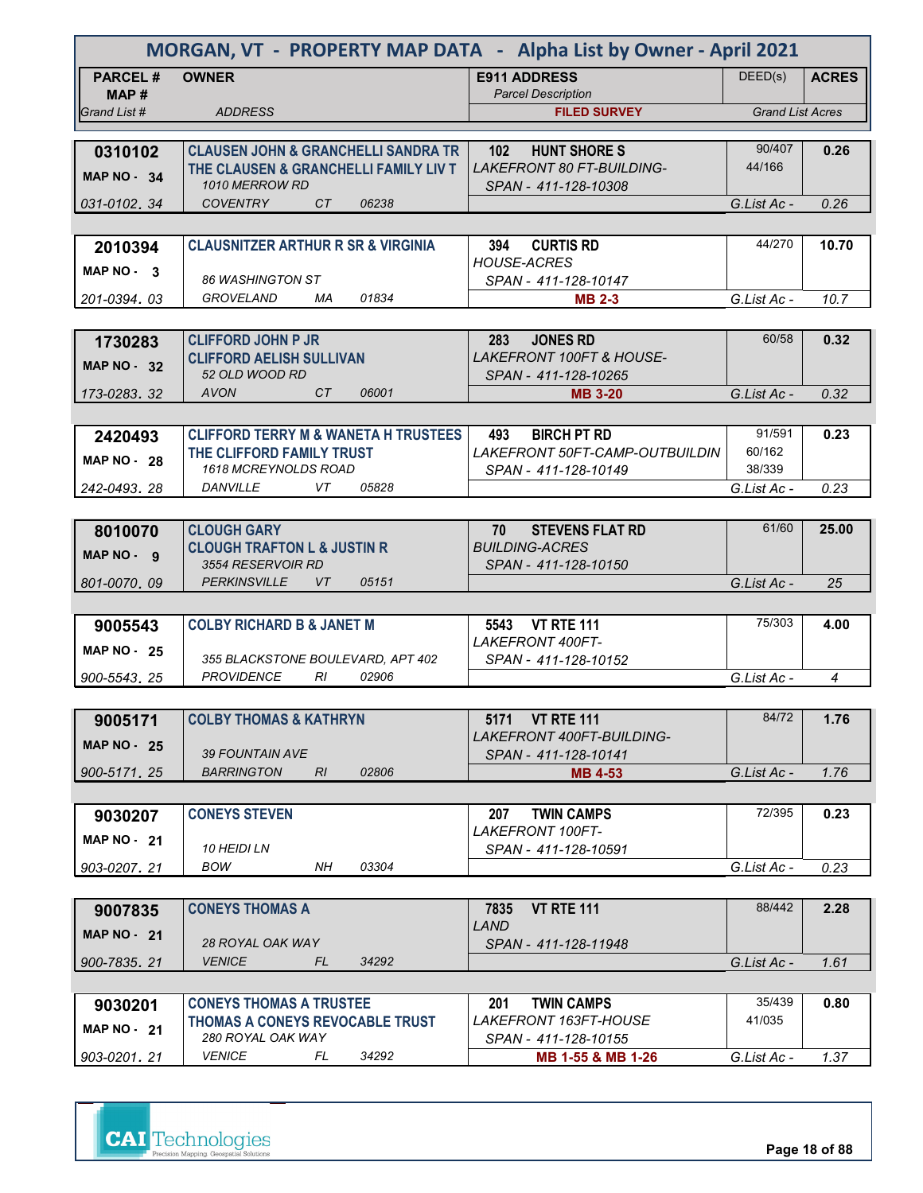# MORGAN, VT - PROPERTY MAP DATA - Alpha List by Owner - April 2021

| PARCEL # / MAP # / Grand List # | OWNER / ADDRESS | E911 ADDRESS / Parcel Description / FILED SURVEY | DEED(s) | ACRES / Grand List Acres |
|---|---|---|---|---|
| 0310102 / MAP NO - 34 / 031-0102. 34 | CLAUSEN JOHN & GRANCHELLI SANDRA TR / THE CLAUSEN & GRANCHELLI FAMILY LIV T / 1010 MERROW RD / COVENTRY CT 06238 | 102 HUNT SHORE S / LAKEFRONT 80 FT-BUILDING- / SPAN - 411-128-10308 | 90/407 44/166 | 0.26 / G.List Ac - 0.26 |
| 2010394 / MAP NO - 3 / 201-0394. 03 | CLAUSNITZER ARTHUR R SR & VIRGINIA / 86 WASHINGTON ST / GROVELAND MA 01834 | 394 CURTIS RD / HOUSE-ACRES / SPAN - 411-128-10147 / MB 2-3 | 44/270 | 10.70 / G.List Ac - 10.7 |
| 1730283 / MAP NO - 32 / 173-0283. 32 | CLIFFORD JOHN P JR / CLIFFORD AELISH SULLIVAN / 52 OLD WOOD RD / AVON CT 06001 | 283 JONES RD / LAKEFRONT 100FT & HOUSE- / SPAN - 411-128-10265 / MB 3-20 | 60/58 | 0.32 / G.List Ac - 0.32 |
| 2420493 / MAP NO - 28 / 242-0493. 28 | CLIFFORD TERRY M & WANETA H TRUSTEES / THE CLIFFORD FAMILY TRUST / 1618 MCREYNOLDS ROAD / DANVILLE VT 05828 | 493 BIRCH PT RD / LAKEFRONT 50FT-CAMP-OUTBUILDIN / SPAN - 411-128-10149 | 91/591 60/162 38/339 | 0.23 / G.List Ac - 0.23 |
| 8010070 / MAP NO - 9 / 801-0070. 09 | CLOUGH GARY / CLOUGH TRAFTON L & JUSTIN R / 3554 RESERVOIR RD / PERKINSVILLE VT 05151 | 70 STEVENS FLAT RD / BUILDING-ACRES / SPAN - 411-128-10150 | 61/60 | 25.00 / G.List Ac - 25 |
| 9005543 / MAP NO - 25 / 900-5543. 25 | COLBY RICHARD B & JANET M / 355 BLACKSTONE BOULEVARD, APT 402 / PROVIDENCE RI 02906 | 5543 VT RTE 111 / LAKEFRONT 400FT- / SPAN - 411-128-10152 | 75/303 | 4.00 / G.List Ac - 4 |
| 9005171 / MAP NO - 25 / 900-5171. 25 | COLBY THOMAS & KATHRYN / 39 FOUNTAIN AVE / BARRINGTON RI 02806 | 5171 VT RTE 111 / LAKEFRONT 400FT-BUILDING- / SPAN - 411-128-10141 / MB 4-53 | 84/72 | 1.76 / G.List Ac - 1.76 |
| 9030207 / MAP NO - 21 / 903-0207. 21 | CONEYS STEVEN / 10 HEIDI LN / BOW NH 03304 | 207 TWIN CAMPS / LAKEFRONT 100FT- / SPAN - 411-128-10591 | 72/395 | 0.23 / G.List Ac - 0.23 |
| 9007835 / MAP NO - 21 / 900-7835. 21 | CONEYS THOMAS A / 28 ROYAL OAK WAY / VENICE FL 34292 | 7835 VT RTE 111 / LAND / SPAN - 411-128-11948 | 88/442 | 2.28 / G.List Ac - 1.61 |
| 9030201 / MAP NO - 21 / 903-0201. 21 | CONEYS THOMAS A TRUSTEE / THOMAS A CONEYS REVOCABLE TRUST / 280 ROYAL OAK WAY / VENICE FL 34292 | 201 TWIN CAMPS / LAKEFRONT 163FT-HOUSE / SPAN - 411-128-10155 / MB 1-55 & MB 1-26 | 35/439 41/035 | 0.80 / G.List Ac - 1.37 |

CAI Technologies
Precision Mapping. Geospatial Solutions.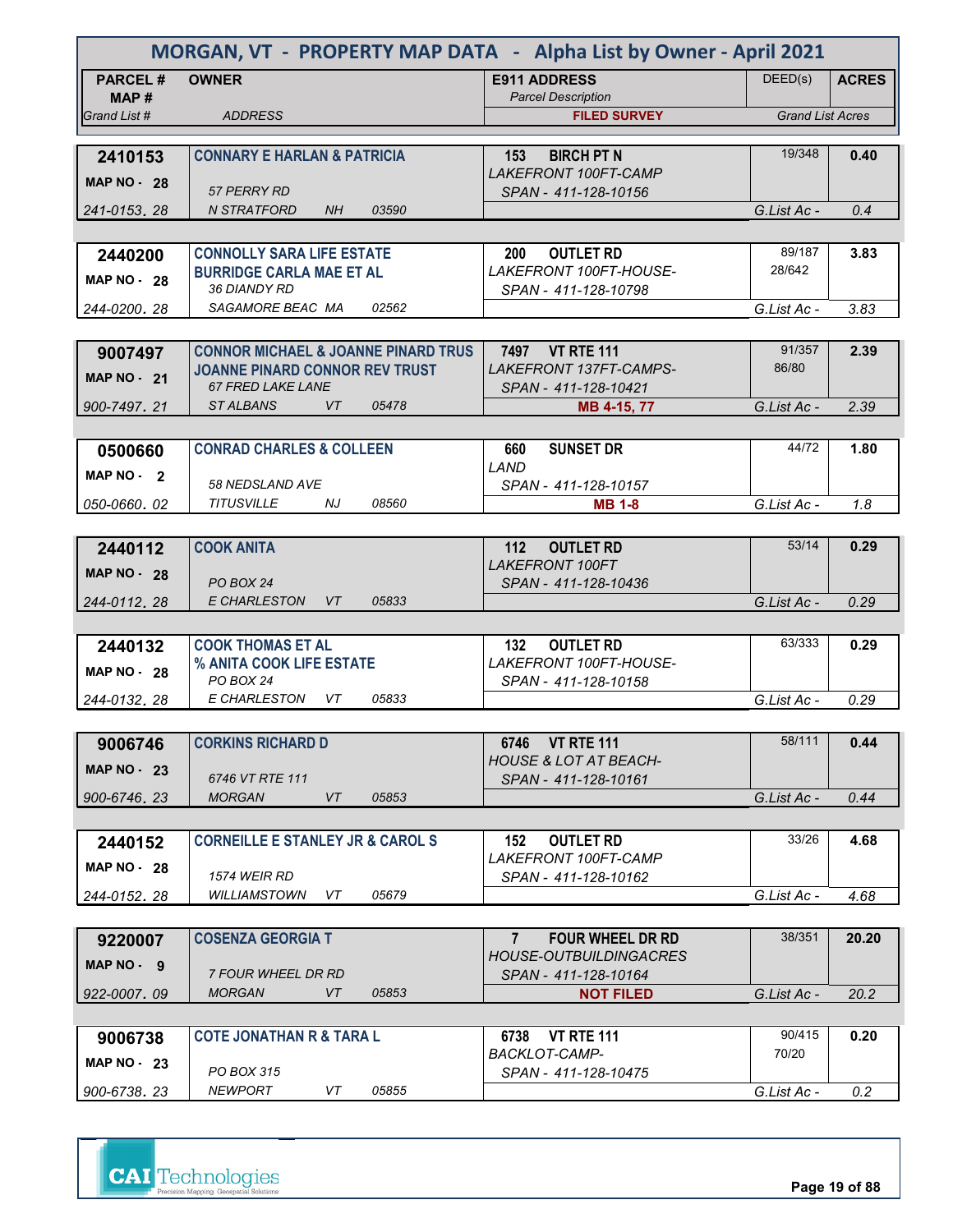# MORGAN, VT - PROPERTY MAP DATA - Alpha List by Owner - April 2021

| PARCEL # / MAP # / Grand List # | OWNER / ADDRESS | E911 ADDRESS / Parcel Description / FILED SURVEY | DEED(s) | ACRES / Grand List Acres |
|---|---|---|---|---|
| 2410153 / MAP NO - 28 / 241-0153. 28 | CONNARY E HARLAN & PATRICIA / 57 PERRY RD / N STRATFORD NH 03590 | 153 BIRCH PT N / LAKEFRONT 100FT-CAMP / SPAN - 411-128-10156 | 19/348 | 0.40 / G.List Ac - 0.4 |
| 2440200 / MAP NO - 28 / 244-0200. 28 | CONNOLLY SARA LIFE ESTATE / BURRIDGE CARLA MAE ET AL / 36 DIANDY RD / SAGAMORE BEAC MA 02562 | 200 OUTLET RD / LAKEFRONT 100FT-HOUSE- / SPAN - 411-128-10798 | 89/187, 28/642 | 3.83 / G.List Ac - 3.83 |
| 9007497 / MAP NO - 21 / 900-7497. 21 | CONNOR MICHAEL & JOANNE PINARD TRUS / JOANNE PINARD CONNOR REV TRUST / 67 FRED LAKE LANE / ST ALBANS VT 05478 | 7497 VT RTE 111 / LAKEFRONT 137FT-CAMPS- / SPAN - 411-128-10421 / MB 4-15, 77 | 91/357, 86/80 | 2.39 / G.List Ac - 2.39 |
| 0500660 / MAP NO - 2 / 050-0660. 02 | CONRAD CHARLES & COLLEEN / 58 NEDSLAND AVE / TITUSVILLE NJ 08560 | 660 SUNSET DR / LAND / SPAN - 411-128-10157 / MB 1-8 | 44/72 | 1.80 / G.List Ac - 1.8 |
| 2440112 / MAP NO - 28 / 244-0112. 28 | COOK ANITA / PO BOX 24 / E CHARLESTON VT 05833 | 112 OUTLET RD / LAKEFRONT 100FT / SPAN - 411-128-10436 | 53/14 | 0.29 / G.List Ac - 0.29 |
| 2440132 / MAP NO - 28 / 244-0132. 28 | COOK THOMAS ET AL / % ANITA COOK LIFE ESTATE / PO BOX 24 / E CHARLESTON VT 05833 | 132 OUTLET RD / LAKEFRONT 100FT-HOUSE- / SPAN - 411-128-10158 | 63/333 | 0.29 / G.List Ac - 0.29 |
| 9006746 / MAP NO - 23 / 900-6746. 23 | CORKINS RICHARD D / 6746 VT RTE 111 / MORGAN VT 05853 | 6746 VT RTE 111 / HOUSE & LOT AT BEACH- / SPAN - 411-128-10161 | 58/111 | 0.44 / G.List Ac - 0.44 |
| 2440152 / MAP NO - 28 / 244-0152. 28 | CORNEILLE E STANLEY JR & CAROL S / 1574 WEIR RD / WILLIAMSTOWN VT 05679 | 152 OUTLET RD / LAKEFRONT 100FT-CAMP / SPAN - 411-128-10162 | 33/26 | 4.68 / G.List Ac - 4.68 |
| 9220007 / MAP NO - 9 / 922-0007. 09 | COSENZA GEORGIA T / 7 FOUR WHEEL DR RD / MORGAN VT 05853 | 7 FOUR WHEEL DR RD / HOUSE-OUTBUILDINGACRES / SPAN - 411-128-10164 / NOT FILED | 38/351 | 20.20 / G.List Ac - 20.2 |
| 9006738 / MAP NO - 23 / 900-6738. 23 | COTE JONATHAN R & TARA L / PO BOX 315 / NEWPORT VT 05855 | 6738 VT RTE 111 / BACKLOT-CAMP- / SPAN - 411-128-10475 | 90/415, 70/20 | 0.20 / G.List Ac - 0.2 |

CAI Technologies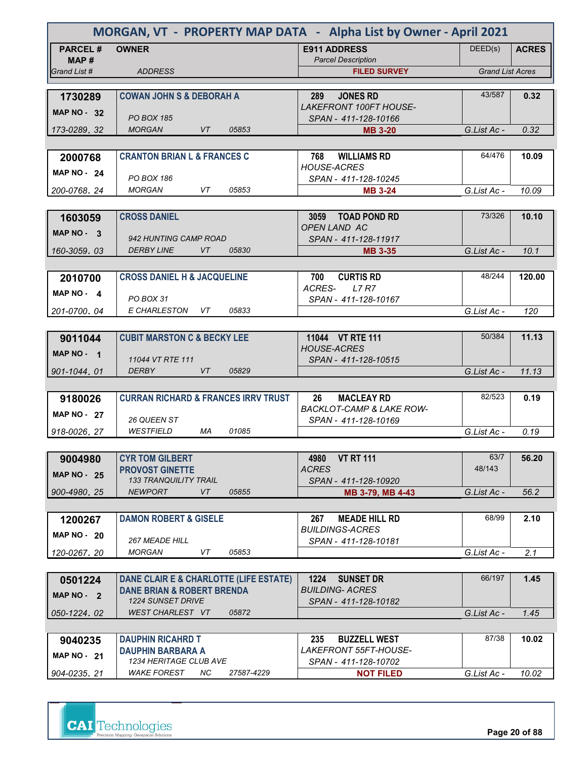# MORGAN, VT - PROPERTY MAP DATA - Alpha List by Owner - April 2021

| PARCEL # / MAP # / Grand List # | OWNER / ADDRESS | E911 ADDRESS / Parcel Description / FILED SURVEY | DEED(s) | ACRES / Grand List Acres |
|---|---|---|---|---|
| **1730289** / MAP NO - 32 / 173-0289. 32 | **COWAN JOHN S & DEBORAH A** / PO BOX 185 / MORGAN VT 05853 | **289 JONES RD** / LAKEFRONT 100FT HOUSE- / SPAN - 411-128-10166 / **MB 3-20** | 43/587 | **0.32** / G.List Ac - 0.32 |
| **2000768** / MAP NO - 24 / 200-0768. 24 | **CRANTON BRIAN L & FRANCES C** / PO BOX 186 / MORGAN VT 05853 | **768 WILLIAMS RD** / HOUSE-ACRES / SPAN - 411-128-10245 / **MB 3-24** | 64/476 | **10.09** / G.List Ac - 10.09 |
| **1603059** / MAP NO - 3 / 160-3059. 03 | **CROSS DANIEL** / 942 HUNTING CAMP ROAD / DERBY LINE VT 05830 | **3059 TOAD POND RD** / OPEN LAND AC / SPAN - 411-128-11917 / **MB 3-35** | 73/326 | **10.10** / G.List Ac - 10.1 |
| **2010700** / MAP NO - 4 / 201-0700. 04 | **CROSS DANIEL H & JACQUELINE** / PO BOX 31 / E CHARLESTON VT 05833 | **700 CURTIS RD** / ACRES- L7 R7 / SPAN - 411-128-10167 | 48/244 | **120.00** / G.List Ac - 120 |
| **9011044** / MAP NO - 1 / 901-1044. 01 | **CUBIT MARSTON C & BECKY LEE** / 11044 VT RTE 111 / DERBY VT 05829 | **11044 VT RTE 111** / HOUSE-ACRES / SPAN - 411-128-10515 | 50/384 | **11.13** / G.List Ac - 11.13 |
| **9180026** / MAP NO - 27 / 918-0026. 27 | **CURRAN RICHARD & FRANCES IRRV TRUST** / 26 QUEEN ST / WESTFIELD MA 01085 | **26 MACLEAY RD** / BACKLOT-CAMP & LAKE ROW- / SPAN - 411-128-10169 | 82/523 | **0.19** / G.List Ac - 0.19 |
| **9004980** / MAP NO - 25 / 900-4980. 25 | **CYR TOM GILBERT** / **PROVOST GINETTE** / 133 TRANQUILITY TRAIL / NEWPORT VT 05855 | **4980 VT RT 111** / ACRES / SPAN - 411-128-10920 / **MB 3-79, MB 4-43** | 63/7 / 48/143 | **56.20** / G.List Ac - 56.2 |
| **1200267** / MAP NO - 20 / 120-0267. 20 | **DAMON ROBERT & GISELE** / 267 MEADE HILL / MORGAN VT 05853 | **267 MEADE HILL RD** / BUILDINGS-ACRES / SPAN - 411-128-10181 | 68/99 | **2.10** / G.List Ac - 2.1 |
| **0501224** / MAP NO - 2 / 050-1224. 02 | **DANE CLAIR E & CHARLOTTE (LIFE ESTATE)** / **DANE BRIAN & ROBERT BRENDA** / 1224 SUNSET DRIVE / WEST CHARLEST VT 05872 | **1224 SUNSET DR** / BUILDING- ACRES / SPAN - 411-128-10182 | 66/197 | **1.45** / G.List Ac - 1.45 |
| **9040235** / MAP NO - 21 / 904-0235. 21 | **DAUPHIN RICAHRD T** / **DAUPHIN BARBARA A** / 1234 HERITAGE CLUB AVE / WAKE FOREST NC 27587-4229 | **235 BUZZELL WEST** / LAKEFRONT 55FT-HOUSE- / SPAN - 411-128-10702 / **NOT FILED** | 87/38 | **10.02** / G.List Ac - 10.02 |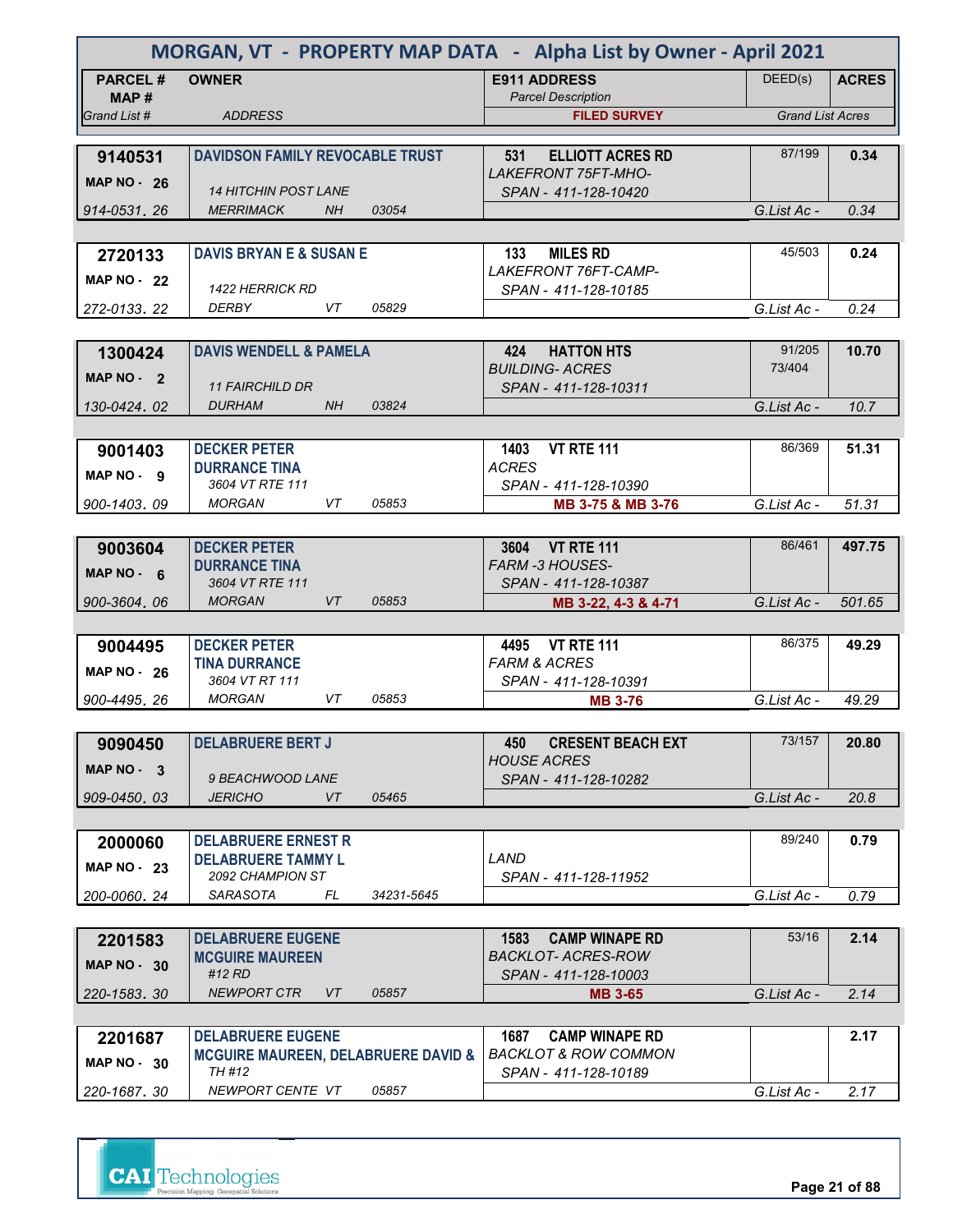# MORGAN, VT - PROPERTY MAP DATA - Alpha List by Owner - April 2021

| PARCEL # / MAP # / Grand List # | OWNER / ADDRESS | E911 ADDRESS / Parcel Description / FILED SURVEY | DEED(s) | ACRES / Grand List Acres |
|---|---|---|---|---|
| 9140531 / MAP NO - 26 / 914-0531. 26 | DAVIDSON FAMILY REVOCABLE TRUST / 14 HITCHIN POST LANE / MERRIMACK NH 03054 | 531 ELLIOTT ACRES RD / LAKEFRONT 75FT-MHO- / SPAN - 411-128-10420 | 87/199 | 0.34 / G.List Ac - 0.34 |
| 2720133 / MAP NO - 22 / 272-0133. 22 | DAVIS BRYAN E & SUSAN E / 1422 HERRICK RD / DERBY VT 05829 | 133 MILES RD / LAKEFRONT 76FT-CAMP- / SPAN - 411-128-10185 | 45/503 | 0.24 / G.List Ac - 0.24 |
| 1300424 / MAP NO - 2 / 130-0424. 02 | DAVIS WENDELL & PAMELA / 11 FAIRCHILD DR / DURHAM NH 03824 | 424 HATTON HTS / BUILDING- ACRES / SPAN - 411-128-10311 | 91/205 73/404 | 10.70 / G.List Ac - 10.7 |
| 9001403 / MAP NO - 9 / 900-1403. 09 | DECKER PETER / DURRANCE TINA / 3604 VT RTE 111 / MORGAN VT 05853 | 1403 VT RTE 111 / ACRES / SPAN - 411-128-10390 / MB 3-75 & MB 3-76 | 86/369 | 51.31 / G.List Ac - 51.31 |
| 9003604 / MAP NO - 6 / 900-3604. 06 | DECKER PETER / DURRANCE TINA / 3604 VT RTE 111 / MORGAN VT 05853 | 3604 VT RTE 111 / FARM -3 HOUSES- / SPAN - 411-128-10387 / MB 3-22, 4-3 & 4-71 | 86/461 | 497.75 / G.List Ac - 501.65 |
| 9004495 / MAP NO - 26 / 900-4495. 26 | DECKER PETER / TINA DURRANCE / 3604 VT RT 111 / MORGAN VT 05853 | 4495 VT RTE 111 / FARM & ACRES / SPAN - 411-128-10391 / MB 3-76 | 86/375 | 49.29 / G.List Ac - 49.29 |
| 9090450 / MAP NO - 3 / 909-0450. 03 | DELABRUERE BERT J / 9 BEACHWOOD LANE / JERICHO VT 05465 | 450 CRESENT BEACH EXT / HOUSE ACRES / SPAN - 411-128-10282 | 73/157 | 20.80 / G.List Ac - 20.8 |
| 2000060 / MAP NO - 23 / 200-0060. 24 | DELABRUERE ERNEST R / DELABRUERE TAMMY L / 2092 CHAMPION ST / SARASOTA FL 34231-5645 | LAND / SPAN - 411-128-11952 | 89/240 | 0.79 / G.List Ac - 0.79 |
| 2201583 / MAP NO - 30 / 220-1583. 30 | DELABRUERE EUGENE / MCGUIRE MAUREEN / #12 RD / NEWPORT CTR VT 05857 | 1583 CAMP WINAPE RD / BACKLOT- ACRES-ROW / SPAN - 411-128-10003 / MB 3-65 | 53/16 | 2.14 / G.List Ac - 2.14 |
| 2201687 / MAP NO - 30 / 220-1687. 30 | DELABRUERE EUGENE / MCGUIRE MAUREEN, DELABRUERE DAVID & / TH #12 / NEWPORT CENTE VT 05857 | 1687 CAMP WINAPE RD / BACKLOT & ROW COMMON / SPAN - 411-128-10189 | | 2.17 / G.List Ac - 2.17 |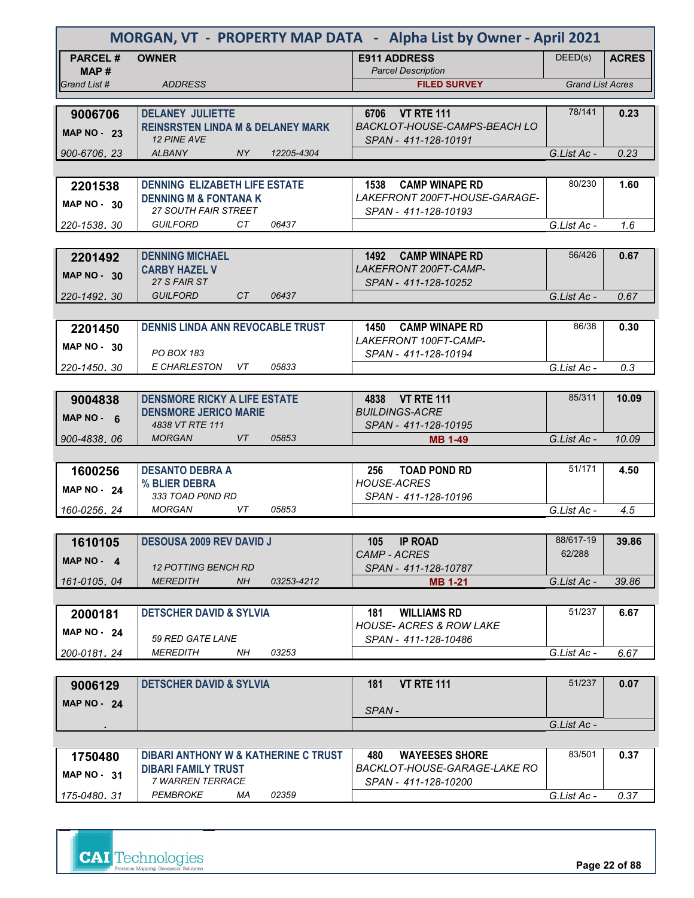# MORGAN, VT - PROPERTY MAP DATA - Alpha List by Owner - April 2021

| PARCEL # / MAP # / Grand List # | OWNER / ADDRESS | E911 ADDRESS / Parcel Description / FILED SURVEY | DEED(s) | ACRES / Grand List Acres |
|---|---|---|---|---|
| **9006706** / MAP NO - 23 / 900-6706. 23 | **DELANEY JULIETTE** / **REINSRSTEN LINDA M & DELANEY MARK** / 12 PINE AVE / ALBANY NY 12205-4304 | **6706 VT RTE 111** / BACKLOT-HOUSE-CAMPS-BEACH LO / SPAN - 411-128-10191 | 78/141 | **0.23** / G.List Ac - 0.23 |
| **2201538** / MAP NO - 30 / 220-1538. 30 | **DENNING ELIZABETH LIFE ESTATE** / **DENNING M & FONTANA K** / 27 SOUTH FAIR STREET / GUILFORD CT 06437 | **1538 CAMP WINAPE RD** / LAKEFRONT 200FT-HOUSE-GARAGE- / SPAN - 411-128-10193 | 80/230 | **1.60** / G.List Ac - 1.6 |
| **2201492** / MAP NO - 30 / 220-1492. 30 | **DENNING MICHAEL** / **CARBY HAZEL V** / 27 S FAIR ST / GUILFORD CT 06437 | **1492 CAMP WINAPE RD** / LAKEFRONT 200FT-CAMP- / SPAN - 411-128-10252 | 56/426 | **0.67** / G.List Ac - 0.67 |
| **2201450** / MAP NO - 30 / 220-1450. 30 | **DENNIS LINDA ANN REVOCABLE TRUST** / PO BOX 183 / E CHARLESTON VT 05833 | **1450 CAMP WINAPE RD** / LAKEFRONT 100FT-CAMP- / SPAN - 411-128-10194 | 86/38 | **0.30** / G.List Ac - 0.3 |
| **9004838** / MAP NO - 6 / 900-4838. 06 | **DENSMORE RICKY A LIFE ESTATE** / **DENSMORE JERICO MARIE** / 4838 VT RTE 111 / MORGAN VT 05853 | **4838 VT RTE 111** / BUILDINGS-ACRE / SPAN - 411-128-10195 / **MB 1-49** | 85/311 | **10.09** / G.List Ac - 10.09 |
| **1600256** / MAP NO - 24 / 160-0256. 24 | **DESANTO DEBRA A** / **% BLIER DEBRA** / 333 TOAD P0ND RD / MORGAN VT 05853 | **256 TOAD POND RD** / HOUSE-ACRES / SPAN - 411-128-10196 | 51/171 | **4.50** / G.List Ac - 4.5 |
| **1610105** / MAP NO - 4 / 161-0105. 04 | **DESOUSA 2009 REV DAVID J** / 12 POTTING BENCH RD / MEREDITH NH 03253-4212 | **105 IP ROAD** / CAMP - ACRES / SPAN - 411-128-10787 / **MB 1-21** | 88/617-19 62/288 | **39.86** / G.List Ac - 39.86 |
| **2000181** / MAP NO - 24 / 200-0181. 24 | **DETSCHER DAVID & SYLVIA** / 59 RED GATE LANE / MEREDITH NH 03253 | **181 WILLIAMS RD** / HOUSE- ACRES & ROW LAKE / SPAN - 411-128-10486 | 51/237 | **6.67** / G.List Ac - 6.67 |
| **9006129** / MAP NO - 24 / . | **DETSCHER DAVID & SYLVIA** | **181 VT RTE 111** / SPAN - | 51/237 | **0.07** / G.List Ac - |
| **1750480** / MAP NO - 31 / 175-0480. 31 | **DIBARI ANTHONY W & KATHERINE C TRUST** / **DIBARI FAMILY TRUST** / 7 WARREN TERRACE / PEMBROKE MA 02359 | **480 WAYEESES SHORE** / BACKLOT-HOUSE-GARAGE-LAKE RO / SPAN - 411-128-10200 | 83/501 | **0.37** / G.List Ac - 0.37 |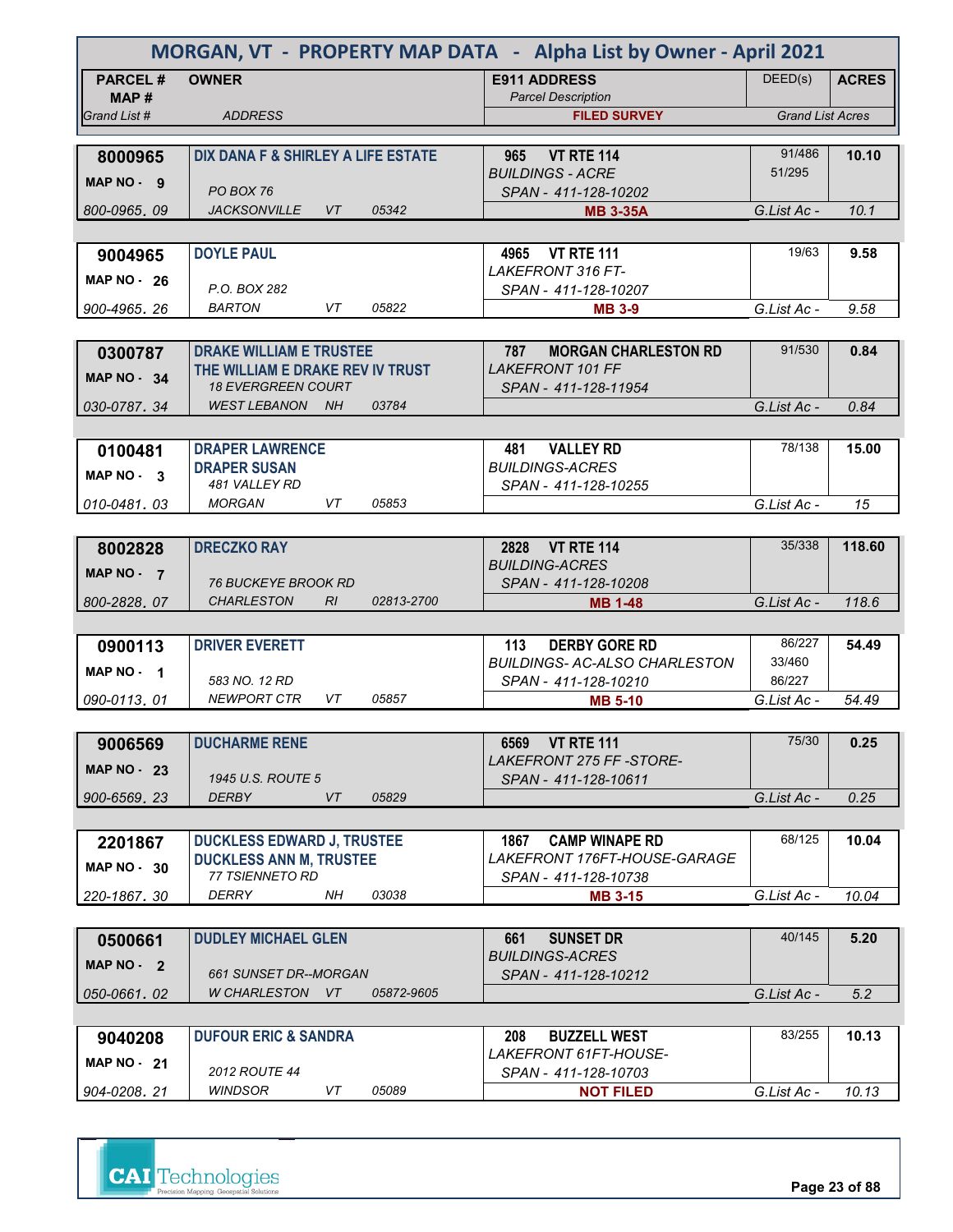# MORGAN, VT - PROPERTY MAP DATA - Alpha List by Owner - April 2021

| PARCEL # / MAP # / Grand List # | OWNER / ADDRESS | E911 ADDRESS / Parcel Description / FILED SURVEY | DEED(s) | ACRES / Grand List Acres |
|---|---|---|---|---|
| 8000965 / MAP NO - 9 / 800-0965. 09 | DIX DANA F & SHIRLEY A LIFE ESTATE / PO BOX 76 / JACKSONVILLE VT 05342 | 965 VT RTE 114 / BUILDINGS - ACRE / SPAN - 411-128-10202 / MB 3-35A | 91/486, 51/295 | 10.10 / G.List Ac - 10.1 |
| 9004965 / MAP NO - 26 / 900-4965. 26 | DOYLE PAUL / P.O. BOX 282 / BARTON VT 05822 | 4965 VT RTE 111 / LAKEFRONT 316 FT- / SPAN - 411-128-10207 / MB 3-9 | 19/63 | 9.58 / G.List Ac - 9.58 |
| 0300787 / MAP NO - 34 / 030-0787. 34 | DRAKE WILLIAM E TRUSTEE / THE WILLIAM E DRAKE REV IV TRUST / 18 EVERGREEN COURT / WEST LEBANON NH 03784 | 787 MORGAN CHARLESTON RD / LAKEFRONT 101 FF / SPAN - 411-128-11954 | 91/530 | 0.84 / G.List Ac - 0.84 |
| 0100481 / MAP NO - 3 / 010-0481. 03 | DRAPER LAWRENCE / DRAPER SUSAN / 481 VALLEY RD / MORGAN VT 05853 | 481 VALLEY RD / BUILDINGS-ACRES / SPAN - 411-128-10255 | 78/138 | 15.00 / G.List Ac - 15 |
| 8002828 / MAP NO - 7 / 800-2828. 07 | DRECZKO RAY / 76 BUCKEYE BROOK RD / CHARLESTON RI 02813-2700 | 2828 VT RTE 114 / BUILDING-ACRES / SPAN - 411-128-10208 / MB 1-48 | 35/338 | 118.60 / G.List Ac - 118.6 |
| 0900113 / MAP NO - 1 / 090-0113. 01 | DRIVER EVERETT / 583 NO. 12 RD / NEWPORT CTR VT 05857 | 113 DERBY GORE RD / BUILDINGS- AC-ALSO CHARLESTON / SPAN - 411-128-10210 / MB 5-10 | 86/227, 33/460, 86/227 | 54.49 / G.List Ac - 54.49 |
| 9006569 / MAP NO - 23 / 900-6569. 23 | DUCHARME RENE / 1945 U.S. ROUTE 5 / DERBY VT 05829 | 6569 VT RTE 111 / LAKEFRONT 275 FF -STORE- / SPAN - 411-128-10611 | 75/30 | 0.25 / G.List Ac - 0.25 |
| 2201867 / MAP NO - 30 / 220-1867. 30 | DUCKLESS EDWARD J, TRUSTEE / DUCKLESS ANN M, TRUSTEE / 77 TSIENNETO RD / DERRY NH 03038 | 1867 CAMP WINAPE RD / LAKEFRONT 176FT-HOUSE-GARAGE / SPAN - 411-128-10738 / MB 3-15 | 68/125 | 10.04 / G.List Ac - 10.04 |
| 0500661 / MAP NO - 2 / 050-0661. 02 | DUDLEY MICHAEL GLEN / 661 SUNSET DR--MORGAN / W CHARLESTON VT 05872-9605 | 661 SUNSET DR / BUILDINGS-ACRES / SPAN - 411-128-10212 | 40/145 | 5.20 / G.List Ac - 5.2 |
| 9040208 / MAP NO - 21 / 904-0208. 21 | DUFOUR ERIC & SANDRA / 2012 ROUTE 44 / WINDSOR VT 05089 | 208 BUZZELL WEST / LAKEFRONT 61FT-HOUSE- / SPAN - 411-128-10703 / NOT FILED | 83/255 | 10.13 / G.List Ac - 10.13 |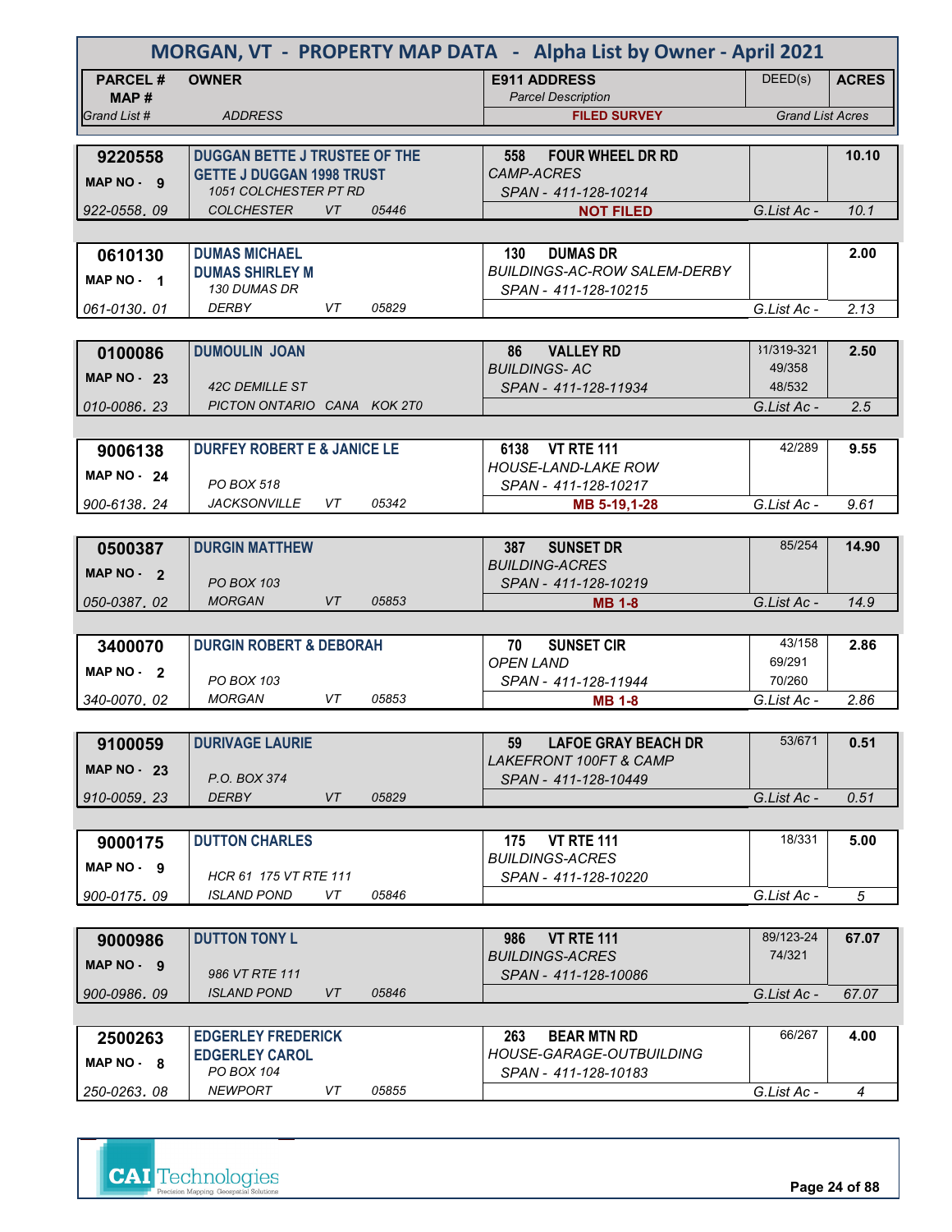# MORGAN, VT - PROPERTY MAP DATA - Alpha List by Owner - April 2021

| PARCEL # / MAP # / Grand List # | OWNER / ADDRESS | E911 ADDRESS / Parcel Description / FILED SURVEY | DEED(s) | ACRES / Grand List Acres |
|---|---|---|---|---|
| 9220558 / MAP NO - 9 / 922-0558. 09 | DUGGAN BETTE J TRUSTEE OF THE GETTE J DUGGAN 1998 TRUST / 1051 COLCHESTER PT RD / COLCHESTER VT 05446 | 558 FOUR WHEEL DR RD / CAMP-ACRES / SPAN - 411-128-10214 / NOT FILED | | 10.10 / G.List Ac - 10.1 |
| 0610130 / MAP NO - 1 / 061-0130. 01 | DUMAS MICHAEL / DUMAS SHIRLEY M / 130 DUMAS DR / DERBY VT 05829 | 130 DUMAS DR / BUILDINGS-AC-ROW SALEM-DERBY / SPAN - 411-128-10215 | | 2.00 / G.List Ac - 2.13 |
| 0100086 / MAP NO - 23 / 010-0086. 23 | DUMOULIN JOAN / 42C DEMILLE ST / PICTON ONTARIO CANA KOK 2T0 | 86 VALLEY RD / BUILDINGS- AC / SPAN - 411-128-11934 | 31/319-321, 49/358, 48/532 | 2.50 / G.List Ac - 2.5 |
| 9006138 / MAP NO - 24 / 900-6138. 24 | DURFEY ROBERT E & JANICE LE / PO BOX 518 / JACKSONVILLE VT 05342 | 6138 VT RTE 111 / HOUSE-LAND-LAKE ROW / SPAN - 411-128-10217 / MB 5-19,1-28 | 42/289 | 9.55 / G.List Ac - 9.61 |
| 0500387 / MAP NO - 2 / 050-0387. 02 | DURGIN MATTHEW / PO BOX 103 / MORGAN VT 05853 | 387 SUNSET DR / BUILDING-ACRES / SPAN - 411-128-10219 / MB 1-8 | 85/254 | 14.90 / G.List Ac - 14.9 |
| 3400070 / MAP NO - 2 / 340-0070. 02 | DURGIN ROBERT & DEBORAH / PO BOX 103 / MORGAN VT 05853 | 70 SUNSET CIR / OPEN LAND / SPAN - 411-128-11944 / MB 1-8 | 43/158, 69/291, 70/260 | 2.86 / G.List Ac - 2.86 |
| 9100059 / MAP NO - 23 / 910-0059. 23 | DURIVAGE LAURIE / P.O. BOX 374 / DERBY VT 05829 | 59 LAFOE GRAY BEACH DR / LAKEFRONT 100FT & CAMP / SPAN - 411-128-10449 | 53/671 | 0.51 / G.List Ac - 0.51 |
| 9000175 / MAP NO - 9 / 900-0175. 09 | DUTTON CHARLES / HCR 61 175 VT RTE 111 / ISLAND POND VT 05846 | 175 VT RTE 111 / BUILDINGS-ACRES / SPAN - 411-128-10220 | 18/331 | 5.00 / G.List Ac - 5 |
| 9000986 / MAP NO - 9 / 900-0986. 09 | DUTTON TONY L / 986 VT RTE 111 / ISLAND POND VT 05846 | 986 VT RTE 111 / BUILDINGS-ACRES / SPAN - 411-128-10086 | 89/123-24, 74/321 | 67.07 / G.List Ac - 67.07 |
| 2500263 / MAP NO - 8 / 250-0263. 08 | EDGERLEY FREDERICK / EDGERLEY CAROL / PO BOX 104 / NEWPORT VT 05855 | 263 BEAR MTN RD / HOUSE-GARAGE-OUTBUILDING / SPAN - 411-128-10183 | 66/267 | 4.00 / G.List Ac - 4 |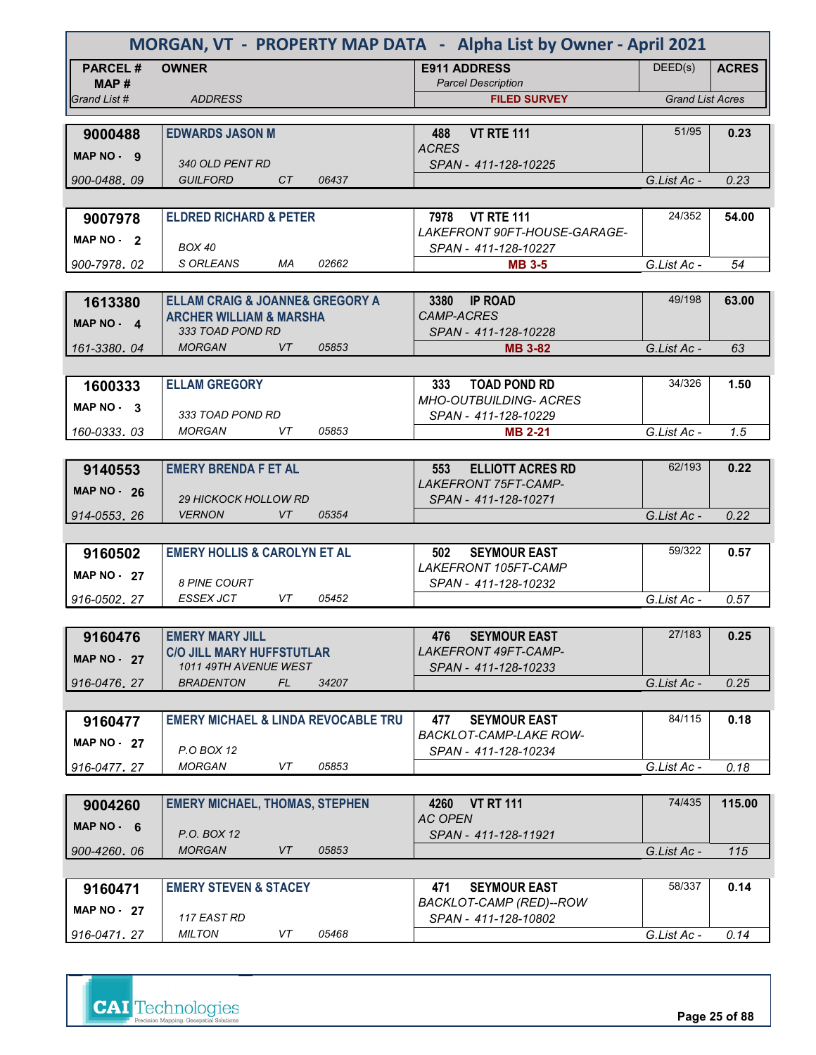# MORGAN, VT - PROPERTY MAP DATA - Alpha List by Owner - April 2021

| PARCEL # / MAP # / Grand List # | OWNER / ADDRESS | E911 ADDRESS / Parcel Description / FILED SURVEY | DEED(s) | ACRES / Grand List Acres |
|---|---|---|---|---|
| 9000488 / MAP NO - 9 / 900-0488. 09 | EDWARDS JASON M / 340 OLD PENT RD / GUILFORD CT 06437 | 488 VT RTE 111 / ACRES / SPAN - 411-128-10225 | 51/95 | 0.23 / G.List Ac - 0.23 |
| 9007978 / MAP NO - 2 / 900-7978. 02 | ELDRED RICHARD & PETER / BOX 40 / S ORLEANS MA 02662 | 7978 VT RTE 111 / LAKEFRONT 90FT-HOUSE-GARAGE- / SPAN - 411-128-10227 / MB 3-5 | 24/352 | 54.00 / G.List Ac - 54 |
| 1613380 / MAP NO - 4 / 161-3380. 04 | ELLAM CRAIG & JOANNE& GREGORY A / ARCHER WILLIAM & MARSHA / 333 TOAD POND RD / MORGAN VT 05853 | 3380 IP ROAD / CAMP-ACRES / SPAN - 411-128-10228 / MB 3-82 | 49/198 | 63.00 / G.List Ac - 63 |
| 1600333 / MAP NO - 3 / 160-0333. 03 | ELLAM GREGORY / 333 TOAD POND RD / MORGAN VT 05853 | 333 TOAD POND RD / MHO-OUTBUILDING- ACRES / SPAN - 411-128-10229 / MB 2-21 | 34/326 | 1.50 / G.List Ac - 1.5 |
| 9140553 / MAP NO - 26 / 914-0553. 26 | EMERY BRENDA F ET AL / 29 HICKOCK HOLLOW RD / VERNON VT 05354 | 553 ELLIOTT ACRES RD / LAKEFRONT 75FT-CAMP- / SPAN - 411-128-10271 | 62/193 | 0.22 / G.List Ac - 0.22 |
| 9160502 / MAP NO - 27 / 916-0502. 27 | EMERY HOLLIS & CAROLYN ET AL / 8 PINE COURT / ESSEX JCT VT 05452 | 502 SEYMOUR EAST / LAKEFRONT 105FT-CAMP / SPAN - 411-128-10232 | 59/322 | 0.57 / G.List Ac - 0.57 |
| 9160476 / MAP NO - 27 / 916-0476. 27 | EMERY MARY JILL / C/O JILL MARY HUFFSTUTLAR / 1011 49TH AVENUE WEST / BRADENTON FL 34207 | 476 SEYMOUR EAST / LAKEFRONT 49FT-CAMP- / SPAN - 411-128-10233 | 27/183 | 0.25 / G.List Ac - 0.25 |
| 9160477 / MAP NO - 27 / 916-0477. 27 | EMERY MICHAEL & LINDA REVOCABLE TRU / P.O BOX 12 / MORGAN VT 05853 | 477 SEYMOUR EAST / BACKLOT-CAMP-LAKE ROW- / SPAN - 411-128-10234 | 84/115 | 0.18 / G.List Ac - 0.18 |
| 9004260 / MAP NO - 6 / 900-4260. 06 | EMERY MICHAEL, THOMAS, STEPHEN / P.O. BOX 12 / MORGAN VT 05853 | 4260 VT RT 111 / AC OPEN / SPAN - 411-128-11921 | 74/435 | 115.00 / G.List Ac - 115 |
| 9160471 / MAP NO - 27 / 916-0471. 27 | EMERY STEVEN & STACEY / 117 EAST RD / MILTON VT 05468 | 471 SEYMOUR EAST / BACKLOT-CAMP (RED)--ROW / SPAN - 411-128-10802 | 58/337 | 0.14 / G.List Ac - 0.14 |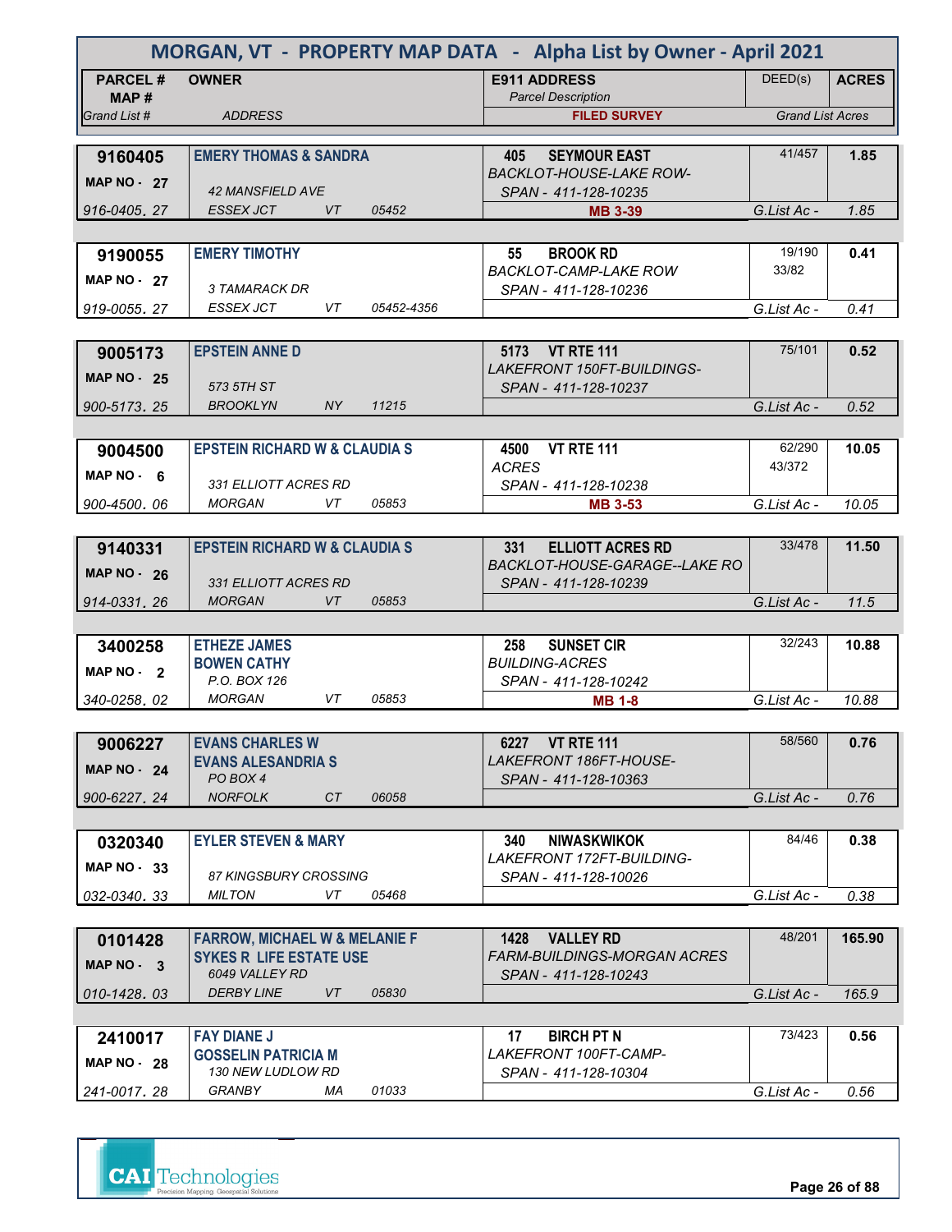# MORGAN, VT - PROPERTY MAP DATA - Alpha List by Owner - April 2021

| PARCEL # / MAP # / Grand List # | OWNER / ADDRESS | E911 ADDRESS / Parcel Description / FILED SURVEY | DEED(s) | ACRES / Grand List Acres |
|---|---|---|---|---|
| **9160405** MAP NO - 27 916-0405. 27 | **EMERY THOMAS & SANDRA** 42 MANSFIELD AVE ESSEX JCT VT 05452 | **405 SEYMOUR EAST** *BACKLOT-HOUSE-LAKE ROW- SPAN - 411-128-10235* **MB 3-39** | 41/457 | **1.85** G.List Ac - 1.85 |
| **9190055** MAP NO - 27 919-0055. 27 | **EMERY TIMOTHY** 3 TAMARACK DR ESSEX JCT VT 05452-4356 | **55 BROOK RD** *BACKLOT-CAMP-LAKE ROW SPAN - 411-128-10236* | 19/190 33/82 | **0.41** G.List Ac - 0.41 |
| **9005173** MAP NO - 25 900-5173. 25 | **EPSTEIN ANNE D** 573 5TH ST BROOKLYN NY 11215 | **5173 VT RTE 111** *LAKEFRONT 150FT-BUILDINGS- SPAN - 411-128-10237* | 75/101 | **0.52** G.List Ac - 0.52 |
| **9004500** MAP NO - 6 900-4500. 06 | **EPSTEIN RICHARD W & CLAUDIA S** 331 ELLIOTT ACRES RD MORGAN VT 05853 | **4500 VT RTE 111** *ACRES SPAN - 411-128-10238* **MB 3-53** | 62/290 43/372 | **10.05** G.List Ac - 10.05 |
| **9140331** MAP NO - 26 914-0331. 26 | **EPSTEIN RICHARD W & CLAUDIA S** 331 ELLIOTT ACRES RD MORGAN VT 05853 | **331 ELLIOTT ACRES RD** *BACKLOT-HOUSE-GARAGE--LAKE RO SPAN - 411-128-10239* | 33/478 | **11.50** G.List Ac - 11.5 |
| **3400258** MAP NO - 2 340-0258. 02 | **ETHEZE JAMES** **BOWEN CATHY** P.O. BOX 126 MORGAN VT 05853 | **258 SUNSET CIR** *BUILDING-ACRES SPAN - 411-128-10242* **MB 1-8** | 32/243 | **10.88** G.List Ac - 10.88 |
| **9006227** MAP NO - 24 900-6227. 24 | **EVANS CHARLES W** **EVANS ALESANDRIA S** PO BOX 4 NORFOLK CT 06058 | **6227 VT RTE 111** *LAKEFRONT 186FT-HOUSE- SPAN - 411-128-10363* | 58/560 | **0.76** G.List Ac - 0.76 |
| **0320340** MAP NO - 33 032-0340. 33 | **EYLER STEVEN & MARY** 87 KINGSBURY CROSSING MILTON VT 05468 | **340 NIWASKWIKOK** *LAKEFRONT 172FT-BUILDING- SPAN - 411-128-10026* | 84/46 | **0.38** G.List Ac - 0.38 |
| **0101428** MAP NO - 3 010-1428. 03 | **FARROW, MICHAEL W & MELANIE F** **SYKES R LIFE ESTATE USE** 6049 VALLEY RD DERBY LINE VT 05830 | **1428 VALLEY RD** *FARM-BUILDINGS-MORGAN ACRES SPAN - 411-128-10243* | 48/201 | **165.90** G.List Ac - 165.9 |
| **2410017** MAP NO - 28 241-0017. 28 | **FAY DIANE J** **GOSSELIN PATRICIA M** 130 NEW LUDLOW RD GRANBY MA 01033 | **17 BIRCH PT N** *LAKEFRONT 100FT-CAMP- SPAN - 411-128-10304* | 73/423 | **0.56** G.List Ac - 0.56 |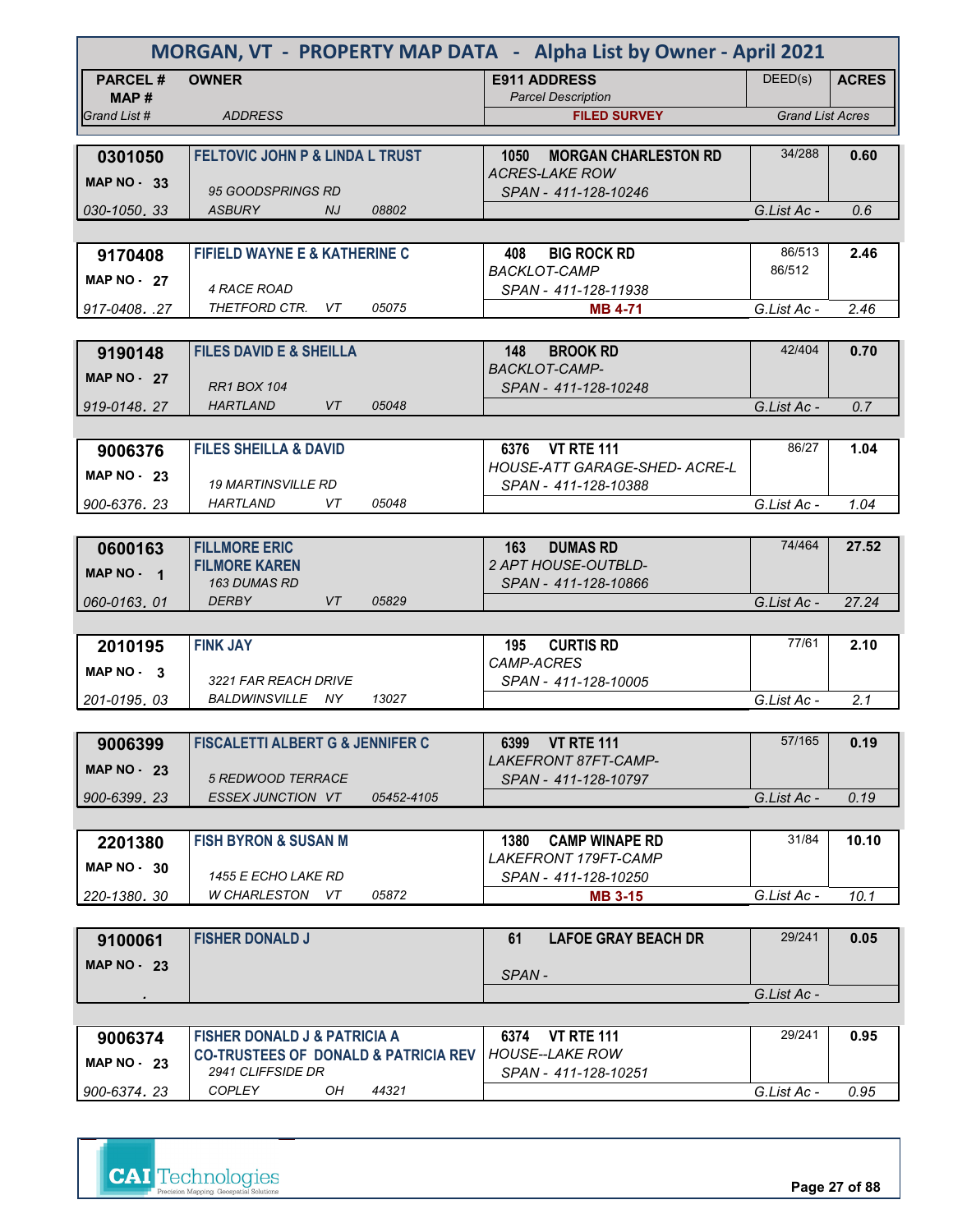# MORGAN, VT - PROPERTY MAP DATA - Alpha List by Owner - April 2021

| PARCEL # / MAP # / Grand List # | OWNER / ADDRESS | E911 ADDRESS / Parcel Description / FILED SURVEY | DEED(s) | ACRES / Grand List Acres |
|---|---|---|---|---|
| 0301050<br>MAP NO - 33<br>030-1050. 33 | FELTOVIC JOHN P & LINDA L TRUST<br>95 GOODSPRINGS RD<br>ASBURY NJ 08802 | 1050 MORGAN CHARLESTON RD<br>ACRES-LAKE ROW<br>SPAN - 411-128-10246 | 34/288 | 0.60<br>G.List Ac - 0.6 |
| 9170408<br>MAP NO - 27<br>917-0408. .27 | FIFIELD WAYNE E & KATHERINE C<br>4 RACE ROAD<br>THETFORD CTR. VT 05075 | 408 BIG ROCK RD<br>BACKLOT-CAMP<br>SPAN - 411-128-11938<br>MB 4-71 | 86/513<br>86/512 | 2.46<br>G.List Ac - 2.46 |
| 9190148<br>MAP NO - 27<br>919-0148. 27 | FILES DAVID E & SHEILLA<br>RR1 BOX 104<br>HARTLAND VT 05048 | 148 BROOK RD<br>BACKLOT-CAMP-<br>SPAN - 411-128-10248 | 42/404 | 0.70<br>G.List Ac - 0.7 |
| 9006376<br>MAP NO - 23<br>900-6376. 23 | FILES SHEILLA & DAVID<br>19 MARTINSVILLE RD<br>HARTLAND VT 05048 | 6376 VT RTE 111<br>HOUSE-ATT GARAGE-SHED- ACRE-L<br>SPAN - 411-128-10388 | 86/27 | 1.04<br>G.List Ac - 1.04 |
| 0600163<br>MAP NO - 1<br>060-0163. 01 | FILLMORE ERIC<br>FILMORE KAREN<br>163 DUMAS RD<br>DERBY VT 05829 | 163 DUMAS RD<br>2 APT HOUSE-OUTBLD-<br>SPAN - 411-128-10866 | 74/464 | 27.52<br>G.List Ac - 27.24 |
| 2010195<br>MAP NO - 3<br>201-0195. 03 | FINK JAY<br>3221 FAR REACH DRIVE<br>BALDWINSVILLE NY 13027 | 195 CURTIS RD<br>CAMP-ACRES<br>SPAN - 411-128-10005 | 77/61 | 2.10<br>G.List Ac - 2.1 |
| 9006399<br>MAP NO - 23<br>900-6399. 23 | FISCALETTI ALBERT G & JENNIFER C<br>5 REDWOOD TERRACE<br>ESSEX JUNCTION VT 05452-4105 | 6399 VT RTE 111<br>LAKEFRONT 87FT-CAMP-<br>SPAN - 411-128-10797 | 57/165 | 0.19<br>G.List Ac - 0.19 |
| 2201380<br>MAP NO - 30<br>220-1380. 30 | FISH BYRON & SUSAN M<br>1455 E ECHO LAKE RD<br>W CHARLESTON VT 05872 | 1380 CAMP WINAPE RD<br>LAKEFRONT 179FT-CAMP<br>SPAN - 411-128-10250<br>MB 3-15 | 31/84 | 10.10<br>G.List Ac - 10.1 |
| 9100061<br>MAP NO - 23<br>. | FISHER DONALD J | 61 LAFOE GRAY BEACH DR<br>SPAN - | 29/241 | 0.05<br>G.List Ac - |
| 9006374<br>MAP NO - 23<br>900-6374. 23 | FISHER DONALD J & PATRICIA A<br>CO-TRUSTEES OF DONALD & PATRICIA REV<br>2941 CLIFFSIDE DR<br>COPLEY OH 44321 | 6374 VT RTE 111<br>HOUSE--LAKE ROW<br>SPAN - 411-128-10251 | 29/241 | 0.95<br>G.List Ac - 0.95 |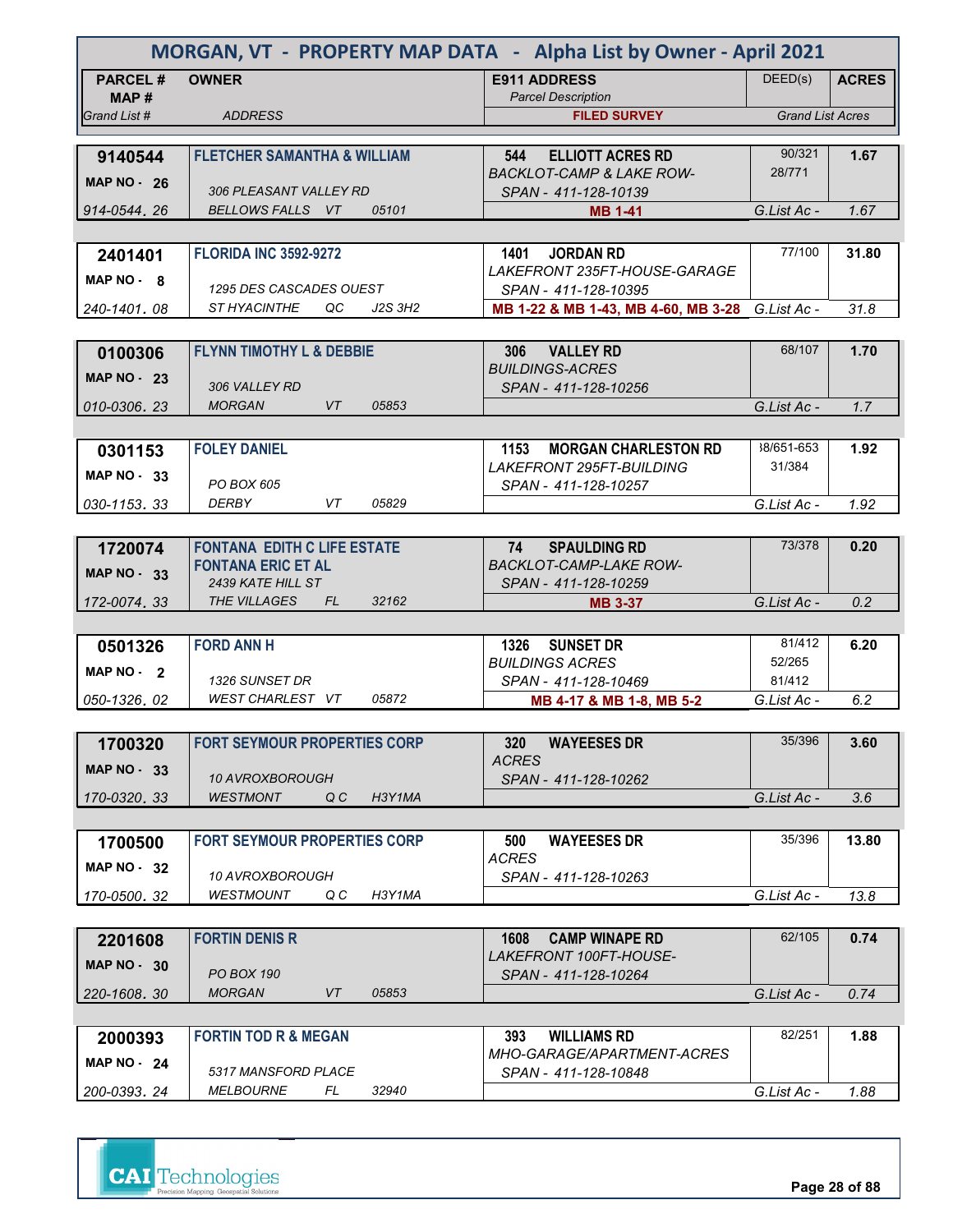# MORGAN, VT - PROPERTY MAP DATA - Alpha List by Owner - April 2021

| PARCEL # / MAP # / Grand List # | OWNER / ADDRESS | E911 ADDRESS / Parcel Description / FILED SURVEY | DEED(s) | ACRES / Grand List Acres |
|---|---|---|---|---|
| **9140544** | **FLETCHER SAMANTHA & WILLIAM** | **544 ELLIOTT ACRES RD** | 90/321 | **1.67** |
| MAP NO - 26 | 306 PLEASANT VALLEY RD | BACKLOT-CAMP & LAKE ROW- | 28/771 | |
| | | SPAN - 411-128-10139 | | |
| 914-0544. 26 | BELLOWS FALLS VT 05101 | MB 1-41 | G.List Ac - | 1.67 |
| **2401401** | **FLORIDA INC 3592-9272** | **1401 JORDAN RD** | 77/100 | **31.80** |
| MAP NO - 8 | 1295 DES CASCADES OUEST | LAKEFRONT 235FT-HOUSE-GARAGE | | |
| | | SPAN - 411-128-10395 | | |
| 240-1401. 08 | ST HYACINTHE QC J2S 3H2 | MB 1-22 & MB 1-43, MB 4-60, MB 3-28 | G.List Ac - | 31.8 |
| **0100306** | **FLYNN TIMOTHY L & DEBBIE** | **306 VALLEY RD** | 68/107 | **1.70** |
| MAP NO - 23 | 306 VALLEY RD | BUILDINGS-ACRES | | |
| | | SPAN - 411-128-10256 | | |
| 010-0306. 23 | MORGAN VT 05853 | | G.List Ac - | 1.7 |
| **0301153** | **FOLEY DANIEL** | **1153 MORGAN CHARLESTON RD** | 38/651-653 | **1.92** |
| MAP NO - 33 | PO BOX 605 | LAKEFRONT 295FT-BUILDING | 31/384 | |
| | | SPAN - 411-128-10257 | | |
| 030-1153. 33 | DERBY VT 05829 | | G.List Ac - | 1.92 |
| **1720074** | **FONTANA EDITH C LIFE ESTATE** / **FONTANA ERIC ET AL** | **74 SPAULDING RD** | 73/378 | **0.20** |
| MAP NO - 33 | 2439 KATE HILL ST | BACKLOT-CAMP-LAKE ROW- | | |
| | | SPAN - 411-128-10259 | | |
| 172-0074. 33 | THE VILLAGES FL 32162 | MB 3-37 | G.List Ac - | 0.2 |
| **0501326** | **FORD ANN H** | **1326 SUNSET DR** | 81/412 | **6.20** |
| MAP NO - 2 | 1326 SUNSET DR | BUILDINGS ACRES | 52/265 | |
| | | SPAN - 411-128-10469 | 81/412 | |
| 050-1326. 02 | WEST CHARLEST VT 05872 | MB 4-17 & MB 1-8, MB 5-2 | G.List Ac - | 6.2 |
| **1700320** | **FORT SEYMOUR PROPERTIES CORP** | **320 WAYEESES DR** | 35/396 | **3.60** |
| MAP NO - 33 | 10 AVROXBOROUGH | ACRES | | |
| | | SPAN - 411-128-10262 | | |
| 170-0320. 33 | WESTMONT Q C H3Y1MA | | G.List Ac - | 3.6 |
| **1700500** | **FORT SEYMOUR PROPERTIES CORP** | **500 WAYEESES DR** | 35/396 | **13.80** |
| MAP NO - 32 | 10 AVROXBOROUGH | ACRES | | |
| | | SPAN - 411-128-10263 | | |
| 170-0500. 32 | WESTMOUNT Q C H3Y1MA | | G.List Ac - | 13.8 |
| **2201608** | **FORTIN DENIS R** | **1608 CAMP WINAPE RD** | 62/105 | **0.74** |
| MAP NO - 30 | PO BOX 190 | LAKEFRONT 100FT-HOUSE- | | |
| | | SPAN - 411-128-10264 | | |
| 220-1608. 30 | MORGAN VT 05853 | | G.List Ac - | 0.74 |
| **2000393** | **FORTIN TOD R & MEGAN** | **393 WILLIAMS RD** | 82/251 | **1.88** |
| MAP NO - 24 | 5317 MANSFORD PLACE | MHO-GARAGE/APARTMENT-ACRES | | |
| | | SPAN - 411-128-10848 | | |
| 200-0393. 24 | MELBOURNE FL 32940 | | G.List Ac - | 1.88 |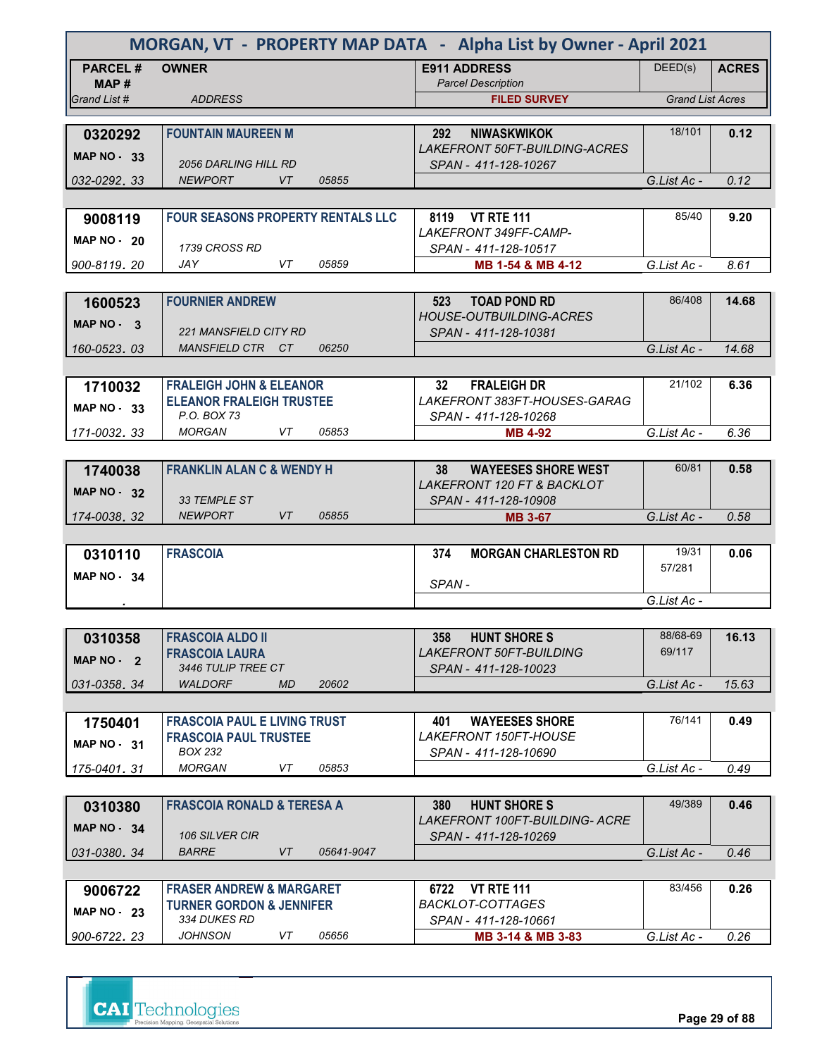# MORGAN, VT - PROPERTY MAP DATA - Alpha List by Owner - April 2021

| PARCEL # / MAP # / Grand List # | OWNER / ADDRESS | E911 ADDRESS / Parcel Description / FILED SURVEY | DEED(s) | ACRES / Grand List Acres |
|---|---|---|---|---|
| 0320292 / MAP NO - 33 / 032-0292. 33 | FOUNTAIN MAUREEN M / 2056 DARLING HILL RD / NEWPORT VT 05855 | 292 NIWASKWIKOK / LAKEFRONT 50FT-BUILDING-ACRES / SPAN - 411-128-10267 | 18/101 | 0.12 / G.List Ac - 0.12 |
| 9008119 / MAP NO - 20 / 900-8119. 20 | FOUR SEASONS PROPERTY RENTALS LLC / 1739 CROSS RD / JAY VT 05859 | 8119 VT RTE 111 / LAKEFRONT 349FF-CAMP- / SPAN - 411-128-10517 / MB 1-54 & MB 4-12 | 85/40 | 9.20 / G.List Ac - 8.61 |
| 1600523 / MAP NO - 3 / 160-0523. 03 | FOURNIER ANDREW / 221 MANSFIELD CITY RD / MANSFIELD CTR CT 06250 | 523 TOAD POND RD / HOUSE-OUTBUILDING-ACRES / SPAN - 411-128-10381 | 86/408 | 14.68 / G.List Ac - 14.68 |
| 1710032 / MAP NO - 33 / 171-0032. 33 | FRALEIGH JOHN & ELEANOR / ELEANOR FRALEIGH TRUSTEE / P.O. BOX 73 / MORGAN VT 05853 | 32 FRALEIGH DR / LAKEFRONT 383FT-HOUSES-GARAG / SPAN - 411-128-10268 / MB 4-92 | 21/102 | 6.36 / G.List Ac - 6.36 |
| 1740038 / MAP NO - 32 / 174-0038. 32 | FRANKLIN ALAN C & WENDY H / 33 TEMPLE ST / NEWPORT VT 05855 | 38 WAYEESES SHORE WEST / LAKEFRONT 120 FT & BACKLOT / SPAN - 411-128-10908 / MB 3-67 | 60/81 | 0.58 / G.List Ac - 0.58 |
| 0310110 / MAP NO - 34 / . | FRASCOIA | 374 MORGAN CHARLESTON RD / SPAN - | 19/31 57/281 | 0.06 / G.List Ac - |
| 0310358 / MAP NO - 2 / 031-0358. 34 | FRASCOIA ALDO II / FRASCOIA LAURA / 3446 TULIP TREE CT / WALDORF MD 20602 | 358 HUNT SHORE S / LAKEFRONT 50FT-BUILDING / SPAN - 411-128-10023 | 88/68-69 69/117 | 16.13 / G.List Ac - 15.63 |
| 1750401 / MAP NO - 31 / 175-0401. 31 | FRASCOIA PAUL E LIVING TRUST / FRASCOIA PAUL TRUSTEE / BOX 232 / MORGAN VT 05853 | 401 WAYEESES SHORE / LAKEFRONT 150FT-HOUSE / SPAN - 411-128-10690 | 76/141 | 0.49 / G.List Ac - 0.49 |
| 0310380 / MAP NO - 34 / 031-0380. 34 | FRASCOIA RONALD & TERESA A / 106 SILVER CIR / BARRE VT 05641-9047 | 380 HUNT SHORE S / LAKEFRONT 100FT-BUILDING- ACRE / SPAN - 411-128-10269 | 49/389 | 0.46 / G.List Ac - 0.46 |
| 9006722 / MAP NO - 23 / 900-6722. 23 | FRASER ANDREW & MARGARET / TURNER GORDON & JENNIFER / 334 DUKES RD / JOHNSON VT 05656 | 6722 VT RTE 111 / BACKLOT-COTTAGES / SPAN - 411-128-10661 / MB 3-14 & MB 3-83 | 83/456 | 0.26 / G.List Ac - 0.26 |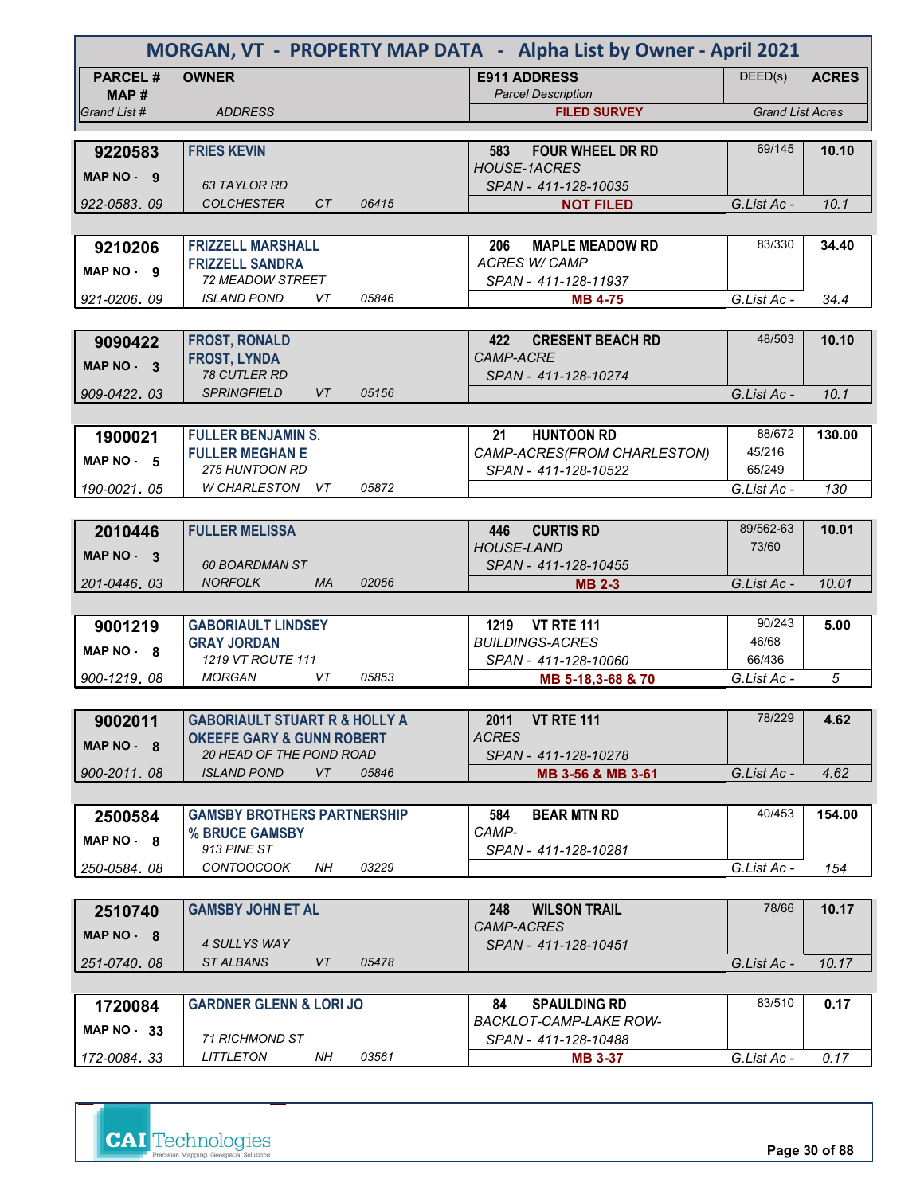# MORGAN, VT - PROPERTY MAP DATA - Alpha List by Owner - April 2021

| PARCEL # / MAP # / Grand List # | OWNER / ADDRESS | E911 ADDRESS / Parcel Description / FILED SURVEY | DEED(s) | ACRES / Grand List Acres |
|---|---|---|---|---|
| 9220583<br>MAP NO - 9<br>922-0583. 09 | FRIES KEVIN<br>63 TAYLOR RD<br>COLCHESTER CT 06415 | 583 FOUR WHEEL DR RD<br>HOUSE-1ACRES<br>SPAN - 411-128-10035<br>NOT FILED | 69/145 | 10.10<br>G.List Ac - 10.1 |
| 9210206<br>MAP NO - 9<br>921-0206. 09 | FRIZZELL MARSHALL<br>FRIZZELL SANDRA<br>72 MEADOW STREET<br>ISLAND POND VT 05846 | 206 MAPLE MEADOW RD<br>ACRES W/ CAMP<br>SPAN - 411-128-11937<br>MB 4-75 | 83/330 | 34.40<br>G.List Ac - 34.4 |
| 9090422<br>MAP NO - 3<br>909-0422. 03 | FROST, RONALD<br>FROST, LYNDA<br>78 CUTLER RD<br>SPRINGFIELD VT 05156 | 422 CRESENT BEACH RD<br>CAMP-ACRE<br>SPAN - 411-128-10274 | 48/503 | 10.10<br>G.List Ac - 10.1 |
| 1900021<br>MAP NO - 5<br>190-0021. 05 | FULLER BENJAMIN S.<br>FULLER MEGHAN E<br>275 HUNTOON RD<br>W CHARLESTON VT 05872 | 21 HUNTOON RD<br>CAMP-ACRES(FROM CHARLESTON)<br>SPAN - 411-128-10522 | 88/672<br>45/216<br>65/249 | 130.00<br>G.List Ac - 130 |
| 2010446<br>MAP NO - 3<br>201-0446. 03 | FULLER MELISSA<br>60 BOARDMAN ST<br>NORFOLK MA 02056 | 446 CURTIS RD<br>HOUSE-LAND<br>SPAN - 411-128-10455<br>MB 2-3 | 89/562-63<br>73/60 | 10.01<br>G.List Ac - 10.01 |
| 9001219<br>MAP NO - 8<br>900-1219. 08 | GABORIAULT LINDSEY<br>GRAY JORDAN<br>1219 VT ROUTE 111<br>MORGAN VT 05853 | 1219 VT RTE 111<br>BUILDINGS-ACRES<br>SPAN - 411-128-10060<br>MB 5-18,3-68 & 70 | 90/243<br>46/68<br>66/436 | 5.00<br>G.List Ac - 5 |
| 9002011<br>MAP NO - 8<br>900-2011. 08 | GABORIAULT STUART R & HOLLY A<br>OKEEFE GARY & GUNN ROBERT<br>20 HEAD OF THE POND ROAD<br>ISLAND POND VT 05846 | 2011 VT RTE 111<br>ACRES<br>SPAN - 411-128-10278<br>MB 3-56 & MB 3-61 | 78/229 | 4.62<br>G.List Ac - 4.62 |
| 2500584<br>MAP NO - 8<br>250-0584. 08 | GAMSBY BROTHERS PARTNERSHIP<br>% BRUCE GAMSBY<br>913 PINE ST<br>CONTOOCOOK NH 03229 | 584 BEAR MTN RD<br>CAMP-<br>SPAN - 411-128-10281 | 40/453 | 154.00<br>G.List Ac - 154 |
| 2510740<br>MAP NO - 8<br>251-0740. 08 | GAMSBY JOHN ET AL<br>4 SULLYS WAY<br>ST ALBANS VT 05478 | 248 WILSON TRAIL<br>CAMP-ACRES<br>SPAN - 411-128-10451 | 78/66 | 10.17<br>G.List Ac - 10.17 |
| 1720084<br>MAP NO - 33<br>172-0084. 33 | GARDNER GLENN & LORI JO<br>71 RICHMOND ST<br>LITTLETON NH 03561 | 84 SPAULDING RD<br>BACKLOT-CAMP-LAKE ROW-<br>SPAN - 411-128-10488<br>MB 3-37 | 83/510 | 0.17<br>G.List Ac - 0.17 |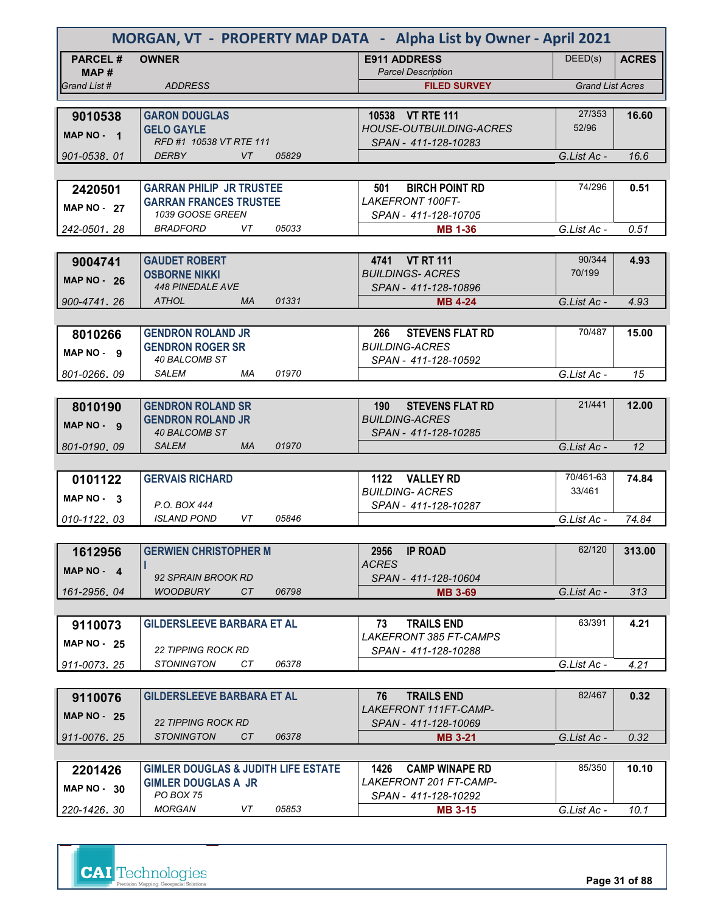# MORGAN, VT - PROPERTY MAP DATA - Alpha List by Owner - April 2021

| PARCEL # / MAP # / Grand List # | OWNER / ADDRESS | E911 ADDRESS / Parcel Description / FILED SURVEY | DEED(s) | ACRES / Grand List Acres |
|---|---|---|---|---|
| 9010538 / MAP NO - 1 / 901-0538. 01 | GARON DOUGLAS / GELO GAYLE / RFD #1 10538 VT RTE 111 / DERBY VT 05829 | 10538 VT RTE 111 / HOUSE-OUTBUILDING-ACRES / SPAN - 411-128-10283 | 27/353 52/96 | 16.60 / G.List Ac - 16.6 |
| 2420501 / MAP NO - 27 / 242-0501. 28 | GARRAN PHILIP JR TRUSTEE / GARRAN FRANCES TRUSTEE / 1039 GOOSE GREEN / BRADFORD VT 05033 | 501 BIRCH POINT RD / LAKEFRONT 100FT- / SPAN - 411-128-10705 / MB 1-36 | 74/296 | 0.51 / G.List Ac - 0.51 |
| 9004741 / MAP NO - 26 / 900-4741. 26 | GAUDET ROBERT / OSBORNE NIKKI / 448 PINEDALE AVE / ATHOL MA 01331 | 4741 VT RT 111 / BUILDINGS- ACRES / SPAN - 411-128-10896 / MB 4-24 | 90/344 70/199 | 4.93 / G.List Ac - 4.93 |
| 8010266 / MAP NO - 9 / 801-0266. 09 | GENDRON ROLAND JR / GENDRON ROGER SR / 40 BALCOMB ST / SALEM MA 01970 | 266 STEVENS FLAT RD / BUILDING-ACRES / SPAN - 411-128-10592 | 70/487 | 15.00 / G.List Ac - 15 |
| 8010190 / MAP NO - 9 / 801-0190. 09 | GENDRON ROLAND SR / GENDRON ROLAND JR / 40 BALCOMB ST / SALEM MA 01970 | 190 STEVENS FLAT RD / BUILDING-ACRES / SPAN - 411-128-10285 | 21/441 | 12.00 / G.List Ac - 12 |
| 0101122 / MAP NO - 3 / 010-1122. 03 | GERVAIS RICHARD / P.O. BOX 444 / ISLAND POND VT 05846 | 1122 VALLEY RD / BUILDING- ACRES / SPAN - 411-128-10287 | 70/461-63 33/461 | 74.84 / G.List Ac - 74.84 |
| 1612956 / MAP NO - 4 / 161-2956. 04 | GERWIEN CHRISTOPHER M I / 92 SPRAIN BROOK RD / WOODBURY CT 06798 | 2956 IP ROAD / ACRES / SPAN - 411-128-10604 / MB 3-69 | 62/120 | 313.00 / G.List Ac - 313 |
| 9110073 / MAP NO - 25 / 911-0073. 25 | GILDERSLEEVE BARBARA ET AL / 22 TIPPING ROCK RD / STONINGTON CT 06378 | 73 TRAILS END / LAKEFRONT 385 FT-CAMPS / SPAN - 411-128-10288 | 63/391 | 4.21 / G.List Ac - 4.21 |
| 9110076 / MAP NO - 25 / 911-0076. 25 | GILDERSLEEVE BARBARA ET AL / 22 TIPPING ROCK RD / STONINGTON CT 06378 | 76 TRAILS END / LAKEFRONT 111FT-CAMP- / SPAN - 411-128-10069 / MB 3-21 | 82/467 | 0.32 / G.List Ac - 0.32 |
| 2201426 / MAP NO - 30 / 220-1426. 30 | GIMLER DOUGLAS & JUDITH LIFE ESTATE / GIMLER DOUGLAS A JR / PO BOX 75 / MORGAN VT 05853 | 1426 CAMP WINAPE RD / LAKEFRONT 201 FT-CAMP- / SPAN - 411-128-10292 / MB 3-15 | 85/350 | 10.10 / G.List Ac - 10.1 |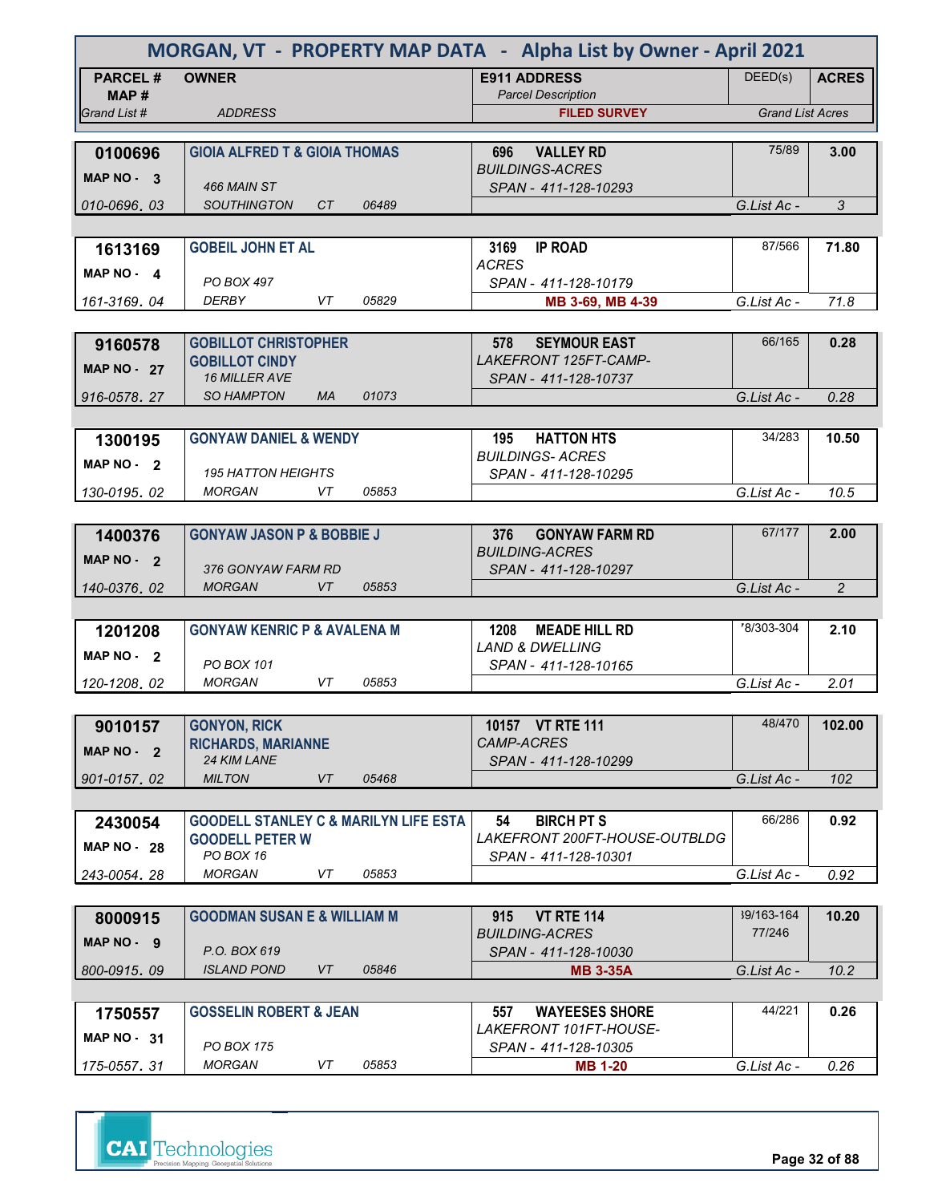# MORGAN, VT - PROPERTY MAP DATA - Alpha List by Owner - April 2021

| PARCEL # / MAP # / Grand List # | OWNER / ADDRESS | E911 ADDRESS / Parcel Description / FILED SURVEY | DEED(s) | ACRES / Grand List Acres |
|---|---|---|---|---|
| **0100696** / MAP NO - 3 / 010-0696. 03 | **GIOIA ALFRED T & GIOIA THOMAS** / 466 MAIN ST / SOUTHINGTON CT 06489 | 696 VALLEY RD / BUILDINGS-ACRES / SPAN - 411-128-10293 | 75/89 | **3.00** / G.List Ac - 3 |
| **1613169** / MAP NO - 4 / 161-3169. 04 | **GOBEIL JOHN ET AL** / PO BOX 497 / DERBY VT 05829 | 3169 IP ROAD / ACRES / SPAN - 411-128-10179 / **MB 3-69, MB 4-39** | 87/566 | **71.80** / G.List Ac - 71.8 |
| **9160578** / MAP NO - 27 / 916-0578. 27 | **GOBILLOT CHRISTOPHER** / **GOBILLOT CINDY** / 16 MILLER AVE / SO HAMPTON MA 01073 | 578 SEYMOUR EAST / LAKEFRONT 125FT-CAMP- / SPAN - 411-128-10737 | 66/165 | **0.28** / G.List Ac - 0.28 |
| **1300195** / MAP NO - 2 / 130-0195. 02 | **GONYAW DANIEL & WENDY** / 195 HATTON HEIGHTS / MORGAN VT 05853 | 195 HATTON HTS / BUILDINGS- ACRES / SPAN - 411-128-10295 | 34/283 | **10.50** / G.List Ac - 10.5 |
| **1400376** / MAP NO - 2 / 140-0376. 02 | **GONYAW JASON P & BOBBIE J** / 376 GONYAW FARM RD / MORGAN VT 05853 | 376 GONYAW FARM RD / BUILDING-ACRES / SPAN - 411-128-10297 | 67/177 | **2.00** / G.List Ac - 2 |
| **1201208** / MAP NO - 2 / 120-1208. 02 | **GONYAW KENRIC P & AVALENA M** / PO BOX 101 / MORGAN VT 05853 | 1208 MEADE HILL RD / LAND & DWELLING / SPAN - 411-128-10165 | 78/303-304 | **2.10** / G.List Ac - 2.01 |
| **9010157** / MAP NO - 2 / 901-0157. 02 | **GONYON, RICK** / **RICHARDS, MARIANNE** / 24 KIM LANE / MILTON VT 05468 | 10157 VT RTE 111 / CAMP-ACRES / SPAN - 411-128-10299 | 48/470 | **102.00** / G.List Ac - 102 |
| **2430054** / MAP NO - 28 / 243-0054. 28 | **GOODELL STANLEY C & MARILYN LIFE ESTA** / **GOODELL PETER W** / PO BOX 16 / MORGAN VT 05853 | 54 BIRCH PT S / LAKEFRONT 200FT-HOUSE-OUTBLDG / SPAN - 411-128-10301 | 66/286 | **0.92** / G.List Ac - 0.92 |
| **8000915** / MAP NO - 9 / 800-0915. 09 | **GOODMAN SUSAN E & WILLIAM M** / P.O. BOX 619 / ISLAND POND VT 05846 | 915 VT RTE 114 / BUILDING-ACRES / SPAN - 411-128-10030 / **MB 3-35A** | 39/163-164, 77/246 | **10.20** / G.List Ac - 10.2 |
| **1750557** / MAP NO - 31 / 175-0557. 31 | **GOSSELIN ROBERT & JEAN** / PO BOX 175 / MORGAN VT 05853 | 557 WAYEESES SHORE / LAKEFRONT 101FT-HOUSE- / SPAN - 411-128-10305 / **MB 1-20** | 44/221 | **0.26** / G.List Ac - 0.26 |

CAI Technologies — Precision Mapping. Geospatial Solutions.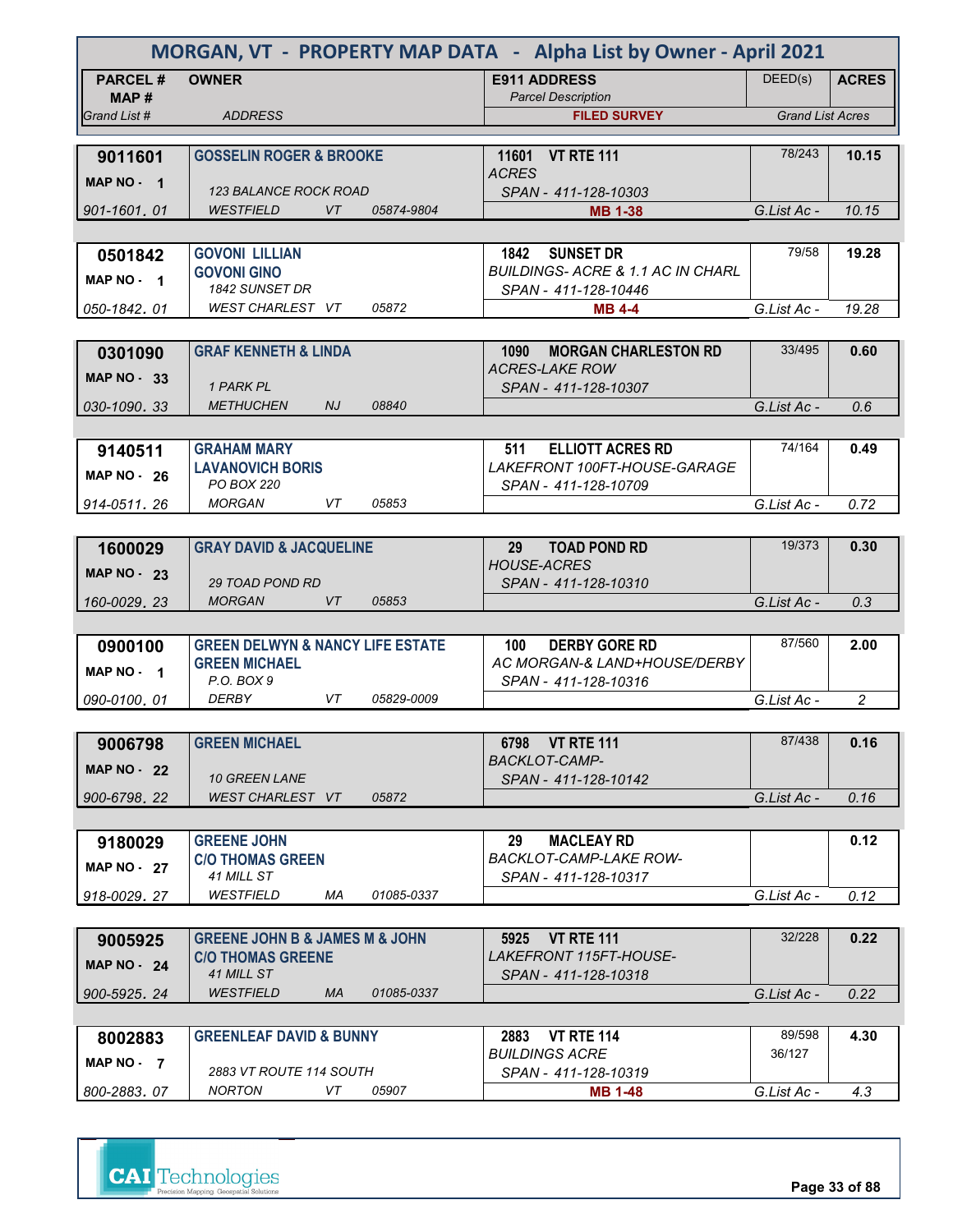# MORGAN, VT - PROPERTY MAP DATA - Alpha List by Owner - April 2021

| PARCEL # / MAP # / Grand List # | OWNER / ADDRESS | E911 ADDRESS / Parcel Description / FILED SURVEY | DEED(s) | ACRES / Grand List Acres |
|---|---|---|---|---|
| **9011601** / MAP NO - 1 / 901-1601. 01 | **GOSSELIN ROGER & BROOKE** / 123 BALANCE ROCK ROAD / WESTFIELD VT 05874-9804 | **11601 VT RTE 111** / ACRES / SPAN - 411-128-10303 / **MB 1-38** | 78/243 | **10.15** / G.List Ac - 10.15 |
| **0501842** / MAP NO - 1 / 050-1842. 01 | **GOVONI LILLIAN** / **GOVONI GINO** / 1842 SUNSET DR / WEST CHARLEST VT 05872 | **1842 SUNSET DR** / BUILDINGS- ACRE & 1.1 AC IN CHARL / SPAN - 411-128-10446 / **MB 4-4** | 79/58 | **19.28** / G.List Ac - 19.28 |
| **0301090** / MAP NO - 33 / 030-1090. 33 | **GRAF KENNETH & LINDA** / 1 PARK PL / METHUCHEN NJ 08840 | **1090 MORGAN CHARLESTON RD** / ACRES-LAKE ROW / SPAN - 411-128-10307 | 33/495 | **0.60** / G.List Ac - 0.6 |
| **9140511** / MAP NO - 26 / 914-0511. 26 | **GRAHAM MARY** / **LAVANOVICH BORIS** / PO BOX 220 / MORGAN VT 05853 | **511 ELLIOTT ACRES RD** / LAKEFRONT 100FT-HOUSE-GARAGE / SPAN - 411-128-10709 | 74/164 | **0.49** / G.List Ac - 0.72 |
| **1600029** / MAP NO - 23 / 160-0029. 23 | **GRAY DAVID & JACQUELINE** / 29 TOAD POND RD / MORGAN VT 05853 | **29 TOAD POND RD** / HOUSE-ACRES / SPAN - 411-128-10310 | 19/373 | **0.30** / G.List Ac - 0.3 |
| **0900100** / MAP NO - 1 / 090-0100. 01 | **GREEN DELWYN & NANCY LIFE ESTATE** / **GREEN MICHAEL** / P.O. BOX 9 / DERBY VT 05829-0009 | **100 DERBY GORE RD** / AC MORGAN-& LAND+HOUSE/DERBY / SPAN - 411-128-10316 | 87/560 | **2.00** / G.List Ac - 2 |
| **9006798** / MAP NO - 22 / 900-6798. 22 | **GREEN MICHAEL** / 10 GREEN LANE / WEST CHARLEST VT 05872 | **6798 VT RTE 111** / BACKLOT-CAMP- / SPAN - 411-128-10142 | 87/438 | **0.16** / G.List Ac - 0.16 |
| **9180029** / MAP NO - 27 / 918-0029. 27 | **GREENE JOHN** / **C/O THOMAS GREEN** / 41 MILL ST / WESTFIELD MA 01085-0337 | **29 MACLEAY RD** / BACKLOT-CAMP-LAKE ROW- / SPAN - 411-128-10317 | | **0.12** / G.List Ac - 0.12 |
| **9005925** / MAP NO - 24 / 900-5925. 24 | **GREENE JOHN B & JAMES M & JOHN** / **C/O THOMAS GREENE** / 41 MILL ST / WESTFIELD MA 01085-0337 | **5925 VT RTE 111** / LAKEFRONT 115FT-HOUSE- / SPAN - 411-128-10318 | 32/228 | **0.22** / G.List Ac - 0.22 |
| **8002883** / MAP NO - 7 / 800-2883. 07 | **GREENLEAF DAVID & BUNNY** / 2883 VT ROUTE 114 SOUTH / NORTON VT 05907 | **2883 VT RTE 114** / BUILDINGS ACRE / SPAN - 411-128-10319 / **MB 1-48** | 89/598 36/127 | **4.30** / G.List Ac - 4.3 |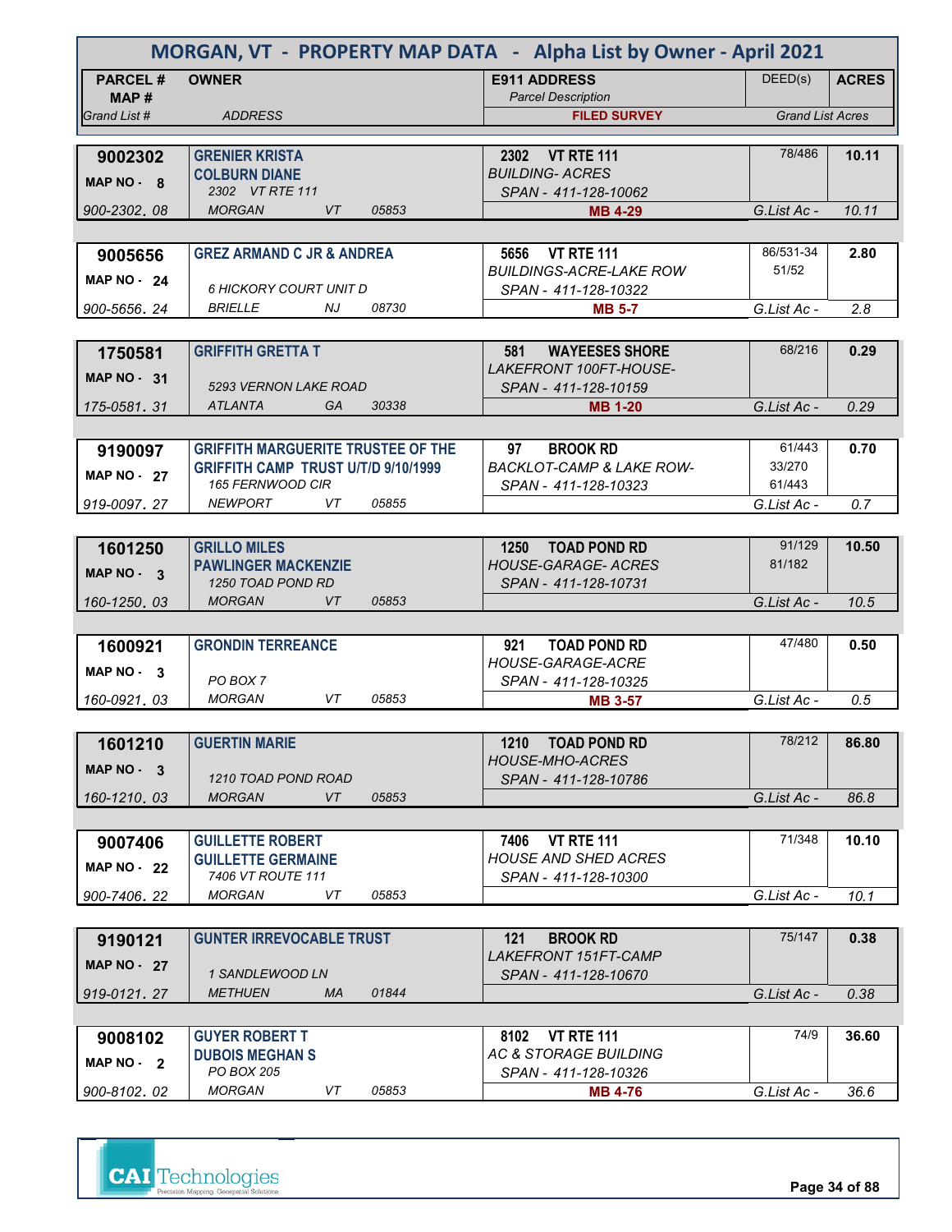# MORGAN, VT - PROPERTY MAP DATA - Alpha List by Owner - April 2021

| PARCEL # / MAP # / Grand List # | OWNER / ADDRESS | E911 ADDRESS / Parcel Description / FILED SURVEY | DEED(s) | ACRES / Grand List Acres |
|---|---|---|---|---|
| **9002302** / MAP NO - 8 / 900-2302. 08 | **GRENIER KRISTA** / **COLBURN DIANE** / 2302 VT RTE 111 / MORGAN VT 05853 | **2302 VT RTE 111** / BUILDING- ACRES / SPAN - 411-128-10062 / **MB 4-29** | 78/486 | **10.11** / G.List Ac - 10.11 |
| **9005656** / MAP NO - 24 / 900-5656. 24 | **GREZ ARMAND C JR & ANDREA** / 6 HICKORY COURT UNIT D / BRIELLE NJ 08730 | **5656 VT RTE 111** / BUILDINGS-ACRE-LAKE ROW / SPAN - 411-128-10322 / **MB 5-7** | 86/531-34 / 51/52 | **2.80** / G.List Ac - 2.8 |
| **1750581** / MAP NO - 31 / 175-0581. 31 | **GRIFFITH GRETTA T** / 5293 VERNON LAKE ROAD / ATLANTA GA 30338 | **581 WAYEESES SHORE** / LAKEFRONT 100FT-HOUSE- / SPAN - 411-128-10159 / **MB 1-20** | 68/216 | **0.29** / G.List Ac - 0.29 |
| **9190097** / MAP NO - 27 / 919-0097. 27 | **GRIFFITH MARGUERITE TRUSTEE OF THE** / **GRIFFITH CAMP TRUST U/T/D 9/10/1999** / 165 FERNWOOD CIR / NEWPORT VT 05855 | **97 BROOK RD** / BACKLOT-CAMP & LAKE ROW- / SPAN - 411-128-10323 | 61/443 / 33/270 / 61/443 | **0.70** / G.List Ac - 0.7 |
| **1601250** / MAP NO - 3 / 160-1250. 03 | **GRILLO MILES** / **PAWLINGER MACKENZIE** / 1250 TOAD POND RD / MORGAN VT 05853 | **1250 TOAD POND RD** / HOUSE-GARAGE- ACRES / SPAN - 411-128-10731 | 91/129 / 81/182 | **10.50** / G.List Ac - 10.5 |
| **1600921** / MAP NO - 3 / 160-0921. 03 | **GRONDIN TERREANCE** / PO BOX 7 / MORGAN VT 05853 | **921 TOAD POND RD** / HOUSE-GARAGE-ACRE / SPAN - 411-128-10325 / **MB 3-57** | 47/480 | **0.50** / G.List Ac - 0.5 |
| **1601210** / MAP NO - 3 / 160-1210. 03 | **GUERTIN MARIE** / 1210 TOAD POND ROAD / MORGAN VT 05853 | **1210 TOAD POND RD** / HOUSE-MHO-ACRES / SPAN - 411-128-10786 | 78/212 | **86.80** / G.List Ac - 86.8 |
| **9007406** / MAP NO - 22 / 900-7406. 22 | **GUILLETTE ROBERT** / **GUILLETTE GERMAINE** / 7406 VT ROUTE 111 / MORGAN VT 05853 | **7406 VT RTE 111** / HOUSE AND SHED ACRES / SPAN - 411-128-10300 | 71/348 | **10.10** / G.List Ac - 10.1 |
| **9190121** / MAP NO - 27 / 919-0121. 27 | **GUNTER IRREVOCABLE TRUST** / 1 SANDLEWOOD LN / METHUEN MA 01844 | **121 BROOK RD** / LAKEFRONT 151FT-CAMP / SPAN - 411-128-10670 | 75/147 | **0.38** / G.List Ac - 0.38 |
| **9008102** / MAP NO - 2 / 900-8102. 02 | **GUYER ROBERT T** / **DUBOIS MEGHAN S** / PO BOX 205 / MORGAN VT 05853 | **8102 VT RTE 111** / AC & STORAGE BUILDING / SPAN - 411-128-10326 / **MB 4-76** | 74/9 | **36.60** / G.List Ac - 36.6 |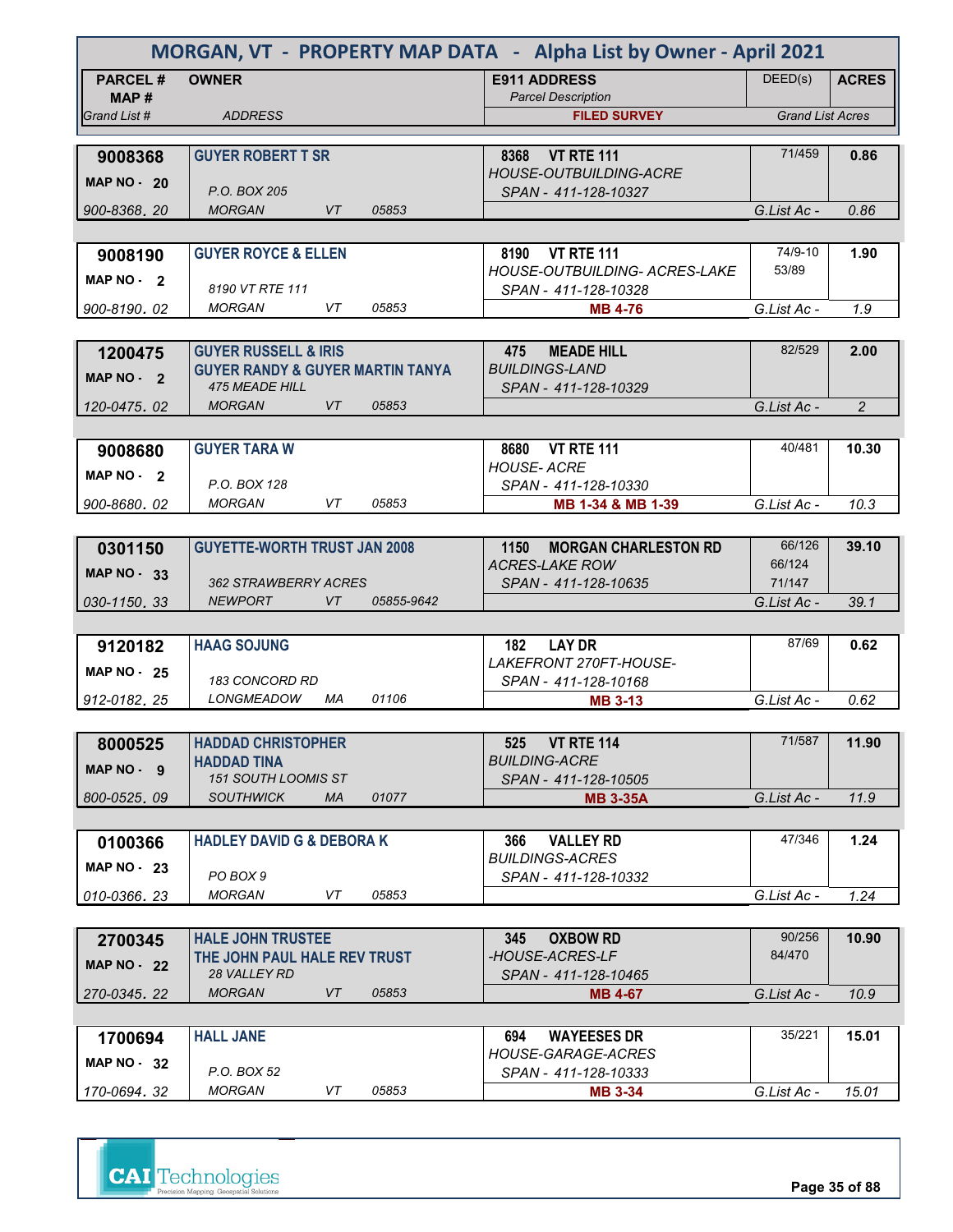# MORGAN, VT - PROPERTY MAP DATA - Alpha List by Owner - April 2021

| PARCEL # / MAP # / Grand List # | OWNER / ADDRESS | E911 ADDRESS / Parcel Description / FILED SURVEY | DEED(s) | ACRES / Grand List Acres |
|---|---|---|---|---|
| **9008368** / MAP NO - 20 / 900-8368. 20 | **GUYER ROBERT T SR** / P.O. BOX 205 / MORGAN VT 05853 | 8368 VT RTE 111 / HOUSE-OUTBUILDING-ACRE / SPAN - 411-128-10327 | 71/459 | 0.86 / G.List Ac - 0.86 |
| **9008190** / MAP NO - 2 / 900-8190. 02 | **GUYER ROYCE & ELLEN** / 8190 VT RTE 111 / MORGAN VT 05853 | 8190 VT RTE 111 / HOUSE-OUTBUILDING- ACRES-LAKE / SPAN - 411-128-10328 / MB 4-76 | 74/9-10 53/89 | 1.90 / G.List Ac - 1.9 |
| **1200475** / MAP NO - 2 / 120-0475. 02 | **GUYER RUSSELL & IRIS** / **GUYER RANDY & GUYER MARTIN TANYA** / 475 MEADE HILL / MORGAN VT 05853 | 475 MEADE HILL / BUILDINGS-LAND / SPAN - 411-128-10329 | 82/529 | 2.00 / G.List Ac - 2 |
| **9008680** / MAP NO - 2 / 900-8680. 02 | **GUYER TARA W** / P.O. BOX 128 / MORGAN VT 05853 | 8680 VT RTE 111 / HOUSE- ACRE / SPAN - 411-128-10330 / MB 1-34 & MB 1-39 | 40/481 | 10.30 / G.List Ac - 10.3 |
| **0301150** / MAP NO - 33 / 030-1150. 33 | **GUYETTE-WORTH TRUST JAN 2008** / 362 STRAWBERRY ACRES / NEWPORT VT 05855-9642 | 1150 MORGAN CHARLESTON RD / ACRES-LAKE ROW / SPAN - 411-128-10635 | 66/126 66/124 71/147 | 39.10 / G.List Ac - 39.1 |
| **9120182** / MAP NO - 25 / 912-0182. 25 | **HAAG SOJUNG** / 183 CONCORD RD / LONGMEADOW MA 01106 | 182 LAY DR / LAKEFRONT 270FT-HOUSE- / SPAN - 411-128-10168 / MB 3-13 | 87/69 | 0.62 / G.List Ac - 0.62 |
| **8000525** / MAP NO - 9 / 800-0525. 09 | **HADDAD CHRISTOPHER** / **HADDAD TINA** / 151 SOUTH LOOMIS ST / SOUTHWICK MA 01077 | 525 VT RTE 114 / BUILDING-ACRE / SPAN - 411-128-10505 / MB 3-35A | 71/587 | 11.90 / G.List Ac - 11.9 |
| **0100366** / MAP NO - 23 / 010-0366. 23 | **HADLEY DAVID G & DEBORA K** / PO BOX 9 / MORGAN VT 05853 | 366 VALLEY RD / BUILDINGS-ACRES / SPAN - 411-128-10332 | 47/346 | 1.24 / G.List Ac - 1.24 |
| **2700345** / MAP NO - 22 / 270-0345. 22 | **HALE JOHN TRUSTEE** / **THE JOHN PAUL HALE REV TRUST** / 28 VALLEY RD / MORGAN VT 05853 | 345 OXBOW RD / -HOUSE-ACRES-LF / SPAN - 411-128-10465 / MB 4-67 | 90/256 84/470 | 10.90 / G.List Ac - 10.9 |
| **1700694** / MAP NO - 32 / 170-0694. 32 | **HALL JANE** / P.O. BOX 52 / MORGAN VT 05853 | 694 WAYEESES DR / HOUSE-GARAGE-ACRES / SPAN - 411-128-10333 / MB 3-34 | 35/221 | 15.01 / G.List Ac - 15.01 |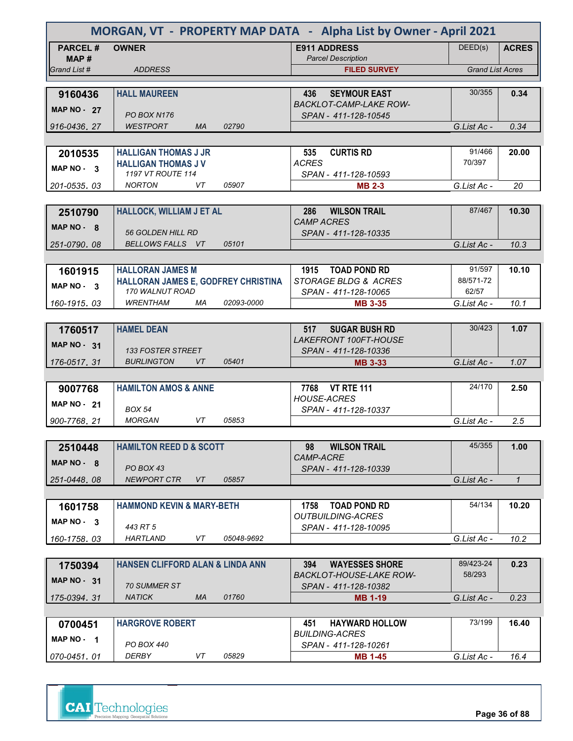# MORGAN, VT - PROPERTY MAP DATA - Alpha List by Owner - April 2021

| PARCEL # / MAP # / Grand List # | OWNER / ADDRESS | E911 ADDRESS / Parcel Description / FILED SURVEY | DEED(s) | ACRES / Grand List Acres |
|---|---|---|---|---|
| **9160436**<br>MAP NO - 27<br>916-0436. 27 | **HALL MAUREEN**<br>PO BOX N176<br>WESTPORT MA 02790 | **436 SEYMOUR EAST**<br>BACKLOT-CAMP-LAKE ROW-<br>SPAN - 411-128-10545 | 30/355 | **0.34**<br>G.List Ac - 0.34 |
| **2010535**<br>MAP NO - 3<br>201-0535. 03 | **HALLIGAN THOMAS J JR**<br>**HALLIGAN THOMAS J V**<br>1197 VT ROUTE 114<br>NORTON VT 05907 | **535 CURTIS RD**<br>ACRES<br>SPAN - 411-128-10593<br>**MB 2-3** | 91/466<br>70/397 | **20.00**<br>G.List Ac - 20 |
| **2510790**<br>MAP NO - 8<br>251-0790. 08 | **HALLOCK, WILLIAM J ET AL**<br>56 GOLDEN HILL RD<br>BELLOWS FALLS VT 05101 | **286 WILSON TRAIL**<br>CAMP ACRES<br>SPAN - 411-128-10335 | 87/467 | **10.30**<br>G.List Ac - 10.3 |
| **1601915**<br>MAP NO - 3<br>160-1915. 03 | **HALLORAN JAMES M**<br>**HALLORAN JAMES E, GODFREY CHRISTINA**<br>170 WALNUT ROAD<br>WRENTHAM MA 02093-0000 | **1915 TOAD POND RD**<br>STORAGE BLDG & ACRES<br>SPAN - 411-128-10065<br>**MB 3-35** | 91/597<br>88/571-72<br>62/57 | **10.10**<br>G.List Ac - 10.1 |
| **1760517**<br>MAP NO - 31<br>176-0517. 31 | **HAMEL DEAN**<br>133 FOSTER STREET<br>BURLINGTON VT 05401 | **517 SUGAR BUSH RD**<br>LAKEFRONT 100FT-HOUSE<br>SPAN - 411-128-10336<br>**MB 3-33** | 30/423 | **1.07**<br>G.List Ac - 1.07 |
| **9007768**<br>MAP NO - 21<br>900-7768. 21 | **HAMILTON AMOS & ANNE**<br>BOX 54<br>MORGAN VT 05853 | **7768 VT RTE 111**<br>HOUSE-ACRES<br>SPAN - 411-128-10337 | 24/170 | **2.50**<br>G.List Ac - 2.5 |
| **2510448**<br>MAP NO - 8<br>251-0448. 08 | **HAMILTON REED D & SCOTT**<br>PO BOX 43<br>NEWPORT CTR VT 05857 | **98 WILSON TRAIL**<br>CAMP-ACRE<br>SPAN - 411-128-10339 | 45/355 | **1.00**<br>G.List Ac - 1 |
| **1601758**<br>MAP NO - 3<br>160-1758. 03 | **HAMMOND KEVIN & MARY-BETH**<br>443 RT 5<br>HARTLAND VT 05048-9692 | **1758 TOAD POND RD**<br>OUTBUILDING-ACRES<br>SPAN - 411-128-10095 | 54/134 | **10.20**<br>G.List Ac - 10.2 |
| **1750394**<br>MAP NO - 31<br>175-0394. 31 | **HANSEN CLIFFORD ALAN & LINDA ANN**<br>70 SUMMER ST<br>NATICK MA 01760 | **394 WAYESSES SHORE**<br>BACKLOT-HOUSE-LAKE ROW-<br>SPAN - 411-128-10382<br>**MB 1-19** | 89/423-24<br>58/293 | **0.23**<br>G.List Ac - 0.23 |
| **0700451**<br>MAP NO - 1<br>070-0451. 01 | **HARGROVE ROBERT**<br>PO BOX 440<br>DERBY VT 05829 | **451 HAYWARD HOLLOW**<br>BUILDING-ACRES<br>SPAN - 411-128-10261<br>**MB 1-45** | 73/199 | **16.40**<br>G.List Ac - 16.4 |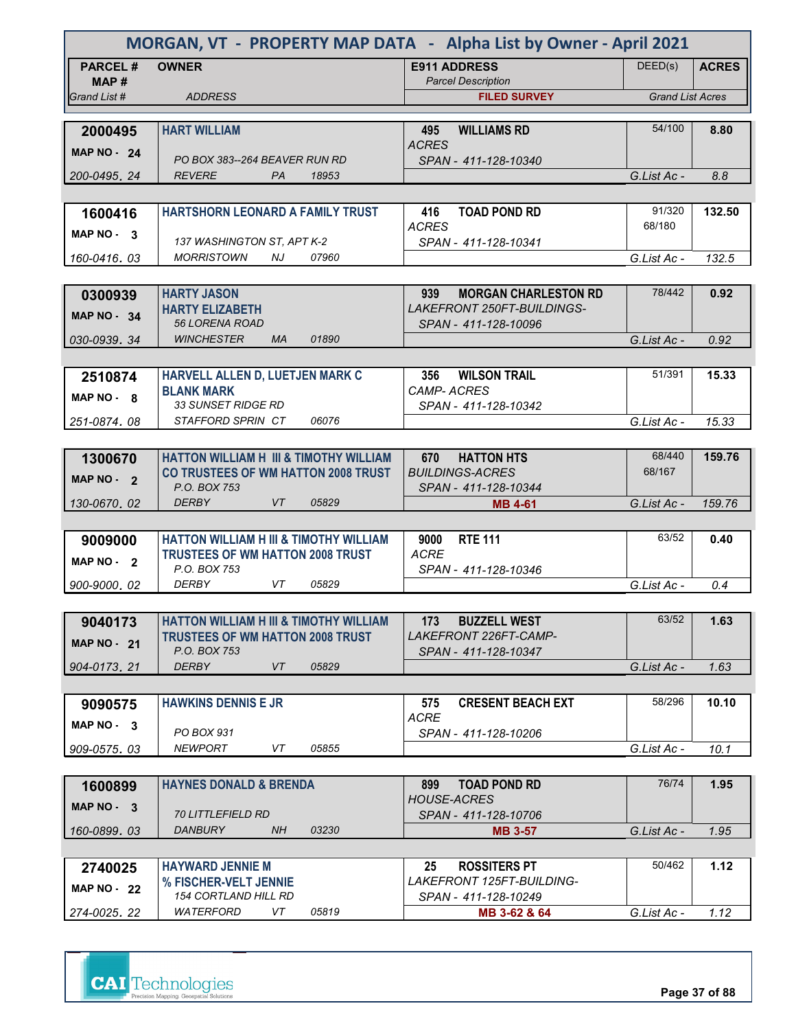# MORGAN, VT - PROPERTY MAP DATA - Alpha List by Owner - April 2021

| PARCEL # / MAP # / Grand List # | OWNER / ADDRESS | E911 ADDRESS / Parcel Description / FILED SURVEY | DEED(s) | ACRES / Grand List Acres |
|---|---|---|---|---|
| **2000495** MAP NO - 24 200-0495. 24 | **HART WILLIAM** PO BOX 383--264 BEAVER RUN RD REVERE PA 18953 | 495 WILLIAMS RD ACRES SPAN - 411-128-10340 | 54/100 | **8.80** G.List Ac - 8.8 |
| **1600416** MAP NO - 3 160-0416. 03 | **HARTSHORN LEONARD A FAMILY TRUST** 137 WASHINGTON ST, APT K-2 MORRISTOWN NJ 07960 | 416 TOAD POND RD ACRES SPAN - 411-128-10341 | 91/320 68/180 | **132.50** G.List Ac - 132.5 |
| **0300939** MAP NO - 34 030-0939. 34 | **HARTY JASON** **HARTY ELIZABETH** 56 LORENA ROAD WINCHESTER MA 01890 | 939 MORGAN CHARLESTON RD LAKEFRONT 250FT-BUILDINGS- SPAN - 411-128-10096 | 78/442 | **0.92** G.List Ac - 0.92 |
| **2510874** MAP NO - 8 251-0874. 08 | **HARVELL ALLEN D, LUETJEN MARK C** **BLANK MARK** 33 SUNSET RIDGE RD STAFFORD SPRIN CT 06076 | 356 WILSON TRAIL CAMP- ACRES SPAN - 411-128-10342 | 51/391 | **15.33** G.List Ac - 15.33 |
| **1300670** MAP NO - 2 130-0670. 02 | **HATTON WILLIAM H III & TIMOTHY WILLIAM** **CO TRUSTEES OF WM HATTON 2008 TRUST** P.O. BOX 753 DERBY VT 05829 | 670 HATTON HTS BUILDINGS-ACRES SPAN - 411-128-10344 MB 4-61 | 68/440 68/167 | **159.76** G.List Ac - 159.76 |
| **9009000** MAP NO - 2 900-9000. 02 | **HATTON WILLIAM H III & TIMOTHY WILLIAM** **TRUSTEES OF WM HATTON 2008 TRUST** P.O. BOX 753 DERBY VT 05829 | 9000 RTE 111 ACRE SPAN - 411-128-10346 | 63/52 | **0.40** G.List Ac - 0.4 |
| **9040173** MAP NO - 21 904-0173. 21 | **HATTON WILLIAM H III & TIMOTHY WILLIAM** **TRUSTEES OF WM HATTON 2008 TRUST** P.O. BOX 753 DERBY VT 05829 | 173 BUZZELL WEST LAKEFRONT 226FT-CAMP- SPAN - 411-128-10347 | 63/52 | **1.63** G.List Ac - 1.63 |
| **9090575** MAP NO - 3 909-0575. 03 | **HAWKINS DENNIS E JR** PO BOX 931 NEWPORT VT 05855 | 575 CRESENT BEACH EXT ACRE SPAN - 411-128-10206 | 58/296 | **10.10** G.List Ac - 10.1 |
| **1600899** MAP NO - 3 160-0899. 03 | **HAYNES DONALD & BRENDA** 70 LITTLEFIELD RD DANBURY NH 03230 | 899 TOAD POND RD HOUSE-ACRES SPAN - 411-128-10706 MB 3-57 | 76/74 | **1.95** G.List Ac - 1.95 |
| **2740025** MAP NO - 22 274-0025. 22 | **HAYWARD JENNIE M** **% FISCHER-VELT JENNIE** 154 CORTLAND HILL RD WATERFORD VT 05819 | 25 ROSSITERS PT LAKEFRONT 125FT-BUILDING- SPAN - 411-128-10249 MB 3-62 & 64 | 50/462 | **1.12** G.List Ac - 1.12 |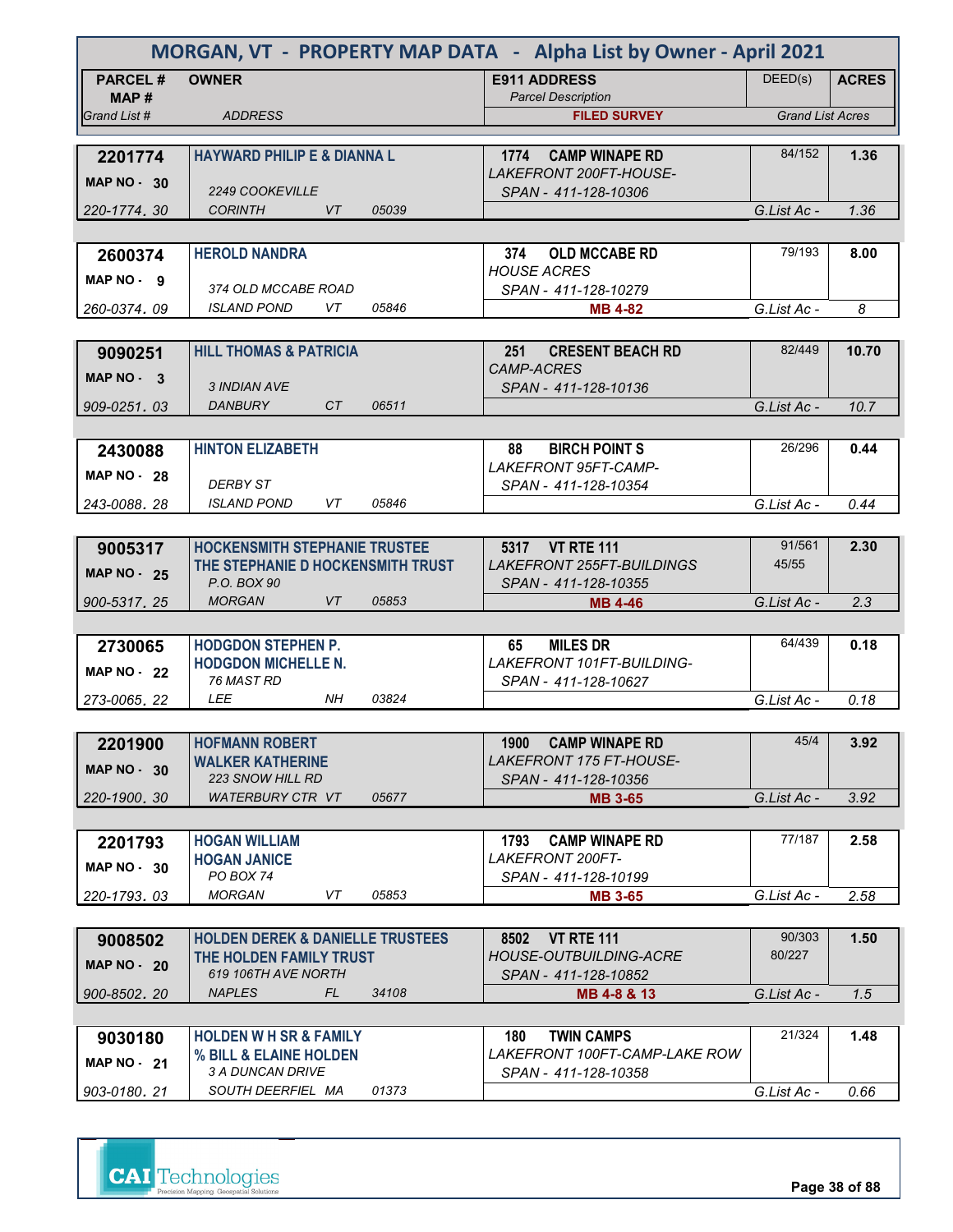# MORGAN, VT - PROPERTY MAP DATA - Alpha List by Owner - April 2021

| PARCEL # / MAP # / Grand List # | OWNER / ADDRESS | E911 ADDRESS / Parcel Description / FILED SURVEY | DEED(s) | ACRES / Grand List Acres |
|---|---|---|---|---|
| **2201774**<br>MAP NO - 30<br>220-1774. 30 | **HAYWARD PHILIP E & DIANNA L**<br>2249 COOKEVILLE<br>CORINTH VT 05039 | **1774 CAMP WINAPE RD**<br>LAKEFRONT 200FT-HOUSE-<br>SPAN - 411-128-10306 | 84/152 | **1.36**<br>G.List Ac - 1.36 |
| **2600374**<br>MAP NO - 9<br>260-0374. 09 | **HEROLD NANDRA**<br>374 OLD MCCABE ROAD<br>ISLAND POND VT 05846 | **374 OLD MCCABE RD**<br>HOUSE ACRES<br>SPAN - 411-128-10279<br>MB 4-82 | 79/193 | **8.00**<br>G.List Ac - 8 |
| **9090251**<br>MAP NO - 3<br>909-0251. 03 | **HILL THOMAS & PATRICIA**<br>3 INDIAN AVE<br>DANBURY CT 06511 | **251 CRESENT BEACH RD**<br>CAMP-ACRES<br>SPAN - 411-128-10136 | 82/449 | **10.70**<br>G.List Ac - 10.7 |
| **2430088**<br>MAP NO - 28<br>243-0088. 28 | **HINTON ELIZABETH**<br>DERBY ST<br>ISLAND POND VT 05846 | **88 BIRCH POINT S**<br>LAKEFRONT 95FT-CAMP-<br>SPAN - 411-128-10354 | 26/296 | **0.44**<br>G.List Ac - 0.44 |
| **9005317**<br>MAP NO - 25<br>900-5317. 25 | **HOCKENSMITH STEPHANIE TRUSTEE**<br>**THE STEPHANIE D HOCKENSMITH TRUST**<br>P.O. BOX 90<br>MORGAN VT 05853 | **5317 VT RTE 111**<br>LAKEFRONT 255FT-BUILDINGS<br>SPAN - 411-128-10355<br>MB 4-46 | 91/561<br>45/55 | **2.30**<br>G.List Ac - 2.3 |
| **2730065**<br>MAP NO - 22<br>273-0065. 22 | **HODGDON STEPHEN P.**<br>**HODGDON MICHELLE N.**<br>76 MAST RD<br>LEE NH 03824 | **65 MILES DR**<br>LAKEFRONT 101FT-BUILDING-<br>SPAN - 411-128-10627 | 64/439 | **0.18**<br>G.List Ac - 0.18 |
| **2201900**<br>MAP NO - 30<br>220-1900. 30 | **HOFMANN ROBERT**<br>**WALKER KATHERINE**<br>223 SNOW HILL RD<br>WATERBURY CTR VT 05677 | **1900 CAMP WINAPE RD**<br>LAKEFRONT 175 FT-HOUSE-<br>SPAN - 411-128-10356<br>MB 3-65 | 45/4 | **3.92**<br>G.List Ac - 3.92 |
| **2201793**<br>MAP NO - 30<br>220-1793. 03 | **HOGAN WILLIAM**<br>**HOGAN JANICE**<br>PO BOX 74<br>MORGAN VT 05853 | **1793 CAMP WINAPE RD**<br>LAKEFRONT 200FT-<br>SPAN - 411-128-10199<br>MB 3-65 | 77/187 | **2.58**<br>G.List Ac - 2.58 |
| **9008502**<br>MAP NO - 20<br>900-8502. 20 | **HOLDEN DEREK & DANIELLE TRUSTEES**<br>**THE HOLDEN FAMILY TRUST**<br>619 106TH AVE NORTH<br>NAPLES FL 34108 | **8502 VT RTE 111**<br>HOUSE-OUTBUILDING-ACRE<br>SPAN - 411-128-10852<br>MB 4-8 & 13 | 90/303<br>80/227 | **1.50**<br>G.List Ac - 1.5 |
| **9030180**<br>MAP NO - 21<br>903-0180. 21 | **HOLDEN W H SR & FAMILY**<br>**% BILL & ELAINE HOLDEN**<br>3 A DUNCAN DRIVE<br>SOUTH DEERFIEL MA 01373 | **180 TWIN CAMPS**<br>LAKEFRONT 100FT-CAMP-LAKE ROW<br>SPAN - 411-128-10358 | 21/324 | **1.48**<br>G.List Ac - 0.66 |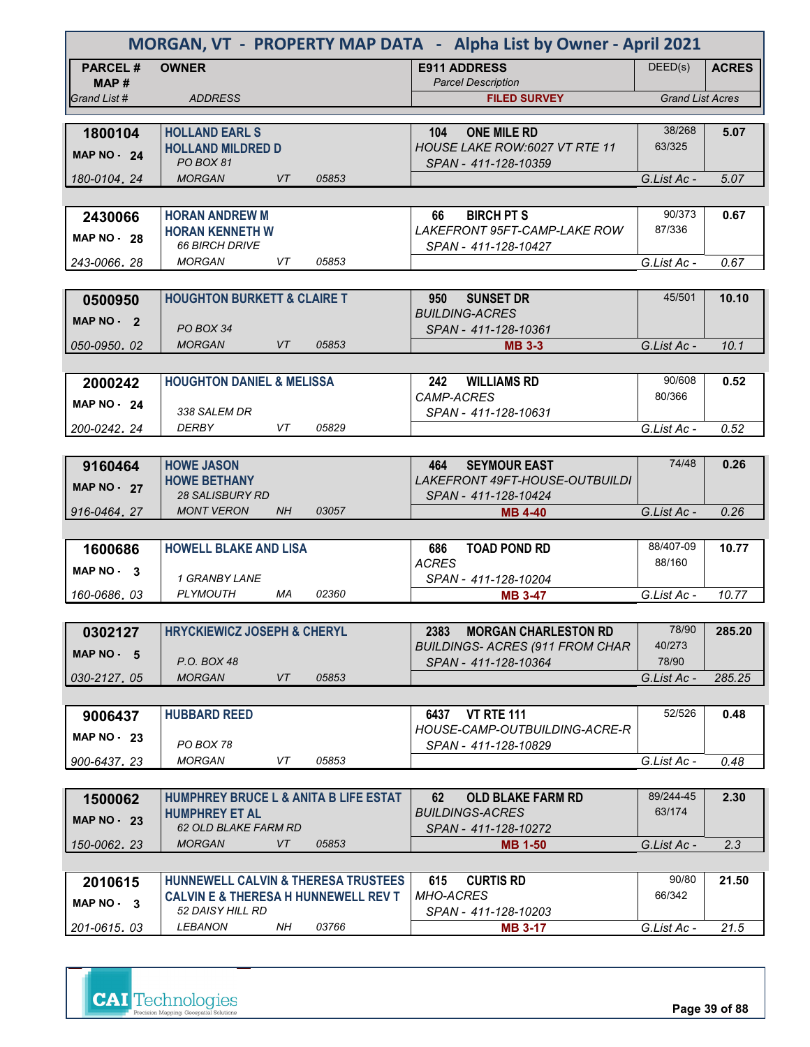# MORGAN, VT - PROPERTY MAP DATA - Alpha List by Owner - April 2021

| PARCEL # / MAP # / *Grand List #* | OWNER / *ADDRESS* | E911 ADDRESS / *Parcel Description* / FILED SURVEY | DEED(s) | ACRES / *Grand List Acres* |
|---|---|---|---|---|
| **1800104** MAP NO - 24 *180-0104. 24* | **HOLLAND EARL S** **HOLLAND MILDRED D** *PO BOX 81* *MORGAN VT 05853* | **104 ONE MILE RD** *HOUSE LAKE ROW:6027 VT RTE 11* *SPAN - 411-128-10359* | 38/268 63/325 | **5.07** *G.List Ac - 5.07* |
| **2430066** MAP NO - 28 *243-0066. 28* | **HORAN ANDREW M** **HORAN KENNETH W** *66 BIRCH DRIVE* *MORGAN VT 05853* | **66 BIRCH PT S** *LAKEFRONT 95FT-CAMP-LAKE ROW* *SPAN - 411-128-10427* | 90/373 87/336 | **0.67** *G.List Ac - 0.67* |
| **0500950** MAP NO - 2 *050-0950. 02* | **HOUGHTON BURKETT & CLAIRE T** *PO BOX 34* *MORGAN VT 05853* | **950 SUNSET DR** *BUILDING-ACRES* *SPAN - 411-128-10361* **MB 3-3** | 45/501 | **10.10** *G.List Ac - 10.1* |
| **2000242** MAP NO - 24 *200-0242. 24* | **HOUGHTON DANIEL & MELISSA** *338 SALEM DR* *DERBY VT 05829* | **242 WILLIAMS RD** *CAMP-ACRES* *SPAN - 411-128-10631* | 90/608 80/366 | **0.52** *G.List Ac - 0.52* |
| **9160464** MAP NO - 27 *916-0464. 27* | **HOWE JASON** **HOWE BETHANY** *28 SALISBURY RD* *MONT VERON NH 03057* | **464 SEYMOUR EAST** *LAKEFRONT 49FT-HOUSE-OUTBUILDI* *SPAN - 411-128-10424* **MB 4-40** | 74/48 | **0.26** *G.List Ac - 0.26* |
| **1600686** MAP NO - 3 *160-0686. 03* | **HOWELL BLAKE AND LISA** *1 GRANBY LANE* *PLYMOUTH MA 02360* | **686 TOAD POND RD** *ACRES* *SPAN - 411-128-10204* **MB 3-47** | 88/407-09 88/160 | **10.77** *G.List Ac - 10.77* |
| **0302127** MAP NO - 5 *030-2127. 05* | **HRYCKIEWICZ JOSEPH & CHERYL** *P.O. BOX 48* *MORGAN VT 05853* | **2383 MORGAN CHARLESTON RD** *BUILDINGS- ACRES (911 FROM CHAR* *SPAN - 411-128-10364* | 78/90 40/273 78/90 | **285.20** *G.List Ac - 285.25* |
| **9006437** MAP NO - 23 *900-6437. 23* | **HUBBARD REED** *PO BOX 78* *MORGAN VT 05853* | **6437 VT RTE 111** *HOUSE-CAMP-OUTBUILDING-ACRE-R* *SPAN - 411-128-10829* | 52/526 | **0.48** *G.List Ac - 0.48* |
| **1500062** MAP NO - 23 *150-0062. 23* | **HUMPHREY BRUCE L & ANITA B LIFE ESTAT** **HUMPHREY ET AL** *62 OLD BLAKE FARM RD* *MORGAN VT 05853* | **62 OLD BLAKE FARM RD** *BUILDINGS-ACRES* *SPAN - 411-128-10272* **MB 1-50** | 89/244-45 63/174 | **2.30** *G.List Ac - 2.3* |
| **2010615** MAP NO - 3 *201-0615. 03* | **HUNNEWELL CALVIN & THERESA TRUSTEES** **CALVIN E & THERESA H HUNNEWELL REV T** *52 DAISY HILL RD* *LEBANON NH 03766* | **615 CURTIS RD** *MHO-ACRES* *SPAN - 411-128-10203* **MB 3-17** | 90/80 66/342 | **21.50** *G.List Ac - 21.5* |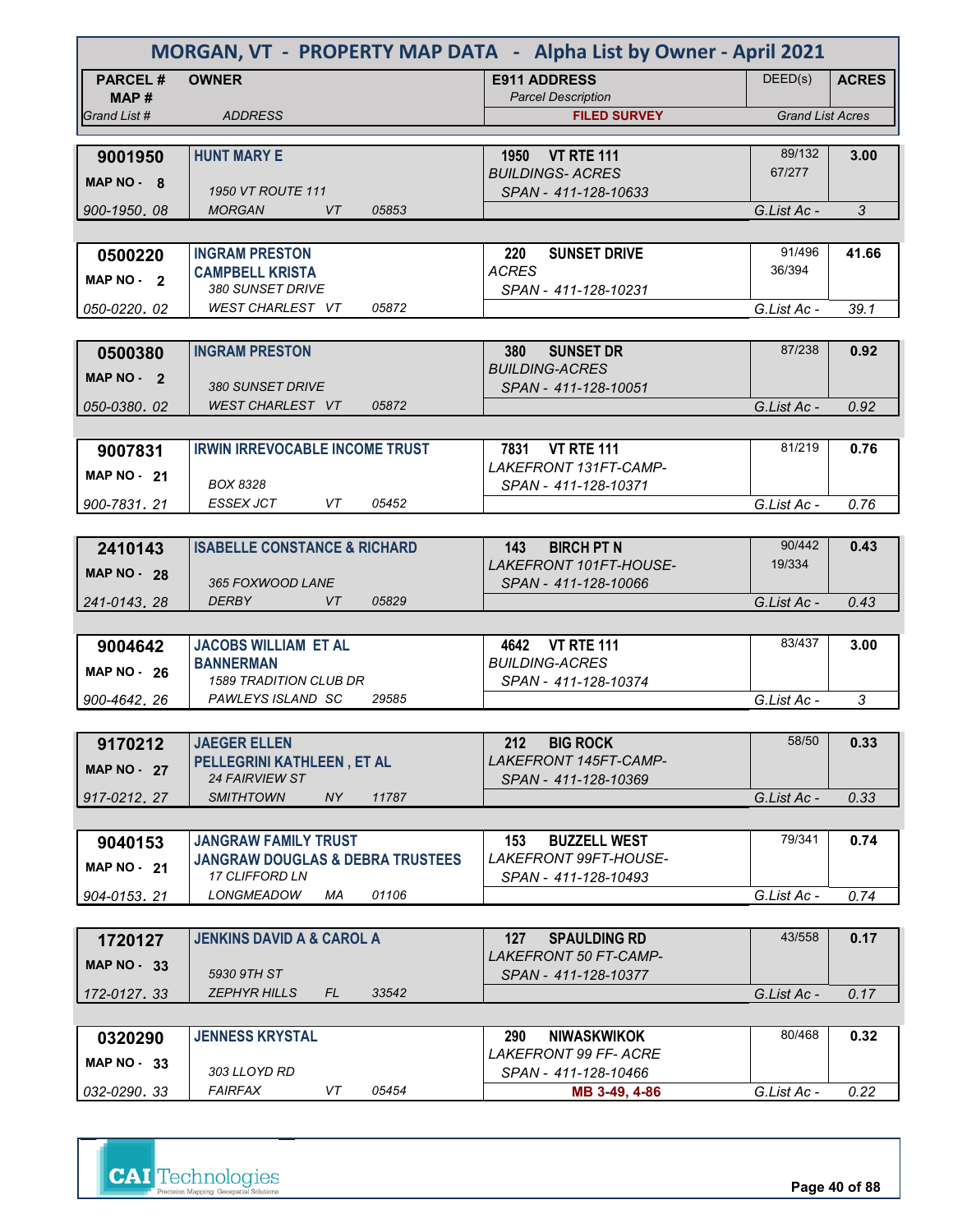# MORGAN, VT - PROPERTY MAP DATA - Alpha List by Owner - April 2021

| PARCEL # / MAP # / Grand List # | OWNER / ADDRESS | E911 ADDRESS / Parcel Description / FILED SURVEY | DEED(s) | ACRES / Grand List Acres |
|---|---|---|---|---|
| **9001950** / MAP NO - 8 / 900-1950. 08 | **HUNT MARY E** / 1950 VT ROUTE 111 / MORGAN VT 05853 | **1950 VT RTE 111** / BUILDINGS- ACRES / SPAN - 411-128-10633 | 89/132, 67/277 | **3.00** / G.List Ac - 3 |
| **0500220** / MAP NO - 2 / 050-0220. 02 | **INGRAM PRESTON** / **CAMPBELL KRISTA** / 380 SUNSET DRIVE / WEST CHARLEST VT 05872 | **220 SUNSET DRIVE** / ACRES / SPAN - 411-128-10231 | 91/496, 36/394 | **41.66** / G.List Ac - 39.1 |
| **0500380** / MAP NO - 2 / 050-0380. 02 | **INGRAM PRESTON** / 380 SUNSET DRIVE / WEST CHARLEST VT 05872 | **380 SUNSET DR** / BUILDING-ACRES / SPAN - 411-128-10051 | 87/238 | **0.92** / G.List Ac - 0.92 |
| **9007831** / MAP NO - 21 / 900-7831. 21 | **IRWIN IRREVOCABLE INCOME TRUST** / BOX 8328 / ESSEX JCT VT 05452 | **7831 VT RTE 111** / LAKEFRONT 131FT-CAMP- / SPAN - 411-128-10371 | 81/219 | **0.76** / G.List Ac - 0.76 |
| **2410143** / MAP NO - 28 / 241-0143. 28 | **ISABELLE CONSTANCE & RICHARD** / 365 FOXWOOD LANE / DERBY VT 05829 | **143 BIRCH PT N** / LAKEFRONT 101FT-HOUSE- / SPAN - 411-128-10066 | 90/442, 19/334 | **0.43** / G.List Ac - 0.43 |
| **9004642** / MAP NO - 26 / 900-4642. 26 | **JACOBS WILLIAM ET AL** / **BANNERMAN** / 1589 TRADITION CLUB DR / PAWLEYS ISLAND SC 29585 | **4642 VT RTE 111** / BUILDING-ACRES / SPAN - 411-128-10374 | 83/437 | **3.00** / G.List Ac - 3 |
| **9170212** / MAP NO - 27 / 917-0212. 27 | **JAEGER ELLEN** / **PELLEGRINI KATHLEEN , ET AL** / 24 FAIRVIEW ST / SMITHTOWN NY 11787 | **212 BIG ROCK** / LAKEFRONT 145FT-CAMP- / SPAN - 411-128-10369 | 58/50 | **0.33** / G.List Ac - 0.33 |
| **9040153** / MAP NO - 21 / 904-0153. 21 | **JANGRAW FAMILY TRUST** / **JANGRAW DOUGLAS & DEBRA TRUSTEES** / 17 CLIFFORD LN / LONGMEADOW MA 01106 | **153 BUZZELL WEST** / LAKEFRONT 99FT-HOUSE- / SPAN - 411-128-10493 | 79/341 | **0.74** / G.List Ac - 0.74 |
| **1720127** / MAP NO - 33 / 172-0127. 33 | **JENKINS DAVID A & CAROL A** / 5930 9TH ST / ZEPHYR HILLS FL 33542 | **127 SPAULDING RD** / LAKEFRONT 50 FT-CAMP- / SPAN - 411-128-10377 | 43/558 | **0.17** / G.List Ac - 0.17 |
| **0320290** / MAP NO - 33 / 032-0290. 33 | **JENNESS KRYSTAL** / 303 LLOYD RD / FAIRFAX VT 05454 | **290 NIWASKWIKOK** / LAKEFRONT 99 FF- ACRE / SPAN - 411-128-10466 / **MB 3-49, 4-86** | 80/468 | **0.32** / G.List Ac - 0.22 |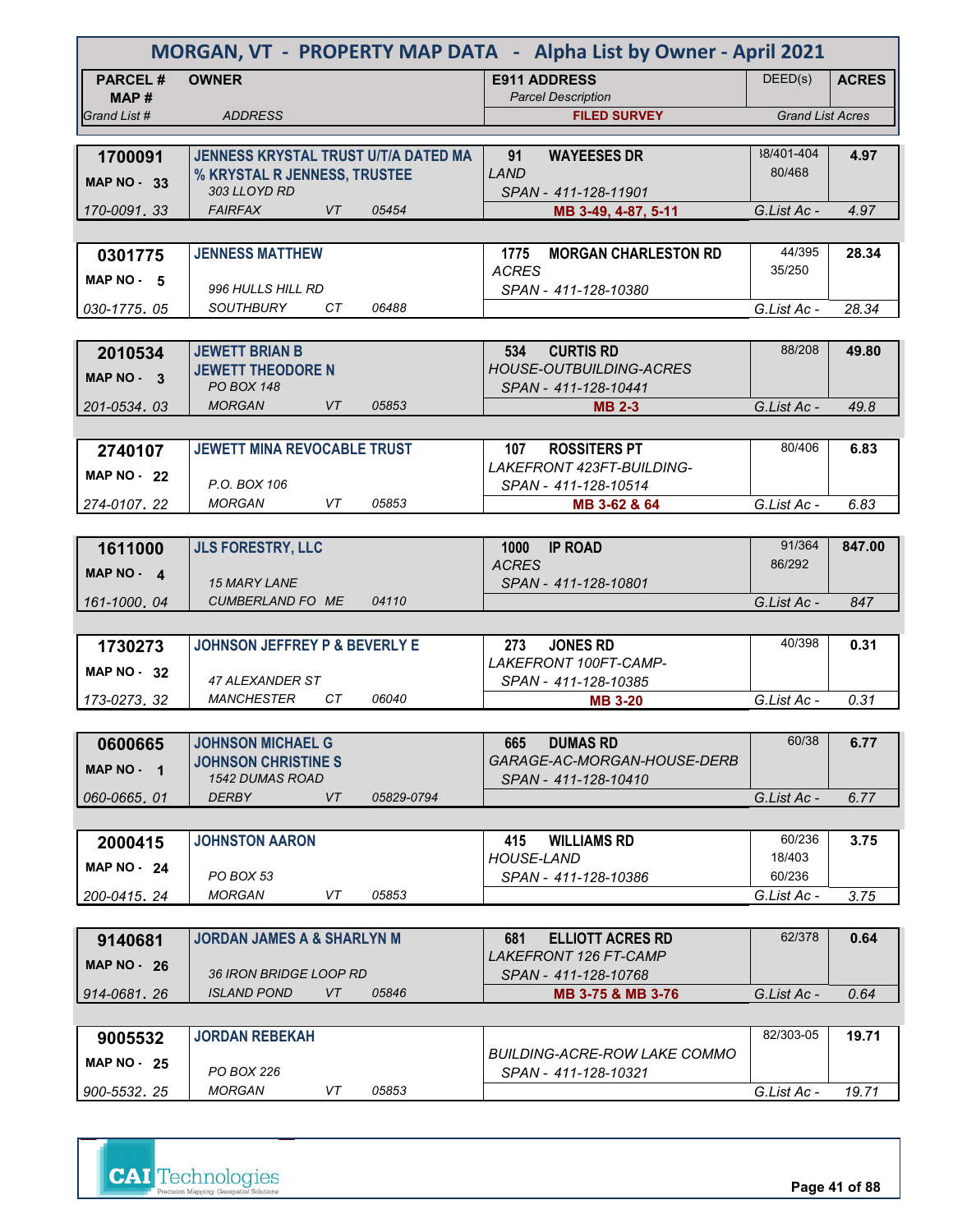# MORGAN, VT - PROPERTY MAP DATA - Alpha List by Owner - April 2021

| PARCEL # / MAP # / Grand List # | OWNER / ADDRESS | E911 ADDRESS / Parcel Description / FILED SURVEY | DEED(s) | ACRES / Grand List Acres |
|---|---|---|---|---|
| **1700091** MAP NO - **33** 170-0091. 33 | **JENNESS KRYSTAL TRUST U/T/A DATED MA % KRYSTAL R JENNESS, TRUSTEE** 303 LLOYD RD FAIRFAX VT 05454 | **91 WAYEESES DR** LAND SPAN - 411-128-11901 **MB 3-49, 4-87, 5-11** | 38/401-404 80/468 | **4.97** G.List Ac - 4.97 |
| **0301775** MAP NO - **5** 030-1775. 05 | **JENNESS MATTHEW** 996 HULLS HILL RD SOUTHBURY CT 06488 | **1775 MORGAN CHARLESTON RD** ACRES SPAN - 411-128-10380 | 44/395 35/250 | **28.34** G.List Ac - 28.34 |
| **2010534** MAP NO - **3** 201-0534. 03 | **JEWETT BRIAN B JEWETT THEODORE N** PO BOX 148 MORGAN VT 05853 | **534 CURTIS RD** HOUSE-OUTBUILDING-ACRES SPAN - 411-128-10441 **MB 2-3** | 88/208 | **49.80** G.List Ac - 49.8 |
| **2740107** MAP NO - **22** 274-0107. 22 | **JEWETT MINA REVOCABLE TRUST** P.O. BOX 106 MORGAN VT 05853 | **107 ROSSITERS PT** LAKEFRONT 423FT-BUILDING- SPAN - 411-128-10514 **MB 3-62 & 64** | 80/406 | **6.83** G.List Ac - 6.83 |
| **1611000** MAP NO - **4** 161-1000. 04 | **JLS FORESTRY, LLC** 15 MARY LANE CUMBERLAND FO ME 04110 | **1000 IP ROAD** ACRES SPAN - 411-128-10801 | 91/364 86/292 | **847.00** G.List Ac - 847 |
| **1730273** MAP NO - **32** 173-0273. 32 | **JOHNSON JEFFREY P & BEVERLY E** 47 ALEXANDER ST MANCHESTER CT 06040 | **273 JONES RD** LAKEFRONT 100FT-CAMP- SPAN - 411-128-10385 **MB 3-20** | 40/398 | **0.31** G.List Ac - 0.31 |
| **0600665** MAP NO - **1** 060-0665. 01 | **JOHNSON MICHAEL G JOHNSON CHRISTINE S** 1542 DUMAS ROAD DERBY VT 05829-0794 | **665 DUMAS RD** GARAGE-AC-MORGAN-HOUSE-DERB SPAN - 411-128-10410 | 60/38 | **6.77** G.List Ac - 6.77 |
| **2000415** MAP NO - **24** 200-0415. 24 | **JOHNSTON AARON** PO BOX 53 MORGAN VT 05853 | **415 WILLIAMS RD** HOUSE-LAND SPAN - 411-128-10386 | 60/236 18/403 60/236 | **3.75** G.List Ac - 3.75 |
| **9140681** MAP NO - **26** 914-0681. 26 | **JORDAN JAMES A & SHARLYN M** 36 IRON BRIDGE LOOP RD ISLAND POND VT 05846 | **681 ELLIOTT ACRES RD** LAKEFRONT 126 FT-CAMP SPAN - 411-128-10768 **MB 3-75 & MB 3-76** | 62/378 | **0.64** G.List Ac - 0.64 |
| **9005532** MAP NO - **25** 900-5532. 25 | **JORDAN REBEKAH** PO BOX 226 MORGAN VT 05853 | BUILDING-ACRE-ROW LAKE COMMO SPAN - 411-128-10321 | 82/303-05 | **19.71** G.List Ac - 19.71 |

CAI Technologies — Precision Mapping. Geospatial Solutions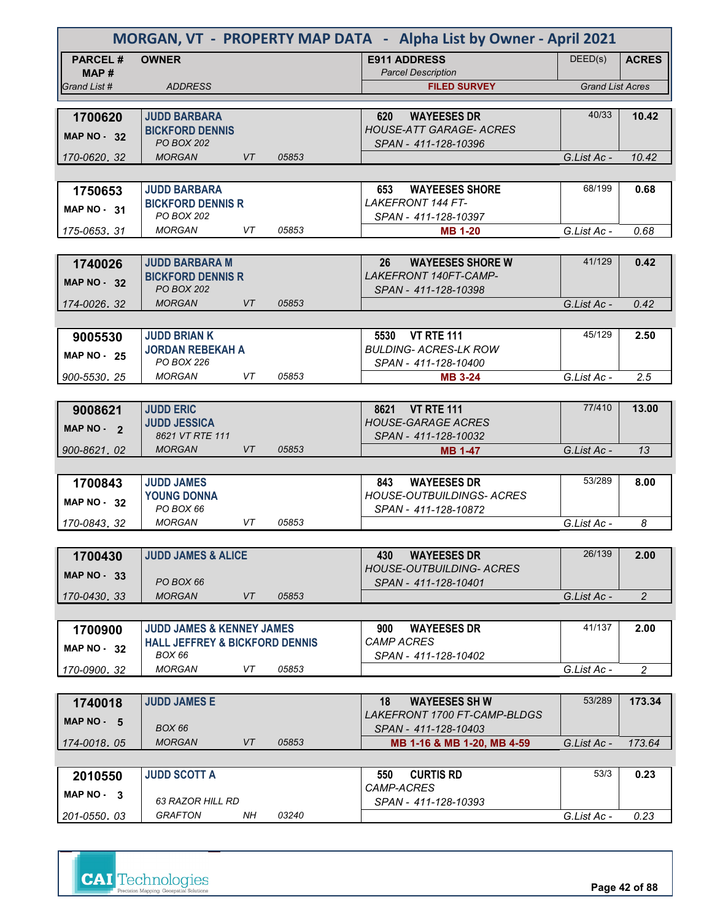# MORGAN, VT - PROPERTY MAP DATA - Alpha List by Owner - April 2021

| PARCEL # / MAP # / Grand List # | OWNER / ADDRESS | E911 ADDRESS / Parcel Description / FILED SURVEY | DEED(s) | ACRES / Grand List Acres |
|---|---|---|---|---|
| **1700620** MAP NO - 32 170-0620. 32 | **JUDD BARBARA** **BICKFORD DENNIS** PO BOX 202 MORGAN VT 05853 | **620 WAYEESES DR** HOUSE-ATT GARAGE- ACRES SPAN - 411-128-10396 | 40/33 | **10.42** G.List Ac - 10.42 |
| **1750653** MAP NO - 31 175-0653. 31 | **JUDD BARBARA** **BICKFORD DENNIS R** PO BOX 202 MORGAN VT 05853 | **653 WAYEESES SHORE** LAKEFRONT 144 FT- SPAN - 411-128-10397 **MB 1-20** | 68/199 | **0.68** G.List Ac - 0.68 |
| **1740026** MAP NO - 32 174-0026. 32 | **JUDD BARBARA M** **BICKFORD DENNIS R** PO BOX 202 MORGAN VT 05853 | **26 WAYEESES SHORE W** LAKEFRONT 140FT-CAMP- SPAN - 411-128-10398 | 41/129 | **0.42** G.List Ac - 0.42 |
| **9005530** MAP NO - 25 900-5530. 25 | **JUDD BRIAN K** **JORDAN REBEKAH A** PO BOX 226 MORGAN VT 05853 | **5530 VT RTE 111** BULDING- ACRES-LK ROW SPAN - 411-128-10400 **MB 3-24** | 45/129 | **2.50** G.List Ac - 2.5 |
| **9008621** MAP NO - 2 900-8621. 02 | **JUDD ERIC** **JUDD JESSICA** 8621 VT RTE 111 MORGAN VT 05853 | **8621 VT RTE 111** HOUSE-GARAGE ACRES SPAN - 411-128-10032 **MB 1-47** | 77/410 | **13.00** G.List Ac - 13 |
| **1700843** MAP NO - 32 170-0843. 32 | **JUDD JAMES** **YOUNG DONNA** PO BOX 66 MORGAN VT 05853 | **843 WAYEESES DR** HOUSE-OUTBUILDINGS- ACRES SPAN - 411-128-10872 | 53/289 | **8.00** G.List Ac - 8 |
| **1700430** MAP NO - 33 170-0430. 33 | **JUDD JAMES & ALICE** PO BOX 66 MORGAN VT 05853 | **430 WAYEESES DR** HOUSE-OUTBUILDING- ACRES SPAN - 411-128-10401 | 26/139 | **2.00** G.List Ac - 2 |
| **1700900** MAP NO - 32 170-0900. 32 | **JUDD JAMES & KENNEY JAMES** **HALL JEFFREY & BICKFORD DENNIS** BOX 66 MORGAN VT 05853 | **900 WAYEESES DR** CAMP ACRES SPAN - 411-128-10402 | 41/137 | **2.00** G.List Ac - 2 |
| **1740018** MAP NO - 5 174-0018. 05 | **JUDD JAMES E** BOX 66 MORGAN VT 05853 | **18 WAYEESES SH W** LAKEFRONT 1700 FT-CAMP-BLDGS SPAN - 411-128-10403 **MB 1-16 & MB 1-20, MB 4-59** | 53/289 | **173.34** G.List Ac - 173.64 |
| **2010550** MAP NO - 3 201-0550. 03 | **JUDD SCOTT A** 63 RAZOR HILL RD GRAFTON NH 03240 | **550 CURTIS RD** CAMP-ACRES SPAN - 411-128-10393 | 53/3 | **0.23** G.List Ac - 0.23 |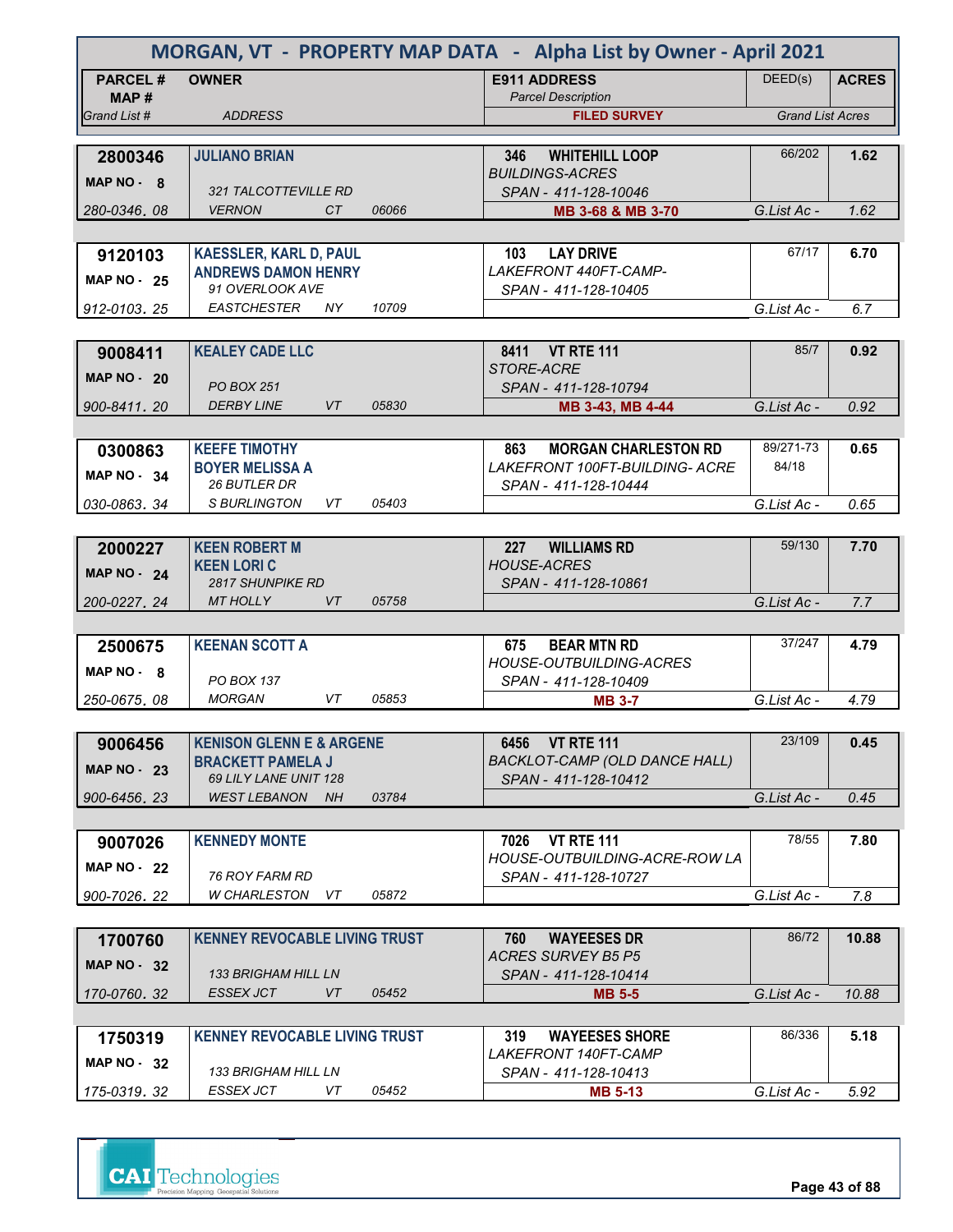# MORGAN, VT - PROPERTY MAP DATA - Alpha List by Owner - April 2021

| PARCEL # / MAP # / Grand List # | OWNER / ADDRESS | E911 ADDRESS / Parcel Description / FILED SURVEY | DEED(s) | ACRES / Grand List Acres |
|---|---|---|---|---|
| **2800346** MAP NO - 8 280-0346. 08 | **JULIANO BRIAN** 321 TALCOTTEVILLE RD VERNON CT 06066 | **346 WHITEHILL LOOP** BUILDINGS-ACRES SPAN - 411-128-10046 **MB 3-68 & MB 3-70** | 66/202 | **1.62** G.List Ac - 1.62 |
| **9120103** MAP NO - 25 912-0103. 25 | **KAESSLER, KARL D, PAUL ANDREWS DAMON HENRY** 91 OVERLOOK AVE EASTCHESTER NY 10709 | **103 LAY DRIVE** LAKEFRONT 440FT-CAMP- SPAN - 411-128-10405 | 67/17 | **6.70** G.List Ac - 6.7 |
| **9008411** MAP NO - 20 900-8411. 20 | **KEALEY CADE LLC** PO BOX 251 DERBY LINE VT 05830 | **8411 VT RTE 111** STORE-ACRE SPAN - 411-128-10794 **MB 3-43, MB 4-44** | 85/7 | **0.92** G.List Ac - 0.92 |
| **0300863** MAP NO - 34 030-0863. 34 | **KEEFE TIMOTHY BOYER MELISSA A** 26 BUTLER DR S BURLINGTON VT 05403 | **863 MORGAN CHARLESTON RD** LAKEFRONT 100FT-BUILDING- ACRE SPAN - 411-128-10444 | 89/271-73 84/18 | **0.65** G.List Ac - 0.65 |
| **2000227** MAP NO - 24 200-0227. 24 | **KEEN ROBERT M KEEN LORI C** 2817 SHUNPIKE RD MT HOLLY VT 05758 | **227 WILLIAMS RD** HOUSE-ACRES SPAN - 411-128-10861 | 59/130 | **7.70** G.List Ac - 7.7 |
| **2500675** MAP NO - 8 250-0675. 08 | **KEENAN SCOTT A** PO BOX 137 MORGAN VT 05853 | **675 BEAR MTN RD** HOUSE-OUTBUILDING-ACRES SPAN - 411-128-10409 **MB 3-7** | 37/247 | **4.79** G.List Ac - 4.79 |
| **9006456** MAP NO - 23 900-6456. 23 | **KENISON GLENN E & ARGENE BRACKETT PAMELA J** 69 LILY LANE UNIT 128 WEST LEBANON NH 03784 | **6456 VT RTE 111** BACKLOT-CAMP (OLD DANCE HALL) SPAN - 411-128-10412 | 23/109 | **0.45** G.List Ac - 0.45 |
| **9007026** MAP NO - 22 900-7026. 22 | **KENNEDY MONTE** 76 ROY FARM RD W CHARLESTON VT 05872 | **7026 VT RTE 111** HOUSE-OUTBUILDING-ACRE-ROW LA SPAN - 411-128-10727 | 78/55 | **7.80** G.List Ac - 7.8 |
| **1700760** MAP NO - 32 170-0760. 32 | **KENNEY REVOCABLE LIVING TRUST** 133 BRIGHAM HILL LN ESSEX JCT VT 05452 | **760 WAYEESES DR** ACRES SURVEY B5 P5 SPAN - 411-128-10414 **MB 5-5** | 86/72 | **10.88** G.List Ac - 10.88 |
| **1750319** MAP NO - 32 175-0319. 32 | **KENNEY REVOCABLE LIVING TRUST** 133 BRIGHAM HILL LN ESSEX JCT VT 05452 | **319 WAYEESES SHORE** LAKEFRONT 140FT-CAMP SPAN - 411-128-10413 **MB 5-13** | 86/336 | **5.18** G.List Ac - 5.92 |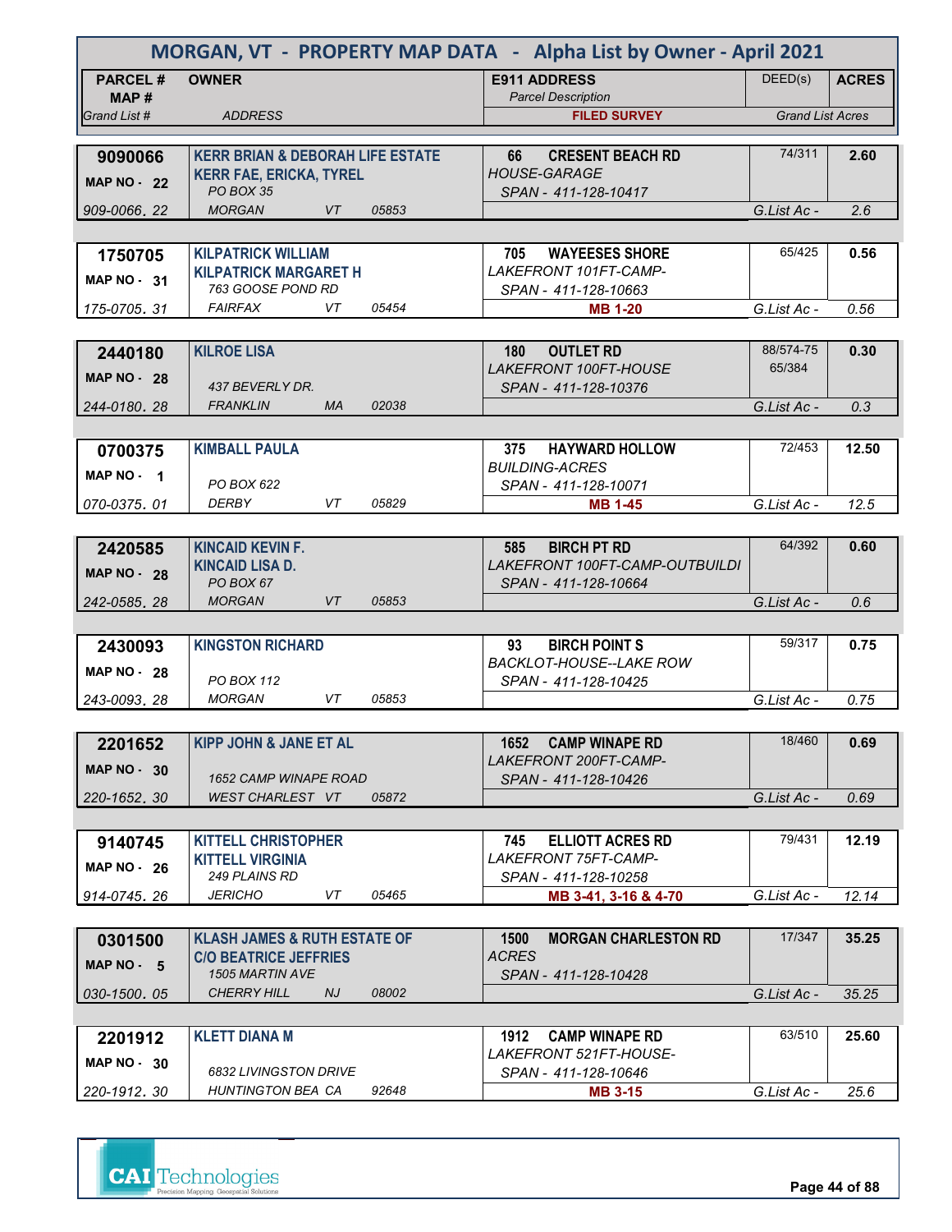# MORGAN, VT - PROPERTY MAP DATA - Alpha List by Owner - April 2021

| PARCEL # / MAP # / Grand List # | OWNER / ADDRESS | E911 ADDRESS / Parcel Description / FILED SURVEY | DEED(s) | ACRES / Grand List Acres |
|---|---|---|---|---|
| 9090066<br>MAP NO - 22<br>909-0066. 22 | KERR BRIAN & DEBORAH LIFE ESTATE<br>KERR FAE, ERICKA, TYREL<br>PO BOX 35<br>MORGAN VT 05853 | 66 CRESENT BEACH RD<br>HOUSE-GARAGE<br>SPAN - 411-128-10417 | 74/311 | 2.60<br>G.List Ac - 2.6 |
| 1750705<br>MAP NO - 31<br>175-0705. 31 | KILPATRICK WILLIAM<br>KILPATRICK MARGARET H<br>763 GOOSE POND RD<br>FAIRFAX VT 05454 | 705 WAYEESES SHORE<br>LAKEFRONT 101FT-CAMP-<br>SPAN - 411-128-10663<br>MB 1-20 | 65/425 | 0.56<br>G.List Ac - 0.56 |
| 2440180<br>MAP NO - 28<br>244-0180. 28 | KILROE LISA<br>437 BEVERLY DR.<br>FRANKLIN MA 02038 | 180 OUTLET RD<br>LAKEFRONT 100FT-HOUSE<br>SPAN - 411-128-10376 | 88/574-75<br>65/384 | 0.30<br>G.List Ac - 0.3 |
| 0700375<br>MAP NO - 1<br>070-0375. 01 | KIMBALL PAULA<br>PO BOX 622<br>DERBY VT 05829 | 375 HAYWARD HOLLOW<br>BUILDING-ACRES<br>SPAN - 411-128-10071<br>MB 1-45 | 72/453 | 12.50<br>G.List Ac - 12.5 |
| 2420585<br>MAP NO - 28<br>242-0585. 28 | KINCAID KEVIN F.<br>KINCAID LISA D.<br>PO BOX 67<br>MORGAN VT 05853 | 585 BIRCH PT RD<br>LAKEFRONT 100FT-CAMP-OUTBUILDI<br>SPAN - 411-128-10664 | 64/392 | 0.60<br>G.List Ac - 0.6 |
| 2430093<br>MAP NO - 28<br>243-0093. 28 | KINGSTON RICHARD<br>PO BOX 112<br>MORGAN VT 05853 | 93 BIRCH POINT S<br>BACKLOT-HOUSE--LAKE ROW<br>SPAN - 411-128-10425 | 59/317 | 0.75<br>G.List Ac - 0.75 |
| 2201652<br>MAP NO - 30<br>220-1652. 30 | KIPP JOHN & JANE ET AL<br>1652 CAMP WINAPE ROAD<br>WEST CHARLEST VT 05872 | 1652 CAMP WINAPE RD<br>LAKEFRONT 200FT-CAMP-<br>SPAN - 411-128-10426 | 18/460 | 0.69<br>G.List Ac - 0.69 |
| 9140745<br>MAP NO - 26<br>914-0745. 26 | KITTELL CHRISTOPHER<br>KITTELL VIRGINIA<br>249 PLAINS RD<br>JERICHO VT 05465 | 745 ELLIOTT ACRES RD<br>LAKEFRONT 75FT-CAMP-<br>SPAN - 411-128-10258<br>MB 3-41, 3-16 & 4-70 | 79/431 | 12.19<br>G.List Ac - 12.14 |
| 0301500<br>MAP NO - 5<br>030-1500. 05 | KLASH JAMES & RUTH ESTATE OF<br>C/O BEATRICE JEFFRIES<br>1505 MARTIN AVE<br>CHERRY HILL NJ 08002 | 1500 MORGAN CHARLESTON RD<br>ACRES<br>SPAN - 411-128-10428 | 17/347 | 35.25<br>G.List Ac - 35.25 |
| 2201912<br>MAP NO - 30<br>220-1912. 30 | KLETT DIANA M<br>6832 LIVINGSTON DRIVE<br>HUNTINGTON BEA CA 92648 | 1912 CAMP WINAPE RD<br>LAKEFRONT 521FT-HOUSE-<br>SPAN - 411-128-10646<br>MB 3-15 | 63/510 | 25.60<br>G.List Ac - 25.6 |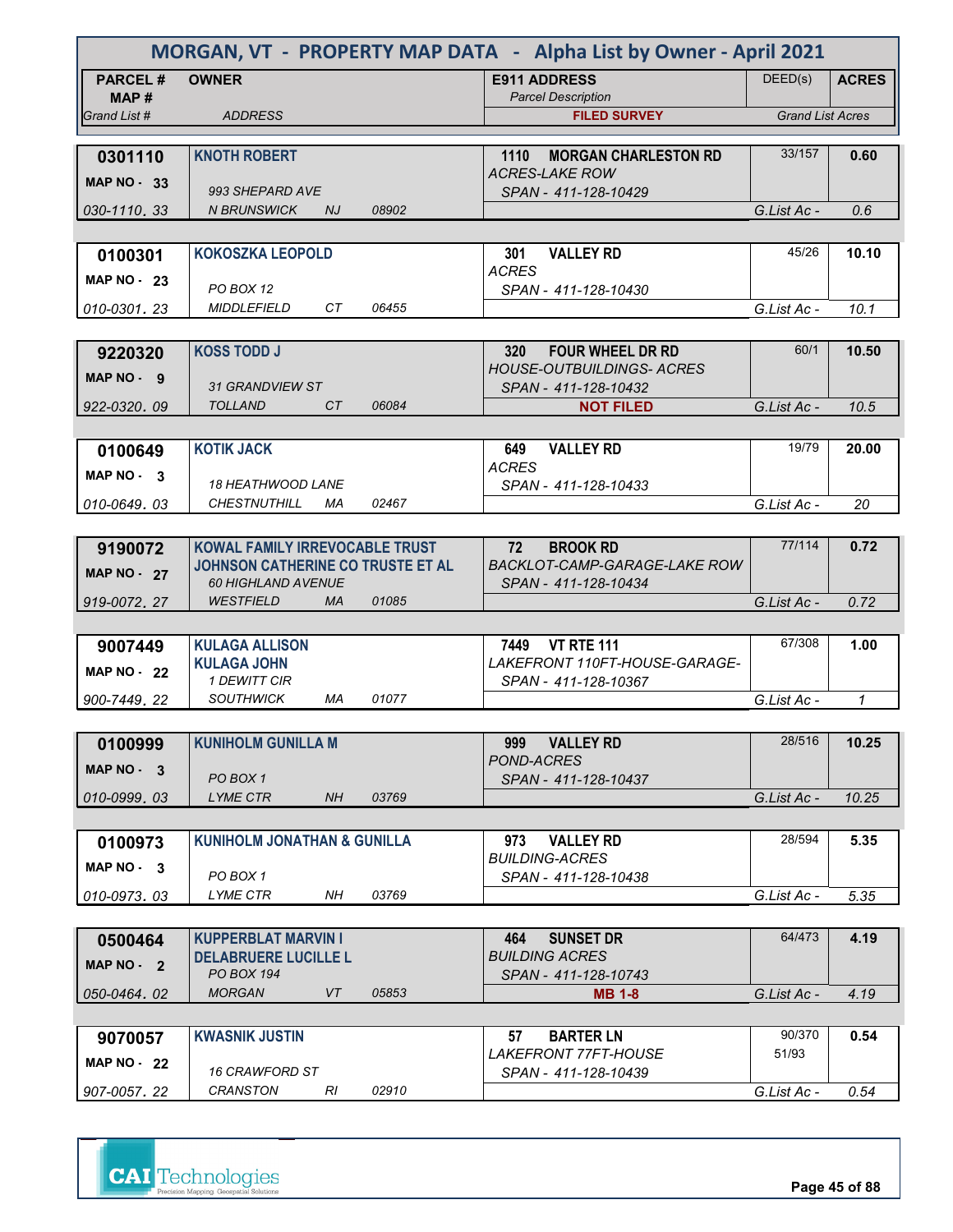# MORGAN, VT - PROPERTY MAP DATA - Alpha List by Owner - April 2021

| PARCEL # / MAP # / Grand List # | OWNER / ADDRESS | E911 ADDRESS / Parcel Description / FILED SURVEY | DEED(s) | ACRES / Grand List Acres |
|---|---|---|---|---|
| 0301110 / MAP NO - 33 / 030-1110. 33 | KNOTH ROBERT / 993 SHEPARD AVE / N BRUNSWICK NJ 08902 | 1110 MORGAN CHARLESTON RD / ACRES-LAKE ROW / SPAN - 411-128-10429 | 33/157 | 0.60 / G.List Ac - 0.6 |
| 0100301 / MAP NO - 23 / 010-0301. 23 | KOKOSZKA LEOPOLD / PO BOX 12 / MIDDLEFIELD CT 06455 | 301 VALLEY RD / ACRES / SPAN - 411-128-10430 | 45/26 | 10.10 / G.List Ac - 10.1 |
| 9220320 / MAP NO - 9 / 922-0320. 09 | KOSS TODD J / 31 GRANDVIEW ST / TOLLAND CT 06084 | 320 FOUR WHEEL DR RD / HOUSE-OUTBUILDINGS- ACRES / SPAN - 411-128-10432 / NOT FILED | 60/1 | 10.50 / G.List Ac - 10.5 |
| 0100649 / MAP NO - 3 / 010-0649. 03 | KOTIK JACK / 18 HEATHWOOD LANE / CHESTNUTHILL MA 02467 | 649 VALLEY RD / ACRES / SPAN - 411-128-10433 | 19/79 | 20.00 / G.List Ac - 20 |
| 9190072 / MAP NO - 27 / 919-0072. 27 | KOWAL FAMILY IRREVOCABLE TRUST / JOHNSON CATHERINE CO TRUSTE ET AL / 60 HIGHLAND AVENUE / WESTFIELD MA 01085 | 72 BROOK RD / BACKLOT-CAMP-GARAGE-LAKE ROW / SPAN - 411-128-10434 | 77/114 | 0.72 / G.List Ac - 0.72 |
| 9007449 / MAP NO - 22 / 900-7449. 22 | KULAGA ALLISON / KULAGA JOHN / 1 DEWITT CIR / SOUTHWICK MA 01077 | 7449 VT RTE 111 / LAKEFRONT 110FT-HOUSE-GARAGE- / SPAN - 411-128-10367 | 67/308 | 1.00 / G.List Ac - 1 |
| 0100999 / MAP NO - 3 / 010-0999. 03 | KUNIHOLM GUNILLA M / PO BOX 1 / LYME CTR NH 03769 | 999 VALLEY RD / POND-ACRES / SPAN - 411-128-10437 | 28/516 | 10.25 / G.List Ac - 10.25 |
| 0100973 / MAP NO - 3 / 010-0973. 03 | KUNIHOLM JONATHAN & GUNILLA / PO BOX 1 / LYME CTR NH 03769 | 973 VALLEY RD / BUILDING-ACRES / SPAN - 411-128-10438 | 28/594 | 5.35 / G.List Ac - 5.35 |
| 0500464 / MAP NO - 2 / 050-0464. 02 | KUPPERBLAT MARVIN I / DELABRUERE LUCILLE L / PO BOX 194 / MORGAN VT 05853 | 464 SUNSET DR / BUILDING ACRES / SPAN - 411-128-10743 / MB 1-8 | 64/473 | 4.19 / G.List Ac - 4.19 |
| 9070057 / MAP NO - 22 / 907-0057. 22 | KWASNIK JUSTIN / 16 CRAWFORD ST / CRANSTON RI 02910 | 57 BARTER LN / LAKEFRONT 77FT-HOUSE / SPAN - 411-128-10439 | 90/370, 51/93 | 0.54 / G.List Ac - 0.54 |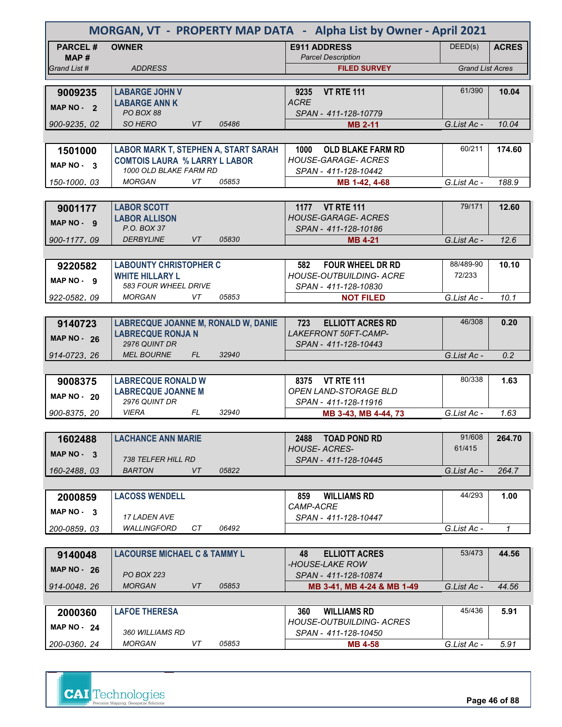# MORGAN, VT - PROPERTY MAP DATA - Alpha List by Owner - April 2021

| PARCEL # / MAP # / Grand List # | OWNER / ADDRESS | E911 ADDRESS / Parcel Description / FILED SURVEY | DEED(s) | ACRES / Grand List Acres |
|---|---|---|---|---|
| 9009235<br>MAP NO - 2<br>900-9235. 02 | LABARGE JOHN V<br>LABARGE ANN K<br>PO BOX 88<br>SO HERO VT 05486 | 9235 VT RTE 111<br>ACRE<br>SPAN - 411-128-10779<br>MB 2-11 | 61/390 | 10.04<br>G.List Ac - 10.04 |
| 1501000<br>MAP NO - 3<br>150-1000. 03 | LABOR MARK T, STEPHEN A, START SARAH<br>COMTOIS LAURA % LARRY L LABOR<br>1000 OLD BLAKE FARM RD<br>MORGAN VT 05853 | 1000 OLD BLAKE FARM RD<br>HOUSE-GARAGE- ACRES<br>SPAN - 411-128-10442<br>MB 1-42, 4-68 | 60/211 | 174.60<br>G.List Ac - 188.9 |
| 9001177<br>MAP NO - 9<br>900-1177. 09 | LABOR SCOTT<br>LABOR ALLISON<br>P.O. BOX 37<br>DERBYLINE VT 05830 | 1177 VT RTE 111<br>HOUSE-GARAGE- ACRES<br>SPAN - 411-128-10186<br>MB 4-21 | 79/171 | 12.60<br>G.List Ac - 12.6 |
| 9220582<br>MAP NO - 9<br>922-0582. 09 | LABOUNTY CHRISTOPHER C<br>WHITE HILLARY L<br>583 FOUR WHEEL DRIVE<br>MORGAN VT 05853 | 582 FOUR WHEEL DR RD<br>HOUSE-OUTBUILDING- ACRE<br>SPAN - 411-128-10830<br>NOT FILED | 88/489-90<br>72/233 | 10.10<br>G.List Ac - 10.1 |
| 9140723<br>MAP NO - 26<br>914-0723. 26 | LABRECQUE JOANNE M, RONALD W, DANIE<br>LABRECQUE RONJA N<br>2976 QUINT DR<br>MEL BOURNE FL 32940 | 723 ELLIOTT ACRES RD<br>LAKEFRONT 50FT-CAMP-<br>SPAN - 411-128-10443 | 46/308 | 0.20<br>G.List Ac - 0.2 |
| 9008375<br>MAP NO - 20<br>900-8375. 20 | LABRECQUE RONALD W<br>LABRECQUE JOANNE M<br>2976 QUINT DR<br>VIERA FL 32940 | 8375 VT RTE 111<br>OPEN LAND-STORAGE BLD<br>SPAN - 411-128-11916<br>MB 3-43, MB 4-44, 73 | 80/338 | 1.63<br>G.List Ac - 1.63 |
| 1602488<br>MAP NO - 3<br>160-2488. 03 | LACHANCE ANN MARIE<br>738 TELFER HILL RD<br>BARTON VT 05822 | 2488 TOAD POND RD<br>HOUSE- ACRES-<br>SPAN - 411-128-10445 | 91/608<br>61/415 | 264.70<br>G.List Ac - 264.7 |
| 2000859<br>MAP NO - 3<br>200-0859. 03 | LACOSS WENDELL<br>17 LADEN AVE<br>WALLINGFORD CT 06492 | 859 WILLIAMS RD<br>CAMP-ACRE<br>SPAN - 411-128-10447 | 44/293 | 1.00<br>G.List Ac - 1 |
| 9140048<br>MAP NO - 26<br>914-0048. 26 | LACOURSE MICHAEL C & TAMMY L<br>PO BOX 223<br>MORGAN VT 05853 | 48 ELLIOTT ACRES<br>-HOUSE-LAKE ROW<br>SPAN - 411-128-10874<br>MB 3-41, MB 4-24 & MB 1-49 | 53/473 | 44.56<br>G.List Ac - 44.56 |
| 2000360<br>MAP NO - 24<br>200-0360. 24 | LAFOE THERESA<br>360 WILLIAMS RD<br>MORGAN VT 05853 | 360 WILLIAMS RD<br>HOUSE-OUTBUILDING- ACRES<br>SPAN - 411-128-10450<br>MB 4-58 | 45/436 | 5.91<br>G.List Ac - 5.91 |

CAI Technologies — Precision Mapping. Geospatial Solutions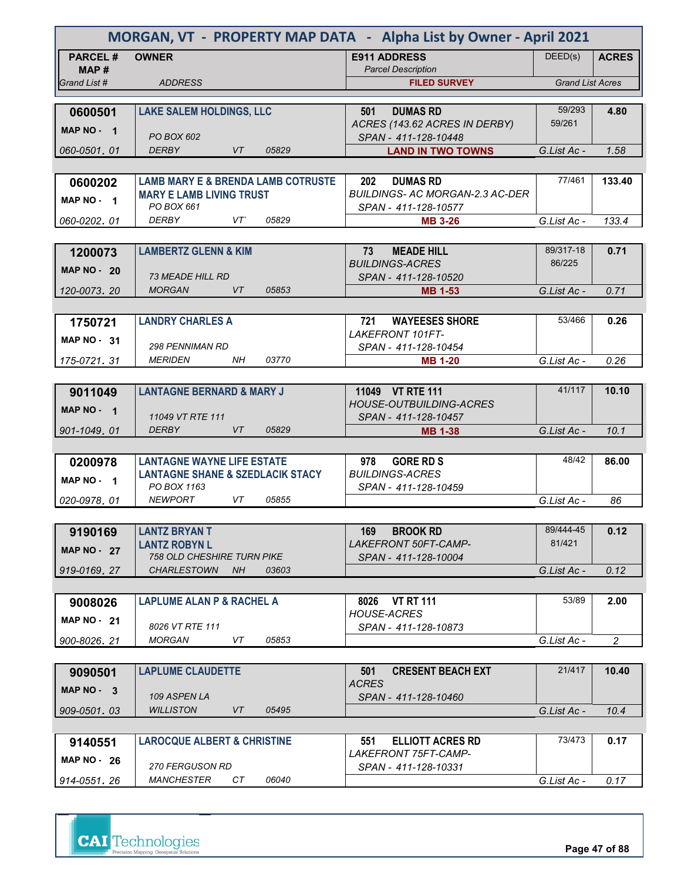# MORGAN, VT - PROPERTY MAP DATA - Alpha List by Owner - April 2021

| PARCEL # / MAP # / Grand List # | OWNER / ADDRESS | E911 ADDRESS / Parcel Description / FILED SURVEY | DEED(s) | ACRES / Grand List Acres |
|---|---|---|---|---|
| 0600501 / MAP NO - 1 / 060-0501. 01 | LAKE SALEM HOLDINGS, LLC / PO BOX 602 / DERBY VT 05829 | 501 DUMAS RD / ACRES (143.62 ACRES IN DERBY) / SPAN - 411-128-10448 / LAND IN TWO TOWNS | 59/293 59/261 | 4.80 / G.List Ac - 1.58 |
| 0600202 / MAP NO - 1 / 060-0202. 01 | LAMB MARY E & BRENDA LAMB COTRUSTE / MARY E LAMB LIVING TRUST / PO BOX 661 / DERBY VT` 05829 | 202 DUMAS RD / BUILDINGS- AC MORGAN-2.3 AC-DER / SPAN - 411-128-10577 / MB 3-26 | 77/461 | 133.40 / G.List Ac - 133.4 |
| 1200073 / MAP NO - 20 / 120-0073. 20 | LAMBERTZ GLENN & KIM / 73 MEADE HILL RD / MORGAN VT 05853 | 73 MEADE HILL / BUILDINGS-ACRES / SPAN - 411-128-10520 / MB 1-53 | 89/317-18 86/225 | 0.71 / G.List Ac - 0.71 |
| 1750721 / MAP NO - 31 / 175-0721. 31 | LANDRY CHARLES A / 298 PENNIMAN RD / MERIDEN NH 03770 | 721 WAYEESES SHORE / LAKEFRONT 101FT- / SPAN - 411-128-10454 / MB 1-20 | 53/466 | 0.26 / G.List Ac - 0.26 |
| 9011049 / MAP NO - 1 / 901-1049. 01 | LANTAGNE BERNARD & MARY J / 11049 VT RTE 111 / DERBY VT 05829 | 11049 VT RTE 111 / HOUSE-OUTBUILDING-ACRES / SPAN - 411-128-10457 / MB 1-38 | 41/117 | 10.10 / G.List Ac - 10.1 |
| 0200978 / MAP NO - 1 / 020-0978. 01 | LANTAGNE WAYNE LIFE ESTATE / LANTAGNE SHANE & SZEDLACIK STACY / PO BOX 1163 / NEWPORT VT 05855 | 978 GORE RD S / BUILDINGS-ACRES / SPAN - 411-128-10459 | 48/42 | 86.00 / G.List Ac - 86 |
| 9190169 / MAP NO - 27 / 919-0169. 27 | LANTZ BRYAN T / LANTZ ROBYN L / 758 OLD CHESHIRE TURN PIKE / CHARLESTOWN NH 03603 | 169 BROOK RD / LAKEFRONT 50FT-CAMP- / SPAN - 411-128-10004 | 89/444-45 81/421 | 0.12 / G.List Ac - 0.12 |
| 9008026 / MAP NO - 21 / 900-8026. 21 | LAPLUME ALAN P & RACHEL A / 8026 VT RTE 111 / MORGAN VT 05853 | 8026 VT RT 111 / HOUSE-ACRES / SPAN - 411-128-10873 | 53/89 | 2.00 / G.List Ac - 2 |
| 9090501 / MAP NO - 3 / 909-0501. 03 | LAPLUME CLAUDETTE / 109 ASPEN LA / WILLISTON VT 05495 | 501 CRESENT BEACH EXT / ACRES / SPAN - 411-128-10460 | 21/417 | 10.40 / G.List Ac - 10.4 |
| 9140551 / MAP NO - 26 / 914-0551. 26 | LAROCQUE ALBERT & CHRISTINE / 270 FERGUSON RD / MANCHESTER CT 06040 | 551 ELLIOTT ACRES RD / LAKEFRONT 75FT-CAMP- / SPAN - 411-128-10331 | 73/473 | 0.17 / G.List Ac - 0.17 |

CAI Technologies
Precision Mapping. Geospatial Solutions.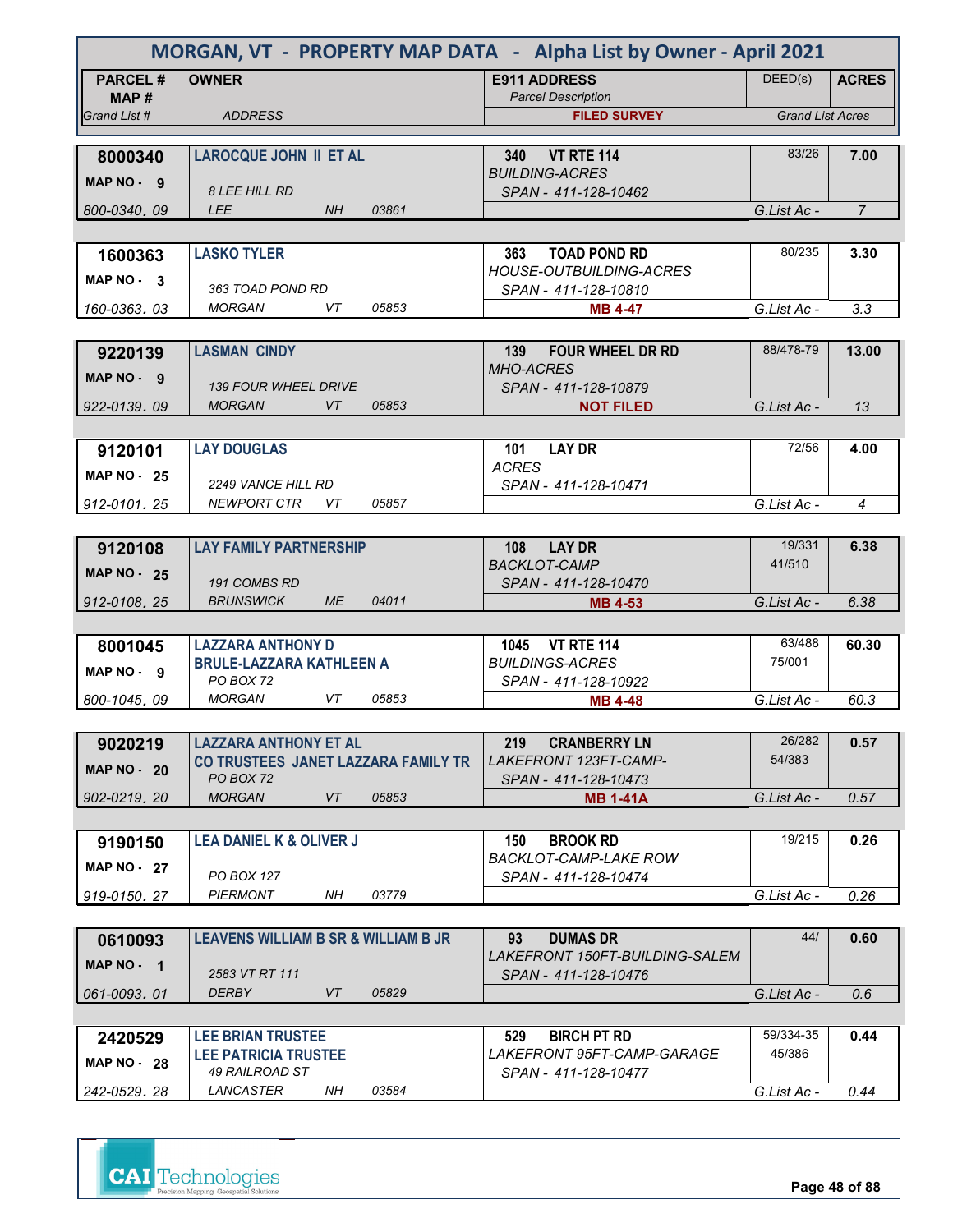# MORGAN, VT - PROPERTY MAP DATA - Alpha List by Owner - April 2021

| PARCEL # / MAP # / Grand List # | OWNER / ADDRESS | E911 ADDRESS / Parcel Description / FILED SURVEY | DEED(s) | ACRES / Grand List Acres |
|---|---|---|---|---|
| **8000340** MAP NO - 9 800-0340. 09 | **LAROCQUE JOHN II ET AL** 8 LEE HILL RD LEE NH 03861 | 340 VT RTE 114 BUILDING-ACRES SPAN - 411-128-10462 | 83/26 | **7.00** G.List Ac - 7 |
| **1600363** MAP NO - 3 160-0363. 03 | **LASKO TYLER** 363 TOAD POND RD MORGAN VT 05853 | 363 TOAD POND RD HOUSE-OUTBUILDING-ACRES SPAN - 411-128-10810 **MB 4-47** | 80/235 | **3.30** G.List Ac - 3.3 |
| **9220139** MAP NO - 9 922-0139. 09 | **LASMAN CINDY** 139 FOUR WHEEL DRIVE MORGAN VT 05853 | 139 FOUR WHEEL DR RD MHO-ACRES SPAN - 411-128-10879 **NOT FILED** | 88/478-79 | **13.00** G.List Ac - 13 |
| **9120101** MAP NO - 25 912-0101. 25 | **LAY DOUGLAS** 2249 VANCE HILL RD NEWPORT CTR VT 05857 | 101 LAY DR ACRES SPAN - 411-128-10471 | 72/56 | **4.00** G.List Ac - 4 |
| **9120108** MAP NO - 25 912-0108. 25 | **LAY FAMILY PARTNERSHIP** 191 COMBS RD BRUNSWICK ME 04011 | 108 LAY DR BACKLOT-CAMP SPAN - 411-128-10470 **MB 4-53** | 19/331 41/510 | **6.38** G.List Ac - 6.38 |
| **8001045** MAP NO - 9 800-1045. 09 | **LAZZARA ANTHONY D** **BRULE-LAZZARA KATHLEEN A** PO BOX 72 MORGAN VT 05853 | 1045 VT RTE 114 BUILDINGS-ACRES SPAN - 411-128-10922 **MB 4-48** | 63/488 75/001 | **60.30** G.List Ac - 60.3 |
| **9020219** MAP NO - 20 902-0219. 20 | **LAZZARA ANTHONY ET AL** **CO TRUSTEES JANET LAZZARA FAMILY TR** PO BOX 72 MORGAN VT 05853 | 219 CRANBERRY LN LAKEFRONT 123FT-CAMP- SPAN - 411-128-10473 **MB 1-41A** | 26/282 54/383 | **0.57** G.List Ac - 0.57 |
| **9190150** MAP NO - 27 919-0150. 27 | **LEA DANIEL K & OLIVER J** PO BOX 127 PIERMONT NH 03779 | 150 BROOK RD BACKLOT-CAMP-LAKE ROW SPAN - 411-128-10474 | 19/215 | **0.26** G.List Ac - 0.26 |
| **0610093** MAP NO - 1 061-0093. 01 | **LEAVENS WILLIAM B SR & WILLIAM B JR** 2583 VT RT 111 DERBY VT 05829 | 93 DUMAS DR LAKEFRONT 150FT-BUILDING-SALEM SPAN - 411-128-10476 | 44/ | **0.60** G.List Ac - 0.6 |
| **2420529** MAP NO - 28 242-0529. 28 | **LEE BRIAN TRUSTEE** **LEE PATRICIA TRUSTEE** 49 RAILROAD ST LANCASTER NH 03584 | 529 BIRCH PT RD LAKEFRONT 95FT-CAMP-GARAGE SPAN - 411-128-10477 | 59/334-35 45/386 | **0.44** G.List Ac - 0.44 |

CAI Technologies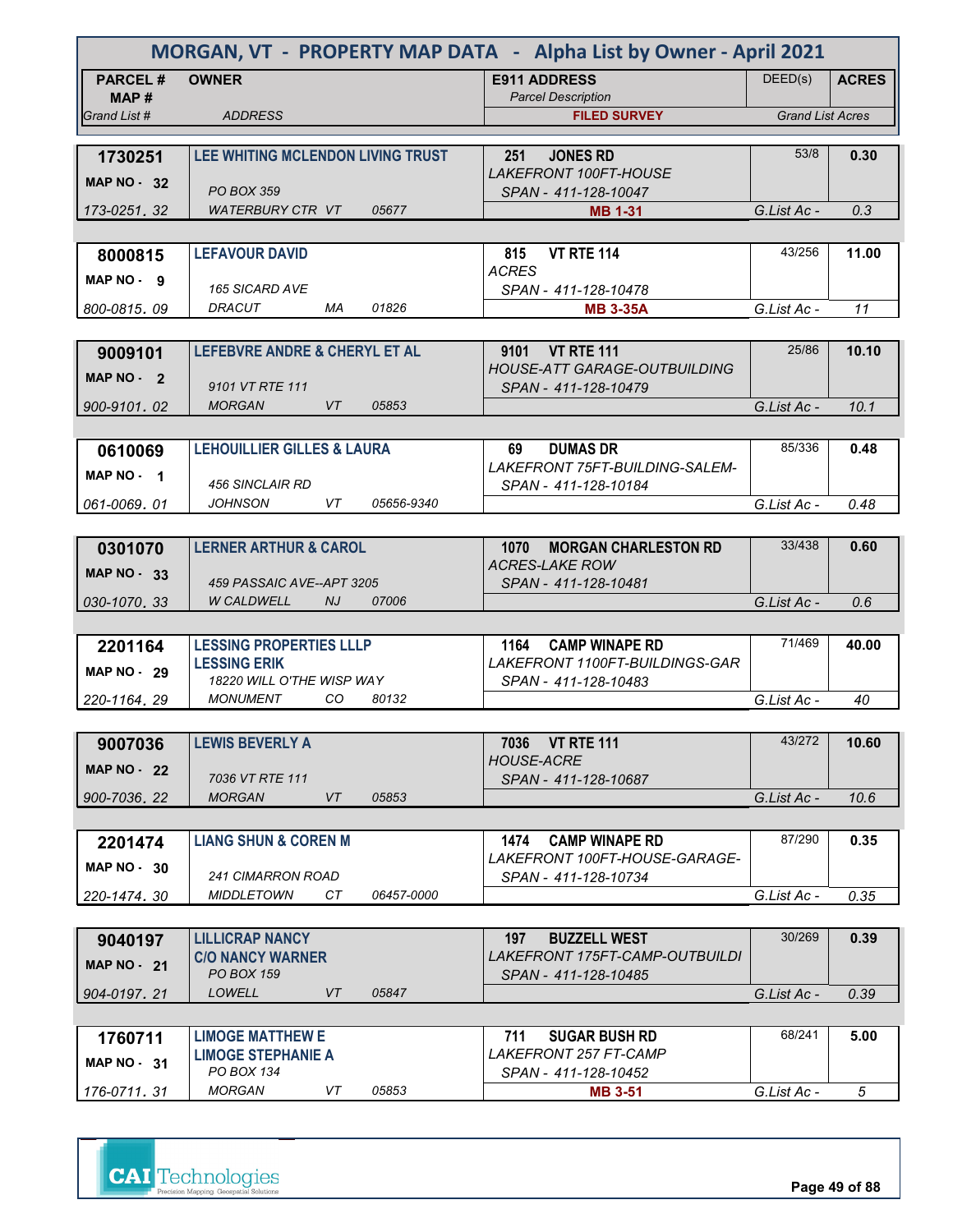# MORGAN, VT - PROPERTY MAP DATA - Alpha List by Owner - April 2021

| PARCEL # / MAP # / Grand List # | OWNER / ADDRESS | E911 ADDRESS / Parcel Description / FILED SURVEY | DEED(s) | ACRES / Grand List Acres |
|---|---|---|---|---|
| **1730251** MAP NO - 32 173-0251. 32 | **LEE WHITING MCLENDON LIVING TRUST** PO BOX 359 WATERBURY CTR VT 05677 | **251 JONES RD** LAKEFRONT 100FT-HOUSE SPAN - 411-128-10047 **MB 1-31** | 53/8 | **0.30** G.List Ac - 0.3 |
| **8000815** MAP NO - 9 800-0815. 09 | **LEFAVOUR DAVID** 165 SICARD AVE DRACUT MA 01826 | **815 VT RTE 114** ACRES SPAN - 411-128-10478 **MB 3-35A** | 43/256 | **11.00** G.List Ac - 11 |
| **9009101** MAP NO - 2 900-9101. 02 | **LEFEBVRE ANDRE & CHERYL ET AL** 9101 VT RTE 111 MORGAN VT 05853 | **9101 VT RTE 111** HOUSE-ATT GARAGE-OUTBUILDING SPAN - 411-128-10479 | 25/86 | **10.10** G.List Ac - 10.1 |
| **0610069** MAP NO - 1 061-0069. 01 | **LEHOUILLIER GILLES & LAURA** 456 SINCLAIR RD JOHNSON VT 05656-9340 | **69 DUMAS DR** LAKEFRONT 75FT-BUILDING-SALEM- SPAN - 411-128-10184 | 85/336 | **0.48** G.List Ac - 0.48 |
| **0301070** MAP NO - 33 030-1070. 33 | **LERNER ARTHUR & CAROL** 459 PASSAIC AVE--APT 3205 W CALDWELL NJ 07006 | **1070 MORGAN CHARLESTON RD** ACRES-LAKE ROW SPAN - 411-128-10481 | 33/438 | **0.60** G.List Ac - 0.6 |
| **2201164** MAP NO - 29 220-1164. 29 | **LESSING PROPERTIES LLLP** **LESSING ERIK** 18220 WILL O'THE WISP WAY MONUMENT CO 80132 | **1164 CAMP WINAPE RD** LAKEFRONT 1100FT-BUILDINGS-GAR SPAN - 411-128-10483 | 71/469 | **40.00** G.List Ac - 40 |
| **9007036** MAP NO - 22 900-7036. 22 | **LEWIS BEVERLY A** 7036 VT RTE 111 MORGAN VT 05853 | **7036 VT RTE 111** HOUSE-ACRE SPAN - 411-128-10687 | 43/272 | **10.60** G.List Ac - 10.6 |
| **2201474** MAP NO - 30 220-1474. 30 | **LIANG SHUN & COREN M** 241 CIMARRON ROAD MIDDLETOWN CT 06457-0000 | **1474 CAMP WINAPE RD** LAKEFRONT 100FT-HOUSE-GARAGE- SPAN - 411-128-10734 | 87/290 | **0.35** G.List Ac - 0.35 |
| **9040197** MAP NO - 21 904-0197. 21 | **LILLICRAP NANCY** **C/O NANCY WARNER** PO BOX 159 LOWELL VT 05847 | **197 BUZZELL WEST** LAKEFRONT 175FT-CAMP-OUTBUILDI SPAN - 411-128-10485 | 30/269 | **0.39** G.List Ac - 0.39 |
| **1760711** MAP NO - 31 176-0711. 31 | **LIMOGE MATTHEW E** **LIMOGE STEPHANIE A** PO BOX 134 MORGAN VT 05853 | **711 SUGAR BUSH RD** LAKEFRONT 257 FT-CAMP SPAN - 411-128-10452 **MB 3-51** | 68/241 | **5.00** G.List Ac - 5 |

CAI Technologies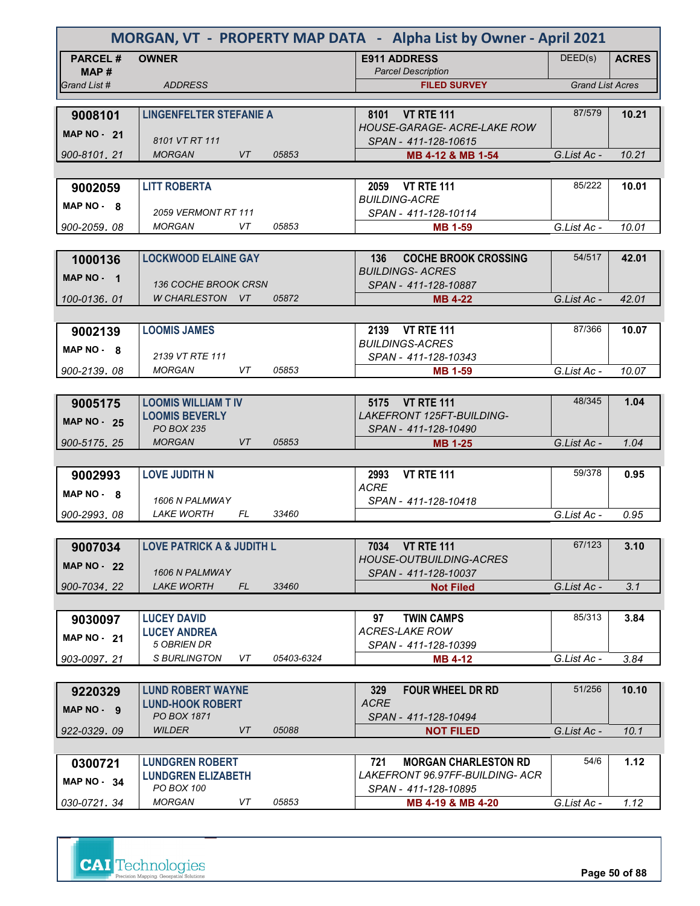# MORGAN, VT - PROPERTY MAP DATA - Alpha List by Owner - April 2021

| PARCEL # / MAP # / Grand List # | OWNER / ADDRESS | E911 ADDRESS / Parcel Description / FILED SURVEY | DEED(s) / Grand List Acres | ACRES |
|---|---|---|---|---|
| 9008101 / MAP NO - 21 / 900-8101. 21 | LINGENFELTER STEFANIE A / 8101 VT RT 111 / MORGAN VT 05853 | 8101 VT RTE 111 / HOUSE-GARAGE- ACRE-LAKE ROW / SPAN - 411-128-10615 / MB 4-12 & MB 1-54 | 87/579 / G.List Ac - 10.21 | 10.21 |
| 9002059 / MAP NO - 8 / 900-2059. 08 | LITT ROBERTA / 2059 VERMONT RT 111 / MORGAN VT 05853 | 2059 VT RTE 111 / BUILDING-ACRE / SPAN - 411-128-10114 / MB 1-59 | 85/222 / G.List Ac - 10.01 | 10.01 |
| 1000136 / MAP NO - 1 / 100-0136. 01 | LOCKWOOD ELAINE GAY / 136 COCHE BROOK CRSN / W CHARLESTON VT 05872 | 136 COCHE BROOK CROSSING / BUILDINGS- ACRES / SPAN - 411-128-10887 / MB 4-22 | 54/517 / G.List Ac - 42.01 | 42.01 |
| 9002139 / MAP NO - 8 / 900-2139. 08 | LOOMIS JAMES / 2139 VT RTE 111 / MORGAN VT 05853 | 2139 VT RTE 111 / BUILDINGS-ACRES / SPAN - 411-128-10343 / MB 1-59 | 87/366 / G.List Ac - 10.07 | 10.07 |
| 9005175 / MAP NO - 25 / 900-5175. 25 | LOOMIS WILLIAM T IV / LOOMIS BEVERLY / PO BOX 235 / MORGAN VT 05853 | 5175 VT RTE 111 / LAKEFRONT 125FT-BUILDING- / SPAN - 411-128-10490 / MB 1-25 | 48/345 / G.List Ac - 1.04 | 1.04 |
| 9002993 / MAP NO - 8 / 900-2993. 08 | LOVE JUDITH N / 1606 N PALMWAY / LAKE WORTH FL 33460 | 2993 VT RTE 111 / ACRE / SPAN - 411-128-10418 | 59/378 / G.List Ac - 0.95 | 0.95 |
| 9007034 / MAP NO - 22 / 900-7034. 22 | LOVE PATRICK A & JUDITH L / 1606 N PALMWAY / LAKE WORTH FL 33460 | 7034 VT RTE 111 / HOUSE-OUTBUILDING-ACRES / SPAN - 411-128-10037 / Not Filed | 67/123 / G.List Ac - 3.1 | 3.10 |
| 9030097 / MAP NO - 21 / 903-0097. 21 | LUCEY DAVID / LUCEY ANDREA / 5 OBRIEN DR / S BURLINGTON VT 05403-6324 | 97 TWIN CAMPS / ACRES-LAKE ROW / SPAN - 411-128-10399 / MB 4-12 | 85/313 / G.List Ac - 3.84 | 3.84 |
| 9220329 / MAP NO - 9 / 922-0329. 09 | LUND ROBERT WAYNE / LUND-HOOK ROBERT / PO BOX 1871 / WILDER VT 05088 | 329 FOUR WHEEL DR RD / ACRE / SPAN - 411-128-10494 / NOT FILED | 51/256 / G.List Ac - 10.1 | 10.10 |
| 0300721 / MAP NO - 34 / 030-0721. 34 | LUNDGREN ROBERT / LUNDGREN ELIZABETH / PO BOX 100 / MORGAN VT 05853 | 721 MORGAN CHARLESTON RD / LAKEFRONT 96.97FF-BUILDING- ACR / SPAN - 411-128-10895 / MB 4-19 & MB 4-20 | 54/6 / G.List Ac - 1.12 | 1.12 |

CAI Technologies
Precision Mapping. Geospatial Solutions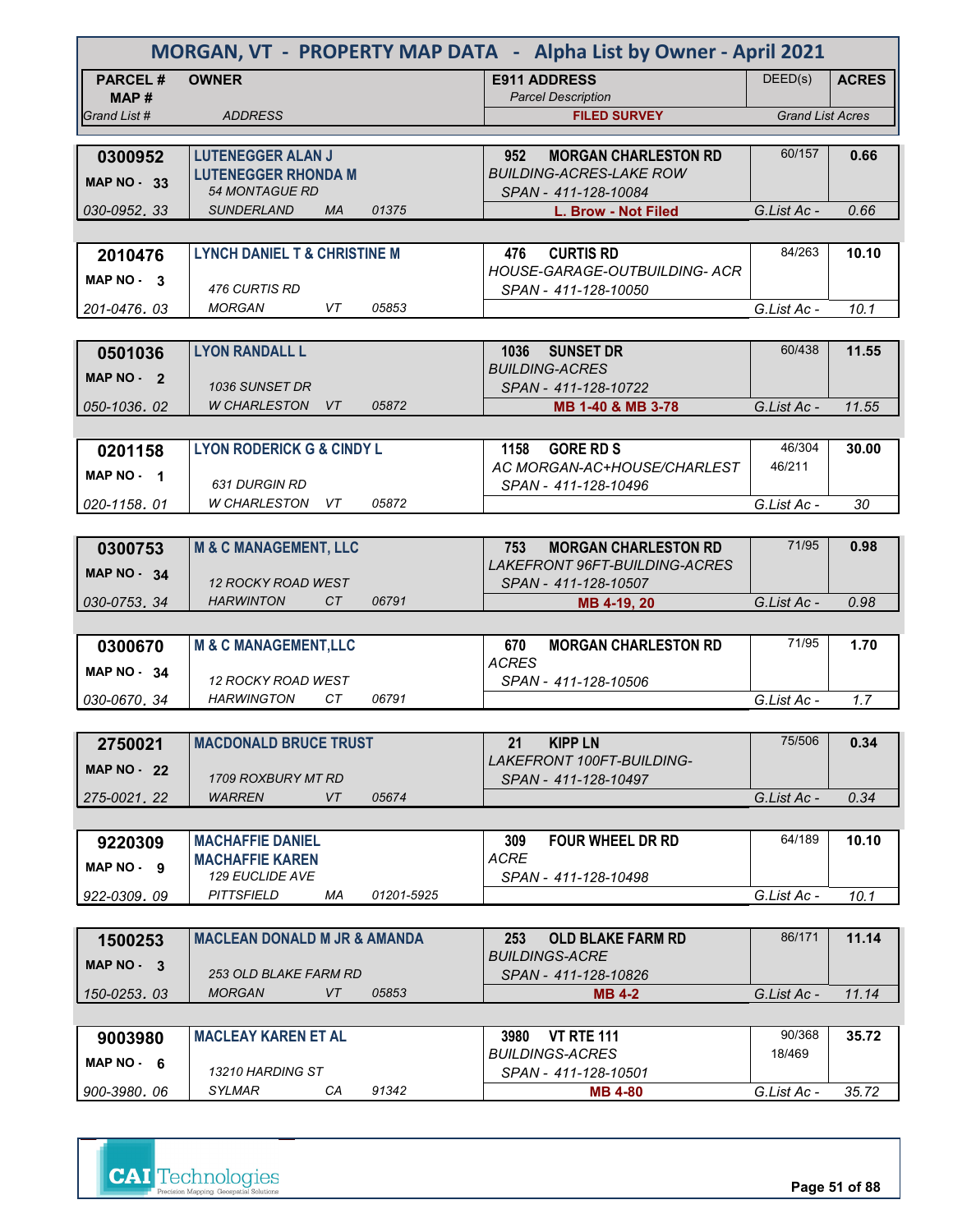# MORGAN, VT - PROPERTY MAP DATA - Alpha List by Owner - April 2021

| PARCEL # / MAP # / Grand List # | OWNER / ADDRESS | E911 ADDRESS / Parcel Description / FILED SURVEY | DEED(s) | ACRES / Grand List Acres |
|---|---|---|---|---|
| **0300952** MAP NO - 33 030-0952. 33 | **LUTENEGGER ALAN J** **LUTENEGGER RHONDA M** 54 MONTAGUE RD SUNDERLAND MA 01375 | **952 MORGAN CHARLESTON RD** *BUILDING-ACRES-LAKE ROW* SPAN - 411-128-10084 **L. Brow - Not Filed** | 60/157 | **0.66** G.List Ac - 0.66 |
| **2010476** MAP NO - 3 201-0476. 03 | **LYNCH DANIEL T & CHRISTINE M** 476 CURTIS RD MORGAN VT 05853 | **476 CURTIS RD** *HOUSE-GARAGE-OUTBUILDING- ACR* SPAN - 411-128-10050 | 84/263 | **10.10** G.List Ac - 10.1 |
| **0501036** MAP NO - 2 050-1036. 02 | **LYON RANDALL L** 1036 SUNSET DR W CHARLESTON VT 05872 | **1036 SUNSET DR** *BUILDING-ACRES* SPAN - 411-128-10722 **MB 1-40 & MB 3-78** | 60/438 | **11.55** G.List Ac - 11.55 |
| **0201158** MAP NO - 1 020-1158. 01 | **LYON RODERICK G & CINDY L** 631 DURGIN RD W CHARLESTON VT 05872 | **1158 GORE RD S** *AC MORGAN-AC+HOUSE/CHARLEST* SPAN - 411-128-10496 | 46/304 46/211 | **30.00** G.List Ac - 30 |
| **0300753** MAP NO - 34 030-0753. 34 | **M & C MANAGEMENT, LLC** 12 ROCKY ROAD WEST HARWINTON CT 06791 | **753 MORGAN CHARLESTON RD** *LAKEFRONT 96FT-BUILDING-ACRES* SPAN - 411-128-10507 **MB 4-19, 20** | 71/95 | **0.98** G.List Ac - 0.98 |
| **0300670** MAP NO - 34 030-0670. 34 | **M & C MANAGEMENT,LLC** 12 ROCKY ROAD WEST HARWINGTON CT 06791 | **670 MORGAN CHARLESTON RD** *ACRES* SPAN - 411-128-10506 | 71/95 | **1.70** G.List Ac - 1.7 |
| **2750021** MAP NO - 22 275-0021. 22 | **MACDONALD BRUCE TRUST** 1709 ROXBURY MT RD WARREN VT 05674 | **21 KIPP LN** *LAKEFRONT 100FT-BUILDING-* SPAN - 411-128-10497 | 75/506 | **0.34** G.List Ac - 0.34 |
| **9220309** MAP NO - 9 922-0309. 09 | **MACHAFFIE DANIEL** **MACHAFFIE KAREN** 129 EUCLIDE AVE PITTSFIELD MA 01201-5925 | **309 FOUR WHEEL DR RD** *ACRE* SPAN - 411-128-10498 | 64/189 | **10.10** G.List Ac - 10.1 |
| **1500253** MAP NO - 3 150-0253. 03 | **MACLEAN DONALD M JR & AMANDA** 253 OLD BLAKE FARM RD MORGAN VT 05853 | **253 OLD BLAKE FARM RD** *BUILDINGS-ACRE* SPAN - 411-128-10826 **MB 4-2** | 86/171 | **11.14** G.List Ac - 11.14 |
| **9003980** MAP NO - 6 900-3980. 06 | **MACLEAY KAREN ET AL** 13210 HARDING ST SYLMAR CA 91342 | **3980 VT RTE 111** *BUILDINGS-ACRES* SPAN - 411-128-10501 **MB 4-80** | 90/368 18/469 | **35.72** G.List Ac - 35.72 |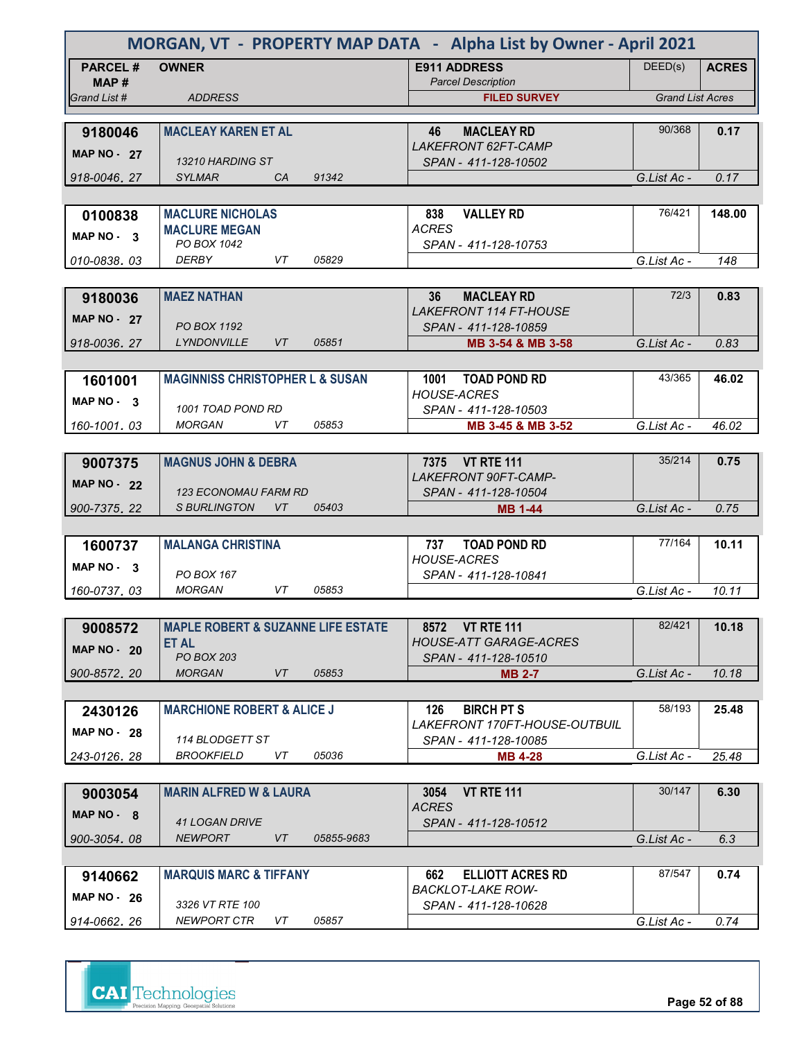# MORGAN, VT - PROPERTY MAP DATA - Alpha List by Owner - April 2021

| PARCEL # / MAP # / Grand List # | OWNER / ADDRESS | E911 ADDRESS / Parcel Description / FILED SURVEY | DEED(s) | ACRES / Grand List Acres |
|---|---|---|---|---|
| 9180046 / MAP NO - 27 / 918-0046. 27 | MACLEAY KAREN ET AL / 13210 HARDING ST / SYLMAR CA 91342 | 46 MACLEAY RD / LAKEFRONT 62FT-CAMP / SPAN - 411-128-10502 | 90/368 | 0.17 / G.List Ac - 0.17 |
| 0100838 / MAP NO - 3 / 010-0838. 03 | MACLURE NICHOLAS / MACLURE MEGAN / PO BOX 1042 / DERBY VT 05829 | 838 VALLEY RD / ACRES / SPAN - 411-128-10753 | 76/421 | 148.00 / G.List Ac - 148 |
| 9180036 / MAP NO - 27 / 918-0036. 27 | MAEZ NATHAN / PO BOX 1192 / LYNDONVILLE VT 05851 | 36 MACLEAY RD / LAKEFRONT 114 FT-HOUSE / SPAN - 411-128-10859 / MB 3-54 & MB 3-58 | 72/3 | 0.83 / G.List Ac - 0.83 |
| 1601001 / MAP NO - 3 / 160-1001. 03 | MAGINNISS CHRISTOPHER L & SUSAN / 1001 TOAD POND RD / MORGAN VT 05853 | 1001 TOAD POND RD / HOUSE-ACRES / SPAN - 411-128-10503 / MB 3-45 & MB 3-52 | 43/365 | 46.02 / G.List Ac - 46.02 |
| 9007375 / MAP NO - 22 / 900-7375. 22 | MAGNUS JOHN & DEBRA / 123 ECONOMAU FARM RD / S BURLINGTON VT 05403 | 7375 VT RTE 111 / LAKEFRONT 90FT-CAMP- / SPAN - 411-128-10504 / MB 1-44 | 35/214 | 0.75 / G.List Ac - 0.75 |
| 1600737 / MAP NO - 3 / 160-0737. 03 | MALANGA CHRISTINA / PO BOX 167 / MORGAN VT 05853 | 737 TOAD POND RD / HOUSE-ACRES / SPAN - 411-128-10841 | 77/164 | 10.11 / G.List Ac - 10.11 |
| 9008572 / MAP NO - 20 / 900-8572. 20 | MAPLE ROBERT & SUZANNE LIFE ESTATE ET AL / PO BOX 203 / MORGAN VT 05853 | 8572 VT RTE 111 / HOUSE-ATT GARAGE-ACRES / SPAN - 411-128-10510 / MB 2-7 | 82/421 | 10.18 / G.List Ac - 10.18 |
| 2430126 / MAP NO - 28 / 243-0126. 28 | MARCHIONE ROBERT & ALICE J / 114 BLODGETT ST / BROOKFIELD VT 05036 | 126 BIRCH PT S / LAKEFRONT 170FT-HOUSE-OUTBUIL / SPAN - 411-128-10085 / MB 4-28 | 58/193 | 25.48 / G.List Ac - 25.48 |
| 9003054 / MAP NO - 8 / 900-3054. 08 | MARIN ALFRED W & LAURA / 41 LOGAN DRIVE / NEWPORT VT 05855-9683 | 3054 VT RTE 111 / ACRES / SPAN - 411-128-10512 | 30/147 | 6.30 / G.List Ac - 6.3 |
| 9140662 / MAP NO - 26 / 914-0662. 26 | MARQUIS MARC & TIFFANY / 3326 VT RTE 100 / NEWPORT CTR VT 05857 | 662 ELLIOTT ACRES RD / BACKLOT-LAKE ROW- / SPAN - 411-128-10628 | 87/547 | 0.74 / G.List Ac - 0.74 |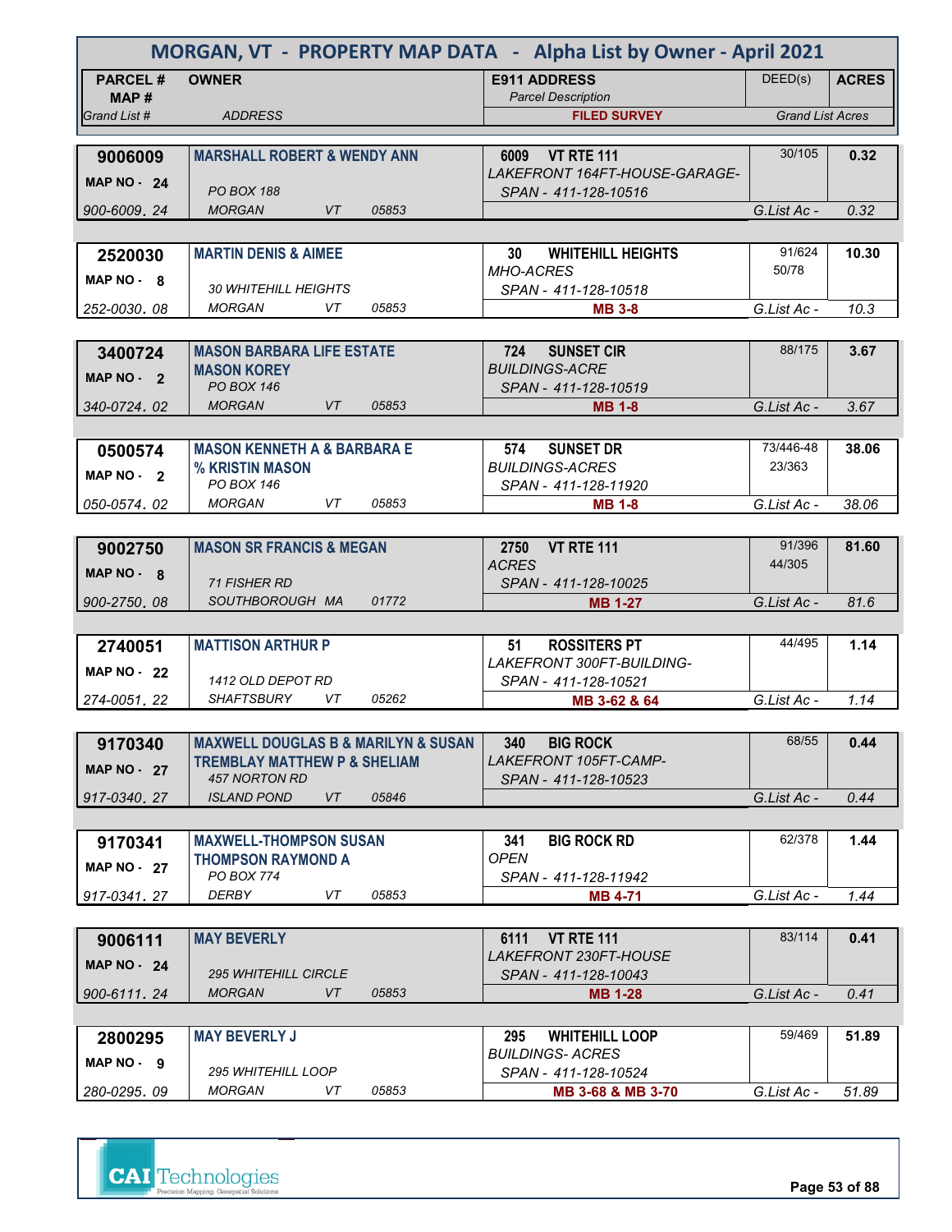# MORGAN, VT - PROPERTY MAP DATA - Alpha List by Owner - April 2021

| PARCEL # / MAP # / Grand List # | OWNER / ADDRESS | E911 ADDRESS / Parcel Description / FILED SURVEY | DEED(s) | ACRES / Grand List Acres |
|---|---|---|---|---|
| **9006009** MAP NO - 24 900-6009. 24 | **MARSHALL ROBERT & WENDY ANN** PO BOX 188 MORGAN VT 05853 | **6009 VT RTE 111** *LAKEFRONT 164FT-HOUSE-GARAGE-* SPAN - 411-128-10516 | 30/105 | **0.32** G.List Ac - 0.32 |
| **2520030** MAP NO - 8 252-0030. 08 | **MARTIN DENIS & AIMEE** 30 WHITEHILL HEIGHTS MORGAN VT 05853 | **30 WHITEHILL HEIGHTS** *MHO-ACRES* SPAN - 411-128-10518 **MB 3-8** | 91/624 50/78 | **10.30** G.List Ac - 10.3 |
| **3400724** MAP NO - 2 340-0724. 02 | **MASON BARBARA LIFE ESTATE** **MASON KOREY** PO BOX 146 MORGAN VT 05853 | **724 SUNSET CIR** *BUILDINGS-ACRE* SPAN - 411-128-10519 **MB 1-8** | 88/175 | **3.67** G.List Ac - 3.67 |
| **0500574** MAP NO - 2 050-0574. 02 | **MASON KENNETH A & BARBARA E** **% KRISTIN MASON** PO BOX 146 MORGAN VT 05853 | **574 SUNSET DR** *BUILDINGS-ACRES* SPAN - 411-128-11920 **MB 1-8** | 73/446-48 23/363 | **38.06** G.List Ac - 38.06 |
| **9002750** MAP NO - 8 900-2750. 08 | **MASON SR FRANCIS & MEGAN** 71 FISHER RD SOUTHBOROUGH MA 01772 | **2750 VT RTE 111** *ACRES* SPAN - 411-128-10025 **MB 1-27** | 91/396 44/305 | **81.60** G.List Ac - 81.6 |
| **2740051** MAP NO - 22 274-0051. 22 | **MATTISON ARTHUR P** 1412 OLD DEPOT RD SHAFTSBURY VT 05262 | **51 ROSSITERS PT** *LAKEFRONT 300FT-BUILDING-* SPAN - 411-128-10521 **MB 3-62 & 64** | 44/495 | **1.14** G.List Ac - 1.14 |
| **9170340** MAP NO - 27 917-0340. 27 | **MAXWELL DOUGLAS B & MARILYN & SUSAN** **TREMBLAY MATTHEW P & SHELIAM** 457 NORTON RD ISLAND POND VT 05846 | **340 BIG ROCK** *LAKEFRONT 105FT-CAMP-* SPAN - 411-128-10523 | 68/55 | **0.44** G.List Ac - 0.44 |
| **9170341** MAP NO - 27 917-0341. 27 | **MAXWELL-THOMPSON SUSAN** **THOMPSON RAYMOND A** PO BOX 774 DERBY VT 05853 | **341 BIG ROCK RD** *OPEN* SPAN - 411-128-11942 **MB 4-71** | 62/378 | **1.44** G.List Ac - 1.44 |
| **9006111** MAP NO - 24 900-6111. 24 | **MAY BEVERLY** 295 WHITEHILL CIRCLE MORGAN VT 05853 | **6111 VT RTE 111** *LAKEFRONT 230FT-HOUSE* SPAN - 411-128-10043 **MB 1-28** | 83/114 | **0.41** G.List Ac - 0.41 |
| **2800295** MAP NO - 9 280-0295. 09 | **MAY BEVERLY J** 295 WHITEHILL LOOP MORGAN VT 05853 | **295 WHITEHILL LOOP** *BUILDINGS- ACRES* SPAN - 411-128-10524 **MB 3-68 & MB 3-70** | 59/469 | **51.89** G.List Ac - 51.89 |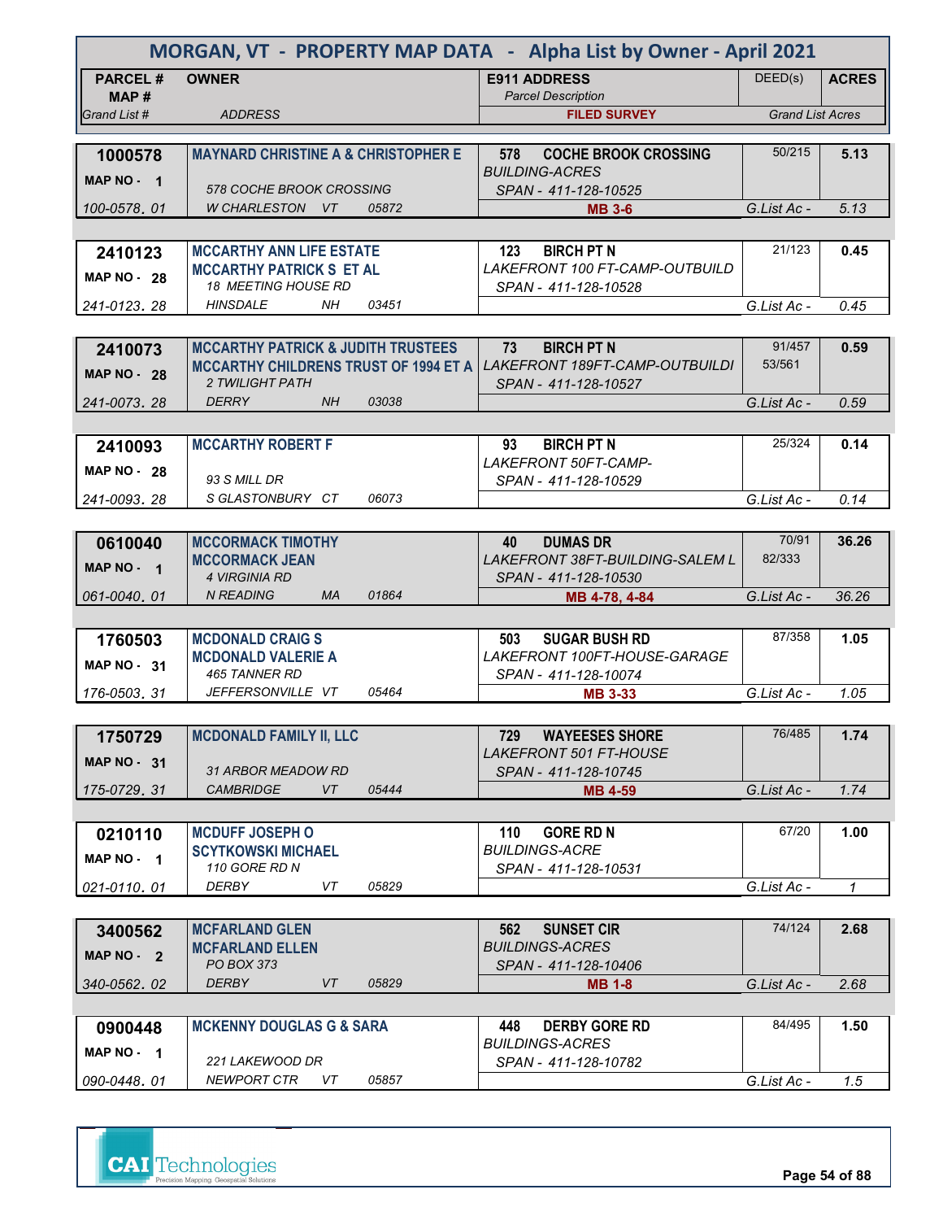# MORGAN, VT - PROPERTY MAP DATA - Alpha List by Owner - April 2021

| PARCEL # / MAP # / Grand List # | OWNER / ADDRESS | E911 ADDRESS / Parcel Description / FILED SURVEY | DEED(s) | ACRES / Grand List Acres |
|---|---|---|---|---|
| **1000578** MAP NO - 1 100-0578. 01 | **MAYNARD CHRISTINE A & CHRISTOPHER E** 578 COCHE BROOK CROSSING W CHARLESTON VT 05872 | **578 COCHE BROOK CROSSING** BUILDING-ACRES SPAN - 411-128-10525 **MB 3-6** | 50/215 | **5.13** G.List Ac - 5.13 |
| **2410123** MAP NO - 28 241-0123. 28 | **MCCARTHY ANN LIFE ESTATE** **MCCARTHY PATRICK S ET AL** 18 MEETING HOUSE RD HINSDALE NH 03451 | **123 BIRCH PT N** LAKEFRONT 100 FT-CAMP-OUTBUILD SPAN - 411-128-10528 | 21/123 | **0.45** G.List Ac - 0.45 |
| **2410073** MAP NO - 28 241-0073. 28 | **MCCARTHY PATRICK & JUDITH TRUSTEES** **MCCARTHY CHILDRENS TRUST OF 1994 ET A** 2 TWILIGHT PATH DERRY NH 03038 | **73 BIRCH PT N** LAKEFRONT 189FT-CAMP-OUTBUILDI SPAN - 411-128-10527 | 91/457 53/561 | **0.59** G.List Ac - 0.59 |
| **2410093** MAP NO - 28 241-0093. 28 | **MCCARTHY ROBERT F** 93 S MILL DR S GLASTONBURY CT 06073 | **93 BIRCH PT N** LAKEFRONT 50FT-CAMP- SPAN - 411-128-10529 | 25/324 | **0.14** G.List Ac - 0.14 |
| **0610040** MAP NO - 1 061-0040. 01 | **MCCORMACK TIMOTHY** **MCCORMACK JEAN** 4 VIRGINIA RD N READING MA 01864 | **40 DUMAS DR** LAKEFRONT 38FT-BUILDING-SALEM L SPAN - 411-128-10530 **MB 4-78, 4-84** | 70/91 82/333 | **36.26** G.List Ac - 36.26 |
| **1760503** MAP NO - 31 176-0503. 31 | **MCDONALD CRAIG S** **MCDONALD VALERIE A** 465 TANNER RD JEFFERSONVILLE VT 05464 | **503 SUGAR BUSH RD** LAKEFRONT 100FT-HOUSE-GARAGE SPAN - 411-128-10074 **MB 3-33** | 87/358 | **1.05** G.List Ac - 1.05 |
| **1750729** MAP NO - 31 175-0729. 31 | **MCDONALD FAMILY II, LLC** 31 ARBOR MEADOW RD CAMBRIDGE VT 05444 | **729 WAYEESES SHORE** LAKEFRONT 501 FT-HOUSE SPAN - 411-128-10745 **MB 4-59** | 76/485 | **1.74** G.List Ac - 1.74 |
| **0210110** MAP NO - 1 021-0110. 01 | **MCDUFF JOSEPH O** **SCYTKOWSKI MICHAEL** 110 GORE RD N DERBY VT 05829 | **110 GORE RD N** BUILDINGS-ACRE SPAN - 411-128-10531 | 67/20 | **1.00** G.List Ac - 1 |
| **3400562** MAP NO - 2 340-0562. 02 | **MCFARLAND GLEN** **MCFARLAND ELLEN** PO BOX 373 DERBY VT 05829 | **562 SUNSET CIR** BUILDINGS-ACRES SPAN - 411-128-10406 **MB 1-8** | 74/124 | **2.68** G.List Ac - 2.68 |
| **0900448** MAP NO - 1 090-0448. 01 | **MCKENNY DOUGLAS G & SARA** 221 LAKEWOOD DR NEWPORT CTR VT 05857 | **448 DERBY GORE RD** BUILDINGS-ACRES SPAN - 411-128-10782 | 84/495 | **1.50** G.List Ac - 1.5 |

CAI Technologies — Precision Mapping. Geospatial Solutions.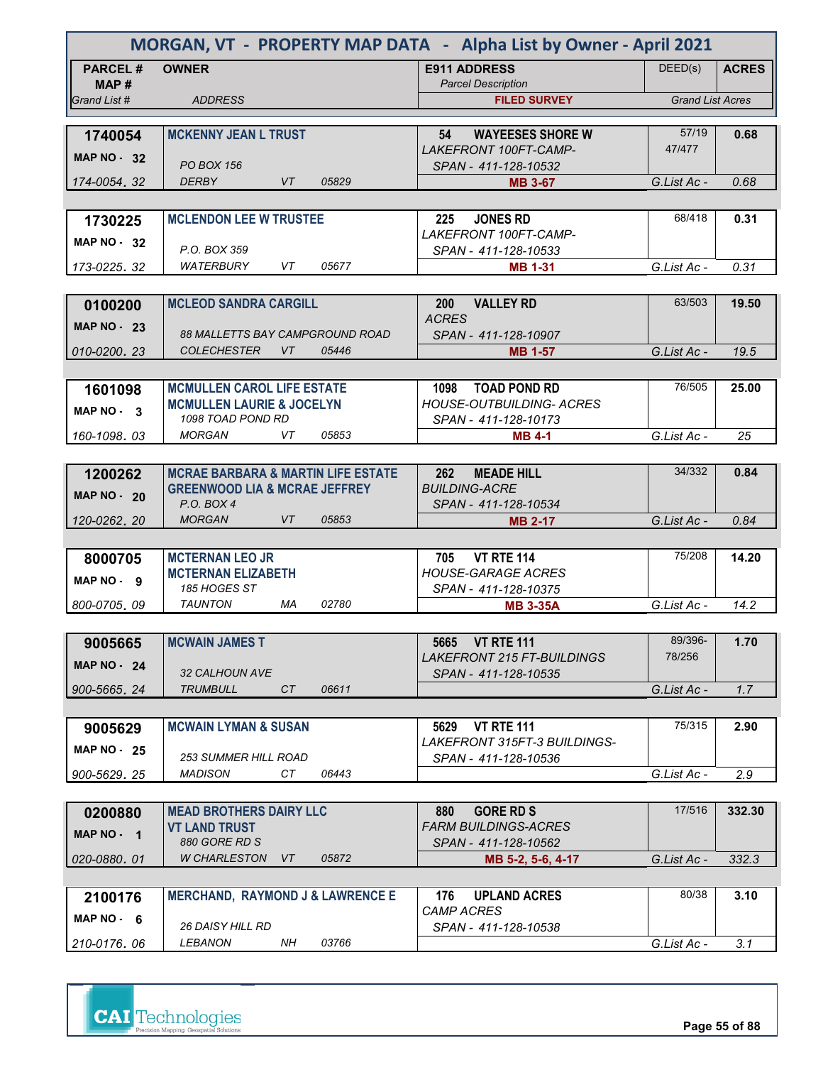# MORGAN, VT - PROPERTY MAP DATA - Alpha List by Owner - April 2021

| PARCEL # / MAP # / Grand List # | OWNER / ADDRESS | E911 ADDRESS / Parcel Description / FILED SURVEY | DEED(s) | ACRES / Grand List Acres |
|---|---|---|---|---|
| 1740054 / MAP NO - 32 / 174-0054. 32 | MCKENNY JEAN L TRUST / PO BOX 156 / DERBY VT 05829 | 54 WAYEESES SHORE W / LAKEFRONT 100FT-CAMP- / SPAN - 411-128-10532 / MB 3-67 | 57/19 47/477 | 0.68 / G.List Ac - 0.68 |
| 1730225 / MAP NO - 32 / 173-0225. 32 | MCLENDON LEE W TRUSTEE / P.O. BOX 359 / WATERBURY VT 05677 | 225 JONES RD / LAKEFRONT 100FT-CAMP- / SPAN - 411-128-10533 / MB 1-31 | 68/418 | 0.31 / G.List Ac - 0.31 |
| 0100200 / MAP NO - 23 / 010-0200. 23 | MCLEOD SANDRA CARGILL / 88 MALLETTS BAY CAMPGROUND ROAD / COLECHESTER VT 05446 | 200 VALLEY RD / ACRES / SPAN - 411-128-10907 / MB 1-57 | 63/503 | 19.50 / G.List Ac - 19.5 |
| 1601098 / MAP NO - 3 / 160-1098. 03 | MCMULLEN CAROL LIFE ESTATE / MCMULLEN LAURIE & JOCELYN / 1098 TOAD POND RD / MORGAN VT 05853 | 1098 TOAD POND RD / HOUSE-OUTBUILDING- ACRES / SPAN - 411-128-10173 / MB 4-1 | 76/505 | 25.00 / G.List Ac - 25 |
| 1200262 / MAP NO - 20 / 120-0262. 20 | MCRAE BARBARA & MARTIN LIFE ESTATE / GREENWOOD LIA & MCRAE JEFFREY / P.O. BOX 4 / MORGAN VT 05853 | 262 MEADE HILL / BUILDING-ACRE / SPAN - 411-128-10534 / MB 2-17 | 34/332 | 0.84 / G.List Ac - 0.84 |
| 8000705 / MAP NO - 9 / 800-0705. 09 | MCTERNAN LEO JR / MCTERNAN ELIZABETH / 185 HOGES ST / TAUNTON MA 02780 | 705 VT RTE 114 / HOUSE-GARAGE ACRES / SPAN - 411-128-10375 / MB 3-35A | 75/208 | 14.20 / G.List Ac - 14.2 |
| 9005665 / MAP NO - 24 / 900-5665. 24 | MCWAIN JAMES T / 32 CALHOUN AVE / TRUMBULL CT 06611 | 5665 VT RTE 111 / LAKEFRONT 215 FT-BUILDINGS / SPAN - 411-128-10535 | 89/396- 78/256 | 1.70 / G.List Ac - 1.7 |
| 9005629 / MAP NO - 25 / 900-5629. 25 | MCWAIN LYMAN & SUSAN / 253 SUMMER HILL ROAD / MADISON CT 06443 | 5629 VT RTE 111 / LAKEFRONT 315FT-3 BUILDINGS- / SPAN - 411-128-10536 | 75/315 | 2.90 / G.List Ac - 2.9 |
| 0200880 / MAP NO - 1 / 020-0880. 01 | MEAD BROTHERS DAIRY LLC / VT LAND TRUST / 880 GORE RD S / W CHARLESTON VT 05872 | 880 GORE RD S / FARM BUILDINGS-ACRES / SPAN - 411-128-10562 / MB 5-2, 5-6, 4-17 | 17/516 | 332.30 / G.List Ac - 332.3 |
| 2100176 / MAP NO - 6 / 210-0176. 06 | MERCHAND, RAYMOND J & LAWRENCE E / 26 DAISY HILL RD / LEBANON NH 03766 | 176 UPLAND ACRES / CAMP ACRES / SPAN - 411-128-10538 | 80/38 | 3.10 / G.List Ac - 3.1 |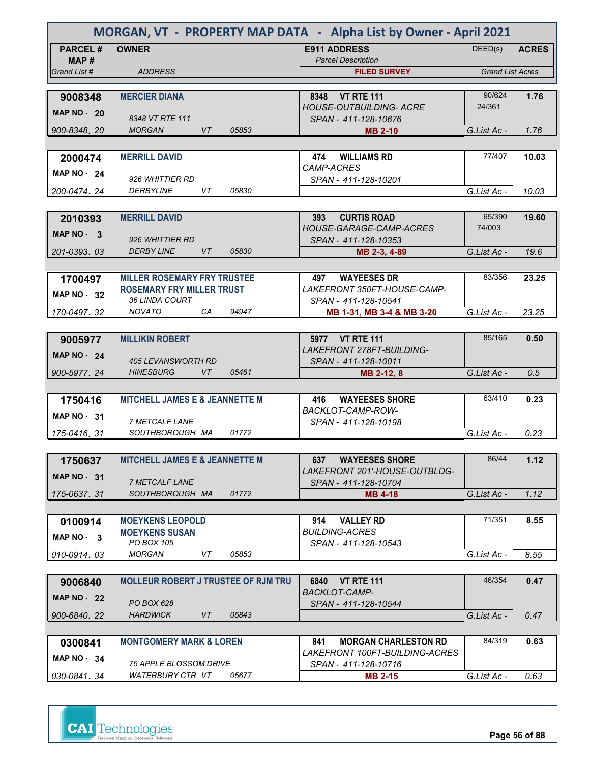# MORGAN, VT - PROPERTY MAP DATA - Alpha List by Owner - April 2021

| PARCEL # / MAP # / Grand List # | OWNER / ADDRESS | E911 ADDRESS / Parcel Description / FILED SURVEY | DEED(s) | ACRES / Grand List Acres |
|---|---|---|---|---|
| **9008348** MAP NO - 20 900-8348. 20 | **MERCIER DIANA** 8348 VT RTE 111 MORGAN VT 05853 | 8348 VT RTE 111 HOUSE-OUTBUILDING- ACRE SPAN - 411-128-10676 **MB 2-10** | 90/624 24/361 | **1.76** G.List Ac - 1.76 |
| **2000474** MAP NO - 24 200-0474. 24 | **MERRILL DAVID** 926 WHITTIER RD DERBYLINE VT 05830 | 474 WILLIAMS RD CAMP-ACRES SPAN - 411-128-10201 | 77/407 | **10.03** G.List Ac - 10.03 |
| **2010393** MAP NO - 3 201-0393. 03 | **MERRILL DAVID** 926 WHITTIER RD DERBY LINE VT 05830 | 393 CURTIS ROAD HOUSE-GARAGE-CAMP-ACRES SPAN - 411-128-10353 **MB 2-3, 4-89** | 65/390 74/003 | **19.60** G.List Ac - 19.6 |
| **1700497** MAP NO - 32 170-0497. 32 | **MILLER ROSEMARY FRY TRUSTEE** **ROSEMARY FRY MILLER TRUST** 36 LINDA COURT NOVATO CA 94947 | 497 WAYEESES DR LAKEFRONT 350FT-HOUSE-CAMP- SPAN - 411-128-10541 **MB 1-31, MB 3-4 & MB 3-20** | 83/356 | **23.25** G.List Ac - 23.25 |
| **9005977** MAP NO - 24 900-5977. 24 | **MILLIKIN ROBERT** 405 LEVANSWORTH RD HINESBURG VT 05461 | 5977 VT RTE 111 LAKEFRONT 278FT-BUILDING- SPAN - 411-128-10011 **MB 2-12, 8** | 85/165 | **0.50** G.List Ac - 0.5 |
| **1750416** MAP NO - 31 175-0416. 31 | **MITCHELL JAMES E & JEANNETTE M** 7 METCALF LANE SOUTHBOROUGH MA 01772 | 416 WAYEESES SHORE BACKLOT-CAMP-ROW- SPAN - 411-128-10198 | 63/410 | **0.23** G.List Ac - 0.23 |
| **1750637** MAP NO - 31 175-0637. 31 | **MITCHELL JAMES E & JEANNETTE M** 7 METCALF LANE SOUTHBOROUGH MA 01772 | 637 WAYEESES SHORE LAKEFRONT 201'-HOUSE-OUTBLDG- SPAN - 411-128-10704 **MB 4-18** | 86/44 | **1.12** G.List Ac - 1.12 |
| **0100914** MAP NO - 3 010-0914. 03 | **MOEYKENS LEOPOLD** **MOEYKENS SUSAN** PO BOX 105 MORGAN VT 05853 | 914 VALLEY RD BUILDING-ACRES SPAN - 411-128-10543 | 71/351 | **8.55** G.List Ac - 8.55 |
| **9006840** MAP NO - 22 900-6840. 22 | **MOLLEUR ROBERT J TRUSTEE OF RJM TRU** PO BOX 628 HARDWICK VT 05843 | 6840 VT RTE 111 BACKLOT-CAMP- SPAN - 411-128-10544 | 46/354 | **0.47** G.List Ac - 0.47 |
| **0300841** MAP NO - 34 030-0841. 34 | **MONTGOMERY MARK & LOREN** 75 APPLE BLOSSOM DRIVE WATERBURY CTR VT 05677 | 841 MORGAN CHARLESTON RD LAKEFRONT 100FT-BUILDING-ACRES SPAN - 411-128-10716 **MB 2-15** | 84/319 | **0.63** G.List Ac - 0.63 |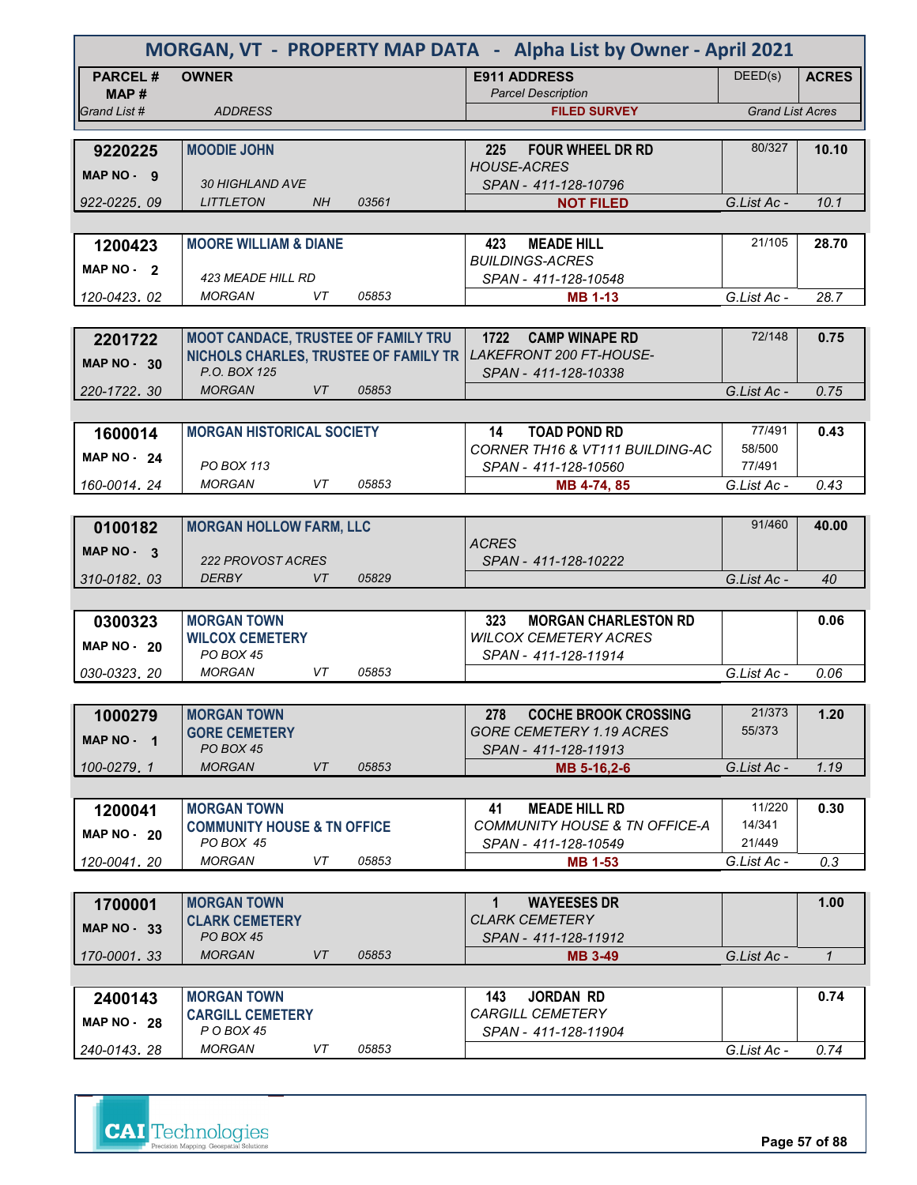# MORGAN, VT - PROPERTY MAP DATA - Alpha List by Owner - April 2021

| PARCEL # / MAP # / Grand List # | OWNER / ADDRESS | E911 ADDRESS / Parcel Description / FILED SURVEY | DEED(s) | ACRES / Grand List Acres |
|---|---|---|---|---|
| 9220225 / MAP NO - 9 / 922-0225. 09 | MOODIE JOHN / 30 HIGHLAND AVE / LITTLETON NH 03561 | 225 FOUR WHEEL DR RD / HOUSE-ACRES / SPAN - 411-128-10796 / NOT FILED | 80/327 | 10.10 / G.List Ac - 10.1 |
| 1200423 / MAP NO - 2 / 120-0423. 02 | MOORE WILLIAM & DIANE / 423 MEADE HILL RD / MORGAN VT 05853 | 423 MEADE HILL / BUILDINGS-ACRES / SPAN - 411-128-10548 / MB 1-13 | 21/105 | 28.70 / G.List Ac - 28.7 |
| 2201722 / MAP NO - 30 / 220-1722. 30 | MOOT CANDACE, TRUSTEE OF FAMILY TRU / NICHOLS CHARLES, TRUSTEE OF FAMILY TR / P.O. BOX 125 / MORGAN VT 05853 | 1722 CAMP WINAPE RD / LAKEFRONT 200 FT-HOUSE- / SPAN - 411-128-10338 | 72/148 | 0.75 / G.List Ac - 0.75 |
| 1600014 / MAP NO - 24 / 160-0014. 24 | MORGAN HISTORICAL SOCIETY / PO BOX 113 / MORGAN VT 05853 | 14 TOAD POND RD / CORNER TH16 & VT111 BUILDING-AC / SPAN - 411-128-10560 / MB 4-74, 85 | 77/491 58/500 77/491 | 0.43 / G.List Ac - 0.43 |
| 0100182 / MAP NO - 3 / 310-0182. 03 | MORGAN HOLLOW FARM, LLC / 222 PROVOST ACRES / DERBY VT 05829 | ACRES / SPAN - 411-128-10222 | 91/460 | 40.00 / G.List Ac - 40 |
| 0300323 / MAP NO - 20 / 030-0323. 20 | MORGAN TOWN / WILCOX CEMETERY / PO BOX 45 / MORGAN VT 05853 | 323 MORGAN CHARLESTON RD / WILCOX CEMETERY ACRES / SPAN - 411-128-11914 | | 0.06 / G.List Ac - 0.06 |
| 1000279 / MAP NO - 1 / 100-0279. 1 | MORGAN TOWN / GORE CEMETERY / PO BOX 45 / MORGAN VT 05853 | 278 COCHE BROOK CROSSING / GORE CEMETERY 1.19 ACRES / SPAN - 411-128-11913 / MB 5-16,2-6 | 21/373 55/373 | 1.20 / G.List Ac - 1.19 |
| 1200041 / MAP NO - 20 / 120-0041. 20 | MORGAN TOWN / COMMUNITY HOUSE & TN OFFICE / PO BOX 45 / MORGAN VT 05853 | 41 MEADE HILL RD / COMMUNITY HOUSE & TN OFFICE-A / SPAN - 411-128-10549 / MB 1-53 | 11/220 14/341 21/449 | 0.30 / G.List Ac - 0.3 |
| 1700001 / MAP NO - 33 / 170-0001. 33 | MORGAN TOWN / CLARK CEMETERY / PO BOX 45 / MORGAN VT 05853 | 1 WAYEESES DR / CLARK CEMETERY / SPAN - 411-128-11912 / MB 3-49 | | 1.00 / G.List Ac - 1 |
| 2400143 / MAP NO - 28 / 240-0143. 28 | MORGAN TOWN / CARGILL CEMETERY / P O BOX 45 / MORGAN VT 05853 | 143 JORDAN RD / CARGILL CEMETERY / SPAN - 411-128-11904 | | 0.74 / G.List Ac - 0.74 |

CAI Technologies
Precision Mapping. Geospatial Solutions.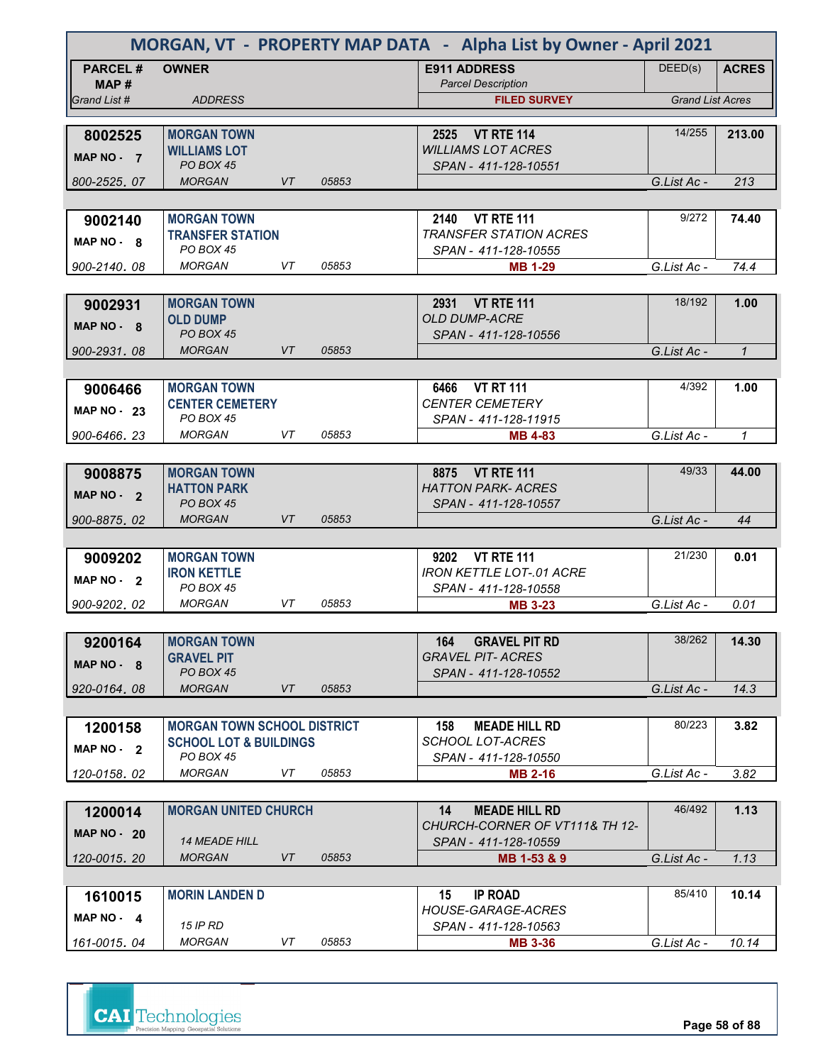# MORGAN, VT - PROPERTY MAP DATA - Alpha List by Owner - April 2021

| PARCEL # / MAP # / Grand List # | OWNER / ADDRESS | E911 ADDRESS / Parcel Description / FILED SURVEY | DEED(s) | ACRES / Grand List Acres |
|---|---|---|---|---|
| 8002525 / MAP NO - 7 / 800-2525. 07 | **MORGAN TOWN** / **WILLIAMS LOT** / PO BOX 45 / MORGAN VT 05853 | 2525 VT RTE 114 / WILLIAMS LOT ACRES / SPAN - 411-128-10551 | 14/255 | 213.00 / G.List Ac - 213 |
| 9002140 / MAP NO - 8 / 900-2140. 08 | **MORGAN TOWN** / **TRANSFER STATION** / PO BOX 45 / MORGAN VT 05853 | 2140 VT RTE 111 / TRANSFER STATION ACRES / SPAN - 411-128-10555 / MB 1-29 | 9/272 | 74.40 / G.List Ac - 74.4 |
| 9002931 / MAP NO - 8 / 900-2931. 08 | **MORGAN TOWN** / **OLD DUMP** / PO BOX 45 / MORGAN VT 05853 | 2931 VT RTE 111 / OLD DUMP-ACRE / SPAN - 411-128-10556 | 18/192 | 1.00 / G.List Ac - 1 |
| 9006466 / MAP NO - 23 / 900-6466. 23 | **MORGAN TOWN** / **CENTER CEMETERY** / PO BOX 45 / MORGAN VT 05853 | 6466 VT RT 111 / CENTER CEMETERY / SPAN - 411-128-11915 / MB 4-83 | 4/392 | 1.00 / G.List Ac - 1 |
| 9008875 / MAP NO - 2 / 900-8875. 02 | **MORGAN TOWN** / **HATTON PARK** / PO BOX 45 / MORGAN VT 05853 | 8875 VT RTE 111 / HATTON PARK- ACRES / SPAN - 411-128-10557 | 49/33 | 44.00 / G.List Ac - 44 |
| 9009202 / MAP NO - 2 / 900-9202. 02 | **MORGAN TOWN** / **IRON KETTLE** / PO BOX 45 / MORGAN VT 05853 | 9202 VT RTE 111 / IRON KETTLE LOT-.01 ACRE / SPAN - 411-128-10558 / MB 3-23 | 21/230 | 0.01 / G.List Ac - 0.01 |
| 9200164 / MAP NO - 8 / 920-0164. 08 | **MORGAN TOWN** / **GRAVEL PIT** / PO BOX 45 / MORGAN VT 05853 | 164 GRAVEL PIT RD / GRAVEL PIT- ACRES / SPAN - 411-128-10552 | 38/262 | 14.30 / G.List Ac - 14.3 |
| 1200158 / MAP NO - 2 / 120-0158. 02 | **MORGAN TOWN SCHOOL DISTRICT** / **SCHOOL LOT & BUILDINGS** / PO BOX 45 / MORGAN VT 05853 | 158 MEADE HILL RD / SCHOOL LOT-ACRES / SPAN - 411-128-10550 / MB 2-16 | 80/223 | 3.82 / G.List Ac - 3.82 |
| 1200014 / MAP NO - 20 / 120-0015. 20 | **MORGAN UNITED CHURCH** / 14 MEADE HILL / MORGAN VT 05853 | 14 MEADE HILL RD / CHURCH-CORNER OF VT111& TH 12- / SPAN - 411-128-10559 / MB 1-53 & 9 | 46/492 | 1.13 / G.List Ac - 1.13 |
| 1610015 / MAP NO - 4 / 161-0015. 04 | **MORIN LANDEN D** / 15 IP RD / MORGAN VT 05853 | 15 IP ROAD / HOUSE-GARAGE-ACRES / SPAN - 411-128-10563 / MB 3-36 | 85/410 | 10.14 / G.List Ac - 10.14 |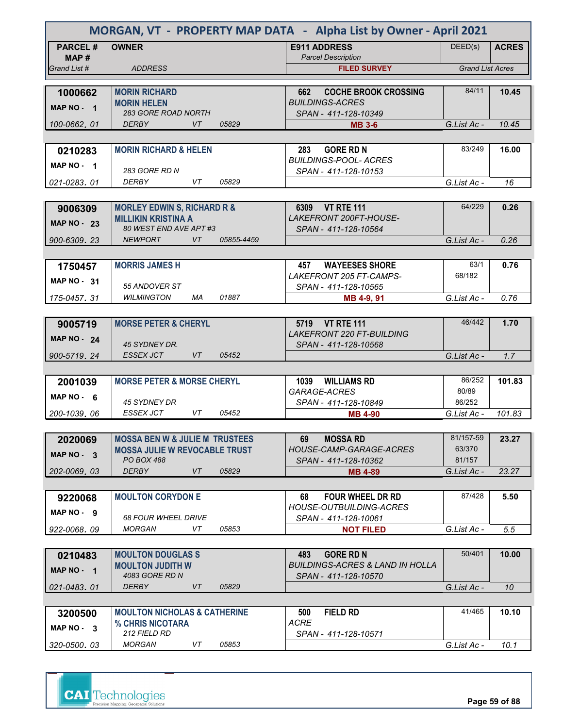# MORGAN, VT - PROPERTY MAP DATA - Alpha List by Owner - April 2021

| PARCEL # / MAP # / Grand List # | OWNER / ADDRESS | E911 ADDRESS / Parcel Description / FILED SURVEY | DEED(s) | ACRES / Grand List Acres |
|---|---|---|---|---|
| 1000662<br>MAP NO - 1<br>100-0662. 01 | MORIN RICHARD<br>MORIN HELEN<br>283 GORE ROAD NORTH<br>DERBY VT 05829 | 662 COCHE BROOK CROSSING<br>BUILDINGS-ACRES<br>SPAN - 411-128-10349<br>MB 3-6 | 84/11 | 10.45<br>G.List Ac - 10.45 |
| 0210283<br>MAP NO - 1<br>021-0283. 01 | MORIN RICHARD & HELEN<br>283 GORE RD N<br>DERBY VT 05829 | 283 GORE RD N<br>BUILDINGS-POOL- ACRES<br>SPAN - 411-128-10153 | 83/249 | 16.00<br>G.List Ac - 16 |
| 9006309<br>MAP NO - 23<br>900-6309. 23 | MORLEY EDWIN S, RICHARD R &<br>MILLIKIN KRISTINA A<br>80 WEST END AVE APT #3<br>NEWPORT VT 05855-4459 | 6309 VT RTE 111<br>LAKEFRONT 200FT-HOUSE-<br>SPAN - 411-128-10564 | 64/229 | 0.26<br>G.List Ac - 0.26 |
| 1750457<br>MAP NO - 31<br>175-0457. 31 | MORRIS JAMES H<br>55 ANDOVER ST<br>WILMINGTON MA 01887 | 457 WAYEESES SHORE<br>LAKEFRONT 205 FT-CAMPS-<br>SPAN - 411-128-10565<br>MB 4-9, 91 | 63/1<br>68/182 | 0.76<br>G.List Ac - 0.76 |
| 9005719<br>MAP NO - 24<br>900-5719. 24 | MORSE PETER & CHERYL<br>45 SYDNEY DR.<br>ESSEX JCT VT 05452 | 5719 VT RTE 111<br>LAKEFRONT 220 FT-BUILDING<br>SPAN - 411-128-10568 | 46/442 | 1.70<br>G.List Ac - 1.7 |
| 2001039<br>MAP NO - 6<br>200-1039. 06 | MORSE PETER & MORSE CHERYL<br>45 SYDNEY DR<br>ESSEX JCT VT 05452 | 1039 WILLIAMS RD<br>GARAGE-ACRES<br>SPAN - 411-128-10849<br>MB 4-90 | 86/252<br>80/89<br>86/252 | 101.83<br>G.List Ac - 101.83 |
| 2020069<br>MAP NO - 3<br>202-0069. 03 | MOSSA BEN W & JULIE M TRUSTEES<br>MOSSA JULIE W REVOCABLE TRUST<br>PO BOX 488<br>DERBY VT 05829 | 69 MOSSA RD<br>HOUSE-CAMP-GARAGE-ACRES<br>SPAN - 411-128-10362<br>MB 4-89 | 81/157-59<br>63/370<br>81/157 | 23.27<br>G.List Ac - 23.27 |
| 9220068<br>MAP NO - 9<br>922-0068. 09 | MOULTON CORYDON E<br>68 FOUR WHEEL DRIVE<br>MORGAN VT 05853 | 68 FOUR WHEEL DR RD<br>HOUSE-OUTBUILDING-ACRES<br>SPAN - 411-128-10061<br>NOT FILED | 87/428 | 5.50<br>G.List Ac - 5.5 |
| 0210483<br>MAP NO - 1<br>021-0483. 01 | MOULTON DOUGLAS S<br>MOULTON JUDITH W<br>4083 GORE RD N<br>DERBY VT 05829 | 483 GORE RD N<br>BUILDINGS-ACRES & LAND IN HOLLA<br>SPAN - 411-128-10570 | 50/401 | 10.00<br>G.List Ac - 10 |
| 3200500<br>MAP NO - 3<br>320-0500. 03 | MOULTON NICHOLAS & CATHERINE<br>% CHRIS NICOTARA<br>212 FIELD RD<br>MORGAN VT 05853 | 500 FIELD RD<br>ACRE<br>SPAN - 411-128-10571 | 41/465 | 10.10<br>G.List Ac - 10.1 |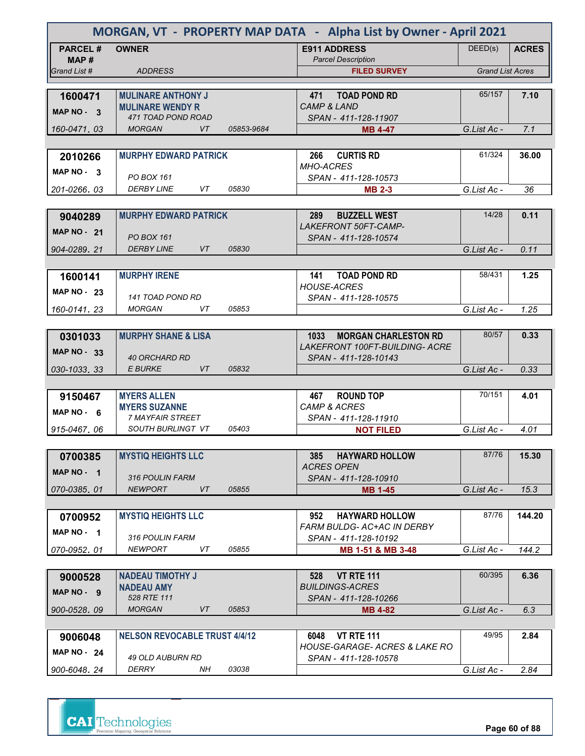# MORGAN, VT - PROPERTY MAP DATA - Alpha List by Owner - April 2021

| PARCEL # / MAP # / Grand List # | OWNER / ADDRESS | E911 ADDRESS / Parcel Description / FILED SURVEY | DEED(s) | ACRES / Grand List Acres |
|---|---|---|---|---|
| **1600471** MAP NO - 3 160-0471. 03 | **MULINARE ANTHONY J** **MULINARE WENDY R** 471 TOAD POND ROAD MORGAN VT 05853-9684 | **471 TOAD POND RD** CAMP & LAND SPAN - 411-128-11907 **MB 4-47** | 65/157 | **7.10** G.List Ac - 7.1 |
| **2010266** MAP NO - 3 201-0266. 03 | **MURPHY EDWARD PATRICK** PO BOX 161 DERBY LINE VT 05830 | **266 CURTIS RD** MHO-ACRES SPAN - 411-128-10573 **MB 2-3** | 61/324 | **36.00** G.List Ac - 36 |
| **9040289** MAP NO - 21 904-0289. 21 | **MURPHY EDWARD PATRICK** PO BOX 161 DERBY LINE VT 05830 | **289 BUZZELL WEST** LAKEFRONT 50FT-CAMP- SPAN - 411-128-10574 | 14/28 | **0.11** G.List Ac - 0.11 |
| **1600141** MAP NO - 23 160-0141. 23 | **MURPHY IRENE** 141 TOAD POND RD MORGAN VT 05853 | **141 TOAD POND RD** HOUSE-ACRES SPAN - 411-128-10575 | 58/431 | **1.25** G.List Ac - 1.25 |
| **0301033** MAP NO - 33 030-1033. 33 | **MURPHY SHANE & LISA** 40 ORCHARD RD E BURKE VT 05832 | **1033 MORGAN CHARLESTON RD** LAKEFRONT 100FT-BUILDING- ACRE SPAN - 411-128-10143 | 80/57 | **0.33** G.List Ac - 0.33 |
| **9150467** MAP NO - 6 915-0467. 06 | **MYERS ALLEN** **MYERS SUZANNE** 7 MAYFAIR STREET SOUTH BURLINGT VT 05403 | **467 ROUND TOP** CAMP & ACRES SPAN - 411-128-11910 **NOT FILED** | 70/151 | **4.01** G.List Ac - 4.01 |
| **0700385** MAP NO - 1 070-0385. 01 | **MYSTIQ HEIGHTS LLC** 316 POULIN FARM NEWPORT VT 05855 | **385 HAYWARD HOLLOW** ACRES OPEN SPAN - 411-128-10910 **MB 1-45** | 87/76 | **15.30** G.List Ac - 15.3 |
| **0700952** MAP NO - 1 070-0952. 01 | **MYSTIQ HEIGHTS LLC** 316 POULIN FARM NEWPORT VT 05855 | **952 HAYWARD HOLLOW** FARM BULDG- AC+AC IN DERBY SPAN - 411-128-10192 **MB 1-51 & MB 3-48** | 87/76 | **144.20** G.List Ac - 144.2 |
| **9000528** MAP NO - 9 900-0528. 09 | **NADEAU TIMOTHY J** **NADEAU AMY** 528 RTE 111 MORGAN VT 05853 | **528 VT RTE 111** BUILDINGS-ACRES SPAN - 411-128-10266 **MB 4-82** | 60/395 | **6.36** G.List Ac - 6.3 |
| **9006048** MAP NO - 24 900-6048. 24 | **NELSON REVOCABLE TRUST 4/4/12** 49 OLD AUBURN RD DERRY NH 03038 | **6048 VT RTE 111** HOUSE-GARAGE- ACRES & LAKE RO SPAN - 411-128-10578 | 49/95 | **2.84** G.List Ac - 2.84 |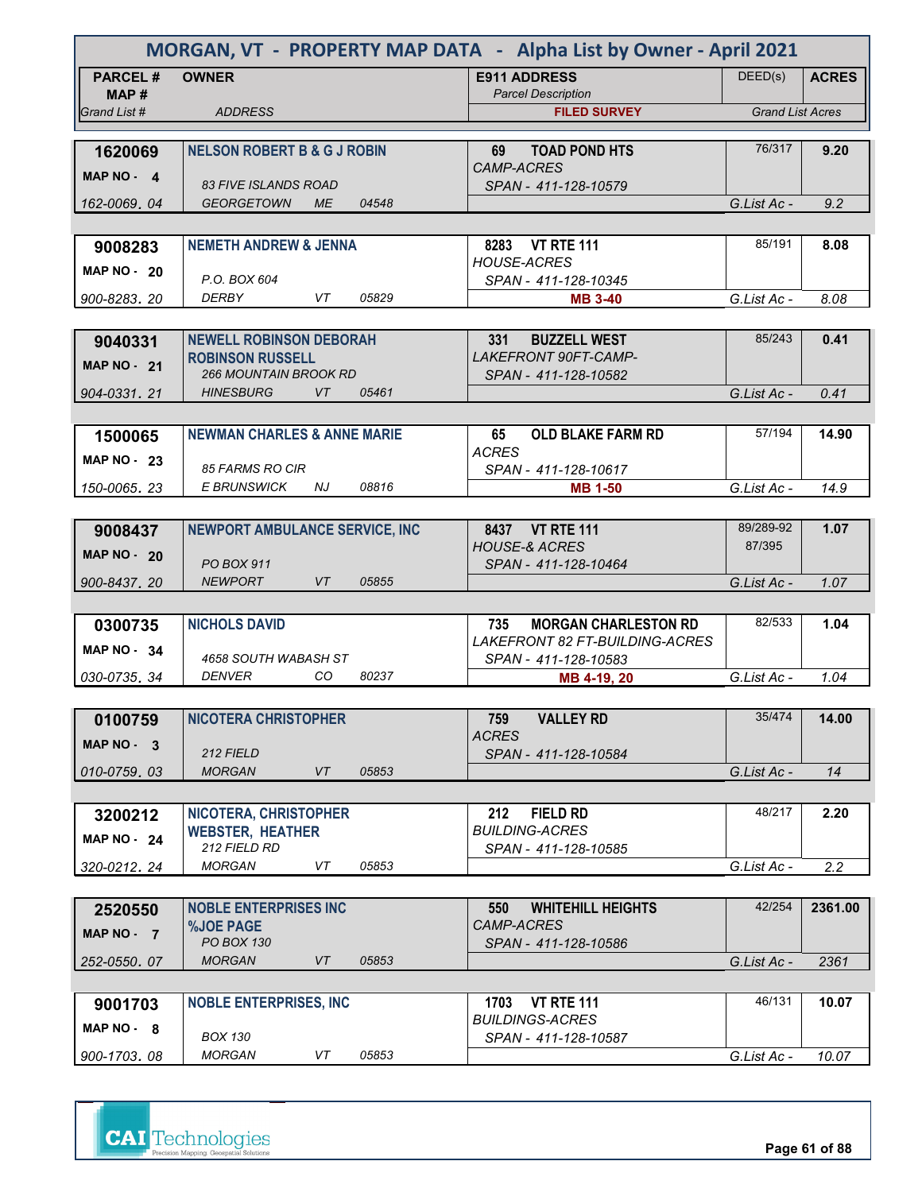# MORGAN, VT - PROPERTY MAP DATA - Alpha List by Owner - April 2021

| PARCEL # / MAP # / Grand List # | OWNER / ADDRESS | E911 ADDRESS / Parcel Description / FILED SURVEY | DEED(s) | ACRES / Grand List Acres |
|---|---|---|---|---|
| 1620069 / MAP NO - 4 / 162-0069. 04 | NELSON ROBERT B & G J ROBIN / 83 FIVE ISLANDS ROAD / GEORGETOWN ME 04548 | 69 TOAD POND HTS / CAMP-ACRES / SPAN - 411-128-10579 | 76/317 | 9.20 / G.List Ac - 9.2 |
| 9008283 / MAP NO - 20 / 900-8283. 20 | NEMETH ANDREW & JENNA / P.O. BOX 604 / DERBY VT 05829 | 8283 VT RTE 111 / HOUSE-ACRES / SPAN - 411-128-10345 / MB 3-40 | 85/191 | 8.08 / G.List Ac - 8.08 |
| 9040331 / MAP NO - 21 / 904-0331. 21 | NEWELL ROBINSON DEBORAH / ROBINSON RUSSELL / 266 MOUNTAIN BROOK RD / HINESBURG VT 05461 | 331 BUZZELL WEST / LAKEFRONT 90FT-CAMP- / SPAN - 411-128-10582 | 85/243 | 0.41 / G.List Ac - 0.41 |
| 1500065 / MAP NO - 23 / 150-0065. 23 | NEWMAN CHARLES & ANNE MARIE / 85 FARMS RO CIR / E BRUNSWICK NJ 08816 | 65 OLD BLAKE FARM RD / ACRES / SPAN - 411-128-10617 / MB 1-50 | 57/194 | 14.90 / G.List Ac - 14.9 |
| 9008437 / MAP NO - 20 / 900-8437. 20 | NEWPORT AMBULANCE SERVICE, INC / PO BOX 911 / NEWPORT VT 05855 | 8437 VT RTE 111 / HOUSE-& ACRES / SPAN - 411-128-10464 | 89/289-92 87/395 | 1.07 / G.List Ac - 1.07 |
| 0300735 / MAP NO - 34 / 030-0735. 34 | NICHOLS DAVID / 4658 SOUTH WABASH ST / DENVER CO 80237 | 735 MORGAN CHARLESTON RD / LAKEFRONT 82 FT-BUILDING-ACRES / SPAN - 411-128-10583 / MB 4-19, 20 | 82/533 | 1.04 / G.List Ac - 1.04 |
| 0100759 / MAP NO - 3 / 010-0759. 03 | NICOTERA CHRISTOPHER / 212 FIELD / MORGAN VT 05853 | 759 VALLEY RD / ACRES / SPAN - 411-128-10584 | 35/474 | 14.00 / G.List Ac - 14 |
| 3200212 / MAP NO - 24 / 320-0212. 24 | NICOTERA, CHRISTOPHER / WEBSTER, HEATHER / 212 FIELD RD / MORGAN VT 05853 | 212 FIELD RD / BUILDING-ACRES / SPAN - 411-128-10585 | 48/217 | 2.20 / G.List Ac - 2.2 |
| 2520550 / MAP NO - 7 / 252-0550. 07 | NOBLE ENTERPRISES INC / %JOE PAGE / PO BOX 130 / MORGAN VT 05853 | 550 WHITEHILL HEIGHTS / CAMP-ACRES / SPAN - 411-128-10586 | 42/254 | 2361.00 / G.List Ac - 2361 |
| 9001703 / MAP NO - 8 / 900-1703. 08 | NOBLE ENTERPRISES, INC / BOX 130 / MORGAN VT 05853 | 1703 VT RTE 111 / BUILDINGS-ACRES / SPAN - 411-128-10587 | 46/131 | 10.07 / G.List Ac - 10.07 |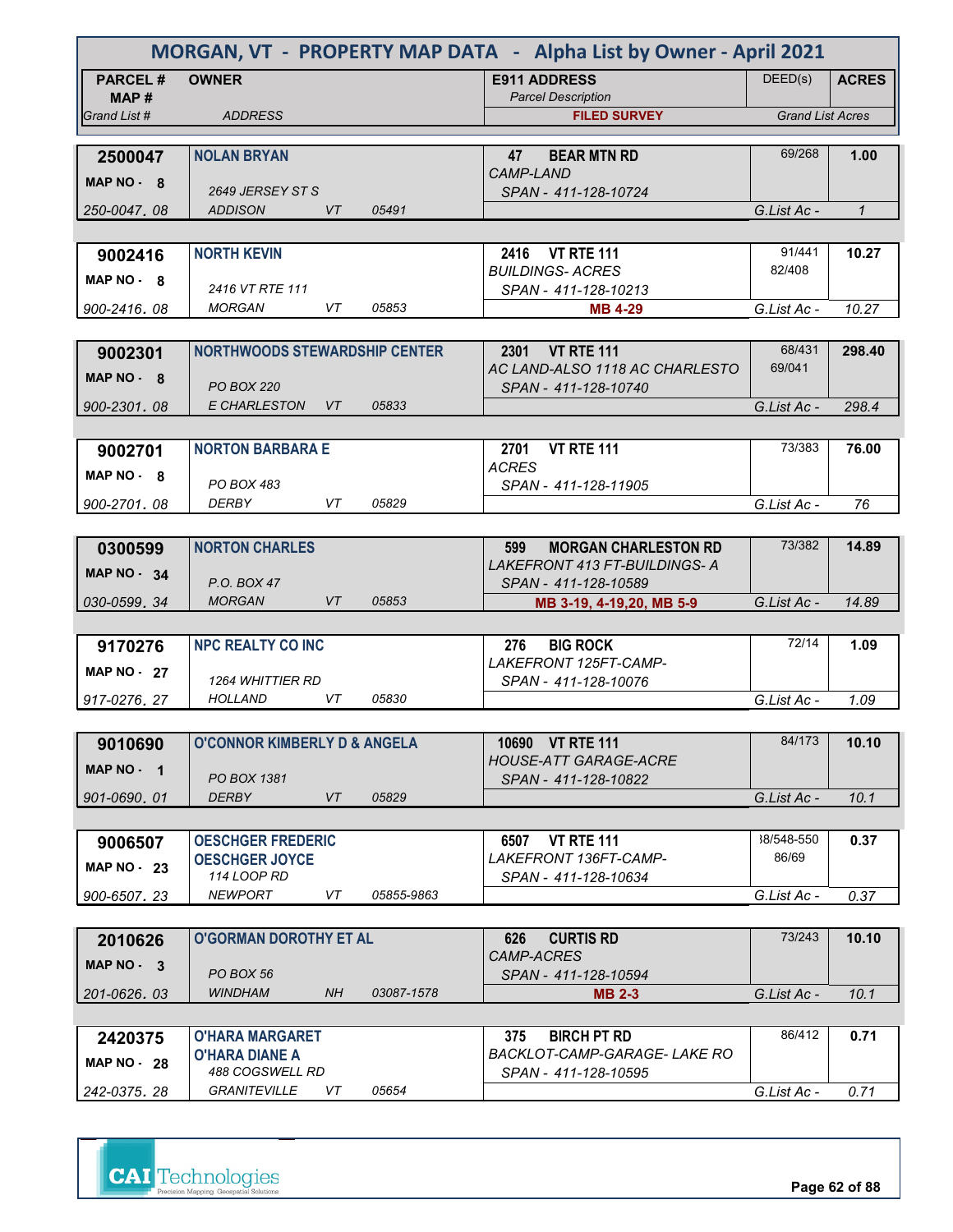# MORGAN, VT - PROPERTY MAP DATA - Alpha List by Owner - April 2021

| PARCEL # / MAP # / Grand List # | OWNER / ADDRESS | E911 ADDRESS / Parcel Description / FILED SURVEY | DEED(s) | ACRES / Grand List Acres |
|---|---|---|---|---|
| 2500047<br>MAP NO - 8<br>250-0047. 08 | **NOLAN BRYAN**<br>2649 JERSEY ST S<br>ADDISON VT 05491 | 47 BEAR MTN RD<br>CAMP-LAND<br>SPAN - 411-128-10724 | 69/268 | **1.00**<br>G.List Ac - 1 |
| 9002416<br>MAP NO - 8<br>900-2416. 08 | **NORTH KEVIN**<br>2416 VT RTE 111<br>MORGAN VT 05853 | 2416 VT RTE 111<br>BUILDINGS- ACRES<br>SPAN - 411-128-10213<br>MB 4-29 | 91/441<br>82/408 | **10.27**<br>G.List Ac - 10.27 |
| 9002301<br>MAP NO - 8<br>900-2301. 08 | **NORTHWOODS STEWARDSHIP CENTER**<br>PO BOX 220<br>E CHARLESTON VT 05833 | 2301 VT RTE 111<br>AC LAND-ALSO 1118 AC CHARLESTO<br>SPAN - 411-128-10740 | 68/431<br>69/041 | **298.40**<br>G.List Ac - 298.4 |
| 9002701<br>MAP NO - 8<br>900-2701. 08 | **NORTON BARBARA E**<br>PO BOX 483<br>DERBY VT 05829 | 2701 VT RTE 111<br>ACRES<br>SPAN - 411-128-11905 | 73/383 | **76.00**<br>G.List Ac - 76 |
| 0300599<br>MAP NO - 34<br>030-0599. 34 | **NORTON CHARLES**<br>P.O. BOX 47<br>MORGAN VT 05853 | 599 MORGAN CHARLESTON RD<br>LAKEFRONT 413 FT-BUILDINGS- A<br>SPAN - 411-128-10589<br>MB 3-19, 4-19,20, MB 5-9 | 73/382 | **14.89**<br>G.List Ac - 14.89 |
| 9170276<br>MAP NO - 27<br>917-0276. 27 | **NPC REALTY CO INC**<br>1264 WHITTIER RD<br>HOLLAND VT 05830 | 276 BIG ROCK<br>LAKEFRONT 125FT-CAMP-<br>SPAN - 411-128-10076 | 72/14 | **1.09**<br>G.List Ac - 1.09 |
| 9010690<br>MAP NO - 1<br>901-0690. 01 | **O'CONNOR KIMBERLY D & ANGELA**<br>PO BOX 1381<br>DERBY VT 05829 | 10690 VT RTE 111<br>HOUSE-ATT GARAGE-ACRE<br>SPAN - 411-128-10822 | 84/173 | **10.10**<br>G.List Ac - 10.1 |
| 9006507<br>MAP NO - 23<br>900-6507. 23 | **OESCHGER FREDERIC**<br>**OESCHGER JOYCE**<br>114 LOOP RD<br>NEWPORT VT 05855-9863 | 6507 VT RTE 111<br>LAKEFRONT 136FT-CAMP-<br>SPAN - 411-128-10634 | 38/548-550<br>86/69 | **0.37**<br>G.List Ac - 0.37 |
| 2010626<br>MAP NO - 3<br>201-0626. 03 | **O'GORMAN DOROTHY ET AL**<br>PO BOX 56<br>WINDHAM NH 03087-1578 | 626 CURTIS RD<br>CAMP-ACRES<br>SPAN - 411-128-10594<br>MB 2-3 | 73/243 | **10.10**<br>G.List Ac - 10.1 |
| 2420375<br>MAP NO - 28<br>242-0375. 28 | **O'HARA MARGARET**<br>**O'HARA DIANE A**<br>488 COGSWELL RD<br>GRANITEVILLE VT 05654 | 375 BIRCH PT RD<br>BACKLOT-CAMP-GARAGE- LAKE RO<br>SPAN - 411-128-10595 | 86/412 | **0.71**<br>G.List Ac - 0.71 |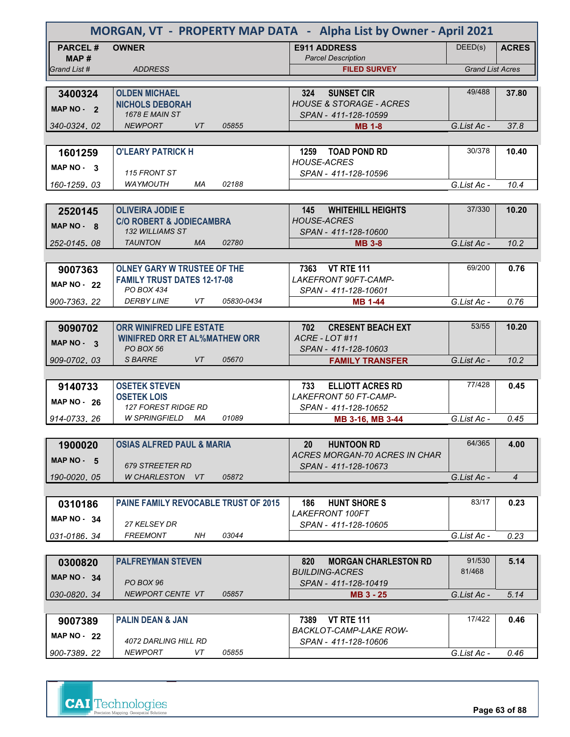# MORGAN, VT - PROPERTY MAP DATA - Alpha List by Owner - April 2021

| PARCEL # / MAP # / Grand List # | OWNER / ADDRESS | E911 ADDRESS / Parcel Description / FILED SURVEY | DEED(s) | ACRES / Grand List Acres |
|---|---|---|---|---|
| 3400324 / MAP NO - 2 / 340-0324. 02 | OLDEN MICHAEL / NICHOLS DEBORAH / 1678 E MAIN ST / NEWPORT VT 05855 | 324 SUNSET CIR / HOUSE & STORAGE - ACRES / SPAN - 411-128-10599 / MB 1-8 | 49/488 | 37.80 / G.List Ac - 37.8 |
| 1601259 / MAP NO - 3 / 160-1259. 03 | O'LEARY PATRICK H / 115 FRONT ST / WAYMOUTH MA 02188 | 1259 TOAD POND RD / HOUSE-ACRES / SPAN - 411-128-10596 | 30/378 | 10.40 / G.List Ac - 10.4 |
| 2520145 / MAP NO - 8 / 252-0145. 08 | OLIVEIRA JODIE E / C/O ROBERT & JODIECAMBRA / 132 WILLIAMS ST / TAUNTON MA 02780 | 145 WHITEHILL HEIGHTS / HOUSE-ACRES / SPAN - 411-128-10600 / MB 3-8 | 37/330 | 10.20 / G.List Ac - 10.2 |
| 9007363 / MAP NO - 22 / 900-7363. 22 | OLNEY GARY W TRUSTEE OF THE / FAMILY TRUST DATES 12-17-08 / PO BOX 434 / DERBY LINE VT 05830-0434 | 7363 VT RTE 111 / LAKEFRONT 90FT-CAMP- / SPAN - 411-128-10601 / MB 1-44 | 69/200 | 0.76 / G.List Ac - 0.76 |
| 9090702 / MAP NO - 3 / 909-0702. 03 | ORR WINIFRED LIFE ESTATE / WINIFRED ORR ET AL%MATHEW ORR / PO BOX 56 / S BARRE VT 05670 | 702 CRESENT BEACH EXT / ACRE - LOT #11 / SPAN - 411-128-10603 / FAMILY TRANSFER | 53/55 | 10.20 / G.List Ac - 10.2 |
| 9140733 / MAP NO - 26 / 914-0733. 26 | OSETEK STEVEN / OSETEK LOIS / 127 FOREST RIDGE RD / W SPRINGFIELD MA 01089 | 733 ELLIOTT ACRES RD / LAKEFRONT 50 FT-CAMP- / SPAN - 411-128-10652 / MB 3-16, MB 3-44 | 77/428 | 0.45 / G.List Ac - 0.45 |
| 1900020 / MAP NO - 5 / 190-0020. 05 | OSIAS ALFRED PAUL & MARIA / 679 STREETER RD / W CHARLESTON VT 05872 | 20 HUNTOON RD / ACRES MORGAN-70 ACRES IN CHAR / SPAN - 411-128-10673 | 64/365 | 4.00 / G.List Ac - 4 |
| 0310186 / MAP NO - 34 / 031-0186. 34 | PAINE FAMILY REVOCABLE TRUST OF 2015 / 27 KELSEY DR / FREEMONT NH 03044 | 186 HUNT SHORE S / LAKEFRONT 100FT / SPAN - 411-128-10605 | 83/17 | 0.23 / G.List Ac - 0.23 |
| 0300820 / MAP NO - 34 / 030-0820. 34 | PALFREYMAN STEVEN / PO BOX 96 / NEWPORT CENTE VT 05857 | 820 MORGAN CHARLESTON RD / BUILDING-ACRES / SPAN - 411-128-10419 / MB 3 - 25 | 91/530, 81/468 | 5.14 / G.List Ac - 5.14 |
| 9007389 / MAP NO - 22 / 900-7389. 22 | PALIN DEAN & JAN / 4072 DARLING HILL RD / NEWPORT VT 05855 | 7389 VT RTE 111 / BACKLOT-CAMP-LAKE ROW- / SPAN - 411-128-10606 | 17/422 | 0.46 / G.List Ac - 0.46 |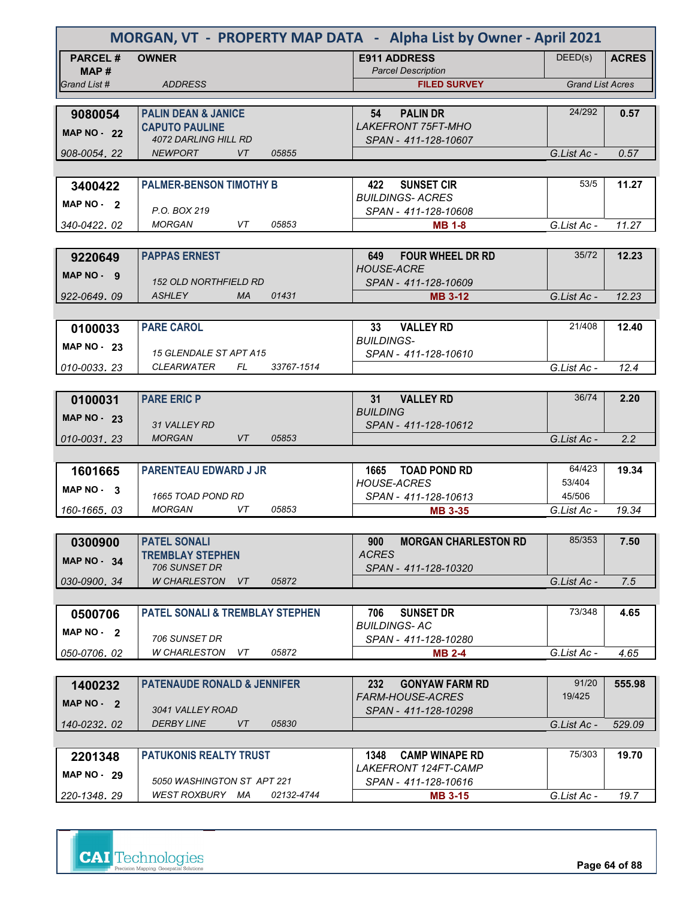# MORGAN, VT - PROPERTY MAP DATA - Alpha List by Owner - April 2021

| PARCEL # / MAP # / Grand List # | OWNER / ADDRESS | E911 ADDRESS / Parcel Description / FILED SURVEY | DEED(s) | ACRES / Grand List Acres |
|---|---|---|---|---|
| **9080054** MAP NO - 22 / 908-0054. 22 | **PALIN DEAN & JANICE** **CAPUTO PAULINE** 4072 DARLING HILL RD NEWPORT VT 05855 | **54 PALIN DR** LAKEFRONT 75FT-MHO SPAN - 411-128-10607 | 24/292 | **0.57** / G.List Ac - 0.57 |
| **3400422** MAP NO - 2 / 340-0422. 02 | **PALMER-BENSON TIMOTHY B** P.O. BOX 219 MORGAN VT 05853 | **422 SUNSET CIR** BUILDINGS- ACRES SPAN - 411-128-10608 **MB 1-8** | 53/5 | **11.27** / G.List Ac - 11.27 |
| **9220649** MAP NO - 9 / 922-0649. 09 | **PAPPAS ERNEST** 152 OLD NORTHFIELD RD ASHLEY MA 01431 | **649 FOUR WHEEL DR RD** HOUSE-ACRE SPAN - 411-128-10609 **MB 3-12** | 35/72 | **12.23** / G.List Ac - 12.23 |
| **0100033** MAP NO - 23 / 010-0033. 23 | **PARE CAROL** 15 GLENDALE ST APT A15 CLEARWATER FL 33767-1514 | **33 VALLEY RD** BUILDINGS- SPAN - 411-128-10610 | 21/408 | **12.40** / G.List Ac - 12.4 |
| **0100031** MAP NO - 23 / 010-0031. 23 | **PARE ERIC P** 31 VALLEY RD MORGAN VT 05853 | **31 VALLEY RD** BUILDING SPAN - 411-128-10612 | 36/74 | **2.20** / G.List Ac - 2.2 |
| **1601665** MAP NO - 3 / 160-1665. 03 | **PARENTEAU EDWARD J JR** 1665 TOAD POND RD MORGAN VT 05853 | **1665 TOAD POND RD** HOUSE-ACRES SPAN - 411-128-10613 **MB 3-35** | 64/423 53/404 45/506 | **19.34** / G.List Ac - 19.34 |
| **0300900** MAP NO - 34 / 030-0900. 34 | **PATEL SONALI** **TREMBLAY STEPHEN** 706 SUNSET DR W CHARLESTON VT 05872 | **900 MORGAN CHARLESTON RD** ACRES SPAN - 411-128-10320 | 85/353 | **7.50** / G.List Ac - 7.5 |
| **0500706** MAP NO - 2 / 050-0706. 02 | **PATEL SONALI & TREMBLAY STEPHEN** 706 SUNSET DR W CHARLESTON VT 05872 | **706 SUNSET DR** BUILDINGS- AC SPAN - 411-128-10280 **MB 2-4** | 73/348 | **4.65** / G.List Ac - 4.65 |
| **1400232** MAP NO - 2 / 140-0232. 02 | **PATENAUDE RONALD & JENNIFER** 3041 VALLEY ROAD DERBY LINE VT 05830 | **232 GONYAW FARM RD** FARM-HOUSE-ACRES SPAN - 411-128-10298 | 91/20 19/425 | **555.98** / G.List Ac - 529.09 |
| **2201348** MAP NO - 29 / 220-1348. 29 | **PATUKONIS REALTY TRUST** 5050 WASHINGTON ST APT 221 WEST ROXBURY MA 02132-4744 | **1348 CAMP WINAPE RD** LAKEFRONT 124FT-CAMP SPAN - 411-128-10616 **MB 3-15** | 75/303 | **19.70** / G.List Ac - 19.7 |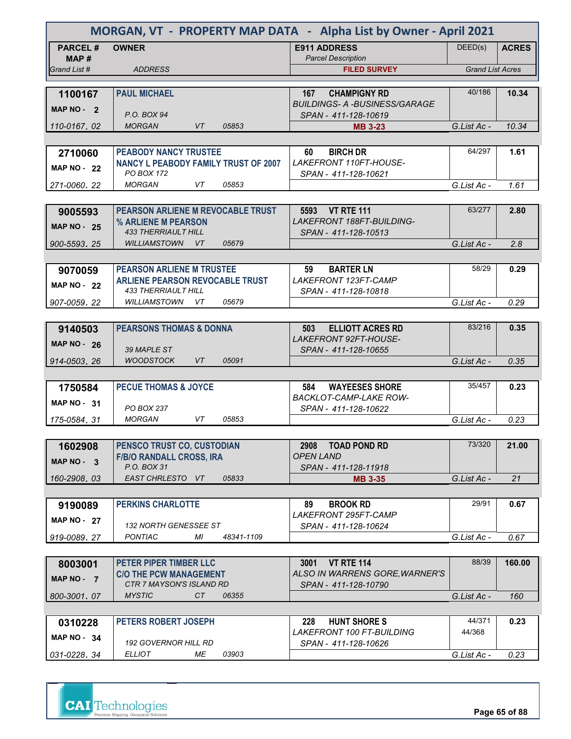# MORGAN, VT - PROPERTY MAP DATA - Alpha List by Owner - April 2021

| PARCEL # / MAP # / Grand List # | OWNER / ADDRESS | E911 ADDRESS / Parcel Description / FILED SURVEY | DEED(s) | ACRES / Grand List Acres |
|---|---|---|---|---|
| **1100167** MAP NO - 2 110-0167. 02 | **PAUL MICHAEL** P.O. BOX 94 MORGAN VT 05853 | **167 CHAMPIGNY RD** BUILDINGS- A -BUSINESS/GARAGE SPAN - 411-128-10619 **MB 3-23** | 40/186 | **10.34** G.List Ac - 10.34 |
| **2710060** MAP NO - 22 271-0060. 22 | **PEABODY NANCY TRUSTEE** **NANCY L PEABODY FAMILY TRUST OF 2007** PO BOX 172 MORGAN VT 05853 | **60 BIRCH DR** LAKEFRONT 110FT-HOUSE- SPAN - 411-128-10621 | 64/297 | **1.61** G.List Ac - 1.61 |
| **9005593** MAP NO - 25 900-5593. 25 | **PEARSON ARLIENE M REVOCABLE TRUST** **% ARLIENE M PEARSON** 433 THERRIAULT HILL WILLIAMSTOWN VT 05679 | **5593 VT RTE 111** LAKEFRONT 188FT-BUILDING- SPAN - 411-128-10513 | 63/277 | **2.80** G.List Ac - 2.8 |
| **9070059** MAP NO - 22 907-0059. 22 | **PEARSON ARLIENE M TRUSTEE** **ARLIENE PEARSON REVOCABLE TRUST** 433 THERRIAULT HILL WILLIAMSTOWN VT 05679 | **59 BARTER LN** LAKEFRONT 123FT-CAMP SPAN - 411-128-10818 | 58/29 | **0.29** G.List Ac - 0.29 |
| **9140503** MAP NO - 26 914-0503. 26 | **PEARSONS THOMAS & DONNA** 39 MAPLE ST WOODSTOCK VT 05091 | **503 ELLIOTT ACRES RD** LAKEFRONT 92FT-HOUSE- SPAN - 411-128-10655 | 83/216 | **0.35** G.List Ac - 0.35 |
| **1750584** MAP NO - 31 175-0584. 31 | **PECUE THOMAS & JOYCE** PO BOX 237 MORGAN VT 05853 | **584 WAYEESES SHORE** BACKLOT-CAMP-LAKE ROW- SPAN - 411-128-10622 | 35/457 | **0.23** G.List Ac - 0.23 |
| **1602908** MAP NO - 3 160-2908. 03 | **PENSCO TRUST CO, CUSTODIAN** **F/B/O RANDALL CROSS, IRA** P.O. BOX 31 EAST CHRLESTO VT 05833 | **2908 TOAD POND RD** OPEN LAND SPAN - 411-128-11918 **MB 3-35** | 73/320 | **21.00** G.List Ac - 21 |
| **9190089** MAP NO - 27 919-0089. 27 | **PERKINS CHARLOTTE** 132 NORTH GENESSEE ST PONTIAC MI 48341-1109 | **89 BROOK RD** LAKEFRONT 295FT-CAMP SPAN - 411-128-10624 | 29/91 | **0.67** G.List Ac - 0.67 |
| **8003001** MAP NO - 7 800-3001. 07 | **PETER PIPER TIMBER LLC** **C/O THE PCW MANAGEMENT** CTR 7 MAYSON'S ISLAND RD MYSTIC CT 06355 | **3001 VT RTE 114** ALSO IN WARRENS GORE,WARNER'S SPAN - 411-128-10790 | 88/39 | **160.00** G.List Ac - 160 |
| **0310228** MAP NO - 34 031-0228. 34 | **PETERS ROBERT JOSEPH** 192 GOVERNOR HILL RD ELLIOT ME 03903 | **228 HUNT SHORE S** LAKEFRONT 100 FT-BUILDING SPAN - 411-128-10626 | 44/371 44/368 | **0.23** G.List Ac - 0.23 |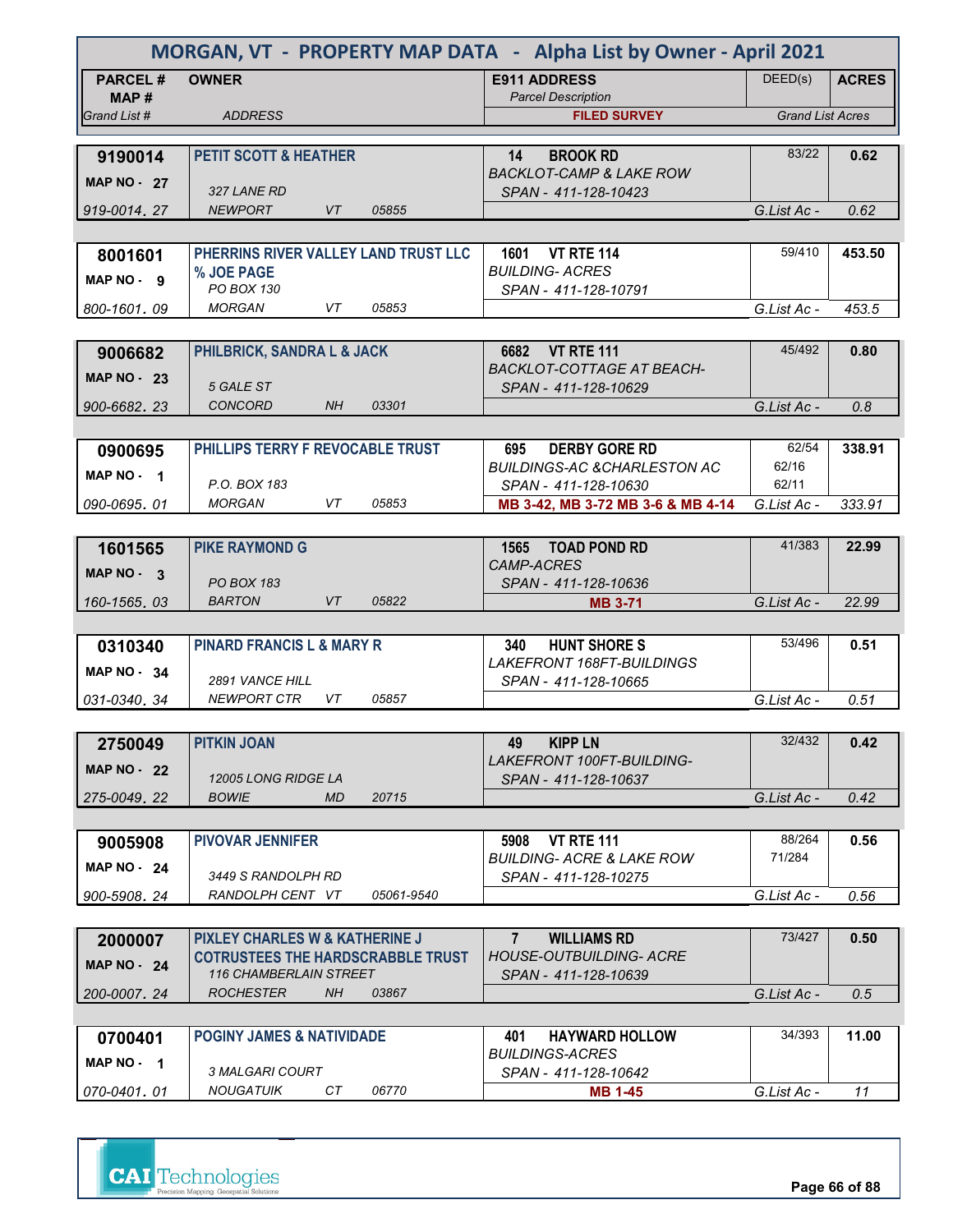# MORGAN, VT - PROPERTY MAP DATA - Alpha List by Owner - April 2021

| PARCEL # / MAP # / Grand List # | OWNER / ADDRESS | E911 ADDRESS / Parcel Description / FILED SURVEY | DEED(s) | ACRES / Grand List Acres |
|---|---|---|---|---|
| 9190014<br>MAP NO - 27<br>919-0014. 27 | PETIT SCOTT & HEATHER<br>327 LANE RD<br>NEWPORT VT 05855 | 14 BROOK RD<br>BACKLOT-CAMP & LAKE ROW<br>SPAN - 411-128-10423 | 83/22 | 0.62<br>G.List Ac - 0.62 |
| 8001601<br>MAP NO - 9<br>800-1601. 09 | PHERRINS RIVER VALLEY LAND TRUST LLC<br>% JOE PAGE<br>PO BOX 130<br>MORGAN VT 05853 | 1601 VT RTE 114<br>BUILDING- ACRES<br>SPAN - 411-128-10791 | 59/410 | 453.50<br>G.List Ac - 453.5 |
| 9006682<br>MAP NO - 23<br>900-6682. 23 | PHILBRICK, SANDRA L & JACK<br>5 GALE ST<br>CONCORD NH 03301 | 6682 VT RTE 111<br>BACKLOT-COTTAGE AT BEACH-<br>SPAN - 411-128-10629 | 45/492 | 0.80<br>G.List Ac - 0.8 |
| 0900695<br>MAP NO - 1<br>090-0695. 01 | PHILLIPS TERRY F REVOCABLE TRUST<br>P.O. BOX 183<br>MORGAN VT 05853 | 695 DERBY GORE RD<br>BUILDINGS-AC &CHARLESTON AC<br>SPAN - 411-128-10630<br>MB 3-42, MB 3-72 MB 3-6 & MB 4-14 | 62/54<br>62/16<br>62/11 | 338.91<br>G.List Ac - 333.91 |
| 1601565<br>MAP NO - 3<br>160-1565. 03 | PIKE RAYMOND G<br>PO BOX 183<br>BARTON VT 05822 | 1565 TOAD POND RD<br>CAMP-ACRES<br>SPAN - 411-128-10636<br>MB 3-71 | 41/383 | 22.99<br>G.List Ac - 22.99 |
| 0310340<br>MAP NO - 34<br>031-0340. 34 | PINARD FRANCIS L & MARY R<br>2891 VANCE HILL<br>NEWPORT CTR VT 05857 | 340 HUNT SHORE S<br>LAKEFRONT 168FT-BUILDINGS<br>SPAN - 411-128-10665 | 53/496 | 0.51<br>G.List Ac - 0.51 |
| 2750049<br>MAP NO - 22<br>275-0049. 22 | PITKIN JOAN<br>12005 LONG RIDGE LA<br>BOWIE MD 20715 | 49 KIPP LN<br>LAKEFRONT 100FT-BUILDING-<br>SPAN - 411-128-10637 | 32/432 | 0.42<br>G.List Ac - 0.42 |
| 9005908<br>MAP NO - 24<br>900-5908. 24 | PIVOVAR JENNIFER<br>3449 S RANDOLPH RD<br>RANDOLPH CENT VT 05061-9540 | 5908 VT RTE 111<br>BUILDING- ACRE & LAKE ROW<br>SPAN - 411-128-10275 | 88/264<br>71/284 | 0.56<br>G.List Ac - 0.56 |
| 2000007<br>MAP NO - 24<br>200-0007. 24 | PIXLEY CHARLES W & KATHERINE J<br>COTRUSTEES THE HARDSCRABBLE TRUST<br>116 CHAMBERLAIN STREET<br>ROCHESTER NH 03867 | 7 WILLIAMS RD<br>HOUSE-OUTBUILDING- ACRE<br>SPAN - 411-128-10639 | 73/427 | 0.50<br>G.List Ac - 0.5 |
| 0700401<br>MAP NO - 1<br>070-0401. 01 | POGINY JAMES & NATIVIDADE<br>3 MALGARI COURT<br>NOUGATUIK CT 06770 | 401 HAYWARD HOLLOW<br>BUILDINGS-ACRES<br>SPAN - 411-128-10642<br>MB 1-45 | 34/393 | 11.00<br>G.List Ac - 11 |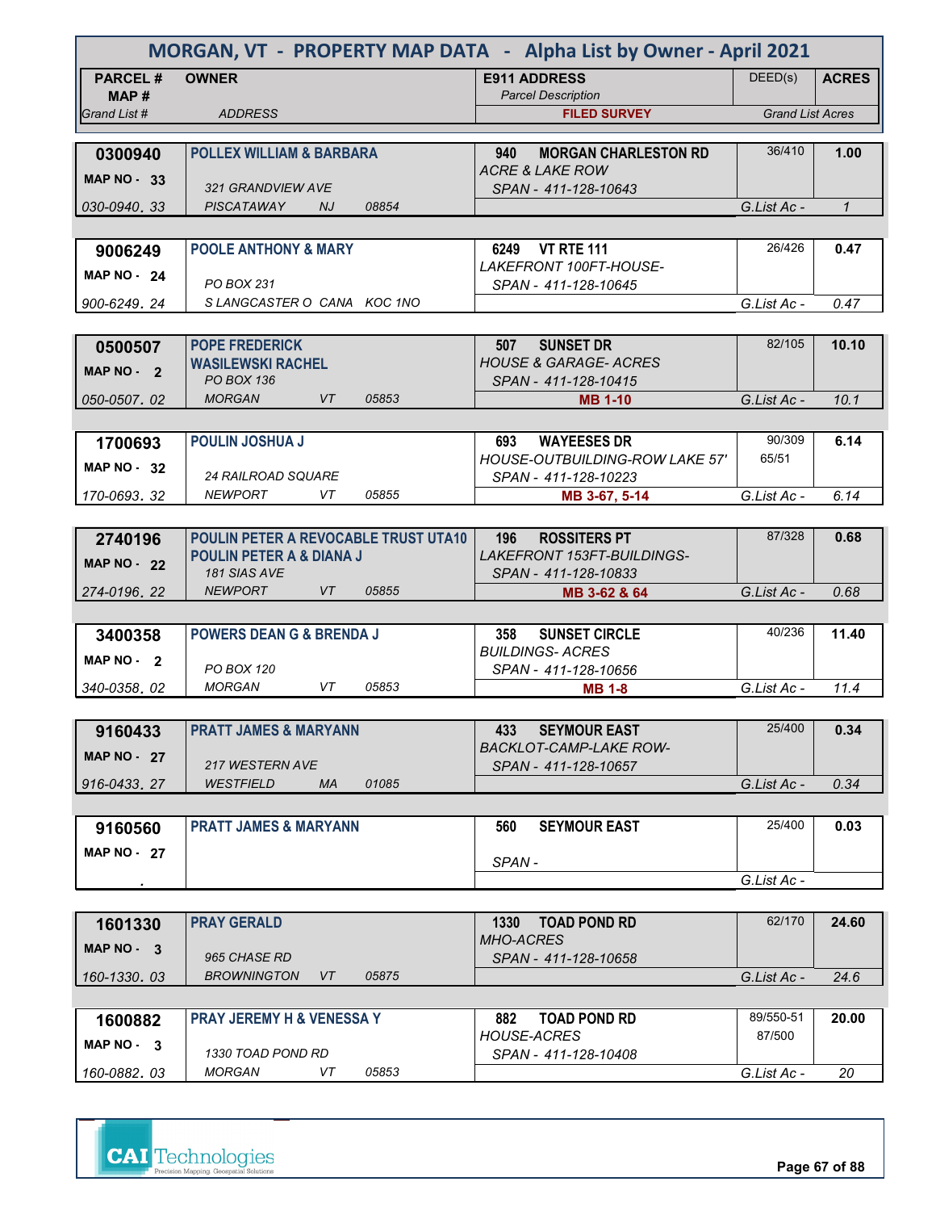# MORGAN, VT - PROPERTY MAP DATA - Alpha List by Owner - April 2021

| PARCEL # / MAP # / Grand List # | OWNER / ADDRESS | E911 ADDRESS / Parcel Description / FILED SURVEY | DEED(s) | ACRES / Grand List Acres |
|---|---|---|---|---|
| **0300940** MAP NO - 33 / 030-0940. 33 | **POLLEX WILLIAM & BARBARA** / 321 GRANDVIEW AVE / PISCATAWAY NJ 08854 | **940 MORGAN CHARLESTON RD** / ACRE & LAKE ROW / SPAN - 411-128-10643 | 36/410 | **1.00** / G.List Ac - 1 |
| **9006249** MAP NO - 24 / 900-6249. 24 | **POOLE ANTHONY & MARY** / PO BOX 231 / S LANGCASTER O CANA KOC 1NO | **6249 VT RTE 111** / LAKEFRONT 100FT-HOUSE- / SPAN - 411-128-10645 | 26/426 | **0.47** / G.List Ac - 0.47 |
| **0500507** MAP NO - 2 / 050-0507. 02 | **POPE FREDERICK** / **WASILEWSKI RACHEL** / PO BOX 136 / MORGAN VT 05853 | **507 SUNSET DR** / HOUSE & GARAGE- ACRES / SPAN - 411-128-10415 / MB 1-10 | 82/105 | **10.10** / G.List Ac - 10.1 |
| **1700693** MAP NO - 32 / 170-0693. 32 | **POULIN JOSHUA J** / 24 RAILROAD SQUARE / NEWPORT VT 05855 | **693 WAYEESES DR** / HOUSE-OUTBUILDING-ROW LAKE 57' / SPAN - 411-128-10223 / MB 3-67, 5-14 | 90/309 / 65/51 | **6.14** / G.List Ac - 6.14 |
| **2740196** MAP NO - 22 / 274-0196. 22 | **POULIN PETER A REVOCABLE TRUST UTA10** / **POULIN PETER A & DIANA J** / 181 SIAS AVE / NEWPORT VT 05855 | **196 ROSSITERS PT** / LAKEFRONT 153FT-BUILDINGS- / SPAN - 411-128-10833 / MB 3-62 & 64 | 87/328 | **0.68** / G.List Ac - 0.68 |
| **3400358** MAP NO - 2 / 340-0358. 02 | **POWERS DEAN G & BRENDA J** / PO BOX 120 / MORGAN VT 05853 | **358 SUNSET CIRCLE** / BUILDINGS- ACRES / SPAN - 411-128-10656 / MB 1-8 | 40/236 | **11.40** / G.List Ac - 11.4 |
| **9160433** MAP NO - 27 / 916-0433. 27 | **PRATT JAMES & MARYANN** / 217 WESTERN AVE / WESTFIELD MA 01085 | **433 SEYMOUR EAST** / BACKLOT-CAMP-LAKE ROW- / SPAN - 411-128-10657 | 25/400 | **0.34** / G.List Ac - 0.34 |
| **9160560** MAP NO - 27 / . | **PRATT JAMES & MARYANN** | **560 SEYMOUR EAST** / SPAN - | 25/400 | **0.03** / G.List Ac - |
| **1601330** MAP NO - 3 / 160-1330. 03 | **PRAY GERALD** / 965 CHASE RD / BROWNINGTON VT 05875 | **1330 TOAD POND RD** / MHO-ACRES / SPAN - 411-128-10658 | 62/170 | **24.60** / G.List Ac - 24.6 |
| **1600882** MAP NO - 3 / 160-0882. 03 | **PRAY JEREMY H & VENESSA Y** / 1330 TOAD POND RD / MORGAN VT 05853 | **882 TOAD POND RD** / HOUSE-ACRES / SPAN - 411-128-10408 | 89/550-51 / 87/500 | **20.00** / G.List Ac - 20 |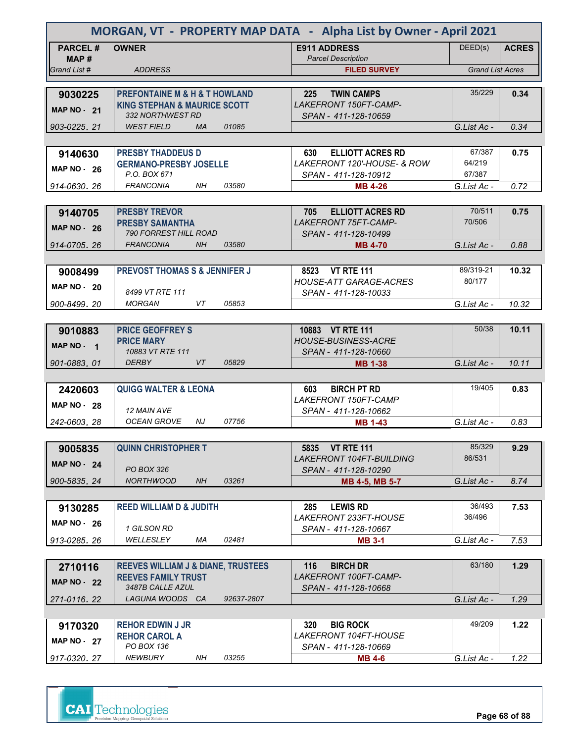# MORGAN, VT - PROPERTY MAP DATA - Alpha List by Owner - April 2021

| PARCEL # / MAP # / Grand List # | OWNER / ADDRESS | E911 ADDRESS / Parcel Description / FILED SURVEY | DEED(s) | ACRES / Grand List Acres |
|---|---|---|---|---|
| 9030225 | PREFONTAINE M & H & T HOWLAND | 225 TWIN CAMPS | 35/229 | 0.34 |
| MAP NO - 21 | KING STEPHAN & MAURICE SCOTT | LAKEFRONT 150FT-CAMP- | | |
| | 332 NORTHWEST RD | SPAN - 411-128-10659 | | |
| 903-0225. 21 | WEST FIELD MA 01085 | | G.List Ac - | 0.34 |
| 9140630 | PRESBY THADDEUS D | 630 ELLIOTT ACRES RD | 67/387 | 0.75 |
| MAP NO - 26 | GERMANO-PRESBY JOSELLE | LAKEFRONT 120'-HOUSE- & ROW | 64/219 | |
| | P.O. BOX 671 | SPAN - 411-128-10912 | 67/387 | |
| 914-0630. 26 | FRANCONIA NH 03580 | MB 4-26 | G.List Ac - | 0.72 |
| 9140705 | PRESBY TREVOR | 705 ELLIOTT ACRES RD | 70/511 | 0.75 |
| MAP NO - 26 | PRESBY SAMANTHA | LAKEFRONT 75FT-CAMP- | 70/506 | |
| | 790 FORREST HILL ROAD | SPAN - 411-128-10499 | | |
| 914-0705. 26 | FRANCONIA NH 03580 | MB 4-70 | G.List Ac - | 0.88 |
| 9008499 | PREVOST THOMAS S & JENNIFER J | 8523 VT RTE 111 | 89/319-21 | 10.32 |
| MAP NO - 20 | | HOUSE-ATT GARAGE-ACRES | 80/177 | |
| | 8499 VT RTE 111 | SPAN - 411-128-10033 | | |
| 900-8499. 20 | MORGAN VT 05853 | | G.List Ac - | 10.32 |
| 9010883 | PRICE GEOFFREY S | 10883 VT RTE 111 | 50/38 | 10.11 |
| MAP NO - 1 | PRICE MARY | HOUSE-BUSINESS-ACRE | | |
| | 10883 VT RTE 111 | SPAN - 411-128-10660 | | |
| 901-0883. 01 | DERBY VT 05829 | MB 1-38 | G.List Ac - | 10.11 |
| 2420603 | QUIGG WALTER & LEONA | 603 BIRCH PT RD | 19/405 | 0.83 |
| MAP NO - 28 | | LAKEFRONT 150FT-CAMP | | |
| | 12 MAIN AVE | SPAN - 411-128-10662 | | |
| 242-0603. 28 | OCEAN GROVE NJ 07756 | MB 1-43 | G.List Ac - | 0.83 |
| 9005835 | QUINN CHRISTOPHER T | 5835 VT RTE 111 | 85/329 | 9.29 |
| MAP NO - 24 | | LAKEFRONT 104FT-BUILDING | 86/531 | |
| | PO BOX 326 | SPAN - 411-128-10290 | | |
| 900-5835. 24 | NORTHWOOD NH 03261 | MB 4-5, MB 5-7 | G.List Ac - | 8.74 |
| 9130285 | REED WILLIAM D & JUDITH | 285 LEWIS RD | 36/493 | 7.53 |
| MAP NO - 26 | | LAKEFRONT 233FT-HOUSE | 36/496 | |
| | 1 GILSON RD | SPAN - 411-128-10667 | | |
| 913-0285. 26 | WELLESLEY MA 02481 | MB 3-1 | G.List Ac - | 7.53 |
| 2710116 | REEVES WILLIAM J & DIANE, TRUSTEES | 116 BIRCH DR | 63/180 | 1.29 |
| MAP NO - 22 | REEVES FAMILY TRUST | LAKEFRONT 100FT-CAMP- | | |
| | 3487B CALLE AZUL | SPAN - 411-128-10668 | | |
| 271-0116. 22 | LAGUNA WOODS CA 92637-2807 | | G.List Ac - | 1.29 |
| 9170320 | REHOR EDWIN J JR | 320 BIG ROCK | 49/209 | 1.22 |
| MAP NO - 27 | REHOR CAROL A | LAKEFRONT 104FT-HOUSE | | |
| | PO BOX 136 | SPAN - 411-128-10669 | | |
| 917-0320. 27 | NEWBURY NH 03255 | MB 4-6 | G.List Ac - | 1.22 |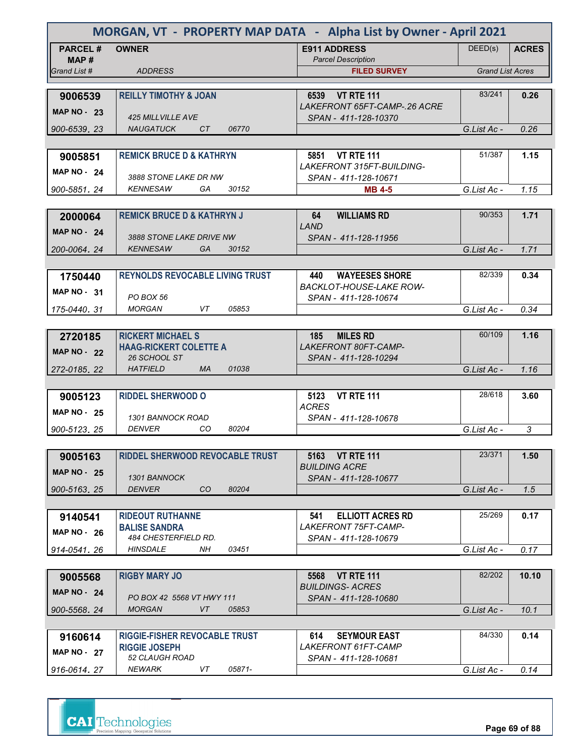# MORGAN, VT - PROPERTY MAP DATA - Alpha List by Owner - April 2021

| PARCEL # / MAP # / Grand List # | OWNER / ADDRESS | E911 ADDRESS / Parcel Description / FILED SURVEY | DEED(s) | ACRES / Grand List Acres |
|---|---|---|---|---|
| **9006539** MAP NO - 23 900-6539. 23 | **REILLY TIMOTHY & JOAN** 425 MILLVILLE AVE NAUGATUCK CT 06770 | **6539 VT RTE 111** LAKEFRONT 65FT-CAMP-.26 ACRE SPAN - 411-128-10370 | 83/241 | **0.26** G.List Ac - 0.26 |
| **9005851** MAP NO - 24 900-5851. 24 | **REMICK BRUCE D & KATHRYN** 3888 STONE LAKE DR NW KENNESAW GA 30152 | **5851 VT RTE 111** LAKEFRONT 315FT-BUILDING- SPAN - 411-128-10671 **MB 4-5** | 51/387 | **1.15** G.List Ac - 1.15 |
| **2000064** MAP NO - 24 200-0064. 24 | **REMICK BRUCE D & KATHRYN J** 3888 STONE LAKE DRIVE NW KENNESAW GA 30152 | **64 WILLIAMS RD** LAND SPAN - 411-128-11956 | 90/353 | **1.71** G.List Ac - 1.71 |
| **1750440** MAP NO - 31 175-0440. 31 | **REYNOLDS REVOCABLE LIVING TRUST** PO BOX 56 MORGAN VT 05853 | **440 WAYEESES SHORE** BACKLOT-HOUSE-LAKE ROW- SPAN - 411-128-10674 | 82/339 | **0.34** G.List Ac - 0.34 |
| **2720185** MAP NO - 22 272-0185. 22 | **RICKERT MICHAEL S** **HAAG-RICKERT COLETTE A** 26 SCHOOL ST HATFIELD MA 01038 | **185 MILES RD** LAKEFRONT 80FT-CAMP- SPAN - 411-128-10294 | 60/109 | **1.16** G.List Ac - 1.16 |
| **9005123** MAP NO - 25 900-5123. 25 | **RIDDEL SHERWOOD O** 1301 BANNOCK ROAD DENVER CO 80204 | **5123 VT RTE 111** ACRES SPAN - 411-128-10678 | 28/618 | **3.60** G.List Ac - 3 |
| **9005163** MAP NO - 25 900-5163. 25 | **RIDDEL SHERWOOD REVOCABLE TRUST** 1301 BANNOCK DENVER CO 80204 | **5163 VT RTE 111** BUILDING ACRE SPAN - 411-128-10677 | 23/371 | **1.50** G.List Ac - 1.5 |
| **9140541** MAP NO - 26 914-0541. 26 | **RIDEOUT RUTHANNE** **BALISE SANDRA** 484 CHESTERFIELD RD. HINSDALE NH 03451 | **541 ELLIOTT ACRES RD** LAKEFRONT 75FT-CAMP- SPAN - 411-128-10679 | 25/269 | **0.17** G.List Ac - 0.17 |
| **9005568** MAP NO - 24 900-5568. 24 | **RIGBY MARY JO** PO BOX 42 5568 VT HWY 111 MORGAN VT 05853 | **5568 VT RTE 111** BUILDINGS- ACRES SPAN - 411-128-10680 | 82/202 | **10.10** G.List Ac - 10.1 |
| **9160614** MAP NO - 27 916-0614. 27 | **RIGGIE-FISHER REVOCABLE TRUST** **RIGGIE JOSEPH** 52 CLAUGH ROAD NEWARK VT 05871- | **614 SEYMOUR EAST** LAKEFRONT 61FT-CAMP SPAN - 411-128-10681 | 84/330 | **0.14** G.List Ac - 0.14 |

CAI Technologies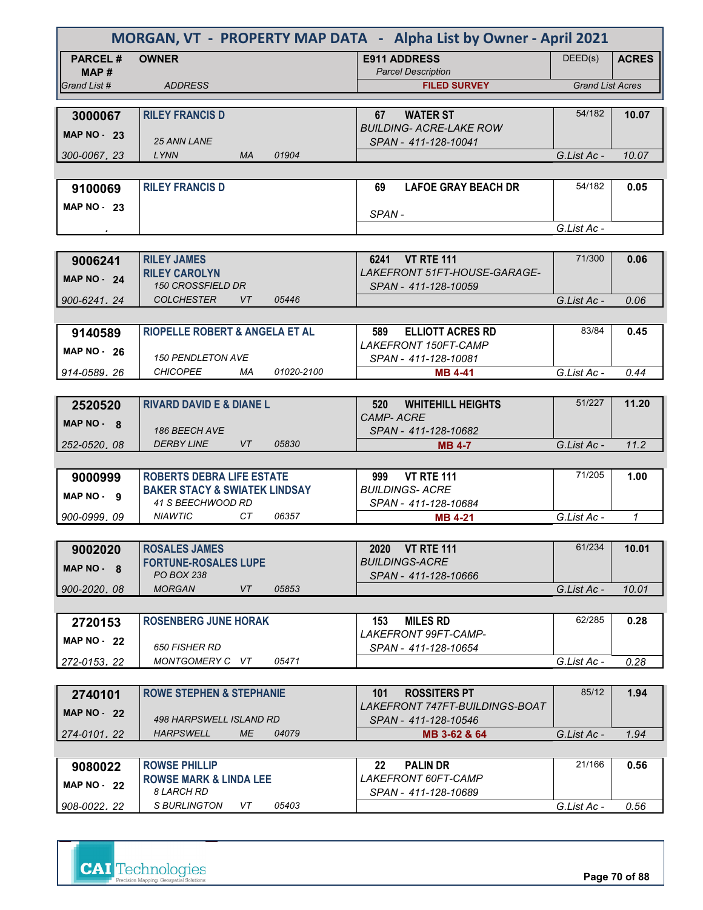# MORGAN, VT - PROPERTY MAP DATA - Alpha List by Owner - April 2021

| PARCEL # / MAP # / Grand List # | OWNER / ADDRESS | E911 ADDRESS / Parcel Description / FILED SURVEY | DEED(s) | ACRES / Grand List Acres |
|---|---|---|---|---|
| 3000067 / MAP NO - 23 / 300-0067. 23 | RILEY FRANCIS D / 25 ANN LANE / LYNN MA 01904 | 67 WATER ST / BUILDING- ACRE-LAKE ROW / SPAN - 411-128-10041 | 54/182 | 10.07 / G.List Ac - 10.07 |
| 9100069 / MAP NO - 23 / . | RILEY FRANCIS D | 69 LAFOE GRAY BEACH DR / SPAN - | 54/182 | 0.05 / G.List Ac - |
| 9006241 / MAP NO - 24 / 900-6241. 24 | RILEY JAMES / RILEY CAROLYN / 150 CROSSFIELD DR / COLCHESTER VT 05446 | 6241 VT RTE 111 / LAKEFRONT 51FT-HOUSE-GARAGE- / SPAN - 411-128-10059 | 71/300 | 0.06 / G.List Ac - 0.06 |
| 9140589 / MAP NO - 26 / 914-0589. 26 | RIOPELLE ROBERT & ANGELA ET AL / 150 PENDLETON AVE / CHICOPEE MA 01020-2100 | 589 ELLIOTT ACRES RD / LAKEFRONT 150FT-CAMP / SPAN - 411-128-10081 / MB 4-41 | 83/84 | 0.45 / G.List Ac - 0.44 |
| 2520520 / MAP NO - 8 / 252-0520. 08 | RIVARD DAVID E & DIANE L / 186 BEECH AVE / DERBY LINE VT 05830 | 520 WHITEHILL HEIGHTS / CAMP- ACRE / SPAN - 411-128-10682 / MB 4-7 | 51/227 | 11.20 / G.List Ac - 11.2 |
| 9000999 / MAP NO - 9 / 900-0999. 09 | ROBERTS DEBRA LIFE ESTATE / BAKER STACY & SWIATEK LINDSAY / 41 S BEECHWOOD RD / NIAWTIC CT 06357 | 999 VT RTE 111 / BUILDINGS- ACRE / SPAN - 411-128-10684 / MB 4-21 | 71/205 | 1.00 / G.List Ac - 1 |
| 9002020 / MAP NO - 8 / 900-2020. 08 | ROSALES JAMES / FORTUNE-ROSALES LUPE / PO BOX 238 / MORGAN VT 05853 | 2020 VT RTE 111 / BUILDINGS-ACRE / SPAN - 411-128-10666 | 61/234 | 10.01 / G.List Ac - 10.01 |
| 2720153 / MAP NO - 22 / 272-0153. 22 | ROSENBERG JUNE HORAK / 650 FISHER RD / MONTGOMERY C VT 05471 | 153 MILES RD / LAKEFRONT 99FT-CAMP- / SPAN - 411-128-10654 | 62/285 | 0.28 / G.List Ac - 0.28 |
| 2740101 / MAP NO - 22 / 274-0101. 22 | ROWE STEPHEN & STEPHANIE / 498 HARPSWELL ISLAND RD / HARPSWELL ME 04079 | 101 ROSSITERS PT / LAKEFRONT 747FT-BUILDINGS-BOAT / SPAN - 411-128-10546 / MB 3-62 & 64 | 85/12 | 1.94 / G.List Ac - 1.94 |
| 9080022 / MAP NO - 22 / 908-0022. 22 | ROWSE PHILLIP / ROWSE MARK & LINDA LEE / 8 LARCH RD / S BURLINGTON VT 05403 | 22 PALIN DR / LAKEFRONT 60FT-CAMP / SPAN - 411-128-10689 | 21/166 | 0.56 / G.List Ac - 0.56 |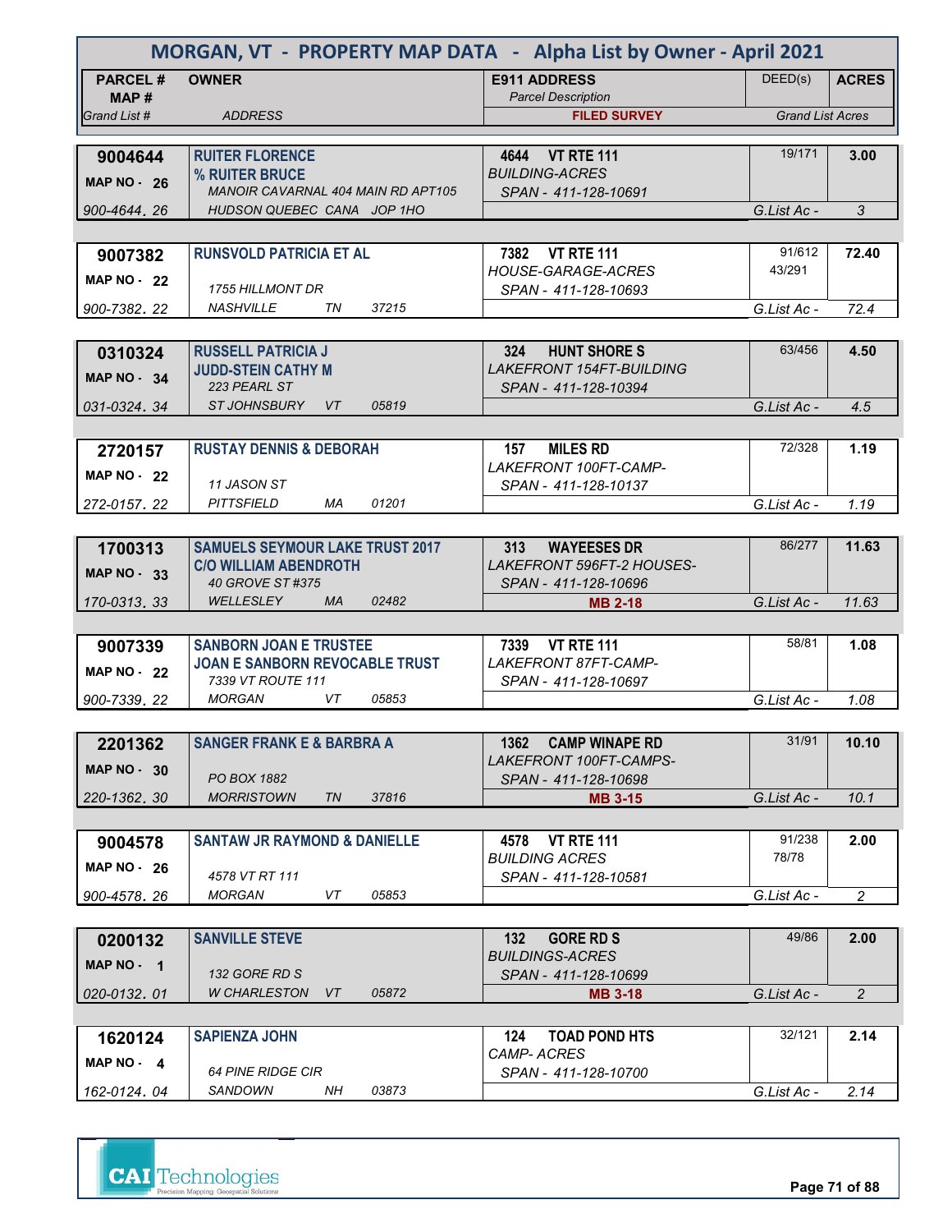# MORGAN, VT - PROPERTY MAP DATA - Alpha List by Owner - April 2021

| PARCEL # / MAP # / Grand List # | OWNER / ADDRESS | E911 ADDRESS / Parcel Description / FILED SURVEY | DEED(s) | ACRES / Grand List Acres |
|---|---|---|---|---|
| 9004644 / MAP NO - 26 / 900-4644. 26 | RUITER FLORENCE / % RUITER BRUCE / MANOIR CAVARNAL 404 MAIN RD APT105 / HUDSON QUEBEC CANA JOP 1HO | 4644 VT RTE 111 / BUILDING-ACRES / SPAN - 411-128-10691 | 19/171 | 3.00 / G.List Ac - 3 |
| 9007382 / MAP NO - 22 / 900-7382. 22 | RUNSVOLD PATRICIA ET AL / 1755 HILLMONT DR / NASHVILLE TN 37215 | 7382 VT RTE 111 / HOUSE-GARAGE-ACRES / SPAN - 411-128-10693 | 91/612 43/291 | 72.40 / G.List Ac - 72.4 |
| 0310324 / MAP NO - 34 / 031-0324. 34 | RUSSELL PATRICIA J / JUDD-STEIN CATHY M / 223 PEARL ST / ST JOHNSBURY VT 05819 | 324 HUNT SHORE S / LAKEFRONT 154FT-BUILDING / SPAN - 411-128-10394 | 63/456 | 4.50 / G.List Ac - 4.5 |
| 2720157 / MAP NO - 22 / 272-0157. 22 | RUSTAY DENNIS & DEBORAH / 11 JASON ST / PITTSFIELD MA 01201 | 157 MILES RD / LAKEFRONT 100FT-CAMP- / SPAN - 411-128-10137 | 72/328 | 1.19 / G.List Ac - 1.19 |
| 1700313 / MAP NO - 33 / 170-0313. 33 | SAMUELS SEYMOUR LAKE TRUST 2017 / C/O WILLIAM ABENDROTH / 40 GROVE ST #375 / WELLESLEY MA 02482 | 313 WAYEESES DR / LAKEFRONT 596FT-2 HOUSES- / SPAN - 411-128-10696 / MB 2-18 | 86/277 | 11.63 / G.List Ac - 11.63 |
| 9007339 / MAP NO - 22 / 900-7339. 22 | SANBORN JOAN E TRUSTEE / JOAN E SANBORN REVOCABLE TRUST / 7339 VT ROUTE 111 / MORGAN VT 05853 | 7339 VT RTE 111 / LAKEFRONT 87FT-CAMP- / SPAN - 411-128-10697 | 58/81 | 1.08 / G.List Ac - 1.08 |
| 2201362 / MAP NO - 30 / 220-1362. 30 | SANGER FRANK E & BARBRA A / PO BOX 1882 / MORRISTOWN TN 37816 | 1362 CAMP WINAPE RD / LAKEFRONT 100FT-CAMPS- / SPAN - 411-128-10698 / MB 3-15 | 31/91 | 10.10 / G.List Ac - 10.1 |
| 9004578 / MAP NO - 26 / 900-4578. 26 | SANTAW JR RAYMOND & DANIELLE / 4578 VT RT 111 / MORGAN VT 05853 | 4578 VT RTE 111 / BUILDING ACRES / SPAN - 411-128-10581 | 91/238 78/78 | 2.00 / G.List Ac - 2 |
| 0200132 / MAP NO - 1 / 020-0132. 01 | SANVILLE STEVE / 132 GORE RD S / W CHARLESTON VT 05872 | 132 GORE RD S / BUILDINGS-ACRES / SPAN - 411-128-10699 / MB 3-18 | 49/86 | 2.00 / G.List Ac - 2 |
| 1620124 / MAP NO - 4 / 162-0124. 04 | SAPIENZA JOHN / 64 PINE RIDGE CIR / SANDOWN NH 03873 | 124 TOAD POND HTS / CAMP- ACRES / SPAN - 411-128-10700 | 32/121 | 2.14 / G.List Ac - 2.14 |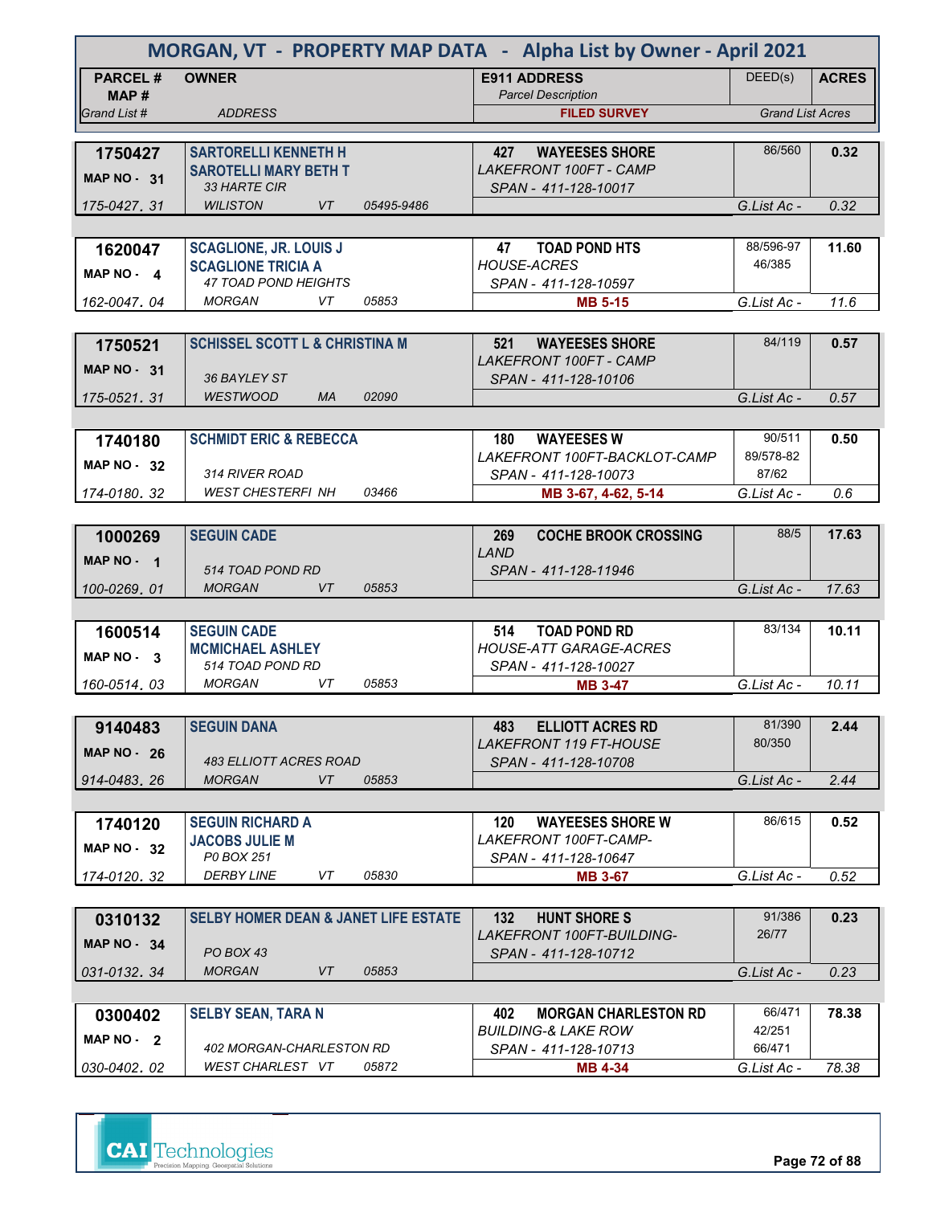# MORGAN, VT - PROPERTY MAP DATA - Alpha List by Owner - April 2021

| PARCEL # / MAP # / Grand List # | OWNER / ADDRESS | E911 ADDRESS / Parcel Description / FILED SURVEY | DEED(s) | ACRES / Grand List Acres |
|---|---|---|---|---|
| **1750427** MAP NO - 31 175-0427. 31 | **SARTORELLI KENNETH H** **SAROTELLI MARY BETH T** 33 HARTE CIR WILISTON VT 05495-9486 | **427 WAYEESES SHORE** LAKEFRONT 100FT - CAMP SPAN - 411-128-10017 | 86/560 | **0.32** G.List Ac - 0.32 |
| **1620047** MAP NO - 4 162-0047. 04 | **SCAGLIONE, JR. LOUIS J** **SCAGLIONE TRICIA A** 47 TOAD POND HEIGHTS MORGAN VT 05853 | **47 TOAD POND HTS** HOUSE-ACRES SPAN - 411-128-10597 **MB 5-15** | 88/596-97 46/385 | **11.60** G.List Ac - 11.6 |
| **1750521** MAP NO - 31 175-0521. 31 | **SCHISSEL SCOTT L & CHRISTINA M** 36 BAYLEY ST WESTWOOD MA 02090 | **521 WAYEESES SHORE** LAKEFRONT 100FT - CAMP SPAN - 411-128-10106 | 84/119 | **0.57** G.List Ac - 0.57 |
| **1740180** MAP NO - 32 174-0180. 32 | **SCHMIDT ERIC & REBECCA** 314 RIVER ROAD WEST CHESTERFI NH 03466 | **180 WAYEESES W** LAKEFRONT 100FT-BACKLOT-CAMP SPAN - 411-128-10073 **MB 3-67, 4-62, 5-14** | 90/511 89/578-82 87/62 | **0.50** G.List Ac - 0.6 |
| **1000269** MAP NO - 1 100-0269. 01 | **SEGUIN CADE** 514 TOAD POND RD MORGAN VT 05853 | **269 COCHE BROOK CROSSING** LAND SPAN - 411-128-11946 | 88/5 | **17.63** G.List Ac - 17.63 |
| **1600514** MAP NO - 3 160-0514. 03 | **SEGUIN CADE** **MCMICHAEL ASHLEY** 514 TOAD POND RD MORGAN VT 05853 | **514 TOAD POND RD** HOUSE-ATT GARAGE-ACRES SPAN - 411-128-10027 **MB 3-47** | 83/134 | **10.11** G.List Ac - 10.11 |
| **9140483** MAP NO - 26 914-0483. 26 | **SEGUIN DANA** 483 ELLIOTT ACRES ROAD MORGAN VT 05853 | **483 ELLIOTT ACRES RD** LAKEFRONT 119 FT-HOUSE SPAN - 411-128-10708 | 81/390 80/350 | **2.44** G.List Ac - 2.44 |
| **1740120** MAP NO - 32 174-0120. 32 | **SEGUIN RICHARD A** **JACOBS JULIE M** P0 BOX 251 DERBY LINE VT 05830 | **120 WAYEESES SHORE W** LAKEFRONT 100FT-CAMP- SPAN - 411-128-10647 **MB 3-67** | 86/615 | **0.52** G.List Ac - 0.52 |
| **0310132** MAP NO - 34 031-0132. 34 | **SELBY HOMER DEAN & JANET LIFE ESTATE** PO BOX 43 MORGAN VT 05853 | **132 HUNT SHORE S** LAKEFRONT 100FT-BUILDING- SPAN - 411-128-10712 | 91/386 26/77 | **0.23** G.List Ac - 0.23 |
| **0300402** MAP NO - 2 030-0402. 02 | **SELBY SEAN, TARA N** 402 MORGAN-CHARLESTON RD WEST CHARLEST VT 05872 | **402 MORGAN CHARLESTON RD** BUILDING-& LAKE ROW SPAN - 411-128-10713 **MB 4-34** | 66/471 42/251 66/471 | **78.38** G.List Ac - 78.38 |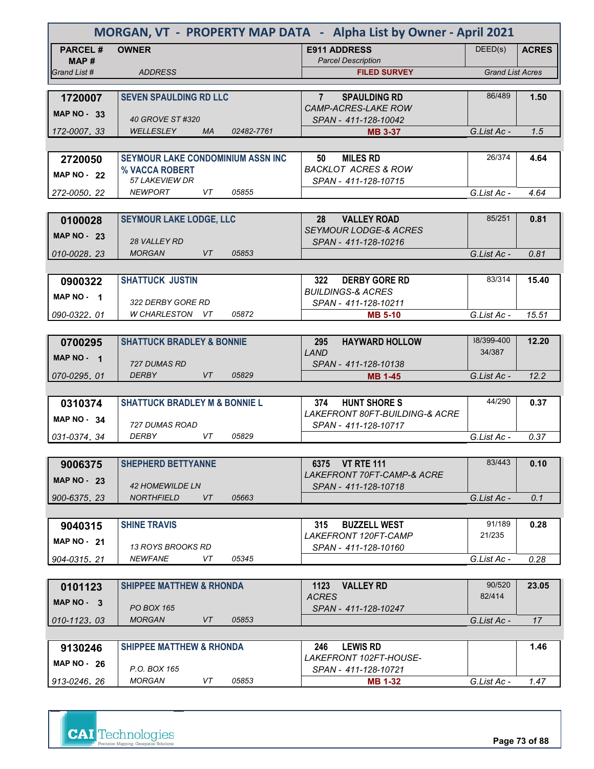# MORGAN, VT - PROPERTY MAP DATA - Alpha List by Owner - April 2021

| PARCEL # / MAP # / Grand List # | OWNER / ADDRESS | E911 ADDRESS / Parcel Description / FILED SURVEY | DEED(s) | ACRES / Grand List Acres |
|---|---|---|---|---|
| **1720007** MAP NO - 33 172-0007. 33 | **SEVEN SPAULDING RD LLC** 40 GROVE ST #320 WELLESLEY MA 02482-7761 | **7 SPAULDING RD** CAMP-ACRES-LAKE ROW SPAN - 411-128-10042 **MB 3-37** | 86/489 | **1.50** G.List Ac - 1.5 |
| **2720050** MAP NO - 22 272-0050. 22 | **SEYMOUR LAKE CONDOMINIUM ASSN INC % VACCA ROBERT** 57 LAKEVIEW DR NEWPORT VT 05855 | **50 MILES RD** BACKLOT ACRES & ROW SPAN - 411-128-10715 | 26/374 | **4.64** G.List Ac - 4.64 |
| **0100028** MAP NO - 23 010-0028. 23 | **SEYMOUR LAKE LODGE, LLC** 28 VALLEY RD MORGAN VT 05853 | **28 VALLEY ROAD** SEYMOUR LODGE-& ACRES SPAN - 411-128-10216 | 85/251 | **0.81** G.List Ac - 0.81 |
| **0900322** MAP NO - 1 090-0322. 01 | **SHATTUCK JUSTIN** 322 DERBY GORE RD W CHARLESTON VT 05872 | **322 DERBY GORE RD** BUILDINGS-& ACRES SPAN - 411-128-10211 **MB 5-10** | 83/314 | **15.40** G.List Ac - 15.51 |
| **0700295** MAP NO - 1 070-0295. 01 | **SHATTUCK BRADLEY & BONNIE** 727 DUMAS RD DERBY VT 05829 | **295 HAYWARD HOLLOW** LAND SPAN - 411-128-10138 **MB 1-45** | 38/399-400 34/387 | **12.20** G.List Ac - 12.2 |
| **0310374** MAP NO - 34 031-0374. 34 | **SHATTUCK BRADLEY M & BONNIE L** 727 DUMAS ROAD DERBY VT 05829 | **374 HUNT SHORE S** LAKEFRONT 80FT-BUILDING-& ACRE SPAN - 411-128-10717 | 44/290 | **0.37** G.List Ac - 0.37 |
| **9006375** MAP NO - 23 900-6375. 23 | **SHEPHERD BETTYANNE** 42 HOMEWILDE LN NORTHFIELD VT 05663 | **6375 VT RTE 111** LAKEFRONT 70FT-CAMP-& ACRE SPAN - 411-128-10718 | 83/443 | **0.10** G.List Ac - 0.1 |
| **9040315** MAP NO - 21 904-0315. 21 | **SHINE TRAVIS** 13 ROYS BROOKS RD NEWFANE VT 05345 | **315 BUZZELL WEST** LAKEFRONT 120FT-CAMP SPAN - 411-128-10160 | 91/189 21/235 | **0.28** G.List Ac - 0.28 |
| **0101123** MAP NO - 3 010-1123. 03 | **SHIPPEE MATTHEW & RHONDA** PO BOX 165 MORGAN VT 05853 | **1123 VALLEY RD** ACRES SPAN - 411-128-10247 | 90/520 82/414 | **23.05** G.List Ac - 17 |
| **9130246** MAP NO - 26 913-0246. 26 | **SHIPPEE MATTHEW & RHONDA** P.O. BOX 165 MORGAN VT 05853 | **246 LEWIS RD** LAKEFRONT 102FT-HOUSE- SPAN - 411-128-10721 **MB 1-32** | | **1.46** G.List Ac - 1.47 |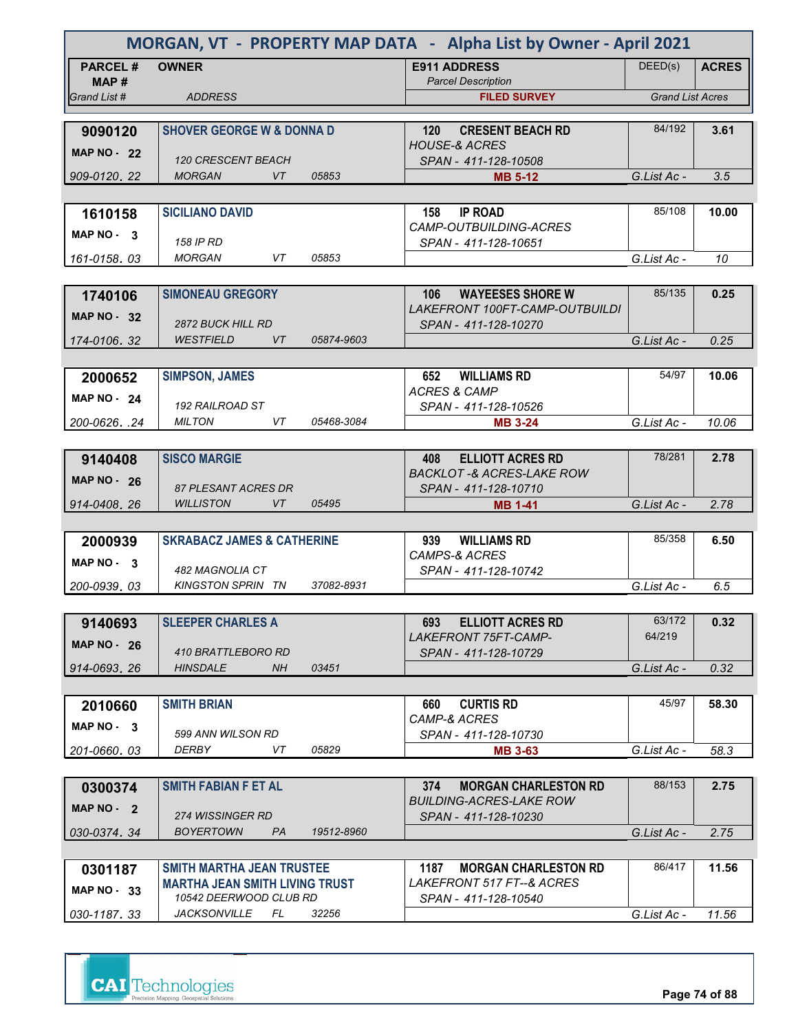# MORGAN, VT - PROPERTY MAP DATA - Alpha List by Owner - April 2021

| PARCEL # / MAP # / Grand List # | OWNER / ADDRESS | E911 ADDRESS / Parcel Description / FILED SURVEY | DEED(s) | ACRES / Grand List Acres |
|---|---|---|---|---|
| **9090120** MAP NO - 22 / 909-0120. 22 | **SHOVER GEORGE W & DONNA D** / 120 CRESCENT BEACH / MORGAN VT 05853 | **120 CRESENT BEACH RD** / HOUSE-& ACRES / SPAN - 411-128-10508 / **MB 5-12** | 84/192 | **3.61** / G.List Ac - 3.5 |
| **1610158** MAP NO - 3 / 161-0158. 03 | **SICILIANO DAVID** / 158 IP RD / MORGAN VT 05853 | **158 IP ROAD** / CAMP-OUTBUILDING-ACRES / SPAN - 411-128-10651 | 85/108 | **10.00** / G.List Ac - 10 |
| **1740106** MAP NO - 32 / 174-0106. 32 | **SIMONEAU GREGORY** / 2872 BUCK HILL RD / WESTFIELD VT 05874-9603 | **106 WAYEESES SHORE W** / LAKEFRONT 100FT-CAMP-OUTBUILDI / SPAN - 411-128-10270 | 85/135 | **0.25** / G.List Ac - 0.25 |
| **2000652** MAP NO - 24 / 200-0626. .24 | **SIMPSON, JAMES** / 192 RAILROAD ST / MILTON VT 05468-3084 | **652 WILLIAMS RD** / ACRES & CAMP / SPAN - 411-128-10526 / **MB 3-24** | 54/97 | **10.06** / G.List Ac - 10.06 |
| **9140408** MAP NO - 26 / 914-0408. 26 | **SISCO MARGIE** / 87 PLESANT ACRES DR / WILLISTON VT 05495 | **408 ELLIOTT ACRES RD** / BACKLOT -& ACRES-LAKE ROW / SPAN - 411-128-10710 / **MB 1-41** | 78/281 | **2.78** / G.List Ac - 2.78 |
| **2000939** MAP NO - 3 / 200-0939. 03 | **SKRABACZ JAMES & CATHERINE** / 482 MAGNOLIA CT / KINGSTON SPRIN TN 37082-8931 | **939 WILLIAMS RD** / CAMPS-& ACRES / SPAN - 411-128-10742 | 85/358 | **6.50** / G.List Ac - 6.5 |
| **9140693** MAP NO - 26 / 914-0693. 26 | **SLEEPER CHARLES A** / 410 BRATTLEBORO RD / HINSDALE NH 03451 | **693 ELLIOTT ACRES RD** / LAKEFRONT 75FT-CAMP- / SPAN - 411-128-10729 | 63/172 64/219 | **0.32** / G.List Ac - 0.32 |
| **2010660** MAP NO - 3 / 201-0660. 03 | **SMITH BRIAN** / 599 ANN WILSON RD / DERBY VT 05829 | **660 CURTIS RD** / CAMP-& ACRES / SPAN - 411-128-10730 / **MB 3-63** | 45/97 | **58.30** / G.List Ac - 58.3 |
| **0300374** MAP NO - 2 / 030-0374. 34 | **SMITH FABIAN F ET AL** / 274 WISSINGER RD / BOYERTOWN PA 19512-8960 | **374 MORGAN CHARLESTON RD** / BUILDING-ACRES-LAKE ROW / SPAN - 411-128-10230 | 88/153 | **2.75** / G.List Ac - 2.75 |
| **0301187** MAP NO - 33 / 030-1187. 33 | **SMITH MARTHA JEAN TRUSTEE** / **MARTHA JEAN SMITH LIVING TRUST** / 10542 DEERWOOD CLUB RD / JACKSONVILLE FL 32256 | **1187 MORGAN CHARLESTON RD** / LAKEFRONT 517 FT--& ACRES / SPAN - 411-128-10540 | 86/417 | **11.56** / G.List Ac - 11.56 |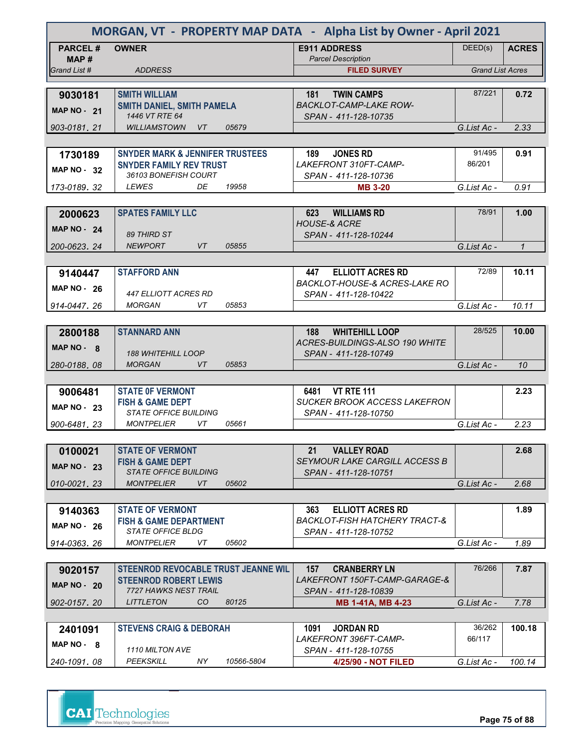# MORGAN, VT - PROPERTY MAP DATA - Alpha List by Owner - April 2021

| PARCEL # / MAP # / Grand List # | OWNER / ADDRESS | E911 ADDRESS / Parcel Description / FILED SURVEY | DEED(s) | ACRES / Grand List Acres |
|---|---|---|---|---|
| 9030181 / MAP NO - 21 / 903-0181. 21 | SMITH WILLIAM / SMITH DANIEL, SMITH PAMELA / 1446 VT RTE 64 / WILLIAMSTOWN VT 05679 | 181 TWIN CAMPS / BACKLOT-CAMP-LAKE ROW- / SPAN - 411-128-10735 | 87/221 | 0.72 / G.List Ac - 2.33 |
| 1730189 / MAP NO - 32 / 173-0189. 32 | SNYDER MARK & JENNIFER TRUSTEES / SNYDER FAMILY REV TRUST / 36103 BONEFISH COURT / LEWES DE 19958 | 189 JONES RD / LAKEFRONT 310FT-CAMP- / SPAN - 411-128-10736 / MB 3-20 | 91/495, 86/201 | 0.91 / G.List Ac - 0.91 |
| 2000623 / MAP NO - 24 / 200-0623. 24 | SPATES FAMILY LLC / 89 THIRD ST / NEWPORT VT 05855 | 623 WILLIAMS RD / HOUSE-& ACRE / SPAN - 411-128-10244 | 78/91 | 1.00 / G.List Ac - 1 |
| 9140447 / MAP NO - 26 / 914-0447. 26 | STAFFORD ANN / 447 ELLIOTT ACRES RD / MORGAN VT 05853 | 447 ELLIOTT ACRES RD / BACKLOT-HOUSE-& ACRES-LAKE RO / SPAN - 411-128-10422 | 72/89 | 10.11 / G.List Ac - 10.11 |
| 2800188 / MAP NO - 8 / 280-0188. 08 | STANNARD ANN / 188 WHITEHILL LOOP / MORGAN VT 05853 | 188 WHITEHILL LOOP / ACRES-BUILDINGS-ALSO 190 WHITE / SPAN - 411-128-10749 | 28/525 | 10.00 / G.List Ac - 10 |
| 9006481 / MAP NO - 23 / 900-6481. 23 | STATE 0F VERMONT / FISH & GAME DEPT / STATE OFFICE BUILDING / MONTPELIER VT 05661 | 6481 VT RTE 111 / SUCKER BROOK ACCESS LAKEFRON / SPAN - 411-128-10750 | | 2.23 / G.List Ac - 2.23 |
| 0100021 / MAP NO - 23 / 010-0021. 23 | STATE OF VERMONT / FISH & GAME DEPT / STATE OFFICE BUILDING / MONTPELIER VT 05602 | 21 VALLEY ROAD / SEYMOUR LAKE CARGILL ACCESS B / SPAN - 411-128-10751 | | 2.68 / G.List Ac - 2.68 |
| 9140363 / MAP NO - 26 / 914-0363. 26 | STATE OF VERMONT / FISH & GAME DEPARTMENT / STATE OFFICE BLDG / MONTPELIER VT 05602 | 363 ELLIOTT ACRES RD / BACKLOT-FISH HATCHERY TRACT-& / SPAN - 411-128-10752 | | 1.89 / G.List Ac - 1.89 |
| 9020157 / MAP NO - 20 / 902-0157. 20 | STEENROD REVOCABLE TRUST JEANNE WIL / STEENROD ROBERT LEWIS / 7727 HAWKS NEST TRAIL / LITTLETON CO 80125 | 157 CRANBERRY LN / LAKEFRONT 150FT-CAMP-GARAGE-& / SPAN - 411-128-10839 / MB 1-41A, MB 4-23 | 76/266 | 7.87 / G.List Ac - 7.78 |
| 2401091 / MAP NO - 8 / 240-1091. 08 | STEVENS CRAIG & DEBORAH / 1110 MILTON AVE / PEEKSKILL NY 10566-5804 | 1091 JORDAN RD / LAKEFRONT 396FT-CAMP- / SPAN - 411-128-10755 / 4/25/90 - NOT FILED | 36/262, 66/117 | 100.18 / G.List Ac - 100.14 |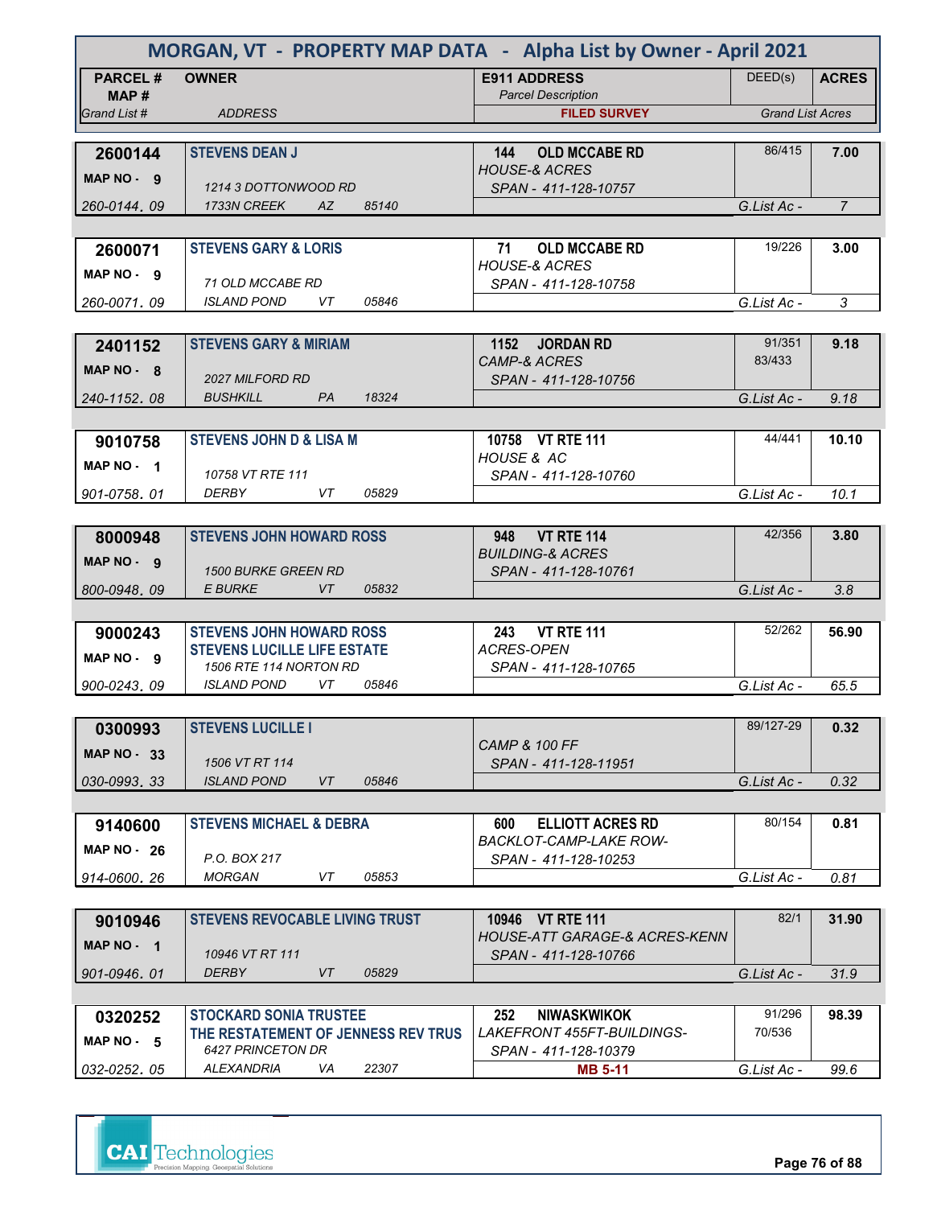# MORGAN, VT - PROPERTY MAP DATA - Alpha List by Owner - April 2021

| PARCEL # / MAP # / Grand List # | OWNER / ADDRESS | E911 ADDRESS / Parcel Description / FILED SURVEY | DEED(s) | ACRES / Grand List Acres |
|---|---|---|---|---|
| 2600144 / MAP NO - 9 / 260-0144. 09 | STEVENS DEAN J / 1214 3 DOTTONWOOD RD / 1733N CREEK AZ 85140 | 144 OLD MCCABE RD / HOUSE-& ACRES / SPAN - 411-128-10757 | 86/415 | 7.00 / G.List Ac - 7 |
| 2600071 / MAP NO - 9 / 260-0071. 09 | STEVENS GARY & LORIS / 71 OLD MCCABE RD / ISLAND POND VT 05846 | 71 OLD MCCABE RD / HOUSE-& ACRES / SPAN - 411-128-10758 | 19/226 | 3.00 / G.List Ac - 3 |
| 2401152 / MAP NO - 8 / 240-1152. 08 | STEVENS GARY & MIRIAM / 2027 MILFORD RD / BUSHKILL PA 18324 | 1152 JORDAN RD / CAMP-& ACRES / SPAN - 411-128-10756 | 91/351, 83/433 | 9.18 / G.List Ac - 9.18 |
| 9010758 / MAP NO - 1 / 901-0758. 01 | STEVENS JOHN D & LISA M / 10758 VT RTE 111 / DERBY VT 05829 | 10758 VT RTE 111 / HOUSE & AC / SPAN - 411-128-10760 | 44/441 | 10.10 / G.List Ac - 10.1 |
| 8000948 / MAP NO - 9 / 800-0948. 09 | STEVENS JOHN HOWARD ROSS / 1500 BURKE GREEN RD / E BURKE VT 05832 | 948 VT RTE 114 / BUILDING-& ACRES / SPAN - 411-128-10761 | 42/356 | 3.80 / G.List Ac - 3.8 |
| 9000243 / MAP NO - 9 / 900-0243. 09 | STEVENS JOHN HOWARD ROSS / STEVENS LUCILLE LIFE ESTATE / 1506 RTE 114 NORTON RD / ISLAND POND VT 05846 | 243 VT RTE 111 / ACRES-OPEN / SPAN - 411-128-10765 | 52/262 | 56.90 / G.List Ac - 65.5 |
| 0300993 / MAP NO - 33 / 030-0993. 33 | STEVENS LUCILLE I / 1506 VT RT 114 / ISLAND POND VT 05846 | CAMP & 100 FF / SPAN - 411-128-11951 | 89/127-29 | 0.32 / G.List Ac - 0.32 |
| 9140600 / MAP NO - 26 / 914-0600. 26 | STEVENS MICHAEL & DEBRA / P.O. BOX 217 / MORGAN VT 05853 | 600 ELLIOTT ACRES RD / BACKLOT-CAMP-LAKE ROW- / SPAN - 411-128-10253 | 80/154 | 0.81 / G.List Ac - 0.81 |
| 9010946 / MAP NO - 1 / 901-0946. 01 | STEVENS REVOCABLE LIVING TRUST / 10946 VT RT 111 / DERBY VT 05829 | 10946 VT RTE 111 / HOUSE-ATT GARAGE-& ACRES-KENN / SPAN - 411-128-10766 | 82/1 | 31.90 / G.List Ac - 31.9 |
| 0320252 / MAP NO - 5 / 032-0252. 05 | STOCKARD SONIA TRUSTEE / THE RESTATEMENT OF JENNESS REV TRUS / 6427 PRINCETON DR / ALEXANDRIA VA 22307 | 252 NIWASKWIKOK / LAKEFRONT 455FT-BUILDINGS- / SPAN - 411-128-10379 / MB 5-11 | 91/296, 70/536 | 98.39 / G.List Ac - 99.6 |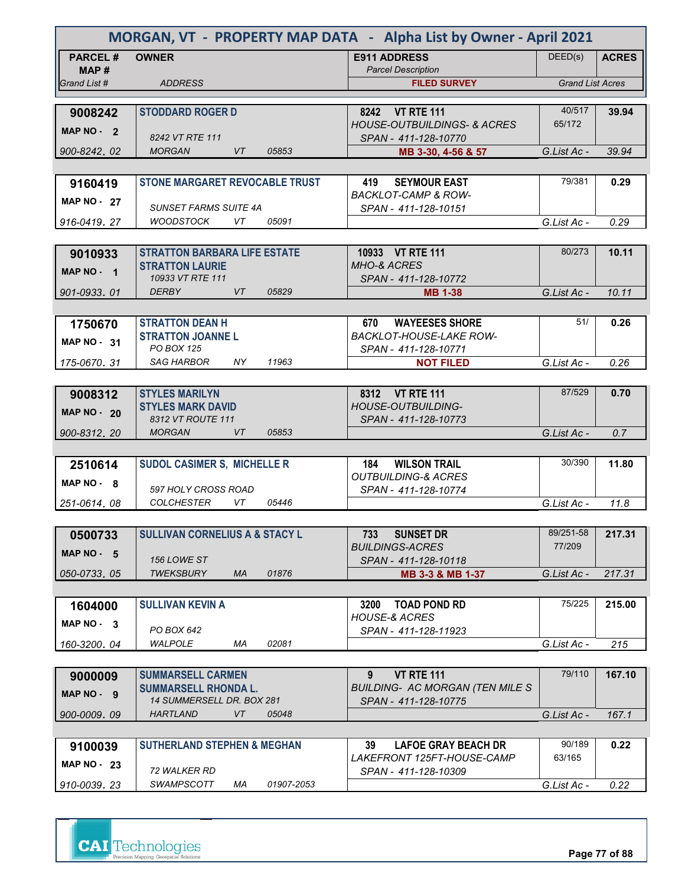# MORGAN, VT - PROPERTY MAP DATA - Alpha List by Owner - April 2021

| PARCEL # / MAP # / Grand List # | OWNER / ADDRESS | E911 ADDRESS / Parcel Description / FILED SURVEY | DEED(s) | ACRES / Grand List Acres |
|---|---|---|---|---|
| **9008242** MAP NO - 2 / 900-8242. 02 | **STODDARD ROGER D** / 8242 VT RTE 111 / MORGAN VT 05853 | **8242 VT RTE 111** / HOUSE-OUTBUILDINGS- & ACRES / SPAN - 411-128-10770 / **MB 3-30, 4-56 & 57** | 40/517 65/172 | **39.94** / G.List Ac - 39.94 |
| **9160419** MAP NO - 27 / 916-0419. 27 | **STONE MARGARET REVOCABLE TRUST** / SUNSET FARMS SUITE 4A / WOODSTOCK VT 05091 | **419 SEYMOUR EAST** / BACKLOT-CAMP & ROW- / SPAN - 411-128-10151 | 79/381 | **0.29** / G.List Ac - 0.29 |
| **9010933** MAP NO - 1 / 901-0933. 01 | **STRATTON BARBARA LIFE ESTATE** / **STRATTON LAURIE** / 10933 VT RTE 111 / DERBY VT 05829 | **10933 VT RTE 111** / MHO-& ACRES / SPAN - 411-128-10772 / **MB 1-38** | 80/273 | **10.11** / G.List Ac - 10.11 |
| **1750670** MAP NO - 31 / 175-0670. 31 | **STRATTON DEAN H** / **STRATTON JOANNE L** / PO BOX 125 / SAG HARBOR NY 11963 | **670 WAYEESES SHORE** / BACKLOT-HOUSE-LAKE ROW- / SPAN - 411-128-10771 / **NOT FILED** | 51/ | **0.26** / G.List Ac - 0.26 |
| **9008312** MAP NO - 20 / 900-8312. 20 | **STYLES MARILYN** / **STYLES MARK DAVID** / 8312 VT ROUTE 111 / MORGAN VT 05853 | **8312 VT RTE 111** / HOUSE-OUTBUILDING- / SPAN - 411-128-10773 | 87/529 | **0.70** / G.List Ac - 0.7 |
| **2510614** MAP NO - 8 / 251-0614. 08 | **SUDOL CASIMER S, MICHELLE R** / 597 HOLY CROSS ROAD / COLCHESTER VT 05446 | **184 WILSON TRAIL** / OUTBUILDING-& ACRES / SPAN - 411-128-10774 | 30/390 | **11.80** / G.List Ac - 11.8 |
| **0500733** MAP NO - 5 / 050-0733. 05 | **SULLIVAN CORNELIUS A & STACY L** / 156 LOWE ST / TWEKSBURY MA 01876 | **733 SUNSET DR** / BUILDINGS-ACRES / SPAN - 411-128-10118 / **MB 3-3 & MB 1-37** | 89/251-58 77/209 | **217.31** / G.List Ac - 217.31 |
| **1604000** MAP NO - 3 / 160-3200. 04 | **SULLIVAN KEVIN A** / PO BOX 642 / WALPOLE MA 02081 | **3200 TOAD POND RD** / HOUSE-& ACRES / SPAN - 411-128-11923 | 75/225 | **215.00** / G.List Ac - 215 |
| **9000009** MAP NO - 9 / 900-0009. 09 | **SUMMARSELL CARMEN** / **SUMMARSELL RHONDA L.** / 14 SUMMERSELL DR. BOX 281 / HARTLAND VT 05048 | **9 VT RTE 111** / BUILDING- AC MORGAN (TEN MILE S / SPAN - 411-128-10775 | 79/110 | **167.10** / G.List Ac - 167.1 |
| **9100039** MAP NO - 23 / 910-0039. 23 | **SUTHERLAND STEPHEN & MEGHAN** / 72 WALKER RD / SWAMPSCOTT MA 01907-2053 | **39 LAFOE GRAY BEACH DR** / LAKEFRONT 125FT-HOUSE-CAMP / SPAN - 411-128-10309 | 90/189 63/165 | **0.22** / G.List Ac - 0.22 |

CAI Technologies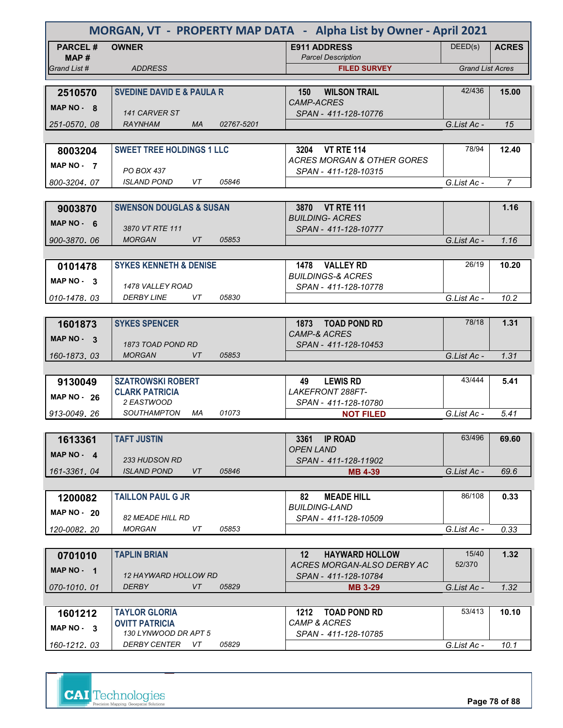# MORGAN, VT - PROPERTY MAP DATA - Alpha List by Owner - April 2021

| PARCEL # / MAP # / Grand List # | OWNER / ADDRESS | E911 ADDRESS / Parcel Description / FILED SURVEY | DEED(s) | ACRES / Grand List Acres |
|---|---|---|---|---|
| 2510570 / MAP NO - 8 / 251-0570. 08 | SVEDINE DAVID E & PAULA R / 141 CARVER ST / RAYNHAM MA 02767-5201 | 150 WILSON TRAIL / CAMP-ACRES / SPAN - 411-128-10776 | 42/436 | 15.00 / G.List Ac - 15 |
| 8003204 / MAP NO - 7 / 800-3204. 07 | SWEET TREE HOLDINGS 1 LLC / PO BOX 437 / ISLAND POND VT 05846 | 3204 VT RTE 114 / ACRES MORGAN & OTHER GORES / SPAN - 411-128-10315 | 78/94 | 12.40 / G.List Ac - 7 |
| 9003870 / MAP NO - 6 / 900-3870. 06 | SWENSON DOUGLAS & SUSAN / 3870 VT RTE 111 / MORGAN VT 05853 | 3870 VT RTE 111 / BUILDING- ACRES / SPAN - 411-128-10777 | | 1.16 / G.List Ac - 1.16 |
| 0101478 / MAP NO - 3 / 010-1478. 03 | SYKES KENNETH & DENISE / 1478 VALLEY ROAD / DERBY LINE VT 05830 | 1478 VALLEY RD / BUILDINGS-& ACRES / SPAN - 411-128-10778 | 26/19 | 10.20 / G.List Ac - 10.2 |
| 1601873 / MAP NO - 3 / 160-1873. 03 | SYKES SPENCER / 1873 TOAD POND RD / MORGAN VT 05853 | 1873 TOAD POND RD / CAMP-& ACRES / SPAN - 411-128-10453 | 78/18 | 1.31 / G.List Ac - 1.31 |
| 9130049 / MAP NO - 26 / 913-0049. 26 | SZATROWSKI ROBERT / CLARK PATRICIA / 2 EASTWOOD / SOUTHAMPTON MA 01073 | 49 LEWIS RD / LAKEFRONT 288FT- / SPAN - 411-128-10780 / NOT FILED | 43/444 | 5.41 / G.List Ac - 5.41 |
| 1613361 / MAP NO - 4 / 161-3361. 04 | TAFT JUSTIN / 233 HUDSON RD / ISLAND POND VT 05846 | 3361 IP ROAD / OPEN LAND / SPAN - 411-128-11902 / MB 4-39 | 63/496 | 69.60 / G.List Ac - 69.6 |
| 1200082 / MAP NO - 20 / 120-0082. 20 | TAILLON PAUL G JR / 82 MEADE HILL RD / MORGAN VT 05853 | 82 MEADE HILL / BUILDING-LAND / SPAN - 411-128-10509 | 86/108 | 0.33 / G.List Ac - 0.33 |
| 0701010 / MAP NO - 1 / 070-1010. 01 | TAPLIN BRIAN / 12 HAYWARD HOLLOW RD / DERBY VT 05829 | 12 HAYWARD HOLLOW / ACRES MORGAN-ALSO DERBY AC / SPAN - 411-128-10784 / MB 3-29 | 15/40, 52/370 | 1.32 / G.List Ac - 1.32 |
| 1601212 / MAP NO - 3 / 160-1212. 03 | TAYLOR GLORIA / OVITT PATRICIA / 130 LYNWOOD DR APT 5 / DERBY CENTER VT 05829 | 1212 TOAD POND RD / CAMP & ACRES / SPAN - 411-128-10785 | 53/413 | 10.10 / G.List Ac - 10.1 |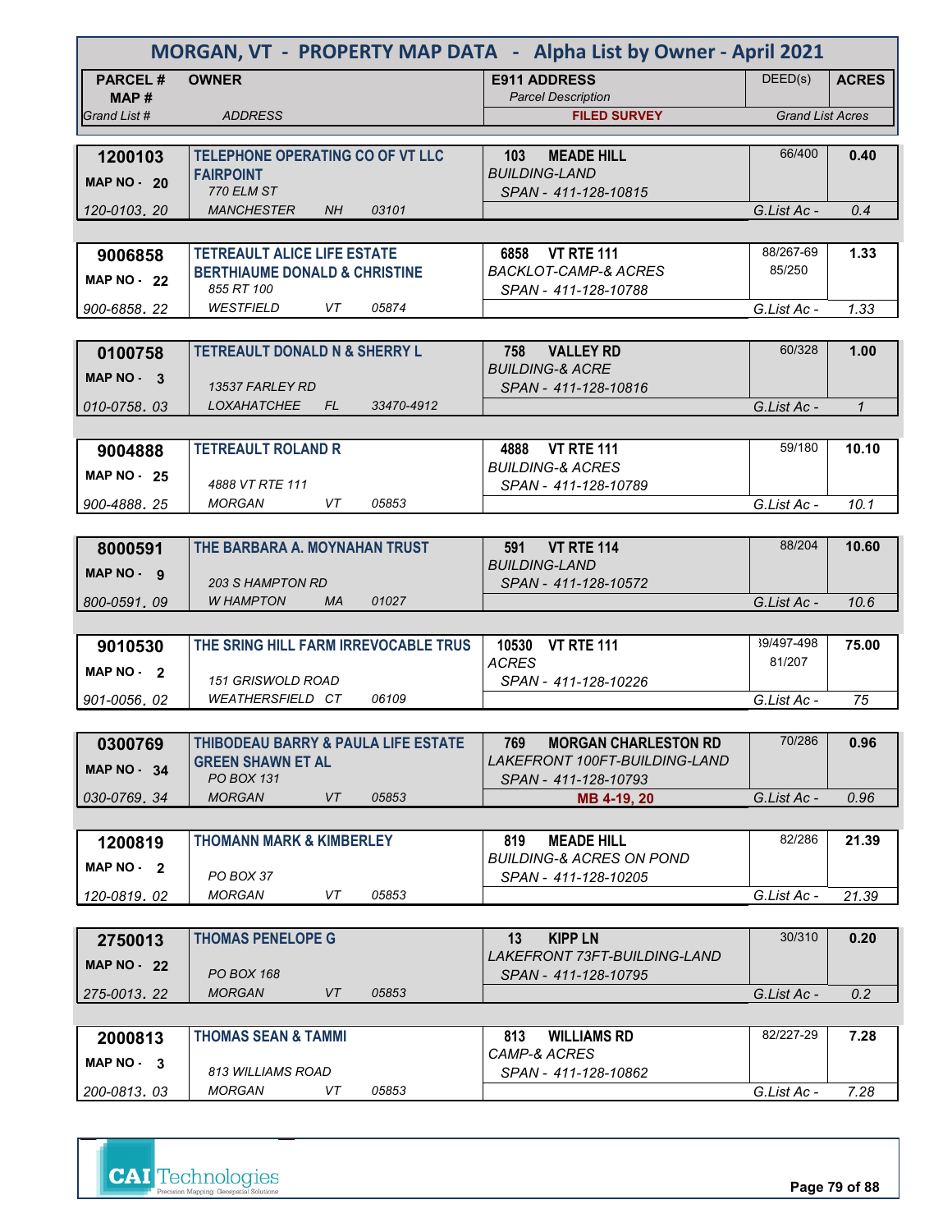# MORGAN, VT - PROPERTY MAP DATA - Alpha List by Owner - April 2021

| PARCEL # / MAP # / Grand List # | OWNER / ADDRESS | E911 ADDRESS / Parcel Description / FILED SURVEY | DEED(s) | ACRES / Grand List Acres |
|---|---|---|---|---|
| 1200103 / MAP NO - 20 / 120-0103. 20 | TELEPHONE OPERATING CO OF VT LLC FAIRPOINT / 770 ELM ST / MANCHESTER NH 03101 | 103 MEADE HILL / BUILDING-LAND / SPAN - 411-128-10815 | 66/400 | 0.40 / G.List Ac - 0.4 |
| 9006858 / MAP NO - 22 / 900-6858. 22 | TETREAULT ALICE LIFE ESTATE BERTHIAUME DONALD & CHRISTINE / 855 RT 100 / WESTFIELD VT 05874 | 6858 VT RTE 111 / BACKLOT-CAMP-& ACRES / SPAN - 411-128-10788 | 88/267-69 85/250 | 1.33 / G.List Ac - 1.33 |
| 0100758 / MAP NO - 3 / 010-0758. 03 | TETREAULT DONALD N & SHERRY L / 13537 FARLEY RD / LOXAHATCHEE FL 33470-4912 | 758 VALLEY RD / BUILDING-& ACRE / SPAN - 411-128-10816 | 60/328 | 1.00 / G.List Ac - 1 |
| 9004888 / MAP NO - 25 / 900-4888. 25 | TETREAULT ROLAND R / 4888 VT RTE 111 / MORGAN VT 05853 | 4888 VT RTE 111 / BUILDING-& ACRES / SPAN - 411-128-10789 | 59/180 | 10.10 / G.List Ac - 10.1 |
| 8000591 / MAP NO - 9 / 800-0591. 09 | THE BARBARA A. MOYNAHAN TRUST / 203 S HAMPTON RD / W HAMPTON MA 01027 | 591 VT RTE 114 / BUILDING-LAND / SPAN - 411-128-10572 | 88/204 | 10.60 / G.List Ac - 10.6 |
| 9010530 / MAP NO - 2 / 901-0056. 02 | THE SRING HILL FARM IRREVOCABLE TRUS / 151 GRISWOLD ROAD / WEATHERSFIELD CT 06109 | 10530 VT RTE 111 / ACRES / SPAN - 411-128-10226 | 39/497-498 81/207 | 75.00 / G.List Ac - 75 |
| 0300769 / MAP NO - 34 / 030-0769. 34 | THIBODEAU BARRY & PAULA LIFE ESTATE GREEN SHAWN ET AL / PO BOX 131 / MORGAN VT 05853 | 769 MORGAN CHARLESTON RD / LAKEFRONT 100FT-BUILDING-LAND / SPAN - 411-128-10793 / MB 4-19, 20 | 70/286 | 0.96 / G.List Ac - 0.96 |
| 1200819 / MAP NO - 2 / 120-0819. 02 | THOMANN MARK & KIMBERLEY / PO BOX 37 / MORGAN VT 05853 | 819 MEADE HILL / BUILDING-& ACRES ON POND / SPAN - 411-128-10205 | 82/286 | 21.39 / G.List Ac - 21.39 |
| 2750013 / MAP NO - 22 / 275-0013. 22 | THOMAS PENELOPE G / PO BOX 168 / MORGAN VT 05853 | 13 KIPP LN / LAKEFRONT 73FT-BUILDING-LAND / SPAN - 411-128-10795 | 30/310 | 0.20 / G.List Ac - 0.2 |
| 2000813 / MAP NO - 3 / 200-0813. 03 | THOMAS SEAN & TAMMI / 813 WILLIAMS ROAD / MORGAN VT 05853 | 813 WILLIAMS RD / CAMP-& ACRES / SPAN - 411-128-10862 | 82/227-29 | 7.28 / G.List Ac - 7.28 |

CAI Technologies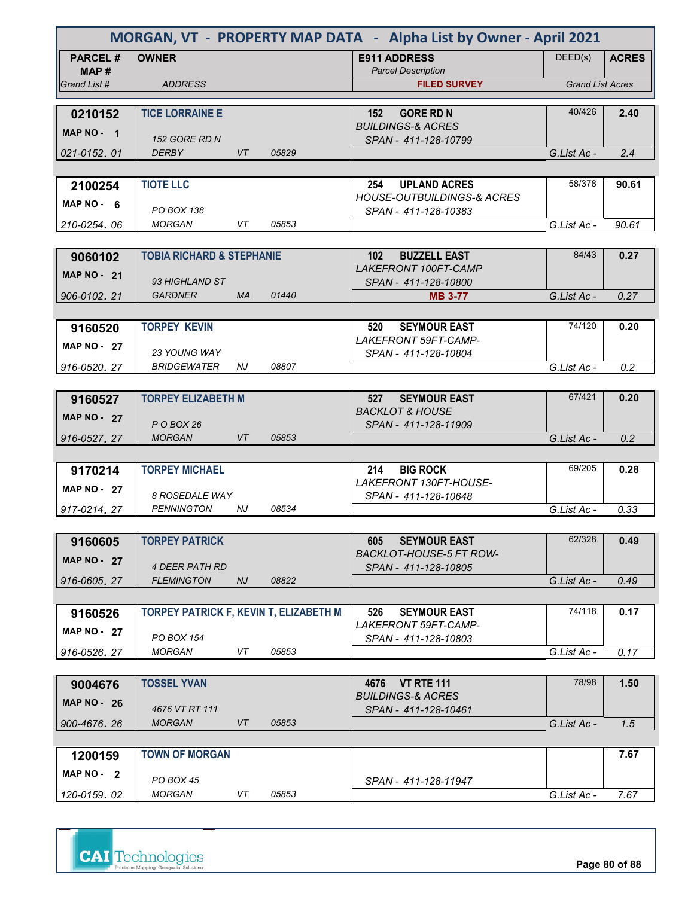# MORGAN, VT - PROPERTY MAP DATA - Alpha List by Owner - April 2021

| PARCEL # / MAP # / Grand List # | OWNER / ADDRESS | | | | E911 ADDRESS / Parcel Description / FILED SURVEY | DEED(s) | ACRES / Grand List Acres |
|---|---|---|---|---|---|---|---|
| **0210152** | **TICE LORRAINE E** | | | | **152 GORE RD N** | 40/426 | **2.40** |
| MAP NO - 1 | 152 GORE RD N | | | | *BUILDINGS-& ACRES* | | |
| | | | | | *SPAN - 411-128-10799* | | |
| *021-0152. 01* | DERBY | VT | 05829 | | | G.List Ac - | 2.4 |
| **2100254** | **TIOTE LLC** | | | | **254 UPLAND ACRES** | 58/378 | **90.61** |
| MAP NO - 6 | PO BOX 138 | | | | *HOUSE-OUTBUILDINGS-& ACRES* | | |
| | | | | | *SPAN - 411-128-10383* | | |
| *210-0254. 06* | MORGAN | VT | 05853 | | | G.List Ac - | 90.61 |
| **9060102** | **TOBIA RICHARD & STEPHANIE** | | | | **102 BUZZELL EAST** | 84/43 | **0.27** |
| MAP NO - 21 | 93 HIGHLAND ST | | | | *LAKEFRONT 100FT-CAMP* | | |
| | | | | | *SPAN - 411-128-10800* | | |
| *906-0102. 21* | GARDNER | MA | 01440 | | MB 3-77 | G.List Ac - | 0.27 |
| **9160520** | **TORPEY KEVIN** | | | | **520 SEYMOUR EAST** | 74/120 | **0.20** |
| MAP NO - 27 | 23 YOUNG WAY | | | | *LAKEFRONT 59FT-CAMP-* | | |
| | | | | | *SPAN - 411-128-10804* | | |
| *916-0520. 27* | BRIDGEWATER | NJ | 08807 | | | G.List Ac - | 0.2 |
| **9160527** | **TORPEY ELIZABETH M** | | | | **527 SEYMOUR EAST** | 67/421 | **0.20** |
| MAP NO - 27 | P O BOX 26 | | | | *BACKLOT & HOUSE* | | |
| | | | | | *SPAN - 411-128-11909* | | |
| *916-0527. 27* | MORGAN | VT | 05853 | | | G.List Ac - | 0.2 |
| **9170214** | **TORPEY MICHAEL** | | | | **214 BIG ROCK** | 69/205 | **0.28** |
| MAP NO - 27 | 8 ROSEDALE WAY | | | | *LAKEFRONT 130FT-HOUSE-* | | |
| | | | | | *SPAN - 411-128-10648* | | |
| *917-0214. 27* | PENNINGTON | NJ | 08534 | | | G.List Ac - | 0.33 |
| **9160605** | **TORPEY PATRICK** | | | | **605 SEYMOUR EAST** | 62/328 | **0.49** |
| MAP NO - 27 | 4 DEER PATH RD | | | | *BACKLOT-HOUSE-5 FT ROW-* | | |
| | | | | | *SPAN - 411-128-10805* | | |
| *916-0605. 27* | FLEMINGTON | NJ | 08822 | | | G.List Ac - | 0.49 |
| **9160526** | **TORPEY PATRICK F, KEVIN T, ELIZABETH M** | | | | **526 SEYMOUR EAST** | 74/118 | **0.17** |
| MAP NO - 27 | PO BOX 154 | | | | *LAKEFRONT 59FT-CAMP-* | | |
| | | | | | *SPAN - 411-128-10803* | | |
| *916-0526. 27* | MORGAN | VT | 05853 | | | G.List Ac - | 0.17 |
| **9004676** | **TOSSEL YVAN** | | | | **4676 VT RTE 111** | 78/98 | **1.50** |
| MAP NO - 26 | 4676 VT RT 111 | | | | *BUILDINGS-& ACRES* | | |
| | | | | | *SPAN - 411-128-10461* | | |
| *900-4676. 26* | MORGAN | VT | 05853 | | | G.List Ac - | 1.5 |
| **1200159** | **TOWN OF MORGAN** | | | | | | **7.67** |
| MAP NO - 2 | PO BOX 45 | | | | *SPAN - 411-128-11947* | | |
| *120-0159. 02* | MORGAN | VT | 05853 | | | G.List Ac - | 7.67 |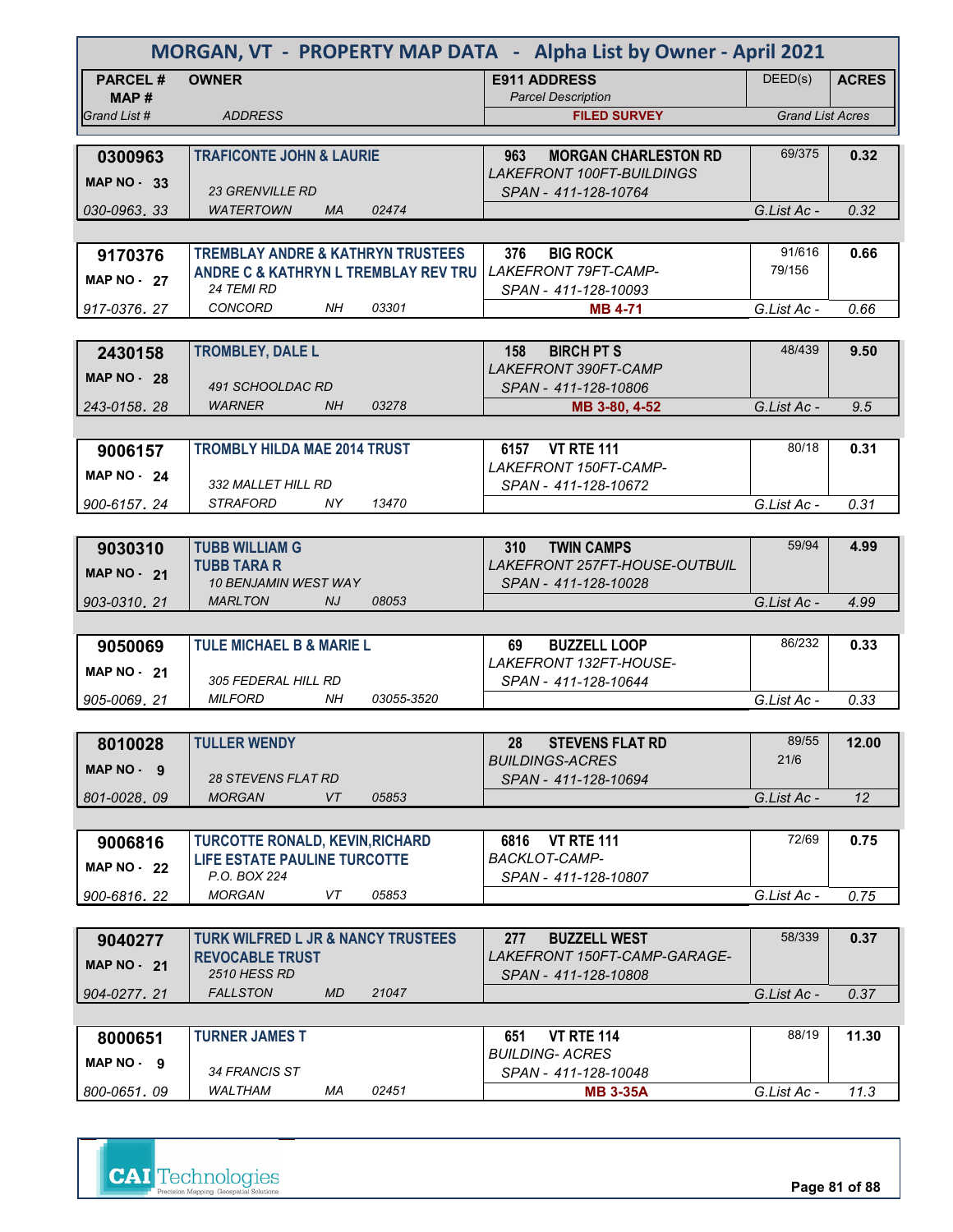# MORGAN, VT - PROPERTY MAP DATA - Alpha List by Owner - April 2021

| PARCEL # / MAP # / Grand List # | OWNER / ADDRESS | E911 ADDRESS / Parcel Description / FILED SURVEY | DEED(s) | ACRES / Grand List Acres |
|---|---|---|---|---|
| 0300963<br>MAP NO - 33<br>030-0963. 33 | **TRAFICONTE JOHN & LAURIE**<br>23 GRENVILLE RD<br>WATERTOWN MA 02474 | 963 MORGAN CHARLESTON RD<br>LAKEFRONT 100FT-BUILDINGS<br>SPAN - 411-128-10764 | 69/375 | 0.32<br>G.List Ac - 0.32 |
| 9170376<br>MAP NO - 27<br>917-0376. 27 | **TREMBLAY ANDRE & KATHRYN TRUSTEES**<br>**ANDRE C & KATHRYN L TREMBLAY REV TRU**<br>24 TEMI RD<br>CONCORD NH 03301 | 376 BIG ROCK<br>LAKEFRONT 79FT-CAMP-<br>SPAN - 411-128-10093<br>MB 4-71 | 91/616<br>79/156 | 0.66<br>G.List Ac - 0.66 |
| 2430158<br>MAP NO - 28<br>243-0158. 28 | **TROMBLEY, DALE L**<br>491 SCHOOLDAC RD<br>WARNER NH 03278 | 158 BIRCH PT S<br>LAKEFRONT 390FT-CAMP<br>SPAN - 411-128-10806<br>MB 3-80, 4-52 | 48/439 | 9.50<br>G.List Ac - 9.5 |
| 9006157<br>MAP NO - 24<br>900-6157. 24 | **TROMBLY HILDA MAE 2014 TRUST**<br>332 MALLET HILL RD<br>STRAFORD NY 13470 | 6157 VT RTE 111<br>LAKEFRONT 150FT-CAMP-<br>SPAN - 411-128-10672 | 80/18 | 0.31<br>G.List Ac - 0.31 |
| 9030310<br>MAP NO - 21<br>903-0310. 21 | **TUBB WILLIAM G**<br>**TUBB TARA R**<br>10 BENJAMIN WEST WAY<br>MARLTON NJ 08053 | 310 TWIN CAMPS<br>LAKEFRONT 257FT-HOUSE-OUTBUIL<br>SPAN - 411-128-10028 | 59/94 | 4.99<br>G.List Ac - 4.99 |
| 9050069<br>MAP NO - 21<br>905-0069. 21 | **TULE MICHAEL B & MARIE L**<br>305 FEDERAL HILL RD<br>MILFORD NH 03055-3520 | 69 BUZZELL LOOP<br>LAKEFRONT 132FT-HOUSE-<br>SPAN - 411-128-10644 | 86/232 | 0.33<br>G.List Ac - 0.33 |
| 8010028<br>MAP NO - 9<br>801-0028. 09 | **TULLER WENDY**<br>28 STEVENS FLAT RD<br>MORGAN VT 05853 | 28 STEVENS FLAT RD<br>BUILDINGS-ACRES<br>SPAN - 411-128-10694 | 89/55<br>21/6 | 12.00<br>G.List Ac - 12 |
| 9006816<br>MAP NO - 22<br>900-6816. 22 | **TURCOTTE RONALD, KEVIN,RICHARD**<br>**LIFE ESTATE PAULINE TURCOTTE**<br>P.O. BOX 224<br>MORGAN VT 05853 | 6816 VT RTE 111<br>BACKLOT-CAMP-<br>SPAN - 411-128-10807 | 72/69 | 0.75<br>G.List Ac - 0.75 |
| 9040277<br>MAP NO - 21<br>904-0277. 21 | **TURK WILFRED L JR & NANCY TRUSTEES**<br>**REVOCABLE TRUST**<br>2510 HESS RD<br>FALLSTON MD 21047 | 277 BUZZELL WEST<br>LAKEFRONT 150FT-CAMP-GARAGE-<br>SPAN - 411-128-10808 | 58/339 | 0.37<br>G.List Ac - 0.37 |
| 8000651<br>MAP NO - 9<br>800-0651. 09 | **TURNER JAMES T**<br>34 FRANCIS ST<br>WALTHAM MA 02451 | 651 VT RTE 114<br>BUILDING- ACRES<br>SPAN - 411-128-10048<br>MB 3-35A | 88/19 | 11.30<br>G.List Ac - 11.3 |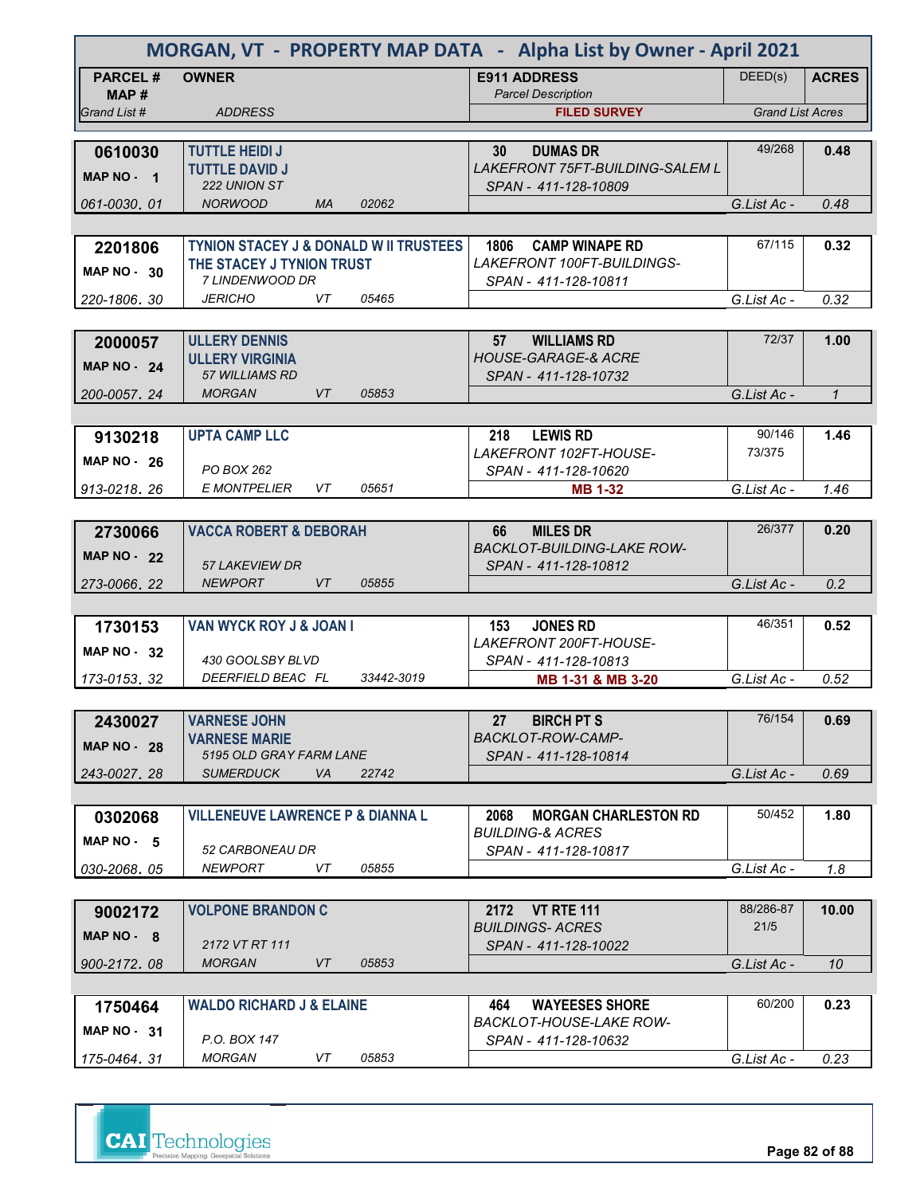# MORGAN, VT - PROPERTY MAP DATA - Alpha List by Owner - April 2021

| PARCEL # / MAP # / Grand List # | OWNER / ADDRESS | E911 ADDRESS / Parcel Description / FILED SURVEY | DEED(s) | ACRES / Grand List Acres |
|---|---|---|---|---|
| **0610030** MAP NO - 1 061-0030. 01 | **TUTTLE HEIDI J** **TUTTLE DAVID J** 222 UNION ST NORWOOD MA 02062 | **30 DUMAS DR** LAKEFRONT 75FT-BUILDING-SALEM L SPAN - 411-128-10809 | 49/268 | **0.48** G.List Ac - 0.48 |
| **2201806** MAP NO - 30 220-1806. 30 | **TYNION STACEY J & DONALD W II TRUSTEES** **THE STACEY J TYNION TRUST** 7 LINDENWOOD DR JERICHO VT 05465 | **1806 CAMP WINAPE RD** LAKEFRONT 100FT-BUILDINGS- SPAN - 411-128-10811 | 67/115 | **0.32** G.List Ac - 0.32 |
| **2000057** MAP NO - 24 200-0057. 24 | **ULLERY DENNIS** **ULLERY VIRGINIA** 57 WILLIAMS RD MORGAN VT 05853 | **57 WILLIAMS RD** HOUSE-GARAGE-& ACRE SPAN - 411-128-10732 | 72/37 | **1.00** G.List Ac - 1 |
| **9130218** MAP NO - 26 913-0218. 26 | **UPTA CAMP LLC** PO BOX 262 E MONTPELIER VT 05651 | **218 LEWIS RD** LAKEFRONT 102FT-HOUSE- SPAN - 411-128-10620 **MB 1-32** | 90/146 73/375 | **1.46** G.List Ac - 1.46 |
| **2730066** MAP NO - 22 273-0066. 22 | **VACCA ROBERT & DEBORAH** 57 LAKEVIEW DR NEWPORT VT 05855 | **66 MILES DR** BACKLOT-BUILDING-LAKE ROW- SPAN - 411-128-10812 | 26/377 | **0.20** G.List Ac - 0.2 |
| **1730153** MAP NO - 32 173-0153. 32 | **VAN WYCK ROY J & JOAN I** 430 GOOLSBY BLVD DEERFIELD BEAC FL 33442-3019 | **153 JONES RD** LAKEFRONT 200FT-HOUSE- SPAN - 411-128-10813 **MB 1-31 & MB 3-20** | 46/351 | **0.52** G.List Ac - 0.52 |
| **2430027** MAP NO - 28 243-0027. 28 | **VARNESE JOHN** **VARNESE MARIE** 5195 OLD GRAY FARM LANE SUMERDUCK VA 22742 | **27 BIRCH PT S** BACKLOT-ROW-CAMP- SPAN - 411-128-10814 | 76/154 | **0.69** G.List Ac - 0.69 |
| **0302068** MAP NO - 5 030-2068. 05 | **VILLENEUVE LAWRENCE P & DIANNA L** 52 CARBONEAU DR NEWPORT VT 05855 | **2068 MORGAN CHARLESTON RD** BUILDING-& ACRES SPAN - 411-128-10817 | 50/452 | **1.80** G.List Ac - 1.8 |
| **9002172** MAP NO - 8 900-2172. 08 | **VOLPONE BRANDON C** 2172 VT RT 111 MORGAN VT 05853 | **2172 VT RTE 111** BUILDINGS- ACRES SPAN - 411-128-10022 | 88/286-87 21/5 | **10.00** G.List Ac - 10 |
| **1750464** MAP NO - 31 175-0464. 31 | **WALDO RICHARD J & ELAINE** P.O. BOX 147 MORGAN VT 05853 | **464 WAYEESES SHORE** BACKLOT-HOUSE-LAKE ROW- SPAN - 411-128-10632 | 60/200 | **0.23** G.List Ac - 0.23 |

CAI Technologies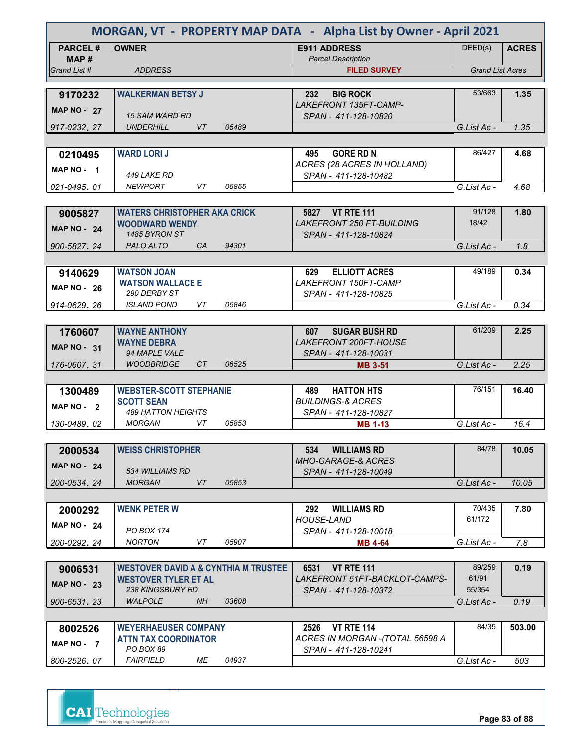# MORGAN, VT - PROPERTY MAP DATA - Alpha List by Owner - April 2021

| PARCEL # / MAP # / Grand List # | OWNER / ADDRESS | E911 ADDRESS / Parcel Description / FILED SURVEY | DEED(s) | ACRES / Grand List Acres |
|---|---|---|---|---|
| 9170232 / MAP NO - 27 / 917-0232. 27 | WALKERMAN BETSY J / 15 SAM WARD RD / UNDERHILL VT 05489 | 232 BIG ROCK / LAKEFRONT 135FT-CAMP- / SPAN - 411-128-10820 | 53/663 | 1.35 / G.List Ac - 1.35 |
| 0210495 / MAP NO - 1 / 021-0495. 01 | WARD LORI J / 449 LAKE RD / NEWPORT VT 05855 | 495 GORE RD N / ACRES (28 ACRES IN HOLLAND) / SPAN - 411-128-10482 | 86/427 | 4.68 / G.List Ac - 4.68 |
| 9005827 / MAP NO - 24 / 900-5827. 24 | WATERS CHRISTOPHER AKA CRICK / WOODWARD WENDY / 1485 BYRON ST / PALO ALTO CA 94301 | 5827 VT RTE 111 / LAKEFRONT 250 FT-BUILDING / SPAN - 411-128-10824 | 91/128 18/42 | 1.80 / G.List Ac - 1.8 |
| 9140629 / MAP NO - 26 / 914-0629. 26 | WATSON JOAN / WATSON WALLACE E / 290 DERBY ST / ISLAND POND VT 05846 | 629 ELLIOTT ACRES / LAKEFRONT 150FT-CAMP / SPAN - 411-128-10825 | 49/189 | 0.34 / G.List Ac - 0.34 |
| 1760607 / MAP NO - 31 / 176-0607. 31 | WAYNE ANTHONY / WAYNE DEBRA / 94 MAPLE VALE / WOODBRIDGE CT 06525 | 607 SUGAR BUSH RD / LAKEFRONT 200FT-HOUSE / SPAN - 411-128-10031 / MB 3-51 | 61/209 | 2.25 / G.List Ac - 2.25 |
| 1300489 / MAP NO - 2 / 130-0489. 02 | WEBSTER-SCOTT STEPHANIE / SCOTT SEAN / 489 HATTON HEIGHTS / MORGAN VT 05853 | 489 HATTON HTS / BUILDINGS-& ACRES / SPAN - 411-128-10827 / MB 1-13 | 76/151 | 16.40 / G.List Ac - 16.4 |
| 2000534 / MAP NO - 24 / 200-0534. 24 | WEISS CHRISTOPHER / 534 WILLIAMS RD / MORGAN VT 05853 | 534 WILLIAMS RD / MHO-GARAGE-& ACRES / SPAN - 411-128-10049 | 84/78 | 10.05 / G.List Ac - 10.05 |
| 2000292 / MAP NO - 24 / 200-0292. 24 | WENK PETER W / PO BOX 174 / NORTON VT 05907 | 292 WILLIAMS RD / HOUSE-LAND / SPAN - 411-128-10018 / MB 4-64 | 70/435 61/172 | 7.80 / G.List Ac - 7.8 |
| 9006531 / MAP NO - 23 / 900-6531. 23 | WESTOVER DAVID A & CYNTHIA M TRUSTEE / WESTOVER TYLER ET AL / 238 KINGSBURY RD / WALPOLE NH 03608 | 6531 VT RTE 111 / LAKEFRONT 51FT-BACKLOT-CAMPS- / SPAN - 411-128-10372 | 89/259 61/91 55/354 | 0.19 / G.List Ac - 0.19 |
| 8002526 / MAP NO - 7 / 800-2526. 07 | WEYERHAEUSER COMPANY / ATTN TAX COORDINATOR / PO BOX 89 / FAIRFIELD ME 04937 | 2526 VT RTE 114 / ACRES IN MORGAN -(TOTAL 56598 A / SPAN - 411-128-10241 | 84/35 | 503.00 / G.List Ac - 503 |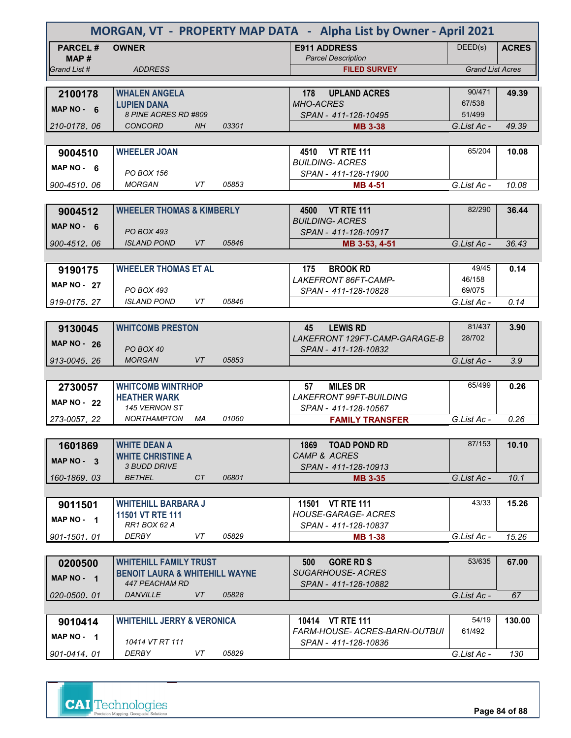# MORGAN, VT - PROPERTY MAP DATA - Alpha List by Owner - April 2021

| PARCEL # / MAP # / Grand List # | OWNER / ADDRESS | E911 ADDRESS / Parcel Description / FILED SURVEY | DEED(s) | ACRES / Grand List Acres |
|---|---|---|---|---|
| 2100178 / MAP NO - 6 / 210-0178. 06 | WHALEN ANGELA / LUPIEN DANA / 8 PINE ACRES RD #809 / CONCORD NH 03301 | 178 UPLAND ACRES / MHO-ACRES / SPAN - 411-128-10495 / MB 3-38 | 90/471, 67/538, 51/499 | 49.39 / G.List Ac - 49.39 |
| 9004510 / MAP NO - 6 / 900-4510. 06 | WHEELER JOAN / PO BOX 156 / MORGAN VT 05853 | 4510 VT RTE 111 / BUILDING- ACRES / SPAN - 411-128-11900 / MB 4-51 | 65/204 | 10.08 / G.List Ac - 10.08 |
| 9004512 / MAP NO - 6 / 900-4512. 06 | WHEELER THOMAS & KIMBERLY / PO BOX 493 / ISLAND POND VT 05846 | 4500 VT RTE 111 / BUILDING- ACRES / SPAN - 411-128-10917 / MB 3-53, 4-51 | 82/290 | 36.44 / G.List Ac - 36.43 |
| 9190175 / MAP NO - 27 / 919-0175. 27 | WHEELER THOMAS ET AL / PO BOX 493 / ISLAND POND VT 05846 | 175 BROOK RD / LAKEFRONT 86FT-CAMP- / SPAN - 411-128-10828 | 49/45, 46/158, 69/075 | 0.14 / G.List Ac - 0.14 |
| 9130045 / MAP NO - 26 / 913-0045. 26 | WHITCOMB PRESTON / PO BOX 40 / MORGAN VT 05853 | 45 LEWIS RD / LAKEFRONT 129FT-CAMP-GARAGE-B / SPAN - 411-128-10832 | 81/437, 28/702 | 3.90 / G.List Ac - 3.9 |
| 2730057 / MAP NO - 22 / 273-0057. 22 | WHITCOMB WINTRHOP / HEATHER WARK / 145 VERNON ST / NORTHAMPTON MA 01060 | 57 MILES DR / LAKEFRONT 99FT-BUILDING / SPAN - 411-128-10567 / FAMILY TRANSFER | 65/499 | 0.26 / G.List Ac - 0.26 |
| 1601869 / MAP NO - 3 / 160-1869. 03 | WHITE DEAN A / WHITE CHRISTINE A / 3 BUDD DRIVE / BETHEL CT 06801 | 1869 TOAD POND RD / CAMP & ACRES / SPAN - 411-128-10913 / MB 3-35 | 87/153 | 10.10 / G.List Ac - 10.1 |
| 9011501 / MAP NO - 1 / 901-1501. 01 | WHITEHILL BARBARA J / 11501 VT RTE 111 / RR1 BOX 62 A / DERBY VT 05829 | 11501 VT RTE 111 / HOUSE-GARAGE- ACRES / SPAN - 411-128-10837 / MB 1-38 | 43/33 | 15.26 / G.List Ac - 15.26 |
| 0200500 / MAP NO - 1 / 020-0500. 01 | WHITEHILL FAMILY TRUST / BENOIT LAURA & WHITEHILL WAYNE / 447 PEACHAM RD / DANVILLE VT 05828 | 500 GORE RD S / SUGARHOUSE- ACRES / SPAN - 411-128-10882 | 53/635 | 67.00 / G.List Ac - 67 |
| 9010414 / MAP NO - 1 / 901-0414. 01 | WHITEHILL JERRY & VERONICA / 10414 VT RT 111 / DERBY VT 05829 | 10414 VT RTE 111 / FARM-HOUSE- ACRES-BARN-OUTBUI / SPAN - 411-128-10836 | 54/19, 61/492 | 130.00 / G.List Ac - 130 |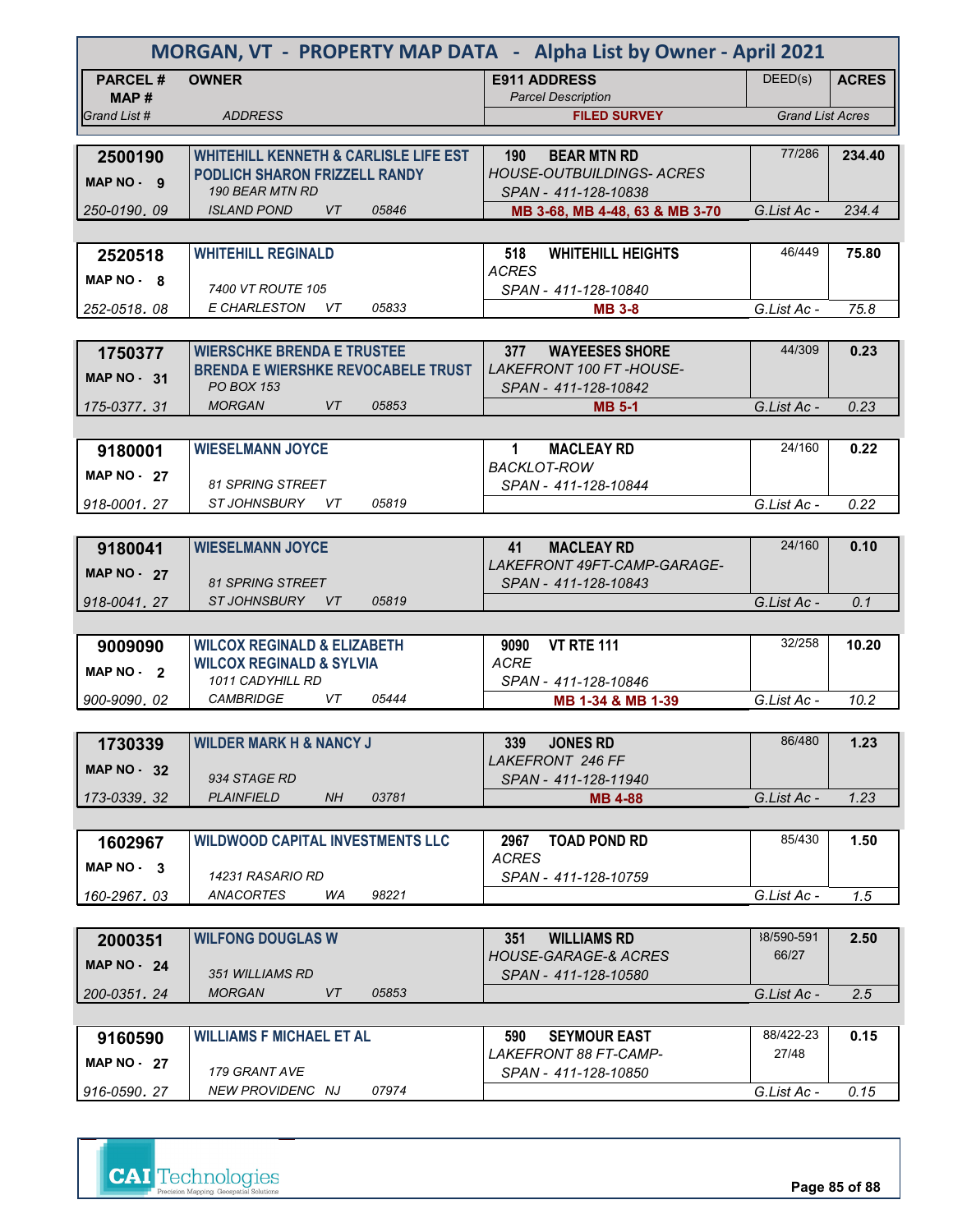# MORGAN, VT - PROPERTY MAP DATA - Alpha List by Owner - April 2021

| PARCEL # / MAP # / Grand List # | OWNER / ADDRESS | E911 ADDRESS / Parcel Description / FILED SURVEY | DEED(s) | ACRES / Grand List Acres |
|---|---|---|---|---|
| 2500190<br>MAP NO - 9<br>250-0190. 09 | WHITEHILL KENNETH & CARLISLE LIFE EST<br>PODLICH SHARON FRIZZELL RANDY<br>190 BEAR MTN RD<br>ISLAND POND VT 05846 | 190 BEAR MTN RD<br>HOUSE-OUTBUILDINGS- ACRES<br>SPAN - 411-128-10838<br>MB 3-68, MB 4-48, 63 & MB 3-70 | 77/286<br>G.List Ac - | 234.40<br>234.4 |
| 2520518<br>MAP NO - 8<br>252-0518. 08 | WHITEHILL REGINALD<br>7400 VT ROUTE 105<br>E CHARLESTON VT 05833 | 518 WHITEHILL HEIGHTS<br>ACRES<br>SPAN - 411-128-10840<br>MB 3-8 | 46/449<br>G.List Ac - | 75.80<br>75.8 |
| 1750377<br>MAP NO - 31<br>175-0377. 31 | WIERSCHKE BRENDA E TRUSTEE<br>BRENDA E WIERSHKE REVOCABELE TRUST<br>PO BOX 153<br>MORGAN VT 05853 | 377 WAYEESES SHORE<br>LAKEFRONT 100 FT -HOUSE-<br>SPAN - 411-128-10842<br>MB 5-1 | 44/309<br>G.List Ac - | 0.23<br>0.23 |
| 9180001<br>MAP NO - 27<br>918-0001. 27 | WIESELMANN JOYCE<br>81 SPRING STREET<br>ST JOHNSBURY VT 05819 | 1 MACLEAY RD<br>BACKLOT-ROW<br>SPAN - 411-128-10844 | 24/160<br>G.List Ac - | 0.22<br>0.22 |
| 9180041<br>MAP NO - 27<br>918-0041. 27 | WIESELMANN JOYCE<br>81 SPRING STREET<br>ST JOHNSBURY VT 05819 | 41 MACLEAY RD<br>LAKEFRONT 49FT-CAMP-GARAGE-<br>SPAN - 411-128-10843 | 24/160<br>G.List Ac - | 0.10<br>0.1 |
| 9009090<br>MAP NO - 2<br>900-9090. 02 | WILCOX REGINALD & ELIZABETH<br>WILCOX REGINALD & SYLVIA<br>1011 CADYHILL RD<br>CAMBRIDGE VT 05444 | 9090 VT RTE 111<br>ACRE<br>SPAN - 411-128-10846<br>MB 1-34 & MB 1-39 | 32/258<br>G.List Ac - | 10.20<br>10.2 |
| 1730339<br>MAP NO - 32<br>173-0339. 32 | WILDER MARK H & NANCY J<br>934 STAGE RD<br>PLAINFIELD NH 03781 | 339 JONES RD<br>LAKEFRONT 246 FF<br>SPAN - 411-128-11940<br>MB 4-88 | 86/480<br>G.List Ac - | 1.23<br>1.23 |
| 1602967<br>MAP NO - 3<br>160-2967. 03 | WILDWOOD CAPITAL INVESTMENTS LLC<br>14231 RASARIO RD<br>ANACORTES WA 98221 | 2967 TOAD POND RD<br>ACRES<br>SPAN - 411-128-10759 | 85/430<br>G.List Ac - | 1.50<br>1.5 |
| 2000351<br>MAP NO - 24<br>200-0351. 24 | WILFONG DOUGLAS W<br>351 WILLIAMS RD<br>MORGAN VT 05853 | 351 WILLIAMS RD<br>HOUSE-GARAGE-& ACRES<br>SPAN - 411-128-10580 | 38/590-591<br>66/27<br>G.List Ac - | 2.50<br>2.5 |
| 9160590<br>MAP NO - 27<br>916-0590. 27 | WILLIAMS F MICHAEL ET AL<br>179 GRANT AVE<br>NEW PROVIDENC NJ 07974 | 590 SEYMOUR EAST<br>LAKEFRONT 88 FT-CAMP-<br>SPAN - 411-128-10850 | 88/422-23<br>27/48<br>G.List Ac - | 0.15<br>0.15 |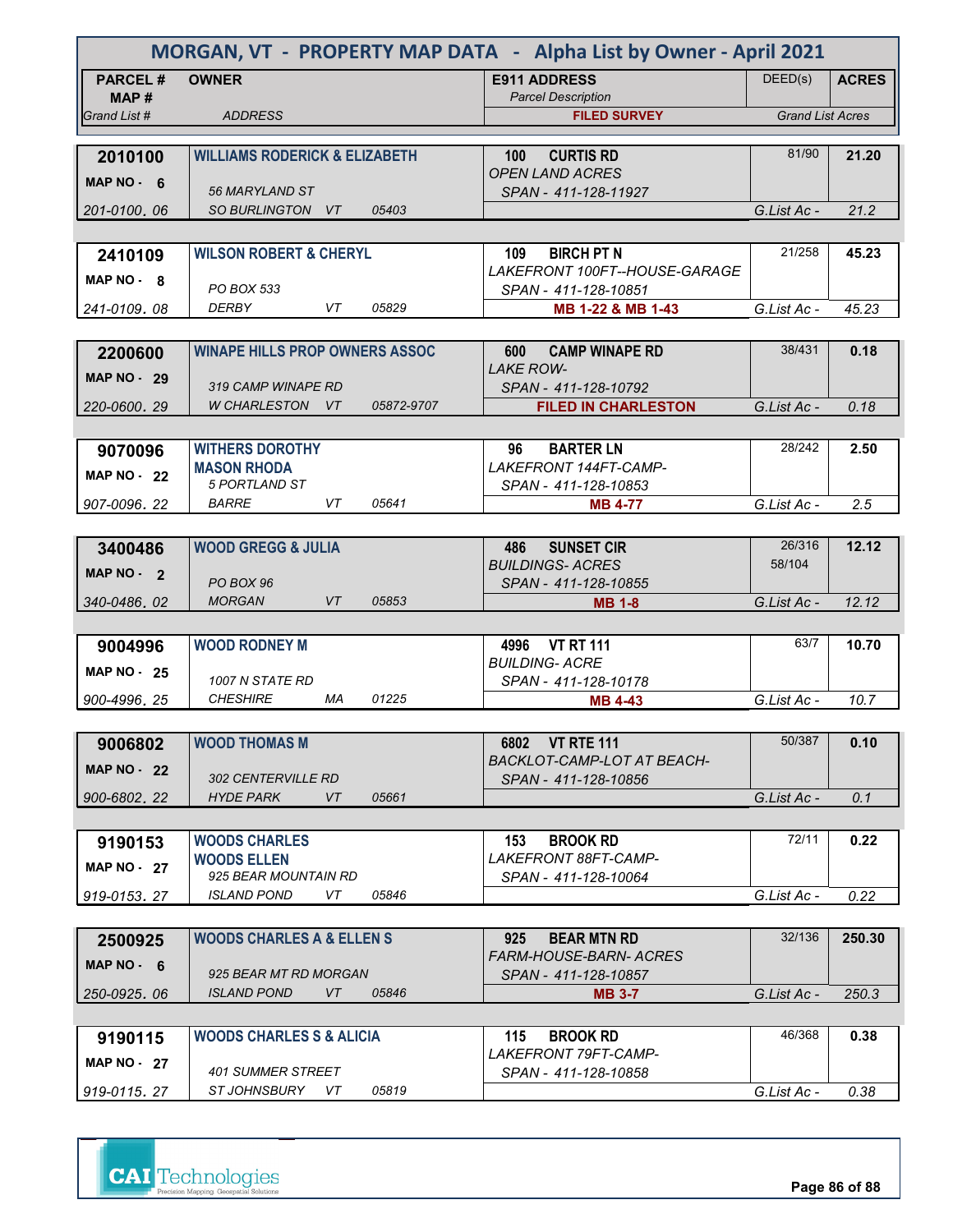# MORGAN, VT - PROPERTY MAP DATA - Alpha List by Owner - April 2021

| PARCEL # / MAP # / Grand List # | OWNER / ADDRESS | E911 ADDRESS / Parcel Description / FILED SURVEY | DEED(s) | ACRES / Grand List Acres |
|---|---|---|---|---|
| **2010100** MAP NO - 6 201-0100. 06 | **WILLIAMS RODERICK & ELIZABETH** 56 MARYLAND ST SO BURLINGTON VT 05403 | **100 CURTIS RD** *OPEN LAND ACRES* SPAN - 411-128-11927 | 81/90 | **21.20** G.List Ac - 21.2 |
| **2410109** MAP NO - 8 241-0109. 08 | **WILSON ROBERT & CHERYL** PO BOX 533 DERBY VT 05829 | **109 BIRCH PT N** *LAKEFRONT 100FT--HOUSE-GARAGE* SPAN - 411-128-10851 **MB 1-22 & MB 1-43** | 21/258 | **45.23** G.List Ac - 45.23 |
| **2200600** MAP NO - 29 220-0600. 29 | **WINAPE HILLS PROP OWNERS ASSOC** 319 CAMP WINAPE RD W CHARLESTON VT 05872-9707 | **600 CAMP WINAPE RD** *LAKE ROW-* SPAN - 411-128-10792 **FILED IN CHARLESTON** | 38/431 | **0.18** G.List Ac - 0.18 |
| **9070096** MAP NO - 22 907-0096. 22 | **WITHERS DOROTHY** **MASON RHODA** 5 PORTLAND ST BARRE VT 05641 | **96 BARTER LN** *LAKEFRONT 144FT-CAMP-* SPAN - 411-128-10853 **MB 4-77** | 28/242 | **2.50** G.List Ac - 2.5 |
| **3400486** MAP NO - 2 340-0486. 02 | **WOOD GREGG & JULIA** PO BOX 96 MORGAN VT 05853 | **486 SUNSET CIR** *BUILDINGS- ACRES* SPAN - 411-128-10855 **MB 1-8** | 26/316 58/104 | **12.12** G.List Ac - 12.12 |
| **9004996** MAP NO - 25 900-4996. 25 | **WOOD RODNEY M** 1007 N STATE RD CHESHIRE MA 01225 | **4996 VT RT 111** *BUILDING- ACRE* SPAN - 411-128-10178 **MB 4-43** | 63/7 | **10.70** G.List Ac - 10.7 |
| **9006802** MAP NO - 22 900-6802. 22 | **WOOD THOMAS M** 302 CENTERVILLE RD HYDE PARK VT 05661 | **6802 VT RTE 111** *BACKLOT-CAMP-LOT AT BEACH-* SPAN - 411-128-10856 | 50/387 | **0.10** G.List Ac - 0.1 |
| **9190153** MAP NO - 27 919-0153. 27 | **WOODS CHARLES** **WOODS ELLEN** 925 BEAR MOUNTAIN RD ISLAND POND VT 05846 | **153 BROOK RD** *LAKEFRONT 88FT-CAMP-* SPAN - 411-128-10064 | 72/11 | **0.22** G.List Ac - 0.22 |
| **2500925** MAP NO - 6 250-0925. 06 | **WOODS CHARLES A & ELLEN S** 925 BEAR MT RD MORGAN ISLAND POND VT 05846 | **925 BEAR MTN RD** *FARM-HOUSE-BARN- ACRES* SPAN - 411-128-10857 **MB 3-7** | 32/136 | **250.30** G.List Ac - 250.3 |
| **9190115** MAP NO - 27 919-0115. 27 | **WOODS CHARLES S & ALICIA** 401 SUMMER STREET ST JOHNSBURY VT 05819 | **115 BROOK RD** *LAKEFRONT 79FT-CAMP-* SPAN - 411-128-10858 | 46/368 | **0.38** G.List Ac - 0.38 |

CAI Technologies
Precision Mapping. Geospatial Solutions.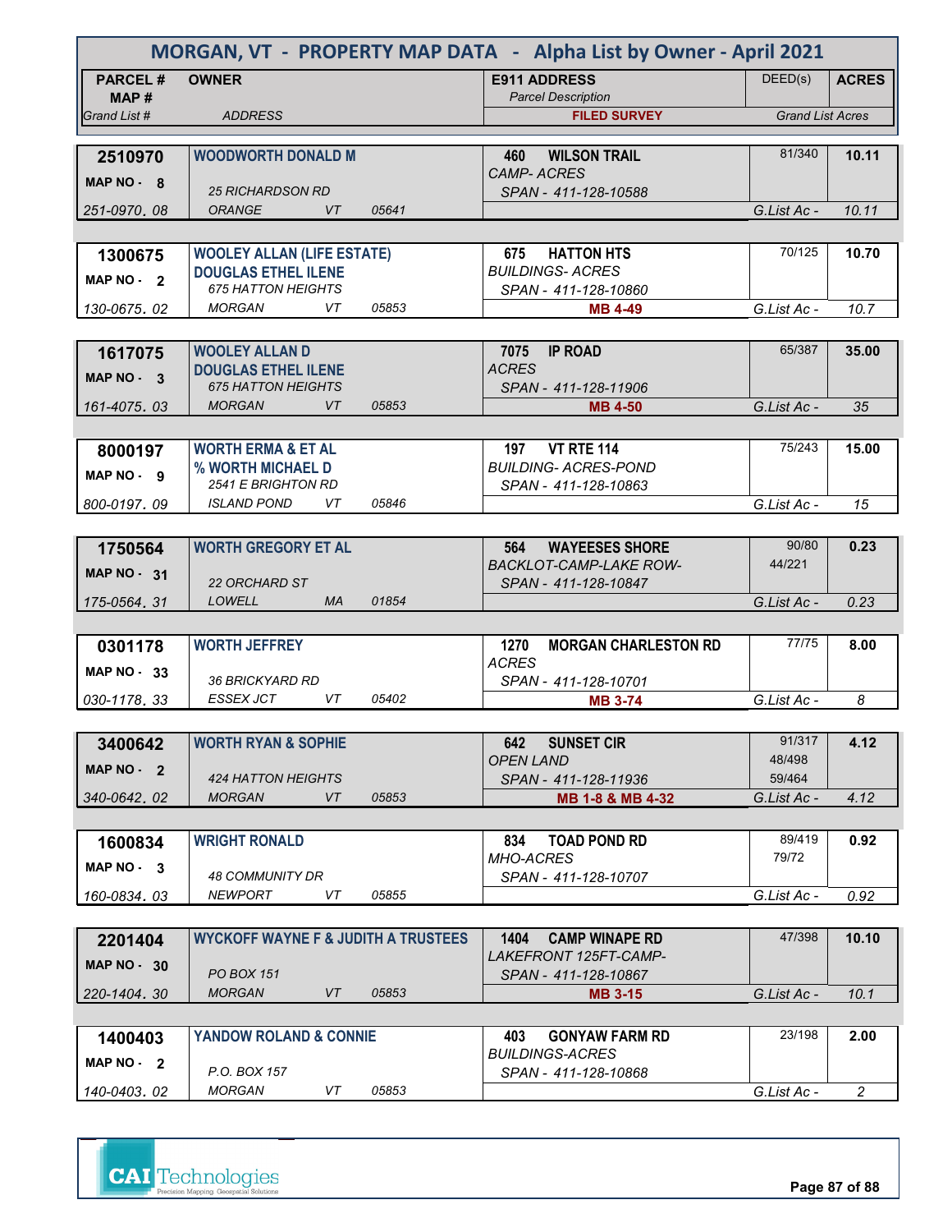# MORGAN, VT - PROPERTY MAP DATA - Alpha List by Owner - April 2021

| PARCEL # / MAP # / Grand List # | OWNER / ADDRESS | E911 ADDRESS / Parcel Description / FILED SURVEY | DEED(s) | ACRES / Grand List Acres |
|---|---|---|---|---|
| 2510970 / MAP NO - 8 / 251-0970. 08 | WOODWORTH DONALD M / 25 RICHARDSON RD / ORANGE VT 05641 | 460 WILSON TRAIL / CAMP- ACRES / SPAN - 411-128-10588 | 81/340 | 10.11 / G.List Ac - 10.11 |
| 1300675 / MAP NO - 2 / 130-0675. 02 | WOOLEY ALLAN (LIFE ESTATE) / DOUGLAS ETHEL ILENE / 675 HATTON HEIGHTS / MORGAN VT 05853 | 675 HATTON HTS / BUILDINGS- ACRES / SPAN - 411-128-10860 / MB 4-49 | 70/125 | 10.70 / G.List Ac - 10.7 |
| 1617075 / MAP NO - 3 / 161-4075. 03 | WOOLEY ALLAN D / DOUGLAS ETHEL ILENE / 675 HATTON HEIGHTS / MORGAN VT 05853 | 7075 IP ROAD / ACRES / SPAN - 411-128-11906 / MB 4-50 | 65/387 | 35.00 / G.List Ac - 35 |
| 8000197 / MAP NO - 9 / 800-0197. 09 | WORTH ERMA & ET AL / % WORTH MICHAEL D / 2541 E BRIGHTON RD / ISLAND POND VT 05846 | 197 VT RTE 114 / BUILDING- ACRES-POND / SPAN - 411-128-10863 | 75/243 | 15.00 / G.List Ac - 15 |
| 1750564 / MAP NO - 31 / 175-0564. 31 | WORTH GREGORY ET AL / 22 ORCHARD ST / LOWELL MA 01854 | 564 WAYEESES SHORE / BACKLOT-CAMP-LAKE ROW- / SPAN - 411-128-10847 | 90/80, 44/221 | 0.23 / G.List Ac - 0.23 |
| 0301178 / MAP NO - 33 / 030-1178. 33 | WORTH JEFFREY / 36 BRICKYARD RD / ESSEX JCT VT 05402 | 1270 MORGAN CHARLESTON RD / ACRES / SPAN - 411-128-10701 / MB 3-74 | 77/75 | 8.00 / G.List Ac - 8 |
| 3400642 / MAP NO - 2 / 340-0642. 02 | WORTH RYAN & SOPHIE / 424 HATTON HEIGHTS / MORGAN VT 05853 | 642 SUNSET CIR / OPEN LAND / SPAN - 411-128-11936 / MB 1-8 & MB 4-32 | 91/317, 48/498, 59/464 | 4.12 / G.List Ac - 4.12 |
| 1600834 / MAP NO - 3 / 160-0834. 03 | WRIGHT RONALD / 48 COMMUNITY DR / NEWPORT VT 05855 | 834 TOAD POND RD / MHO-ACRES / SPAN - 411-128-10707 | 89/419, 79/72 | 0.92 / G.List Ac - 0.92 |
| 2201404 / MAP NO - 30 / 220-1404. 30 | WYCKOFF WAYNE F & JUDITH A TRUSTEES / PO BOX 151 / MORGAN VT 05853 | 1404 CAMP WINAPE RD / LAKEFRONT 125FT-CAMP- / SPAN - 411-128-10867 / MB 3-15 | 47/398 | 10.10 / G.List Ac - 10.1 |
| 1400403 / MAP NO - 2 / 140-0403. 02 | YANDOW ROLAND & CONNIE / P.O. BOX 157 / MORGAN VT 05853 | 403 GONYAW FARM RD / BUILDINGS-ACRES / SPAN - 411-128-10868 | 23/198 | 2.00 / G.List Ac - 2 |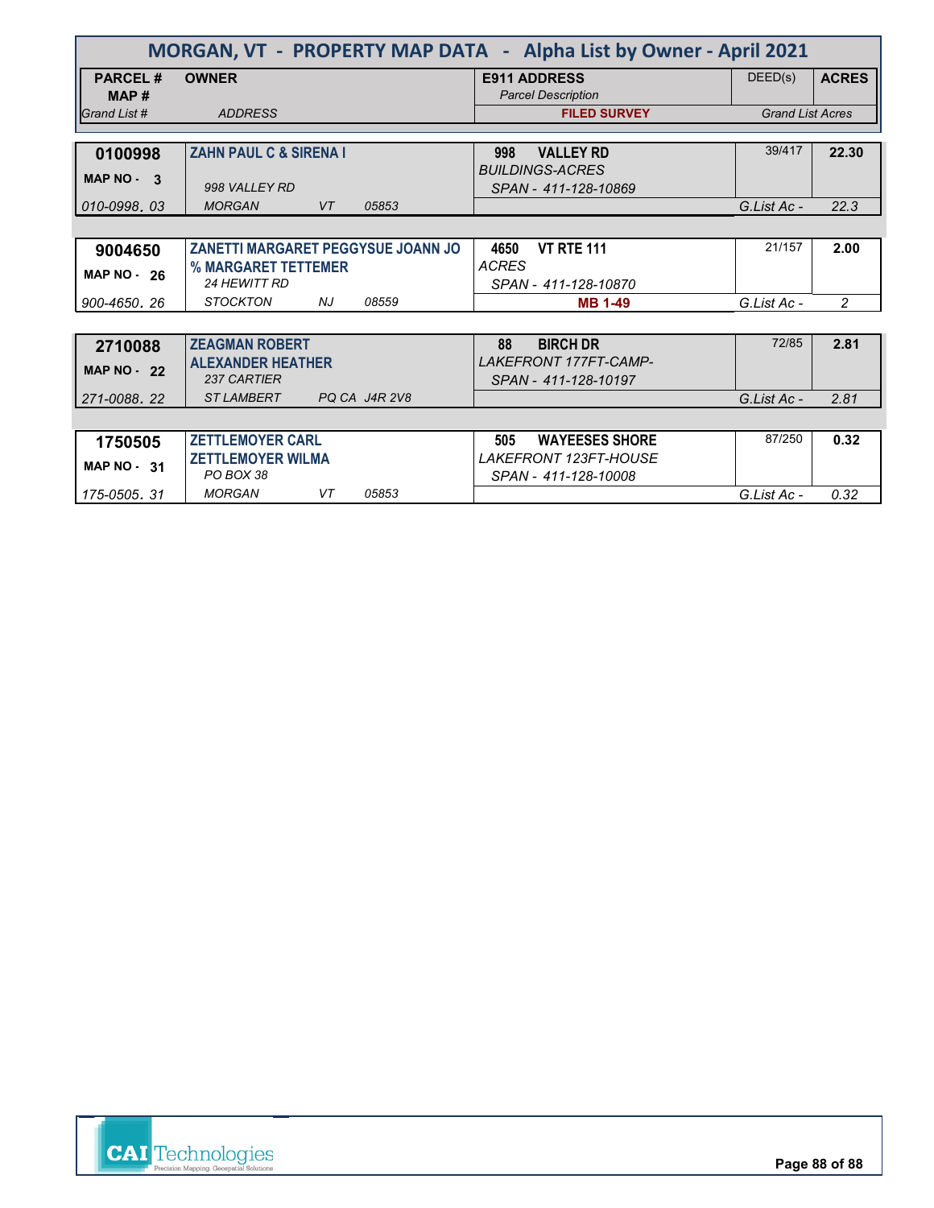# MORGAN, VT - PROPERTY MAP DATA - Alpha List by Owner - April 2021

| PARCEL # / MAP # / Grand List # | OWNER / ADDRESS | E911 ADDRESS / Parcel Description / FILED SURVEY | DEED(s) | ACRES / Grand List Acres |
|---|---|---|---|---|
| **0100998** / MAP NO - 3 / 010-0998. 03 | **ZAHN PAUL C & SIRENA I** / 998 VALLEY RD / MORGAN VT 05853 | **998 VALLEY RD** / BUILDINGS-ACRES / SPAN - 411-128-10869 | 39/417 | **22.30** / G.List Ac - 22.3 |
| **9004650** / MAP NO - 26 / 900-4650. 26 | **ZANETTI MARGARET PEGGYSUE JOANN JO** / **% MARGARET TETTEMER** / 24 HEWITT RD / STOCKTON NJ 08559 | **4650 VT RTE 111** / ACRES / SPAN - 411-128-10870 / **MB 1-49** | 21/157 | **2.00** / G.List Ac - 2 |
| **2710088** / MAP NO - 22 / 271-0088. 22 | **ZEAGMAN ROBERT** / **ALEXANDER HEATHER** / 237 CARTIER / ST LAMBERT PQ CA J4R 2V8 | **88 BIRCH DR** / LAKEFRONT 177FT-CAMP- / SPAN - 411-128-10197 | 72/85 | **2.81** / G.List Ac - 2.81 |
| **1750505** / MAP NO - 31 / 175-0505. 31 | **ZETTLEMOYER CARL** / **ZETTLEMOYER WILMA** / PO BOX 38 / MORGAN VT 05853 | **505 WAYEESES SHORE** / LAKEFRONT 123FT-HOUSE / SPAN - 411-128-10008 | 87/250 | **0.32** / G.List Ac - 0.32 |

CAI Technologies
Precision Mapping. Geospatial Solutions.